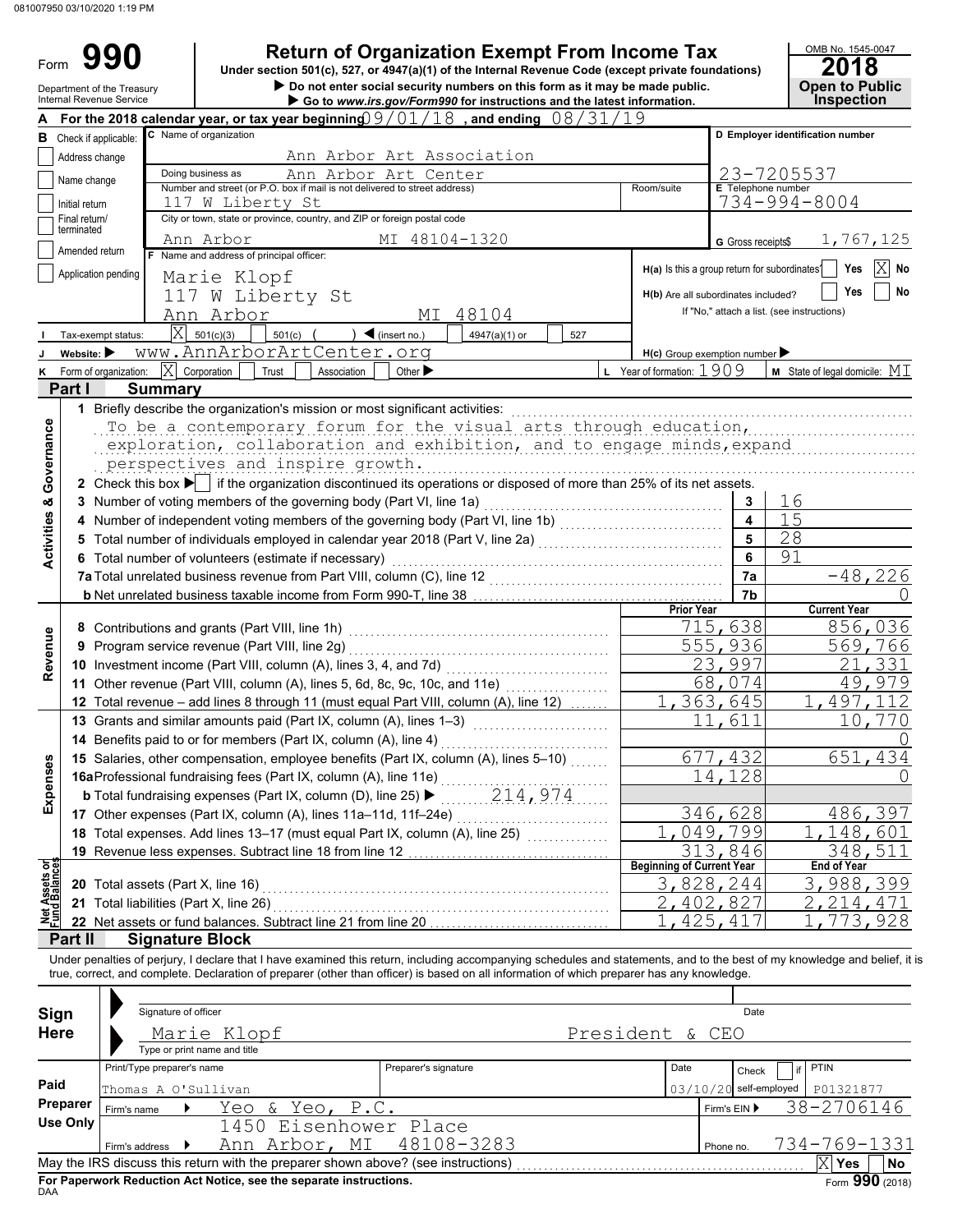081007950 03/10/2020 1:19 PM

# Form 990

## Return of Organization Exempt From Income Tax

Under section 501(c), 527, or 4947(a)(1) of the Internal Revenue Code (except private foundations)

▶ Do not enter social security numbers on this form as it may be made public.

▶ Go to www.irs.gov/Form990 for instructions and the latest information.

Department of the Treasury
Internal Revenue Service

OMB No. 1545-0047

**2018**

**Open to Public Inspection**

**A** For the 2018 calendar year, or tax year beginning 09/01/18 , and ending 08/31/19

**B** Check if applicable:
- Address change
- Name change
- Initial return
- Final return/terminated
- Amended return
- Application pending

**C** Name of organization: Ann Arbor Art Association

Doing business as: Ann Arbor Art Center

Number and street (or P.O. box if mail is not delivered to street address): 117 W Liberty St

Room/suite:

City or town, state or province, country, and ZIP or foreign postal code: Ann Arbor MI 48104-1320

**D** Employer identification number: 23-7205537

**E** Telephone number: 734-994-8004

**G** Gross receipts$ 1,767,125

**F** Name and address of principal officer:
Marie Klopf
117 W Liberty St
Ann Arbor MI 48104

**H(a)** Is this a group return for subordinates? ☐ Yes ☒ No

**H(b)** Are all subordinates included? ☐ Yes ☐ No
If "No," attach a list. (see instructions)

**I** Tax-exempt status: ☒ 501(c)(3) ☐ 501(c) ( ) ◀ (insert no.) ☐ 4947(a)(1) or ☐ 527

**J** Website: ▶ www.AnnArborArtCenter.org

**H(c)** Group exemption number ▶

**K** Form of organization: ☒ Corporation ☐ Trust ☐ Association ☐ Other ▶

**L** Year of formation: 1909

**M** State of legal domicile: MI

## Part I Summary

### Activities & Governance

1 Briefly describe the organization's mission or most significant activities:
To be a contemporary forum for the visual arts through education, exploration, collaboration and exhibition, and to engage minds, expand perspectives and inspire growth.

2 Check this box ▶ ☐ if the organization discontinued its operations or disposed of more than 25% of its net assets.

| | | | |
|---|---|---|---|
| 3 | Number of voting members of the governing body (Part VI, line 1a) | 3 | 16 |
| 4 | Number of independent voting members of the governing body (Part VI, line 1b) | 4 | 15 |
| 5 | Total number of individuals employed in calendar year 2018 (Part V, line 2a) | 5 | 28 |
| 6 | Total number of volunteers (estimate if necessary) | 6 | 91 |
| 7a | Total unrelated business revenue from Part VIII, column (C), line 12 | 7a | -48,226 |
| b | Net unrelated business taxable income from Form 990-T, line 38 | 7b | 0 |

### Revenue / Expenses / Net Assets

| | | Prior Year | Current Year |
|---|---|---|---|
| 8 | Contributions and grants (Part VIII, line 1h) | 715,638 | 856,036 |
| 9 | Program service revenue (Part VIII, line 2g) | 555,936 | 569,766 |
| 10 | Investment income (Part VIII, column (A), lines 3, 4, and 7d) | 23,997 | 21,331 |
| 11 | Other revenue (Part VIII, column (A), lines 5, 6d, 8c, 9c, 10c, and 11e) | 68,074 | 49,979 |
| 12 | Total revenue – add lines 8 through 11 (must equal Part VIII, column (A), line 12) | 1,363,645 | 1,497,112 |
| 13 | Grants and similar amounts paid (Part IX, column (A), lines 1–3) | 11,611 | 10,770 |
| 14 | Benefits paid to or for members (Part IX, column (A), line 4) | | 0 |
| 15 | Salaries, other compensation, employee benefits (Part IX, column (A), lines 5–10) | 677,432 | 651,434 |
| 16a | Professional fundraising fees (Part IX, column (A), line 11e) | 14,128 | 0 |
| b | Total fundraising expenses (Part IX, column (D), line 25) ▶ 214,974 | | |
| 17 | Other expenses (Part IX, column (A), lines 11a–11d, 11f–24e) | 346,628 | 486,397 |
| 18 | Total expenses. Add lines 13–17 (must equal Part IX, column (A), line 25) | 1,049,799 | 1,148,601 |
| 19 | Revenue less expenses. Subtract line 18 from line 12 | 313,846 | 348,511 |
| | | **Beginning of Current Year** | **End of Year** |
| 20 | Total assets (Part X, line 16) | 3,828,244 | 3,988,399 |
| 21 | Total liabilities (Part X, line 26) | 2,402,827 | 2,214,471 |
| 22 | Net assets or fund balances. Subtract line 21 from line 20 | 1,425,417 | 1,773,928 |

## Part II Signature Block

Under penalties of perjury, I declare that I have examined this return, including accompanying schedules and statements, and to the best of my knowledge and belief, it is true, correct, and complete. Declaration of preparer (other than officer) is based on all information of which preparer has any knowledge.

**Sign Here**

Signature of officer — Date

Marie Klopf — President & CEO
Type or print name and title

**Paid Preparer Use Only**

| Print/Type preparer's name | Preparer's signature | Date | Check ☐ if self-employed | PTIN |
|---|---|---|---|---|
| Thomas A O'Sullivan | | 03/10/20 | | P01321877 |

Firm's name ▶ Yeo & Yeo, P.C. — Firm's EIN ▶ 38-2706146

Firm's address ▶ 1450 Eisenhower Place, Ann Arbor, MI 48108-3283 — Phone no. 734-769-1331

May the IRS discuss this return with the preparer shown above? (see instructions) ☒ Yes ☐ No

**For Paperwork Reduction Act Notice, see the separate instructions.**

DAA Form **990** (2018)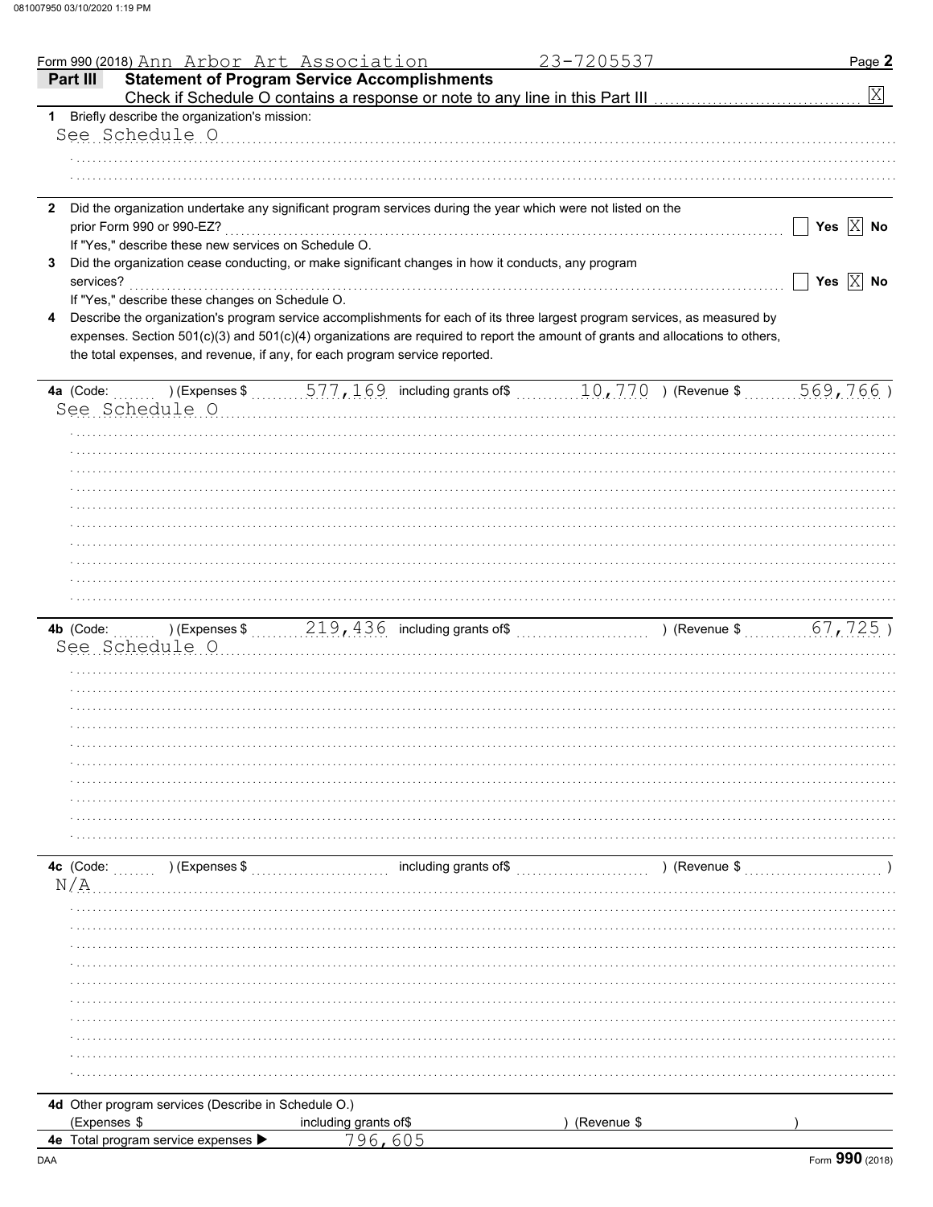Form 990 (2018) Ann Arbor Art Association 23-7205537 Page **2**

## Part III Statement of Program Service Accomplishments

Check if Schedule O contains a response or note to any line in this Part III ☒

**1** Briefly describe the organization's mission:

See Schedule O

**2** Did the organization undertake any significant program services during the year which were not listed on the prior Form 990 or 990-EZ? ☐ Yes ☒ No

If "Yes," describe these new services on Schedule O.

**3** Did the organization cease conducting, or make significant changes in how it conducts, any program services? ☐ Yes ☒ No

If "Yes," describe these changes on Schedule O.

**4** Describe the organization's program service accomplishments for each of its three largest program services, as measured by expenses. Section 501(c)(3) and 501(c)(4) organizations are required to report the amount of grants and allocations to others, the total expenses, and revenue, if any, for each program service reported.

**4a** (Code: ) (Expenses $ 577,169 including grants of$ 10,770 ) (Revenue $ 569,766 )

See Schedule O

**4b** (Code: ) (Expenses $ 219,436 including grants of$ ) (Revenue $ 67,725 )

See Schedule O

**4c** (Code: ) (Expenses $ including grants of$ ) (Revenue $ )

N/A

**4d** Other program services (Describe in Schedule O.)

(Expenses $ including grants of$ ) (Revenue $ )

**4e** Total program service expenses ▶ 796,605

Form **990** (2018)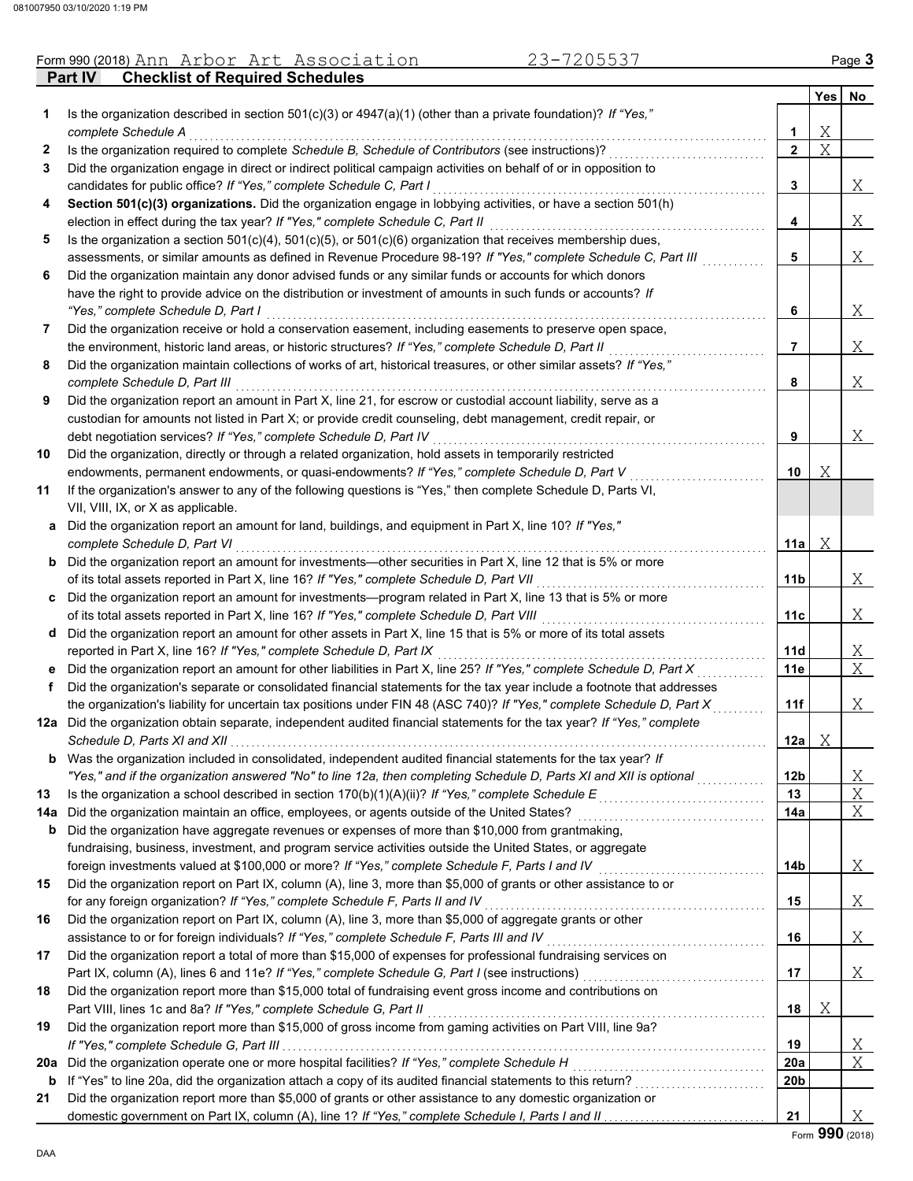Form 990 (2018) Ann Arbor Art Association 23-7205537 Page 3

## Part IV Checklist of Required Schedules

| | | | Yes | No |
|---|---|---|---|---|
| 1 | Is the organization described in section 501(c)(3) or 4947(a)(1) (other than a private foundation)? *If "Yes," complete Schedule A* | 1 | X | |
| 2 | Is the organization required to complete *Schedule B, Schedule of Contributors* (see instructions)? | 2 | X | |
| 3 | Did the organization engage in direct or indirect political campaign activities on behalf of or in opposition to candidates for public office? *If "Yes," complete Schedule C, Part I* | 3 | | X |
| 4 | **Section 501(c)(3) organizations.** Did the organization engage in lobbying activities, or have a section 501(h) election in effect during the tax year? *If "Yes," complete Schedule C, Part II* | 4 | | X |
| 5 | Is the organization a section 501(c)(4), 501(c)(5), or 501(c)(6) organization that receives membership dues, assessments, or similar amounts as defined in Revenue Procedure 98-19? *If "Yes," complete Schedule C, Part III* | 5 | | X |
| 6 | Did the organization maintain any donor advised funds or any similar funds or accounts for which donors have the right to provide advice on the distribution or investment of amounts in such funds or accounts? *If "Yes," complete Schedule D, Part I* | 6 | | X |
| 7 | Did the organization receive or hold a conservation easement, including easements to preserve open space, the environment, historic land areas, or historic structures? *If "Yes," complete Schedule D, Part II* | 7 | | X |
| 8 | Did the organization maintain collections of works of art, historical treasures, or other similar assets? *If "Yes," complete Schedule D, Part III* | 8 | | X |
| 9 | Did the organization report an amount in Part X, line 21, for escrow or custodial account liability, serve as a custodian for amounts not listed in Part X; or provide credit counseling, debt management, credit repair, or debt negotiation services? *If "Yes," complete Schedule D, Part IV* | 9 | | X |
| 10 | Did the organization, directly or through a related organization, hold assets in temporarily restricted endowments, permanent endowments, or quasi-endowments? *If "Yes," complete Schedule D, Part V* | 10 | X | |
| 11 | If the organization's answer to any of the following questions is "Yes," then complete Schedule D, Parts VI, VII, VIII, IX, or X as applicable. | | | |
| a | Did the organization report an amount for land, buildings, and equipment in Part X, line 10? *If "Yes," complete Schedule D, Part VI* | 11a | X | |
| b | Did the organization report an amount for investments—other securities in Part X, line 12 that is 5% or more of its total assets reported in Part X, line 16? *If "Yes," complete Schedule D, Part VII* | 11b | | X |
| c | Did the organization report an amount for investments—program related in Part X, line 13 that is 5% or more of its total assets reported in Part X, line 16? *If "Yes," complete Schedule D, Part VIII* | 11c | | X |
| d | Did the organization report an amount for other assets in Part X, line 15 that is 5% or more of its total assets reported in Part X, line 16? *If "Yes," complete Schedule D, Part IX* | 11d | | X |
| e | Did the organization report an amount for other liabilities in Part X, line 25? *If "Yes," complete Schedule D, Part X* | 11e | | X |
| f | Did the organization's separate or consolidated financial statements for the tax year include a footnote that addresses the organization's liability for uncertain tax positions under FIN 48 (ASC 740)? *If "Yes," complete Schedule D, Part X* | 11f | | X |
| 12a | Did the organization obtain separate, independent audited financial statements for the tax year? *If "Yes," complete Schedule D, Parts XI and XII* | 12a | X | |
| b | Was the organization included in consolidated, independent audited financial statements for the tax year? *If "Yes," and if the organization answered "No" to line 12a, then completing Schedule D, Parts XI and XII is optional* | 12b | | X |
| 13 | Is the organization a school described in section 170(b)(1)(A)(ii)? *If "Yes," complete Schedule E* | 13 | | X |
| 14a | Did the organization maintain an office, employees, or agents outside of the United States? | 14a | | X |
| b | Did the organization have aggregate revenues or expenses of more than $10,000 from grantmaking, fundraising, business, investment, and program service activities outside the United States, or aggregate foreign investments valued at $100,000 or more? *If "Yes," complete Schedule F, Parts I and IV* | 14b | | X |
| 15 | Did the organization report on Part IX, column (A), line 3, more than $5,000 of grants or other assistance to or for any foreign organization? *If "Yes," complete Schedule F, Parts II and IV* | 15 | | X |
| 16 | Did the organization report on Part IX, column (A), line 3, more than $5,000 of aggregate grants or other assistance to or for foreign individuals? *If "Yes," complete Schedule F, Parts III and IV* | 16 | | X |
| 17 | Did the organization report a total of more than $15,000 of expenses for professional fundraising services on Part IX, column (A), lines 6 and 11e? *If "Yes," complete Schedule G, Part I* (see instructions) | 17 | | X |
| 18 | Did the organization report more than $15,000 total of fundraising event gross income and contributions on Part VIII, lines 1c and 8a? *If "Yes," complete Schedule G, Part II* | 18 | X | |
| 19 | Did the organization report more than $15,000 of gross income from gaming activities on Part VIII, line 9a? *If "Yes," complete Schedule G, Part III* | 19 | | X |
| 20a | Did the organization operate one or more hospital facilities? *If "Yes," complete Schedule H* | 20a | | X |
| b | If "Yes" to line 20a, did the organization attach a copy of its audited financial statements to this return? | 20b | | |
| 21 | Did the organization report more than $5,000 of grants or other assistance to any domestic organization or domestic government on Part IX, column (A), line 1? *If "Yes," complete Schedule I, Parts I and II* | 21 | | X |

Form **990** (2018)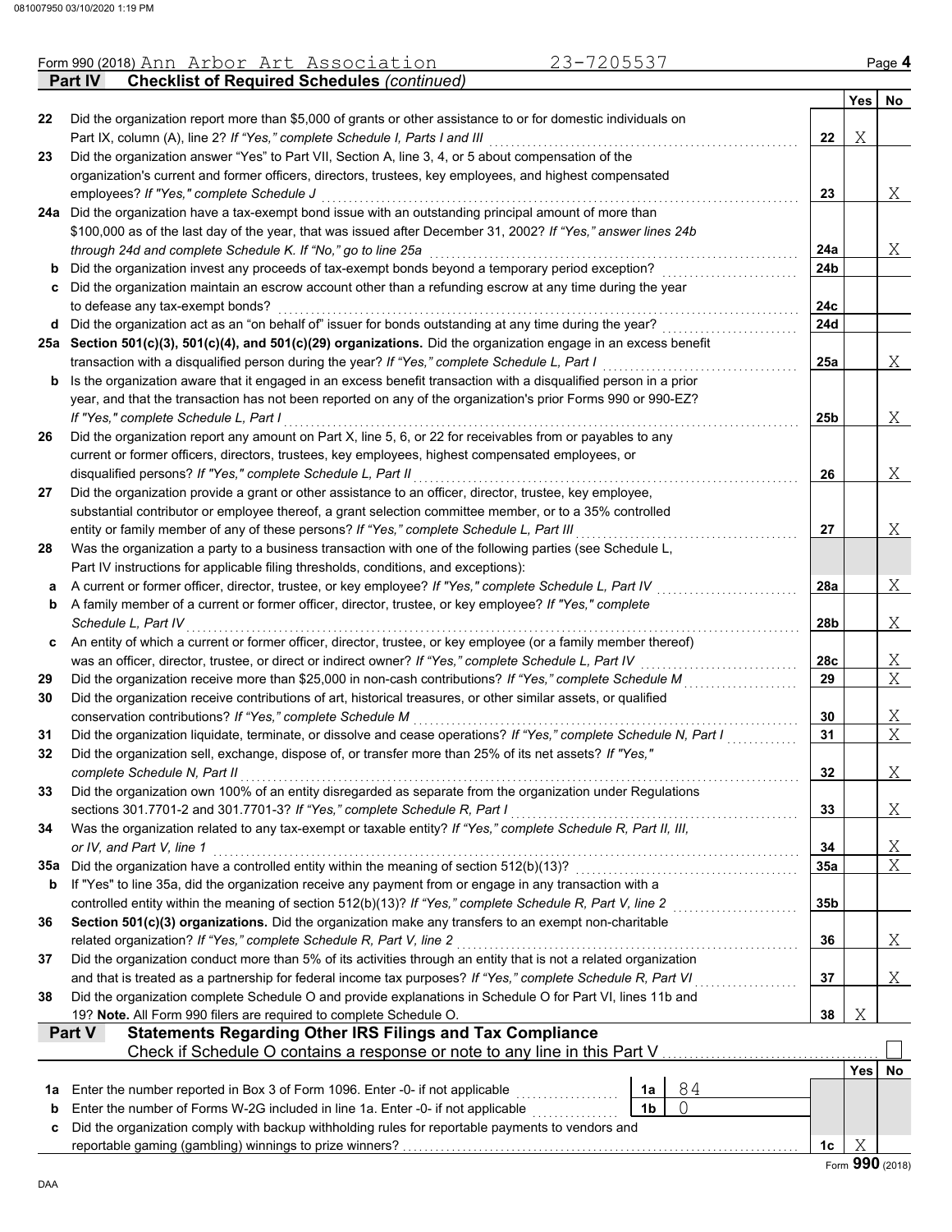Form 990 (2018) Ann Arbor Art Association 23-7205537

**Part IV — Checklist of Required Schedules** *(continued)*

| | | | Yes | No |
|---|---|---|---|---|
| 22 | Did the organization report more than $5,000 of grants or other assistance to or for domestic individuals on Part IX, column (A), line 2? *If "Yes," complete Schedule I, Parts I and III* | 22 | X | |
| 23 | Did the organization answer "Yes" to Part VII, Section A, line 3, 4, or 5 about compensation of the organization's current and former officers, directors, trustees, key employees, and highest compensated employees? *If "Yes," complete Schedule J* | 23 | | X |
| 24a | Did the organization have a tax-exempt bond issue with an outstanding principal amount of more than $100,000 as of the last day of the year, that was issued after December 31, 2002? *If "Yes," answer lines 24b through 24d and complete Schedule K. If "No," go to line 25a* | 24a | | X |
| b | Did the organization invest any proceeds of tax-exempt bonds beyond a temporary period exception? | 24b | | |
| c | Did the organization maintain an escrow account other than a refunding escrow at any time during the year to defease any tax-exempt bonds? | 24c | | |
| d | Did the organization act as an "on behalf of" issuer for bonds outstanding at any time during the year? | 24d | | |
| 25a | **Section 501(c)(3), 501(c)(4), and 501(c)(29) organizations.** Did the organization engage in an excess benefit transaction with a disqualified person during the year? *If "Yes," complete Schedule L, Part I* | 25a | | X |
| b | Is the organization aware that it engaged in an excess benefit transaction with a disqualified person in a prior year, and that the transaction has not been reported on any of the organization's prior Forms 990 or 990-EZ? *If "Yes," complete Schedule L, Part I* | 25b | | X |
| 26 | Did the organization report any amount on Part X, line 5, 6, or 22 for receivables from or payables to any current or former officers, directors, trustees, key employees, highest compensated employees, or disqualified persons? *If "Yes," complete Schedule L, Part II* | 26 | | X |
| 27 | Did the organization provide a grant or other assistance to an officer, director, trustee, key employee, substantial contributor or employee thereof, a grant selection committee member, or to a 35% controlled entity or family member of any of these persons? *If "Yes," complete Schedule L, Part III* | 27 | | X |
| 28 | Was the organization a party to a business transaction with one of the following parties (see Schedule L, Part IV instructions for applicable filing thresholds, conditions, and exceptions): | | | |
| a | A current or former officer, director, trustee, or key employee? *If "Yes," complete Schedule L, Part IV* | 28a | | X |
| b | A family member of a current or former officer, director, trustee, or key employee? *If "Yes," complete Schedule L, Part IV* | 28b | | X |
| c | An entity of which a current or former officer, director, trustee, or key employee (or a family member thereof) was an officer, director, trustee, or direct or indirect owner? *If "Yes," complete Schedule L, Part IV* | 28c | | X |
| 29 | Did the organization receive more than $25,000 in non-cash contributions? *If "Yes," complete Schedule M* | 29 | | X |
| 30 | Did the organization receive contributions of art, historical treasures, or other similar assets, or qualified conservation contributions? *If "Yes," complete Schedule M* | 30 | | X |
| 31 | Did the organization liquidate, terminate, or dissolve and cease operations? *If "Yes," complete Schedule N, Part I* | 31 | | X |
| 32 | Did the organization sell, exchange, dispose of, or transfer more than 25% of its net assets? *If "Yes," complete Schedule N, Part II* | 32 | | X |
| 33 | Did the organization own 100% of an entity disregarded as separate from the organization under Regulations sections 301.7701-2 and 301.7701-3? *If "Yes," complete Schedule R, Part I* | 33 | | X |
| 34 | Was the organization related to any tax-exempt or taxable entity? *If "Yes," complete Schedule R, Part II, III, or IV, and Part V, line 1* | 34 | | X |
| 35a | Did the organization have a controlled entity within the meaning of section 512(b)(13)? | 35a | | X |
| b | If "Yes" to line 35a, did the organization receive any payment from or engage in any transaction with a controlled entity within the meaning of section 512(b)(13)? *If "Yes," complete Schedule R, Part V, line 2* | 35b | | |
| 36 | **Section 501(c)(3) organizations.** Did the organization make any transfers to an exempt non-charitable related organization? *If "Yes," complete Schedule R, Part V, line 2* | 36 | | X |
| 37 | Did the organization conduct more than 5% of its activities through an entity that is not a related organization and that is treated as a partnership for federal income tax purposes? *If "Yes," complete Schedule R, Part VI* | 37 | | X |
| 38 | Did the organization complete Schedule O and provide explanations in Schedule O for Part VI, lines 11b and 19? **Note.** All Form 990 filers are required to complete Schedule O. | 38 | X | |

**Part V — Statements Regarding Other IRS Filings and Tax Compliance**

Check if Schedule O contains a response or note to any line in this Part V ☐

| | | | | | Yes | No |
|---|---|---|---|---|---|---|
| 1a | Enter the number reported in Box 3 of Form 1096. Enter -0- if not applicable | 1a | 84 | | | |
| b | Enter the number of Forms W-2G included in line 1a. Enter -0- if not applicable | 1b | 0 | | | |
| c | Did the organization comply with backup withholding rules for reportable payments to vendors and reportable gaming (gambling) winnings to prize winners? | | | 1c | X | |

Form **990** (2018)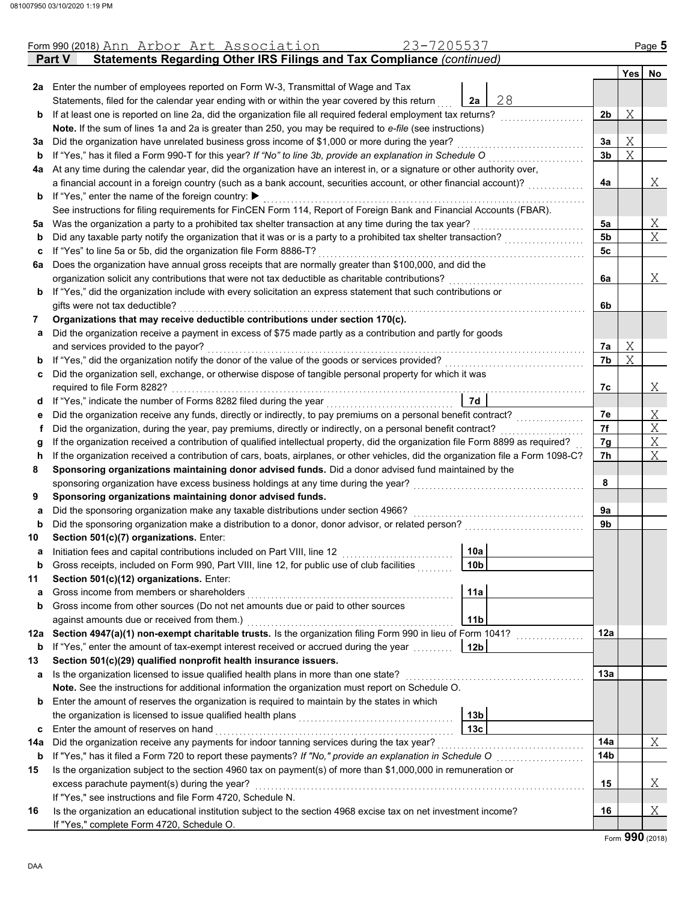Form 990 (2018) Ann Arbor Art Association 23-7205537 Page 5

**Part V Statements Regarding Other IRS Filings and Tax Compliance** *(continued)*

| | | | | Yes | No |
|---|---|---|---|---|---|
| **2a** | Enter the number of employees reported on Form W-3, Transmittal of Wage and Tax Statements, filed for the calendar year ending with or within the year covered by this return | 2a 28 | | | |
| **b** | If at least one is reported on line 2a, did the organization file all required federal employment tax returns? | | 2b | X | |
| | **Note.** If the sum of lines 1a and 2a is greater than 250, you may be required to *e-file* (see instructions) | | | | |
| **3a** | Did the organization have unrelated business gross income of $1,000 or more during the year? | | 3a | X | |
| **b** | If "Yes," has it filed a Form 990-T for this year? *If "No" to line 3b, provide an explanation in Schedule O* | | 3b | X | |
| **4a** | At any time during the calendar year, did the organization have an interest in, or a signature or other authority over, a financial account in a foreign country (such as a bank account, securities account, or other financial account)? | | 4a | | X |
| **b** | If "Yes," enter the name of the foreign country: ▶ | | | | |
| | See instructions for filing requirements for FinCEN Form 114, Report of Foreign Bank and Financial Accounts (FBAR). | | | | |
| **5a** | Was the organization a party to a prohibited tax shelter transaction at any time during the tax year? | | 5a | | X |
| **b** | Did any taxable party notify the organization that it was or is a party to a prohibited tax shelter transaction? | | 5b | | X |
| **c** | If "Yes" to line 5a or 5b, did the organization file Form 8886-T? | | 5c | | |
| **6a** | Does the organization have annual gross receipts that are normally greater than $100,000, and did the organization solicit any contributions that were not tax deductible as charitable contributions? | | 6a | | X |
| **b** | If "Yes," did the organization include with every solicitation an express statement that such contributions or gifts were not tax deductible? | | 6b | | |
| **7** | **Organizations that may receive deductible contributions under section 170(c).** | | | | |
| **a** | Did the organization receive a payment in excess of $75 made partly as a contribution and partly for goods and services provided to the payor? | | 7a | X | |
| **b** | If "Yes," did the organization notify the donor of the value of the goods or services provided? | | 7b | X | |
| **c** | Did the organization sell, exchange, or otherwise dispose of tangible personal property for which it was required to file Form 8282? | | 7c | | X |
| **d** | If "Yes," indicate the number of Forms 8282 filed during the year | 7d | | | |
| **e** | Did the organization receive any funds, directly or indirectly, to pay premiums on a personal benefit contract? | | 7e | | X |
| **f** | Did the organization, during the year, pay premiums, directly or indirectly, on a personal benefit contract? | | 7f | | X |
| **g** | If the organization received a contribution of qualified intellectual property, did the organization file Form 8899 as required? | | 7g | | X |
| **h** | If the organization received a contribution of cars, boats, airplanes, or other vehicles, did the organization file a Form 1098-C? | | 7h | | X |
| **8** | **Sponsoring organizations maintaining donor advised funds.** Did a donor advised fund maintained by the sponsoring organization have excess business holdings at any time during the year? | | 8 | | |
| **9** | **Sponsoring organizations maintaining donor advised funds.** | | | | |
| **a** | Did the sponsoring organization make any taxable distributions under section 4966? | | 9a | | |
| **b** | Did the sponsoring organization make a distribution to a donor, donor advisor, or related person? | | 9b | | |
| **10** | **Section 501(c)(7) organizations.** Enter: | | | | |
| **a** | Initiation fees and capital contributions included on Part VIII, line 12 | 10a | | | |
| **b** | Gross receipts, included on Form 990, Part VIII, line 12, for public use of club facilities | 10b | | | |
| **11** | **Section 501(c)(12) organizations.** Enter: | | | | |
| **a** | Gross income from members or shareholders | 11a | | | |
| **b** | Gross income from other sources (Do not net amounts due or paid to other sources against amounts due or received from them.) | 11b | | | |
| **12a** | **Section 4947(a)(1) non-exempt charitable trusts.** Is the organization filing Form 990 in lieu of Form 1041? | | 12a | | |
| **b** | If "Yes," enter the amount of tax-exempt interest received or accrued during the year | 12b | | | |
| **13** | **Section 501(c)(29) qualified nonprofit health insurance issuers.** | | | | |
| **a** | Is the organization licensed to issue qualified health plans in more than one state? | | 13a | | |
| | **Note.** See the instructions for additional information the organization must report on Schedule O. | | | | |
| **b** | Enter the amount of reserves the organization is required to maintain by the states in which the organization is licensed to issue qualified health plans | 13b | | | |
| **c** | Enter the amount of reserves on hand | 13c | | | |
| **14a** | Did the organization receive any payments for indoor tanning services during the tax year? | | 14a | | X |
| **b** | If "Yes," has it filed a Form 720 to report these payments? *If "No," provide an explanation in Schedule O* | | 14b | | |
| **15** | Is the organization subject to the section 4960 tax on payment(s) of more than $1,000,000 in remuneration or excess parachute payment(s) during the year? | | 15 | | X |
| | If "Yes," see instructions and file Form 4720, Schedule N. | | | | |
| **16** | Is the organization an educational institution subject to the section 4968 excise tax on net investment income? | | 16 | | X |
| | If "Yes," complete Form 4720, Schedule O. | | | | |

Form **990** (2018)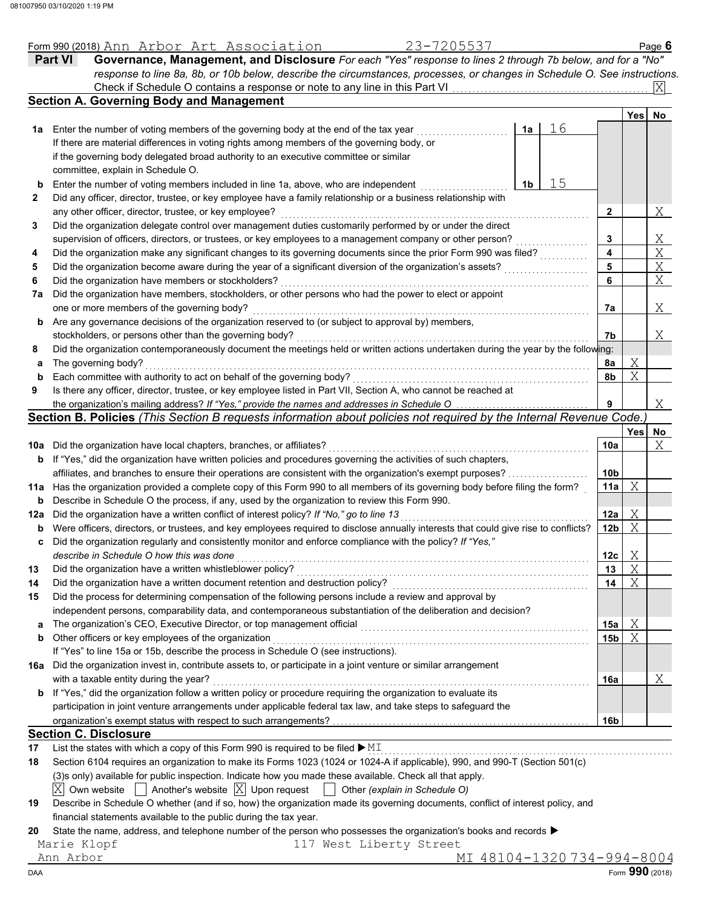Form 990 (2018) Ann Arbor Art Association 23-7205537 Page 6

**Part VI Governance, Management, and Disclosure** *For each "Yes" response to lines 2 through 7b below, and for a "No" response to line 8a, 8b, or 10b below, describe the circumstances, processes, or changes in Schedule O. See instructions.*

Check if Schedule O contains a response or note to any line in this Part VI . . . . . [X]

## Section A. Governing Body and Management

| | | | | | Yes | No |
|---|---|---|---|---|---|---|
| **1a** | Enter the number of voting members of the governing body at the end of the tax year | 1a | 16 | | | |
| | If there are material differences in voting rights among members of the governing body, or if the governing body delegated broad authority to an executive committee or similar committee, explain in Schedule O. | | | | | |
| **b** | Enter the number of voting members included in line 1a, above, who are independent | 1b | 15 | | | |
| **2** | Did any officer, director, trustee, or key employee have a family relationship or a business relationship with any other officer, director, trustee, or key employee? | | | 2 | | X |
| **3** | Did the organization delegate control over management duties customarily performed by or under the direct supervision of officers, directors, or trustees, or key employees to a management company or other person? | | | 3 | | X |
| **4** | Did the organization make any significant changes to its governing documents since the prior Form 990 was filed? | | | 4 | | X |
| **5** | Did the organization become aware during the year of a significant diversion of the organization's assets? | | | 5 | | X |
| **6** | Did the organization have members or stockholders? | | | 6 | | X |
| **7a** | Did the organization have members, stockholders, or other persons who had the power to elect or appoint one or more members of the governing body? | | | 7a | | X |
| **b** | Are any governance decisions of the organization reserved to (or subject to approval by) members, stockholders, or persons other than the governing body? | | | 7b | | X |
| **8** | Did the organization contemporaneously document the meetings held or written actions undertaken during the year by the following: | | | | | |
| **a** | The governing body? | | | 8a | X | |
| **b** | Each committee with authority to act on behalf of the governing body? | | | 8b | X | |
| **9** | Is there any officer, director, trustee, or key employee listed in Part VII, Section A, who cannot be reached at the organization's mailing address? *If "Yes," provide the names and addresses in Schedule O* | | | 9 | | X |

## Section B. Policies *(This Section B requests information about policies not required by the Internal Revenue Code.)*

| | | | Yes | No |
|---|---|---|---|---|
| **10a** | Did the organization have local chapters, branches, or affiliates? | 10a | | X |
| **b** | If "Yes," did the organization have written policies and procedures governing the activities of such chapters, affiliates, and branches to ensure their operations are consistent with the organization's exempt purposes? | 10b | | |
| **11a** | Has the organization provided a complete copy of this Form 990 to all members of its governing body before filing the form? | 11a | X | |
| **b** | Describe in Schedule O the process, if any, used by the organization to review this Form 990. | | | |
| **12a** | Did the organization have a written conflict of interest policy? *If "No," go to line 13* | 12a | X | |
| **b** | Were officers, directors, or trustees, and key employees required to disclose annually interests that could give rise to conflicts? | 12b | X | |
| **c** | Did the organization regularly and consistently monitor and enforce compliance with the policy? *If "Yes," describe in Schedule O how this was done* | 12c | X | |
| **13** | Did the organization have a written whistleblower policy? | 13 | X | |
| **14** | Did the organization have a written document retention and destruction policy? | 14 | X | |
| **15** | Did the process for determining compensation of the following persons include a review and approval by independent persons, comparability data, and contemporaneous substantiation of the deliberation and decision? | | | |
| **a** | The organization's CEO, Executive Director, or top management official | 15a | X | |
| **b** | Other officers or key employees of the organization | 15b | X | |
| | If "Yes" to line 15a or 15b, describe the process in Schedule O (see instructions). | | | |
| **16a** | Did the organization invest in, contribute assets to, or participate in a joint venture or similar arrangement with a taxable entity during the year? | 16a | | X |
| **b** | If "Yes," did the organization follow a written policy or procedure requiring the organization to evaluate its participation in joint venture arrangements under applicable federal tax law, and take steps to safeguard the organization's exempt status with respect to such arrangements? | 16b | | |

## Section C. Disclosure

**17** List the states with which a copy of this Form 990 is required to be filed ▶ MI

**18** Section 6104 requires an organization to make its Forms 1023 (1024 or 1024-A if applicable), 990, and 990-T (Section 501(c)(3)s only) available for public inspection. Indicate how you made these available. Check all that apply.

[X] Own website [ ] Another's website [X] Upon request [ ] Other *(explain in Schedule O)*

**19** Describe in Schedule O whether (and if so, how) the organization made its governing documents, conflict of interest policy, and financial statements available to the public during the tax year.

**20** State the name, address, and telephone number of the person who possesses the organization's books and records ▶

Marie Klopf 117 West Liberty Street
Ann Arbor MI 48104-1320 734-994-8004

DAA Form **990** (2018)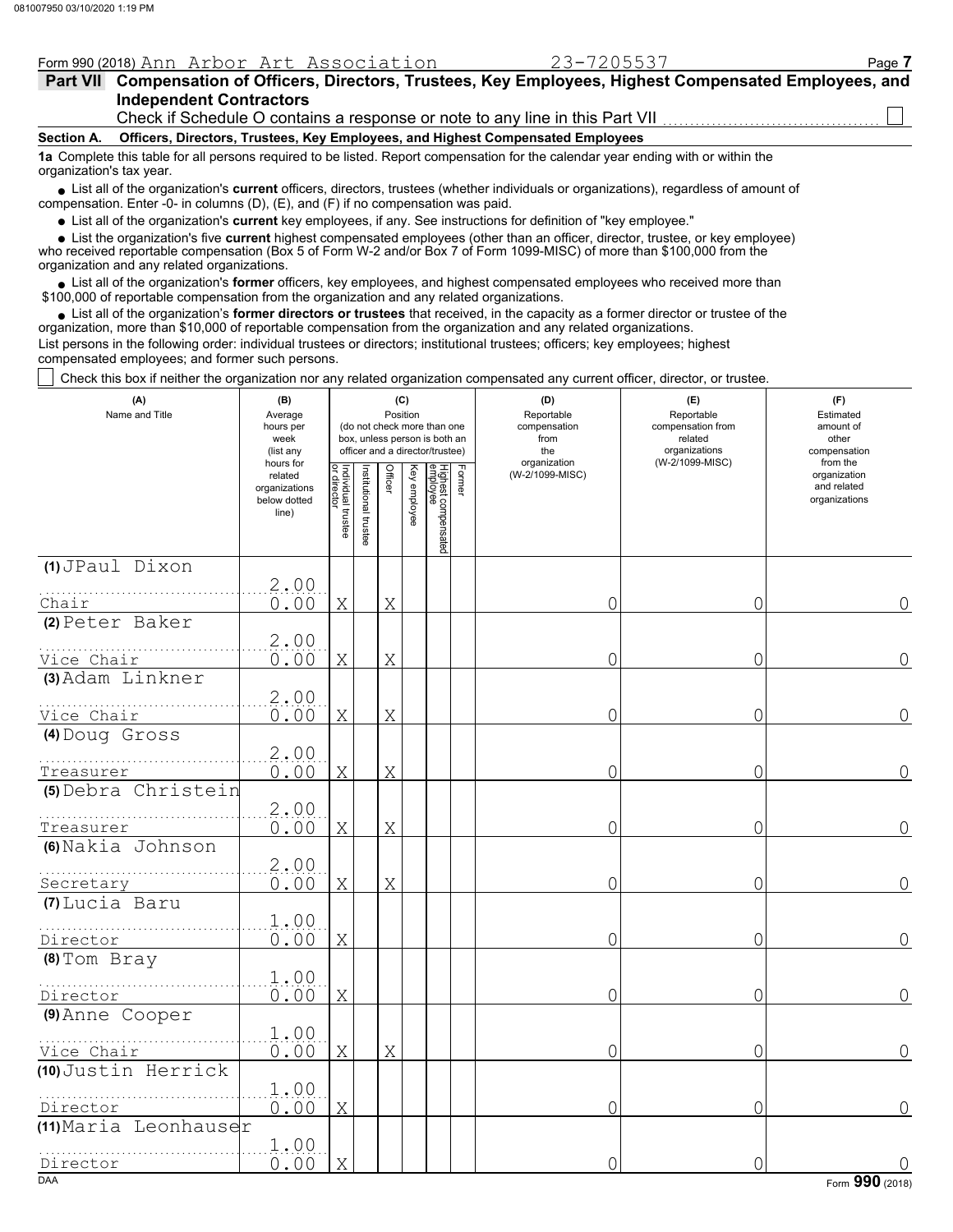Form 990 (2018) Ann Arbor Art Association 23-7205537

## Part VII Compensation of Officers, Directors, Trustees, Key Employees, Highest Compensated Employees, and Independent Contractors

Check if Schedule O contains a response or note to any line in this Part VII ☐

**Section A. Officers, Directors, Trustees, Key Employees, and Highest Compensated Employees**

**1a** Complete this table for all persons required to be listed. Report compensation for the calendar year ending with or within the organization's tax year.

- List all of the organization's **current** officers, directors, trustees (whether individuals or organizations), regardless of amount of compensation. Enter -0- in columns (D), (E), and (F) if no compensation was paid.
- List all of the organization's **current** key employees, if any. See instructions for definition of "key employee."
- List the organization's five **current** highest compensated employees (other than an officer, director, trustee, or key employee) who received reportable compensation (Box 5 of Form W-2 and/or Box 7 of Form 1099-MISC) of more than $100,000 from the organization and any related organizations.
- List all of the organization's **former** officers, key employees, and highest compensated employees who received more than $100,000 of reportable compensation from the organization and any related organizations.
- List all of the organization's **former directors or trustees** that received, in the capacity as a former director or trustee of the organization, more than $10,000 of reportable compensation from the organization and any related organizations.

List persons in the following order: individual trustees or directors; institutional trustees; officers; key employees; highest compensated employees; and former such persons.

☐ Check this box if neither the organization nor any related organization compensated any current officer, director, or trustee.

| (A) Name and Title | (B) Average hours per week (list any hours for related organizations below dotted line) | (C) Position (do not check more than one box, unless person is both an officer and a director/trustee) | | | | | | (D) Reportable compensation from the organization (W-2/1099-MISC) | (E) Reportable compensation from related organizations (W-2/1099-MISC) | (F) Estimated amount of other compensation from the organization and related organizations |
|---|---|---|---|---|---|---|---|---|---|---|
| | | Individual trustee or director | Institutional trustee | Officer | Key employee | Highest compensated employee | Former | | | |
| (1) JPaul Dixon<br>Chair | 2.00<br>0.00 | X | | X | | | | 0 | 0 | 0 |
| (2) Peter Baker<br>Vice Chair | 2.00<br>0.00 | X | | X | | | | 0 | 0 | 0 |
| (3) Adam Linkner<br>Vice Chair | 2.00<br>0.00 | X | | X | | | | 0 | 0 | 0 |
| (4) Doug Gross<br>Treasurer | 2.00<br>0.00 | X | | X | | | | 0 | 0 | 0 |
| (5) Debra Christein<br>Treasurer | 2.00<br>0.00 | X | | X | | | | 0 | 0 | 0 |
| (6) Nakia Johnson<br>Secretary | 2.00<br>0.00 | X | | X | | | | 0 | 0 | 0 |
| (7) Lucia Baru<br>Director | 1.00<br>0.00 | X | | | | | | 0 | 0 | 0 |
| (8) Tom Bray<br>Director | 1.00<br>0.00 | X | | | | | | 0 | 0 | 0 |
| (9) Anne Cooper<br>Vice Chair | 1.00<br>0.00 | X | | X | | | | 0 | 0 | 0 |
| (10) Justin Herrick<br>Director | 1.00<br>0.00 | X | | | | | | 0 | 0 | 0 |
| (11) Maria Leonhauser<br>Director | 1.00<br>0.00 | X | | | | | | 0 | 0 | 0 |

Form **990** (2018)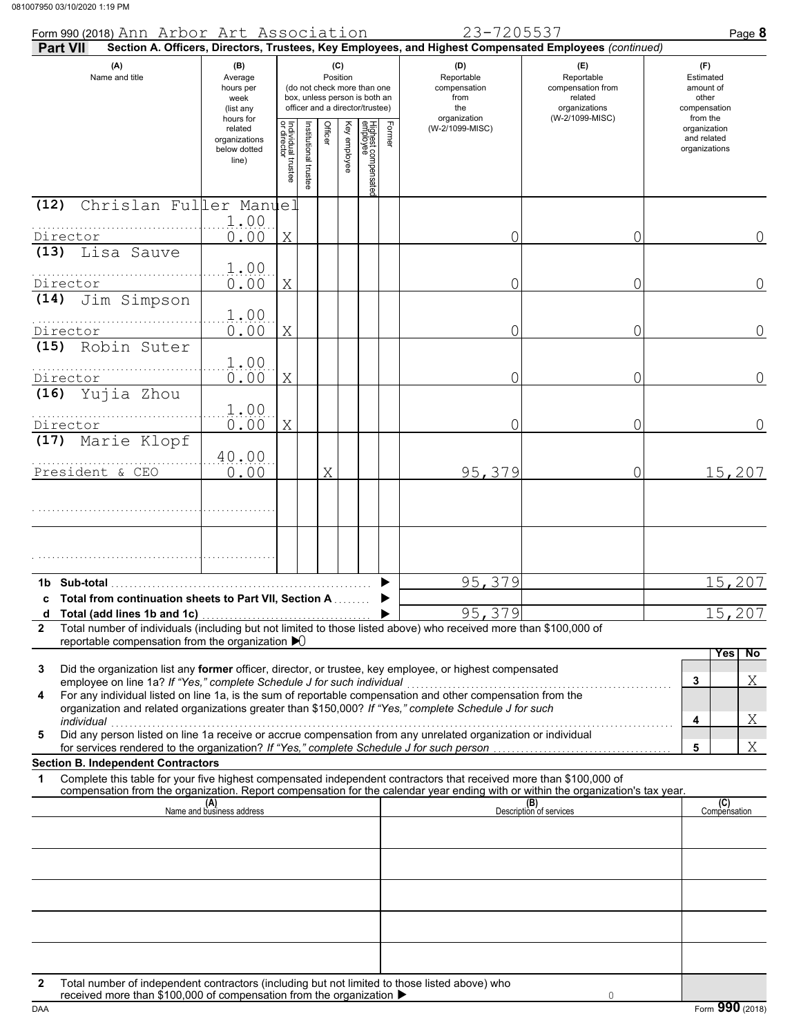Form 990 (2018) Ann Arbor Art Association 23-7205537 Page **8**

**Part VII** **Section A. Officers, Directors, Trustees, Key Employees, and Highest Compensated Employees** *(continued)*

| (A) Name and title | (B) Average hours per week (list any hours for related organizations below dotted line) | (C) Position: Individual trustee or director | Institutional trustee | Officer | Key employee | Highest compensated employee | Former | (D) Reportable compensation from the organization (W-2/1099-MISC) | (E) Reportable compensation from related organizations (W-2/1099-MISC) | (F) Estimated amount of other compensation from the organization and related organizations |
|---|---|---|---|---|---|---|---|---|---|---|
| (12) Chrislan Fuller Manuel<br>Director | 1.00<br>0.00 | X | | | | | | 0 | 0 | 0 |
| (13) Lisa Sauve<br>Director | 1.00<br>0.00 | X | | | | | | 0 | 0 | 0 |
| (14) Jim Simpson<br>Director | 1.00<br>0.00 | X | | | | | | 0 | 0 | 0 |
| (15) Robin Suter<br>Director | 1.00<br>0.00 | X | | | | | | 0 | 0 | 0 |
| (16) Yujia Zhou<br>Director | 1.00<br>0.00 | X | | | | | | 0 | 0 | 0 |
| (17) Marie Klopf<br>President & CEO | 40.00<br>0.00 | | | X | | | | 95,379 | 0 | 15,207 |
| | | | | | | | | | | |
| | | | | | | | | | | |

| | | (D) | (E) | (F) |
|---|---|---|---|---|
| **1b** | **Sub-total** | 95,379 | | 15,207 |
| **c** | **Total from continuation sheets to Part VII, Section A** | | | |
| **d** | **Total (add lines 1b and 1c)** | 95,379 | | 15,207 |

**2** Total number of individuals (including but not limited to those listed above) who received more than $100,000 of reportable compensation from the organization ▶ 0

| | | | Yes | No |
|---|---|---|---|---|
| **3** | Did the organization list any **former** officer, director, or trustee, key employee, or highest compensated employee on line 1a? *If "Yes," complete Schedule J for such individual* | 3 | | X |
| **4** | For any individual listed on line 1a, is the sum of reportable compensation and other compensation from the organization and related organizations greater than $150,000? *If "Yes," complete Schedule J for such individual* | 4 | | X |
| **5** | Did any person listed on line 1a receive or accrue compensation from any unrelated organization or individual for services rendered to the organization? *If "Yes," complete Schedule J for such person* | 5 | | X |

**Section B. Independent Contractors**

**1** Complete this table for your five highest compensated independent contractors that received more than $100,000 of compensation from the organization. Report compensation for the calendar year ending with or within the organization's tax year.

| (A) Name and business address | (B) Description of services | (C) Compensation |
|---|---|---|
| | | |
| | | |
| | | |
| | | |
| | | |

**2** Total number of independent contractors (including but not limited to those listed above) who received more than $100,000 of compensation from the organization ▶ 0

Form **990** (2018)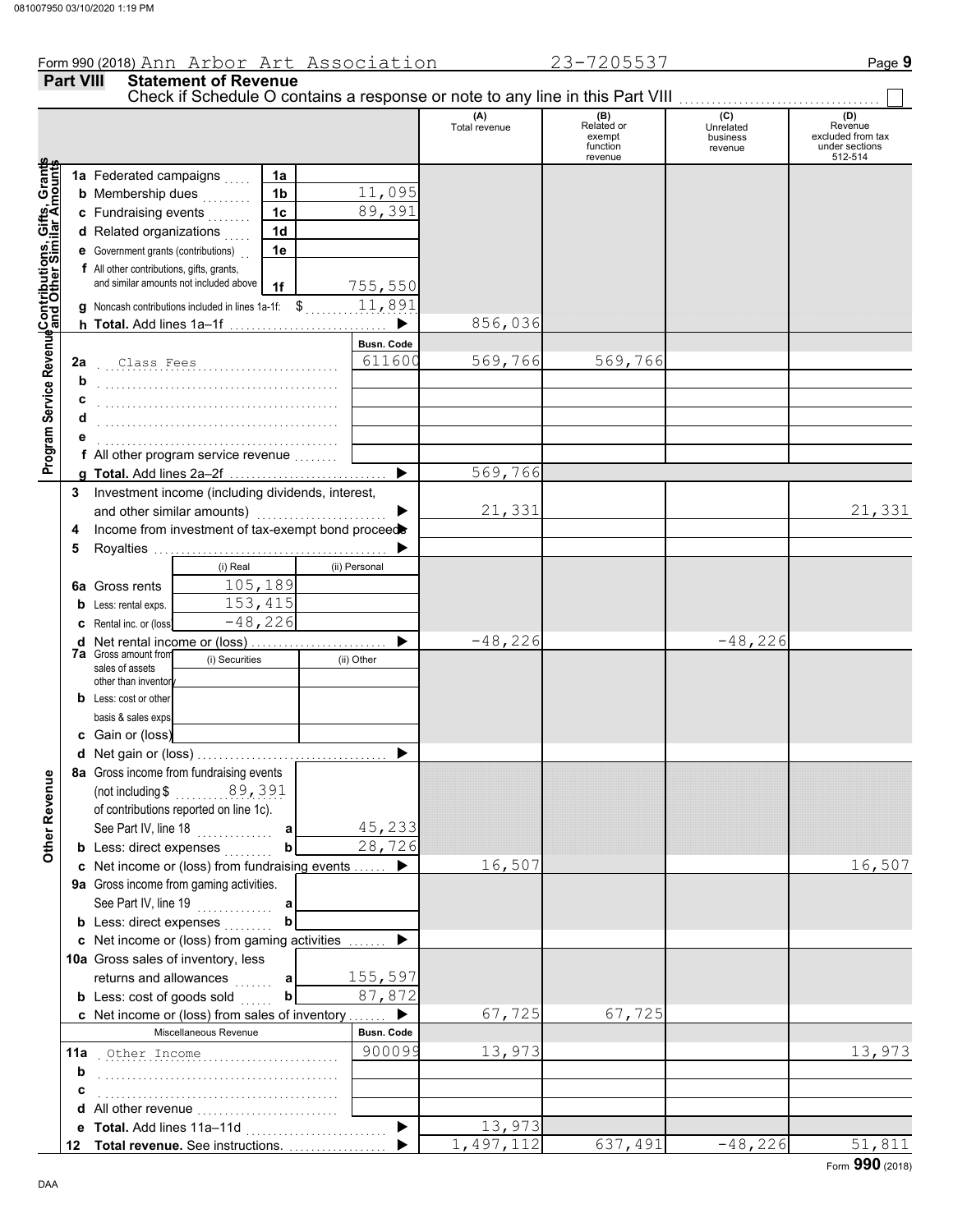Form 990 (2018) Ann Arbor Art Association 23-7205537

## Part VIII Statement of Revenue

Check if Schedule O contains a response or note to any line in this Part VIII ☐

| | | | | (A) Total revenue | (B) Related or exempt function revenue | (C) Unrelated business revenue | (D) Revenue excluded from tax under sections 512-514 |
|---|---|---|---|---|---|---|---|
| **Contributions, Gifts, Grants and Other Similar Amounts** | 1a Federated campaigns | 1a | | | | | |
| | b Membership dues | 1b | 11,095 | | | | |
| | c Fundraising events | 1c | 89,391 | | | | |
| | d Related organizations | 1d | | | | | |
| | e Government grants (contributions) | 1e | | | | | |
| | f All other contributions, gifts, grants, and similar amounts not included above | 1f | 755,550 | | | | |
| | g Noncash contributions included in lines 1a-1f: $ 11,891 | | | | | | |
| | h **Total.** Add lines 1a–1f | | ▶ | 856,036 | | | |
| **Program Service Revenue** | | | Busn. Code | | | | |
| | 2a Class Fees | | 611600 | 569,766 | 569,766 | | |
| | b | | | | | | |
| | c | | | | | | |
| | d | | | | | | |
| | e | | | | | | |
| | f All other program service revenue | | | | | | |
| | g **Total.** Add lines 2a–2f | | ▶ | 569,766 | | | |
| **Other Revenue** | 3 Investment income (including dividends, interest, and other similar amounts) | | ▶ | 21,331 | | | 21,331 |
| | 4 Income from investment of tax-exempt bond proceeds | | ▶ | | | | |
| | 5 Royalties | | ▶ | | | | |
| | | (i) Real | (ii) Personal | | | | |
| | 6a Gross rents | 105,189 | | | | | |
| | b Less: rental exps. | 153,415 | | | | | |
| | c Rental inc. or (loss) | -48,226 | | | | | |
| | d Net rental income or (loss) | | ▶ | -48,226 | | -48,226 | |
| | | (i) Securities | (ii) Other | | | | |
| | 7a Gross amount from sales of assets other than inventory | | | | | | |
| | b Less: cost or other basis & sales exps. | | | | | | |
| | c Gain or (loss) | | | | | | |
| | d Net gain or (loss) | | ▶ | | | | |
| | 8a Gross income from fundraising events (not including $ 89,391 of contributions reported on line 1c). See Part IV, line 18 | a | 45,233 | | | | |
| | b Less: direct expenses | b | 28,726 | | | | |
| | c Net income or (loss) from fundraising events | | ▶ | 16,507 | | | 16,507 |
| | 9a Gross income from gaming activities. See Part IV, line 19 | a | | | | | |
| | b Less: direct expenses | b | | | | | |
| | c Net income or (loss) from gaming activities | | ▶ | | | | |
| | 10a Gross sales of inventory, less returns and allowances | a | 155,597 | | | | |
| | b Less: cost of goods sold | b | 87,872 | | | | |
| | c Net income or (loss) from sales of inventory | | ▶ | 67,725 | 67,725 | | |
| | Miscellaneous Revenue | | Busn. Code | | | | |
| | 11a Other Income | | 900099 | 13,973 | | | 13,973 |
| | b | | | | | | |
| | c | | | | | | |
| | d All other revenue | | | | | | |
| | e **Total.** Add lines 11a–11d | | ▶ | 13,973 | | | |
| | 12 **Total revenue.** See instructions. | | ▶ | 1,497,112 | 637,491 | -48,226 | 51,811 |

Form **990** (2018)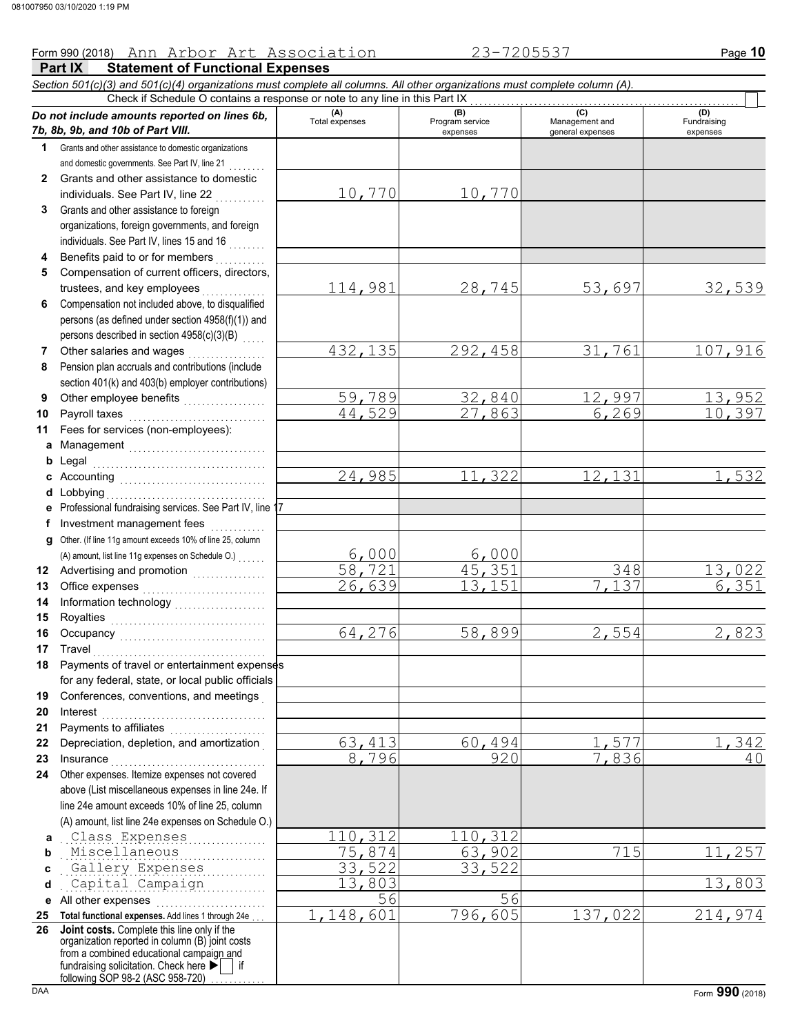Form 990 (2018) Ann Arbor Art Association 23-7205537

## Part IX Statement of Functional Expenses

*Section 501(c)(3) and 501(c)(4) organizations must complete all columns. All other organizations must complete column (A).*

Check if Schedule O contains a response or note to any line in this Part IX ☐

| *Do not include amounts reported on lines 6b, 7b, 8b, 9b, and 10b of Part VIII.* | (A) Total expenses | (B) Program service expenses | (C) Management and general expenses | (D) Fundraising expenses |
|---|---|---|---|---|
| 1 Grants and other assistance to domestic organizations and domestic governments. See Part IV, line 21 | | | | |
| 2 Grants and other assistance to domestic individuals. See Part IV, line 22 | 10,770 | 10,770 | | |
| 3 Grants and other assistance to foreign organizations, foreign governments, and foreign individuals. See Part IV, lines 15 and 16 | | | | |
| 4 Benefits paid to or for members | | | | |
| 5 Compensation of current officers, directors, trustees, and key employees | 114,981 | 28,745 | 53,697 | 32,539 |
| 6 Compensation not included above, to disqualified persons (as defined under section 4958(f)(1)) and persons described in section 4958(c)(3)(B) | | | | |
| 7 Other salaries and wages | 432,135 | 292,458 | 31,761 | 107,916 |
| 8 Pension plan accruals and contributions (include section 401(k) and 403(b) employer contributions) | | | | |
| 9 Other employee benefits | 59,789 | 32,840 | 12,997 | 13,952 |
| 10 Payroll taxes | 44,529 | 27,863 | 6,269 | 10,397 |
| 11 Fees for services (non-employees): | | | | |
| a Management | | | | |
| b Legal | | | | |
| c Accounting | 24,985 | 11,322 | 12,131 | 1,532 |
| d Lobbying | | | | |
| e Professional fundraising services. See Part IV, line 17 | | | | |
| f Investment management fees | | | | |
| g Other. (If line 11g amount exceeds 10% of line 25, column (A) amount, list line 11g expenses on Schedule O.) | 6,000 | 6,000 | | |
| 12 Advertising and promotion | 58,721 | 45,351 | 348 | 13,022 |
| 13 Office expenses | 26,639 | 13,151 | 7,137 | 6,351 |
| 14 Information technology | | | | |
| 15 Royalties | | | | |
| 16 Occupancy | 64,276 | 58,899 | 2,554 | 2,823 |
| 17 Travel | | | | |
| 18 Payments of travel or entertainment expenses for any federal, state, or local public officials | | | | |
| 19 Conferences, conventions, and meetings | | | | |
| 20 Interest | | | | |
| 21 Payments to affiliates | | | | |
| 22 Depreciation, depletion, and amortization | 63,413 | 60,494 | 1,577 | 1,342 |
| 23 Insurance | 8,796 | 920 | 7,836 | 40 |
| 24 Other expenses. Itemize expenses not covered above (List miscellaneous expenses in line 24e. If line 24e amount exceeds 10% of line 25, column (A) amount, list line 24e expenses on Schedule O.) | | | | |
| a Class Expenses | 110,312 | 110,312 | | |
| b Miscellaneous | 75,874 | 63,902 | 715 | 11,257 |
| c Gallery Expenses | 33,522 | 33,522 | | |
| d Capital Campaign | 13,803 | | | 13,803 |
| e All other expenses | 56 | 56 | | |
| 25 **Total functional expenses.** Add lines 1 through 24e | 1,148,601 | 796,605 | 137,022 | 214,974 |
| 26 **Joint costs.** Complete this line only if the organization reported in column (B) joint costs from a combined educational campaign and fundraising solicitation. Check here ▶ ☐ if following SOP 98-2 (ASC 958-720) | | | | |

Form **990** (2018)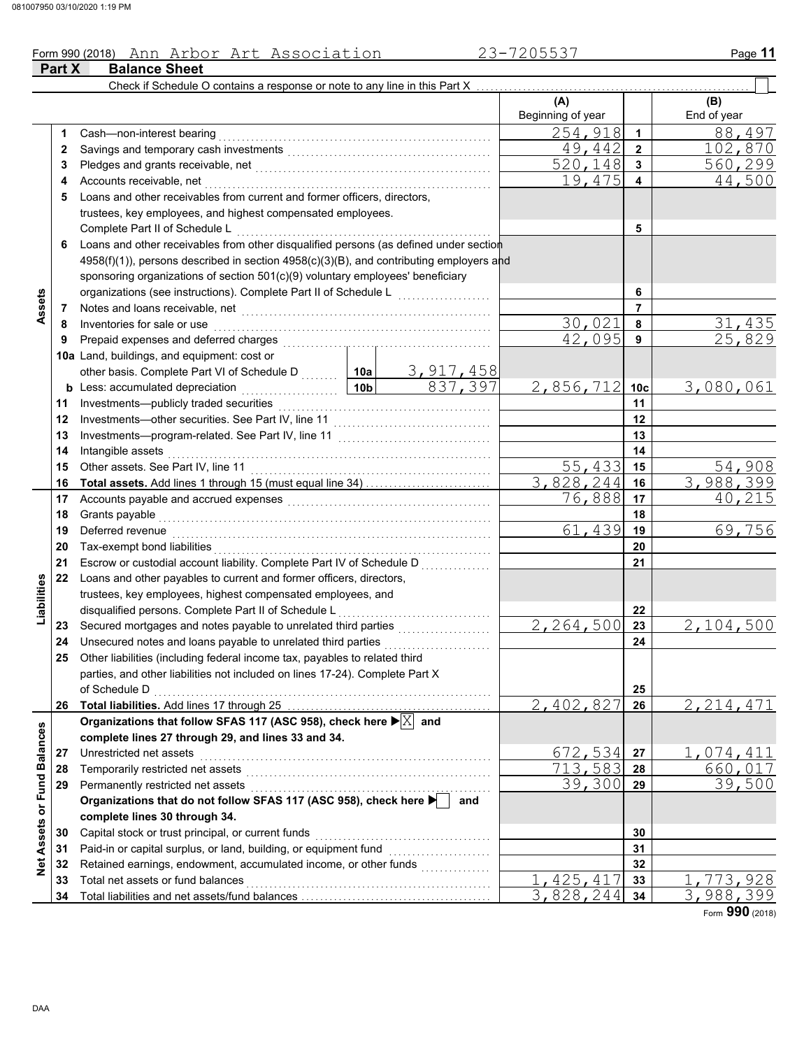Form 990 (2018) Ann Arbor Art Association 23-7205537

## Part X Balance Sheet

Check if Schedule O contains a response or note to any line in this Part X ☐

| | | | | (A) Beginning of year | | (B) End of year |
|---|---|---|---|---|---|---|
| **Assets** | 1 | Cash—non-interest bearing | | 254,918 | 1 | 88,497 |
| | 2 | Savings and temporary cash investments | | 49,442 | 2 | 102,870 |
| | 3 | Pledges and grants receivable, net | | 520,148 | 3 | 560,299 |
| | 4 | Accounts receivable, net | | 19,475 | 4 | 44,500 |
| | 5 | Loans and other receivables from current and former officers, directors, trustees, key employees, and highest compensated employees. Complete Part II of Schedule L | | | 5 | |
| | 6 | Loans and other receivables from other disqualified persons (as defined under section 4958(f)(1)), persons described in section 4958(c)(3)(B), and contributing employers and sponsoring organizations of section 501(c)(9) voluntary employees' beneficiary organizations (see instructions). Complete Part II of Schedule L | | | 6 | |
| | 7 | Notes and loans receivable, net | | | 7 | |
| | 8 | Inventories for sale or use | | 30,021 | 8 | 31,435 |
| | 9 | Prepaid expenses and deferred charges | | 42,095 | 9 | 25,829 |
| | 10a | Land, buildings, and equipment: cost or other basis. Complete Part VI of Schedule D | 10a 3,917,458 | | | |
| | b | Less: accumulated depreciation | 10b 837,397 | 2,856,712 | 10c | 3,080,061 |
| | 11 | Investments—publicly traded securities | | | 11 | |
| | 12 | Investments—other securities. See Part IV, line 11 | | | 12 | |
| | 13 | Investments—program-related. See Part IV, line 11 | | | 13 | |
| | 14 | Intangible assets | | | 14 | |
| | 15 | Other assets. See Part IV, line 11 | | 55,433 | 15 | 54,908 |
| | 16 | **Total assets.** Add lines 1 through 15 (must equal line 34) | | 3,828,244 | 16 | 3,988,399 |
| **Liabilities** | 17 | Accounts payable and accrued expenses | | 76,888 | 17 | 40,215 |
| | 18 | Grants payable | | | 18 | |
| | 19 | Deferred revenue | | 61,439 | 19 | 69,756 |
| | 20 | Tax-exempt bond liabilities | | | 20 | |
| | 21 | Escrow or custodial account liability. Complete Part IV of Schedule D | | | 21 | |
| | 22 | Loans and other payables to current and former officers, directors, trustees, key employees, highest compensated employees, and disqualified persons. Complete Part II of Schedule L | | | 22 | |
| | 23 | Secured mortgages and notes payable to unrelated third parties | | 2,264,500 | 23 | 2,104,500 |
| | 24 | Unsecured notes and loans payable to unrelated third parties | | | 24 | |
| | 25 | Other liabilities (including federal income tax, payables to related third parties, and other liabilities not included on lines 17-24). Complete Part X of Schedule D | | | 25 | |
| | 26 | **Total liabilities.** Add lines 17 through 25 | | 2,402,827 | 26 | 2,214,471 |
| **Net Assets or Fund Balances** | | **Organizations that follow SFAS 117 (ASC 958), check here ▶ ☒ and complete lines 27 through 29, and lines 33 and 34.** | | | | |
| | 27 | Unrestricted net assets | | 672,534 | 27 | 1,074,411 |
| | 28 | Temporarily restricted net assets | | 713,583 | 28 | 660,017 |
| | 29 | Permanently restricted net assets | | 39,300 | 29 | 39,500 |
| | | **Organizations that do not follow SFAS 117 (ASC 958), check here ▶ ☐ and complete lines 30 through 34.** | | | | |
| | 30 | Capital stock or trust principal, or current funds | | | 30 | |
| | 31 | Paid-in or capital surplus, or land, building, or equipment fund | | | 31 | |
| | 32 | Retained earnings, endowment, accumulated income, or other funds | | | 32 | |
| | 33 | Total net assets or fund balances | | 1,425,417 | 33 | 1,773,928 |
| | 34 | Total liabilities and net assets/fund balances | | 3,828,244 | 34 | 3,988,399 |

Form **990** (2018)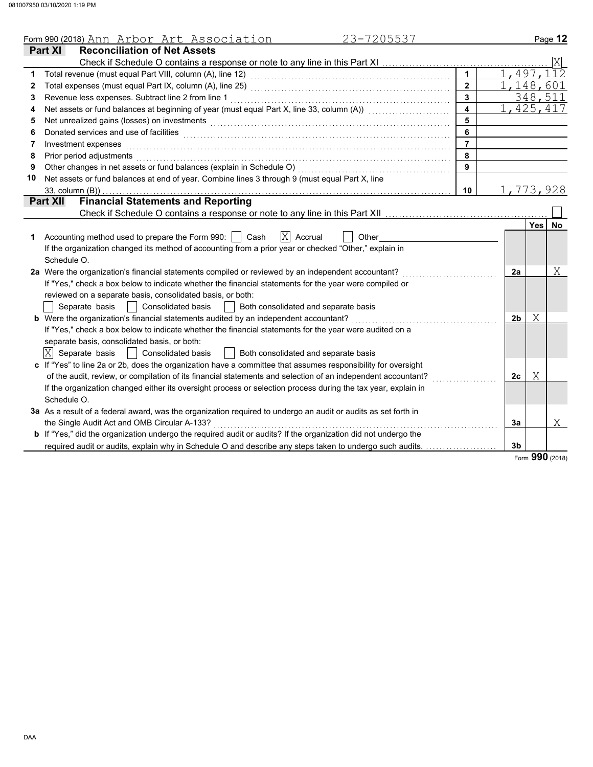Form 990 (2018) Ann Arbor Art Association 23-7205537

## Part XI Reconciliation of Net Assets

Check if Schedule O contains a response or note to any line in this Part XI ☒

| | | | |
|---|---|---|---|
| 1 | Total revenue (must equal Part VIII, column (A), line 12) | 1 | 1,497,112 |
| 2 | Total expenses (must equal Part IX, column (A), line 25) | 2 | 1,148,601 |
| 3 | Revenue less expenses. Subtract line 2 from line 1 | 3 | 348,511 |
| 4 | Net assets or fund balances at beginning of year (must equal Part X, line 33, column (A)) | 4 | 1,425,417 |
| 5 | Net unrealized gains (losses) on investments | 5 | |
| 6 | Donated services and use of facilities | 6 | |
| 7 | Investment expenses | 7 | |
| 8 | Prior period adjustments | 8 | |
| 9 | Other changes in net assets or fund balances (explain in Schedule O) | 9 | |
| 10 | Net assets or fund balances at end of year. Combine lines 3 through 9 (must equal Part X, line 33, column (B)) | 10 | 1,773,928 |

## Part XII Financial Statements and Reporting

Check if Schedule O contains a response or note to any line in this Part XII ☐

| | | | Yes | No |
|---|---|---|---|---|
| 1 | Accounting method used to prepare the Form 990: ☐ Cash ☒ Accrual ☐ Other<br>If the organization changed its method of accounting from a prior year or checked "Other," explain in Schedule O. | | | |
| 2a | Were the organization's financial statements compiled or reviewed by an independent accountant?<br>If "Yes," check a box below to indicate whether the financial statements for the year were compiled or reviewed on a separate basis, consolidated basis, or both:<br>☐ Separate basis ☐ Consolidated basis ☐ Both consolidated and separate basis | 2a | | X |
| b | Were the organization's financial statements audited by an independent accountant?<br>If "Yes," check a box below to indicate whether the financial statements for the year were audited on a separate basis, consolidated basis, or both:<br>☒ Separate basis ☐ Consolidated basis ☐ Both consolidated and separate basis | 2b | X | |
| c | If "Yes" to line 2a or 2b, does the organization have a committee that assumes responsibility for oversight of the audit, review, or compilation of its financial statements and selection of an independent accountant?<br>If the organization changed either its oversight process or selection process during the tax year, explain in Schedule O. | 2c | X | |
| 3a | As a result of a federal award, was the organization required to undergo an audit or audits as set forth in the Single Audit Act and OMB Circular A-133? | 3a | | X |
| b | If "Yes," did the organization undergo the required audit or audits? If the organization did not undergo the required audit or audits, explain why in Schedule O and describe any steps taken to undergo such audits. | 3b | | |

Form 990 (2018)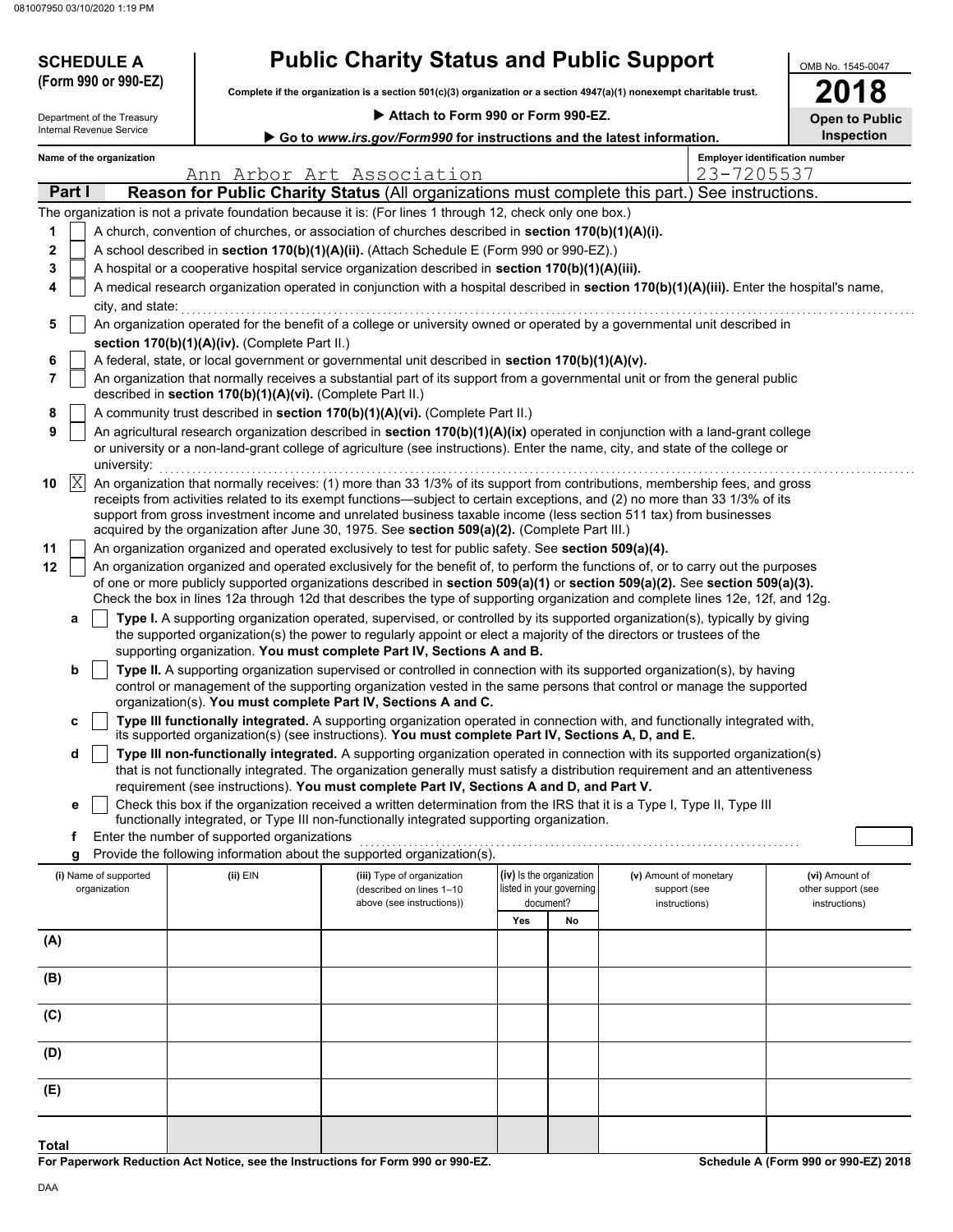**SCHEDULE A**
**(Form 990 or 990-EZ)**

Department of the Treasury
Internal Revenue Service

# Public Charity Status and Public Support

**Complete if the organization is a section 501(c)(3) organization or a section 4947(a)(1) nonexempt charitable trust.**

▶ **Attach to Form 990 or Form 990-EZ.**

▶ **Go to *www.irs.gov/Form990* for instructions and the latest information.**

OMB No. 1545-0047

**2018**

**Open to Public Inspection**

Name of the organization: Ann Arbor Art Association

Employer identification number: 23-7205537

## Part I — Reason for Public Charity Status (All organizations must complete this part.) See instructions.

The organization is not a private foundation because it is: (For lines 1 through 12, check only one box.)

1. ☐ A church, convention of churches, or association of churches described in **section 170(b)(1)(A)(i).**
2. ☐ A school described in **section 170(b)(1)(A)(ii).** (Attach Schedule E (Form 990 or 990-EZ).)
3. ☐ A hospital or a cooperative hospital service organization described in **section 170(b)(1)(A)(iii).**
4. ☐ A medical research organization operated in conjunction with a hospital described in **section 170(b)(1)(A)(iii).** Enter the hospital's name, city, and state:
5. ☐ An organization operated for the benefit of a college or university owned or operated by a governmental unit described in **section 170(b)(1)(A)(iv).** (Complete Part II.)
6. ☐ A federal, state, or local government or governmental unit described in **section 170(b)(1)(A)(v).**
7. ☐ An organization that normally receives a substantial part of its support from a governmental unit or from the general public described in **section 170(b)(1)(A)(vi).** (Complete Part II.)
8. ☐ A community trust described in **section 170(b)(1)(A)(vi).** (Complete Part II.)
9. ☐ An agricultural research organization described in **section 170(b)(1)(A)(ix)** operated in conjunction with a land-grant college or university or a non-land-grant college of agriculture (see instructions). Enter the name, city, and state of the college or university:
10. ☒ An organization that normally receives: (1) more than 33 1/3% of its support from contributions, membership fees, and gross receipts from activities related to its exempt functions—subject to certain exceptions, and (2) no more than 33 1/3% of its support from gross investment income and unrelated business taxable income (less section 511 tax) from businesses acquired by the organization after June 30, 1975. See **section 509(a)(2).** (Complete Part III.)
11. ☐ An organization organized and operated exclusively to test for public safety. See **section 509(a)(4).**
12. ☐ An organization organized and operated exclusively for the benefit of, to perform the functions of, or to carry out the purposes of one or more publicly supported organizations described in **section 509(a)(1)** or **section 509(a)(2).** See **section 509(a)(3).** Check the box in lines 12a through 12d that describes the type of supporting organization and complete lines 12e, 12f, and 12g.
   - **a** ☐ **Type I.** A supporting organization operated, supervised, or controlled by its supported organization(s), typically by giving the supported organization(s) the power to regularly appoint or elect a majority of the directors or trustees of the supporting organization. **You must complete Part IV, Sections A and B.**
   - **b** ☐ **Type II.** A supporting organization supervised or controlled in connection with its supported organization(s), by having control or management of the supporting organization vested in the same persons that control or manage the supported organization(s). **You must complete Part IV, Sections A and C.**
   - **c** ☐ **Type III functionally integrated.** A supporting organization operated in connection with, and functionally integrated with, its supported organization(s) (see instructions). **You must complete Part IV, Sections A, D, and E.**
   - **d** ☐ **Type III non-functionally integrated.** A supporting organization operated in connection with its supported organization(s) that is not functionally integrated. The organization generally must satisfy a distribution requirement and an attentiveness requirement (see instructions). **You must complete Part IV, Sections A and D, and Part V.**
   - **e** ☐ Check this box if the organization received a written determination from the IRS that it is a Type I, Type II, Type III functionally integrated, or Type III non-functionally integrated supporting organization.
   - **f** Enter the number of supported organizations
   - **g** Provide the following information about the supported organization(s).

| (i) Name of supported organization | (ii) EIN | (iii) Type of organization (described on lines 1–10 above (see instructions)) | (iv) Is the organization listed in your governing document? Yes | No | (v) Amount of monetary support (see instructions) | (vi) Amount of other support (see instructions) |
|---|---|---|---|---|---|---|
| (A) | | | | | | |
| (B) | | | | | | |
| (C) | | | | | | |
| (D) | | | | | | |
| (E) | | | | | | |
| **Total** | | | | | | |

**For Paperwork Reduction Act Notice, see the Instructions for Form 990 or 990-EZ.**

**Schedule A (Form 990 or 990-EZ) 2018**

DAA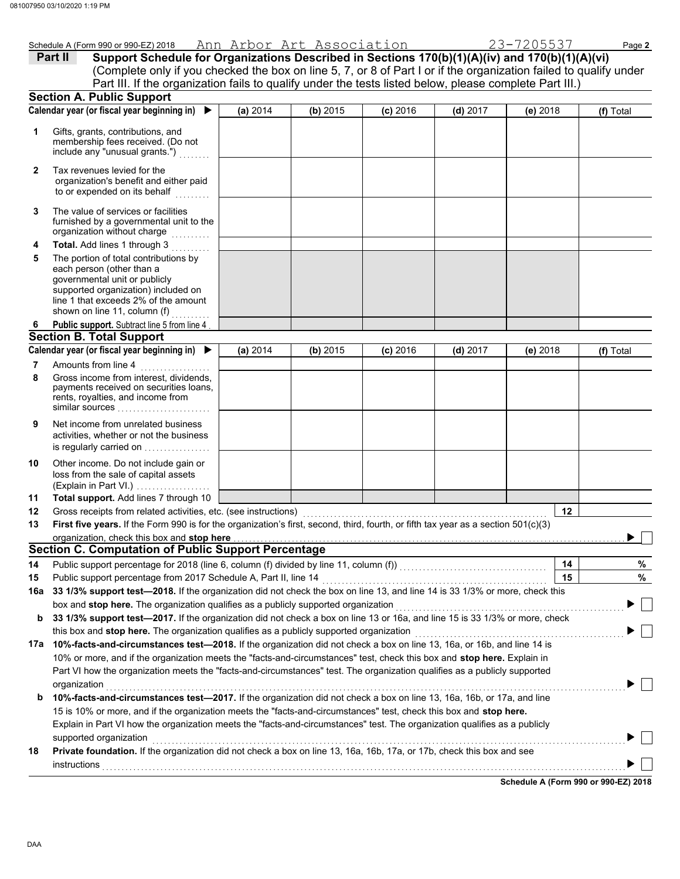Schedule A (Form 990 or 990-EZ) 2018 Ann Arbor Art Association 23-7205537

**Part II** **Support Schedule for Organizations Described in Sections 170(b)(1)(A)(iv) and 170(b)(1)(A)(vi)** (Complete only if you checked the box on line 5, 7, or 8 of Part I or if the organization failed to qualify under Part III. If the organization fails to qualify under the tests listed below, please complete Part III.)

## Section A. Public Support

| Calendar year (or fiscal year beginning in) ▶ | (a) 2014 | (b) 2015 | (c) 2016 | (d) 2017 | (e) 2018 | (f) Total |
|---|---|---|---|---|---|---|
| **1** Gifts, grants, contributions, and membership fees received. (Do not include any "unusual grants.") | | | | | | |
| **2** Tax revenues levied for the organization's benefit and either paid to or expended on its behalf | | | | | | |
| **3** The value of services or facilities furnished by a governmental unit to the organization without charge | | | | | | |
| **4** **Total.** Add lines 1 through 3 | | | | | | |
| **5** The portion of total contributions by each person (other than a governmental unit or publicly supported organization) included on line 1 that exceeds 2% of the amount shown on line 11, column (f) | | | | | | |
| **6** **Public support.** Subtract line 5 from line 4 | | | | | | |

## Section B. Total Support

| Calendar year (or fiscal year beginning in) ▶ | (a) 2014 | (b) 2015 | (c) 2016 | (d) 2017 | (e) 2018 | (f) Total |
|---|---|---|---|---|---|---|
| **7** Amounts from line 4 | | | | | | |
| **8** Gross income from interest, dividends, payments received on securities loans, rents, royalties, and income from similar sources | | | | | | |
| **9** Net income from unrelated business activities, whether or not the business is regularly carried on | | | | | | |
| **10** Other income. Do not include gain or loss from the sale of capital assets (Explain in Part VI.) | | | | | | |
| **11** **Total support.** Add lines 7 through 10 | | | | | | |

**12** Gross receipts from related activities, etc. (see instructions) **12**

**13** **First five years.** If the Form 990 is for the organization's first, second, third, fourth, or fifth tax year as a section 501(c)(3) organization, check this box and **stop here** ▶ ☐

## Section C. Computation of Public Support Percentage

**14** Public support percentage for 2018 (line 6, column (f) divided by line 11, column (f)) **14** %

**15** Public support percentage from 2017 Schedule A, Part II, line 14 **15** %

**16a** **33 1/3% support test—2018.** If the organization did not check the box on line 13, and line 14 is 33 1/3% or more, check this box and **stop here.** The organization qualifies as a publicly supported organization ▶ ☐

**b** **33 1/3% support test—2017.** If the organization did not check a box on line 13 or 16a, and line 15 is 33 1/3% or more, check this box and **stop here.** The organization qualifies as a publicly supported organization ▶ ☐

**17a** **10%-facts-and-circumstances test—2018.** If the organization did not check a box on line 13, 16a, or 16b, and line 14 is 10% or more, and if the organization meets the "facts-and-circumstances" test, check this box and **stop here.** Explain in Part VI how the organization meets the "facts-and-circumstances" test. The organization qualifies as a publicly supported organization ▶ ☐

**b** **10%-facts-and-circumstances test—2017.** If the organization did not check a box on line 13, 16a, 16b, or 17a, and line 15 is 10% or more, and if the organization meets the "facts-and-circumstances" test, check this box and **stop here.** Explain in Part VI how the organization meets the "facts-and-circumstances" test. The organization qualifies as a publicly supported organization ▶ ☐

**18** **Private foundation.** If the organization did not check a box on line 13, 16a, 16b, 17a, or 17b, check this box and see instructions ▶ ☐

**Schedule A (Form 990 or 990-EZ) 2018**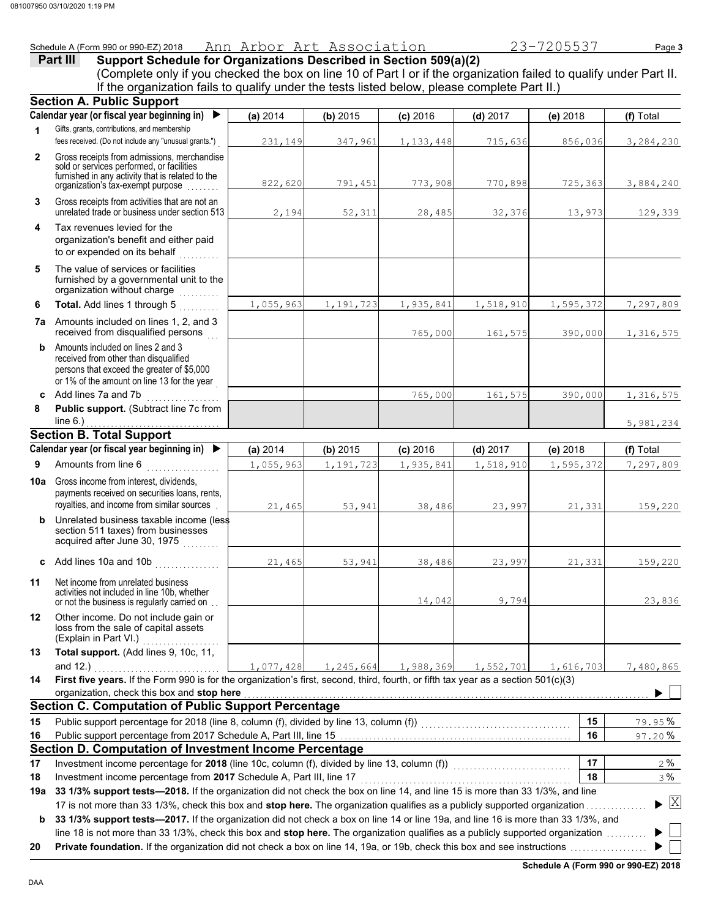Schedule A (Form 990 or 990-EZ) 2018 Ann Arbor Art Association 23-7205537

## Part III Support Schedule for Organizations Described in Section 509(a)(2)

(Complete only if you checked the box on line 10 of Part I or if the organization failed to qualify under Part II. If the organization fails to qualify under the tests listed below, please complete Part II.)

### Section A. Public Support

| | Calendar year (or fiscal year beginning in) ▶ | (a) 2014 | (b) 2015 | (c) 2016 | (d) 2017 | (e) 2018 | (f) Total |
|---|---|---|---|---|---|---|---|
| 1 | Gifts, grants, contributions, and membership fees received. (Do not include any "unusual grants.") | 231,149 | 347,961 | 1,133,448 | 715,636 | 856,036 | 3,284,230 |
| 2 | Gross receipts from admissions, merchandise sold or services performed, or facilities furnished in any activity that is related to the organization's tax-exempt purpose | 822,620 | 791,451 | 773,908 | 770,898 | 725,363 | 3,884,240 |
| 3 | Gross receipts from activities that are not an unrelated trade or business under section 513 | 2,194 | 52,311 | 28,485 | 32,376 | 13,973 | 129,339 |
| 4 | Tax revenues levied for the organization's benefit and either paid to or expended on its behalf | | | | | | |
| 5 | The value of services or facilities furnished by a governmental unit to the organization without charge | | | | | | |
| 6 | **Total.** Add lines 1 through 5 | 1,055,963 | 1,191,723 | 1,935,841 | 1,518,910 | 1,595,372 | 7,297,809 |
| 7a | Amounts included on lines 1, 2, and 3 received from disqualified persons | | | 765,000 | 161,575 | 390,000 | 1,316,575 |
| b | Amounts included on lines 2 and 3 received from other than disqualified persons that exceed the greater of $5,000 or 1% of the amount on line 13 for the year | | | | | | |
| c | Add lines 7a and 7b | | | 765,000 | 161,575 | 390,000 | 1,316,575 |
| 8 | **Public support.** (Subtract line 7c from line 6.) | | | | | | 5,981,234 |

### Section B. Total Support

| | Calendar year (or fiscal year beginning in) ▶ | (a) 2014 | (b) 2015 | (c) 2016 | (d) 2017 | (e) 2018 | (f) Total |
|---|---|---|---|---|---|---|---|
| 9 | Amounts from line 6 | 1,055,963 | 1,191,723 | 1,935,841 | 1,518,910 | 1,595,372 | 7,297,809 |
| 10a | Gross income from interest, dividends, payments received on securities loans, rents, royalties, and income from similar sources | 21,465 | 53,941 | 38,486 | 23,997 | 21,331 | 159,220 |
| b | Unrelated business taxable income (less section 511 taxes) from businesses acquired after June 30, 1975 | | | | | | |
| c | Add lines 10a and 10b | 21,465 | 53,941 | 38,486 | 23,997 | 21,331 | 159,220 |
| 11 | Net income from unrelated business activities not included in line 10b, whether or not the business is regularly carried on | | | 14,042 | 9,794 | | 23,836 |
| 12 | Other income. Do not include gain or loss from the sale of capital assets (Explain in Part VI.) | | | | | | |
| 13 | **Total support.** (Add lines 9, 10c, 11, and 12.) | 1,077,428 | 1,245,664 | 1,988,369 | 1,552,701 | 1,616,703 | 7,480,865 |

**14** **First five years.** If the Form 990 is for the organization's first, second, third, fourth, or fifth tax year as a section 501(c)(3) organization, check this box and **stop here** ▶ ☐

### Section C. Computation of Public Support Percentage

| | | | |
|---|---|---|---|
| 15 | Public support percentage for 2018 (line 8, column (f), divided by line 13, column (f)) | 15 | 79.95 % |
| 16 | Public support percentage from 2017 Schedule A, Part III, line 15 | 16 | 97.20 % |

### Section D. Computation of Investment Income Percentage

| | | | |
|---|---|---|---|
| 17 | Investment income percentage for **2018** (line 10c, column (f), divided by line 13, column (f)) | 17 | 2 % |
| 18 | Investment income percentage from **2017** Schedule A, Part III, line 17 | 18 | 3 % |

**19a** **33 1/3% support tests—2018.** If the organization did not check the box on line 14, and line 15 is more than 33 1/3%, and line 17 is not more than 33 1/3%, check this box and **stop here.** The organization qualifies as a publicly supported organization ▶ ☒

**b** **33 1/3% support tests—2017.** If the organization did not check a box on line 14 or line 19a, and line 16 is more than 33 1/3%, and line 18 is not more than 33 1/3%, check this box and **stop here.** The organization qualifies as a publicly supported organization ▶ ☐

**20** **Private foundation.** If the organization did not check a box on line 14, 19a, or 19b, check this box and see instructions ▶ ☐

**Schedule A (Form 990 or 990-EZ) 2018**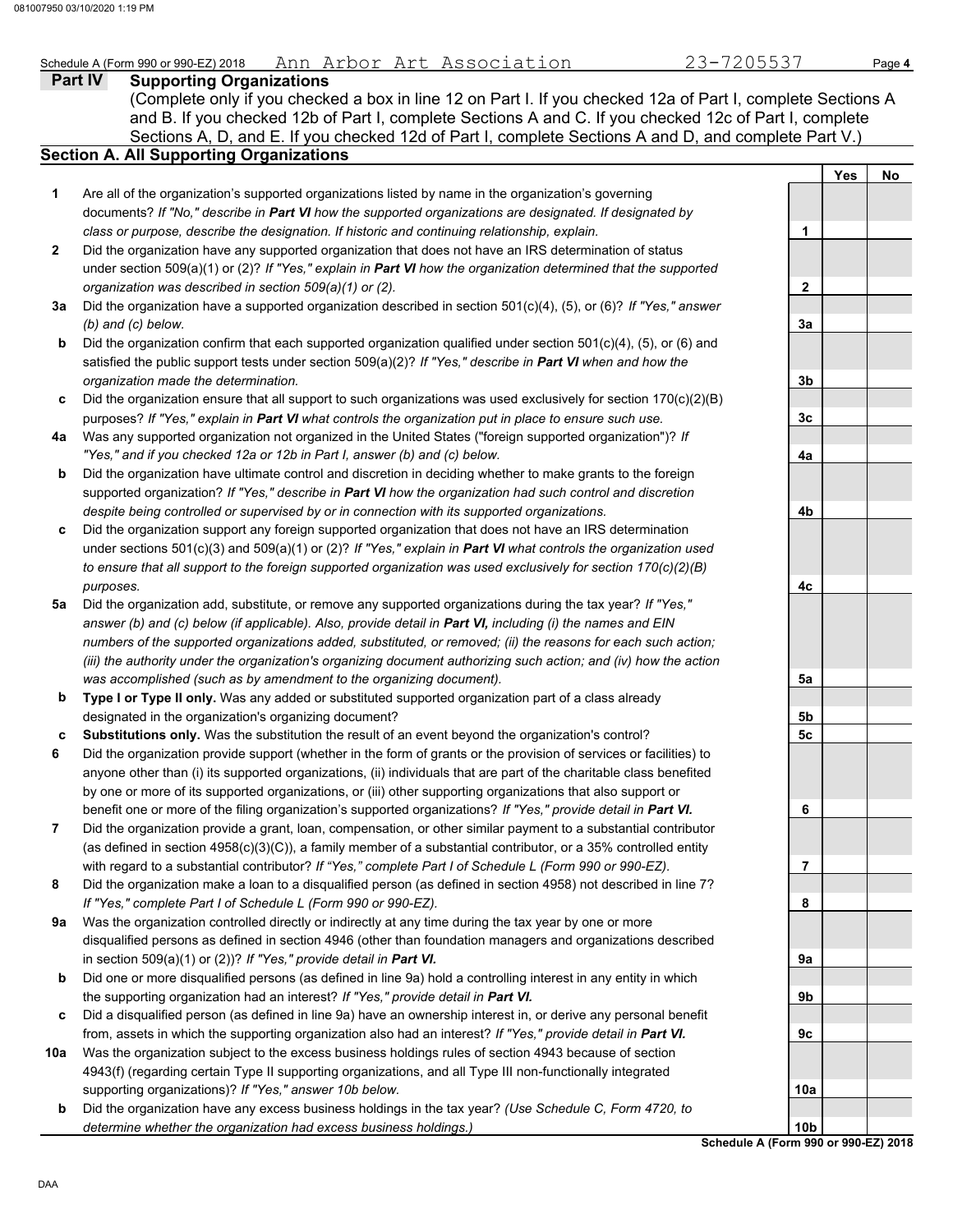Schedule A (Form 990 or 990-EZ) 2018 Ann Arbor Art Association 23-7205537

## Part IV Supporting Organizations

(Complete only if you checked a box in line 12 on Part I. If you checked 12a of Part I, complete Sections A and B. If you checked 12b of Part I, complete Sections A and C. If you checked 12c of Part I, complete Sections A, D, and E. If you checked 12d of Part I, complete Sections A and D, and complete Part V.)

### Section A. All Supporting Organizations

| | | | Yes | No |
|---|---|---|---|---|
| 1 | Are all of the organization's supported organizations listed by name in the organization's governing documents? *If "No," describe in **Part VI** how the supported organizations are designated. If designated by class or purpose, describe the designation. If historic and continuing relationship, explain.* | 1 | | |
| 2 | Did the organization have any supported organization that does not have an IRS determination of status under section 509(a)(1) or (2)? *If "Yes," explain in **Part VI** how the organization determined that the supported organization was described in section 509(a)(1) or (2).* | 2 | | |
| 3a | Did the organization have a supported organization described in section 501(c)(4), (5), or (6)? *If "Yes," answer (b) and (c) below.* | 3a | | |
| b | Did the organization confirm that each supported organization qualified under section 501(c)(4), (5), or (6) and satisfied the public support tests under section 509(a)(2)? *If "Yes," describe in **Part VI** when and how the organization made the determination.* | 3b | | |
| c | Did the organization ensure that all support to such organizations was used exclusively for section 170(c)(2)(B) purposes? *If "Yes," explain in **Part VI** what controls the organization put in place to ensure such use.* | 3c | | |
| 4a | Was any supported organization not organized in the United States ("foreign supported organization")? *If "Yes," and if you checked 12a or 12b in Part I, answer (b) and (c) below.* | 4a | | |
| b | Did the organization have ultimate control and discretion in deciding whether to make grants to the foreign supported organization? *If "Yes," describe in **Part VI** how the organization had such control and discretion despite being controlled or supervised by or in connection with its supported organizations.* | 4b | | |
| c | Did the organization support any foreign supported organization that does not have an IRS determination under sections 501(c)(3) and 509(a)(1) or (2)? *If "Yes," explain in **Part VI** what controls the organization used to ensure that all support to the foreign supported organization was used exclusively for section 170(c)(2)(B) purposes.* | 4c | | |
| 5a | Did the organization add, substitute, or remove any supported organizations during the tax year? *If "Yes," answer (b) and (c) below (if applicable). Also, provide detail in **Part VI,** including (i) the names and EIN numbers of the supported organizations added, substituted, or removed; (ii) the reasons for each such action; (iii) the authority under the organization's organizing document authorizing such action; and (iv) how the action was accomplished (such as by amendment to the organizing document).* | 5a | | |
| b | **Type I or Type II only.** Was any added or substituted supported organization part of a class already designated in the organization's organizing document? | 5b | | |
| c | **Substitutions only.** Was the substitution the result of an event beyond the organization's control? | 5c | | |
| 6 | Did the organization provide support (whether in the form of grants or the provision of services or facilities) to anyone other than (i) its supported organizations, (ii) individuals that are part of the charitable class benefited by one or more of its supported organizations, or (iii) other supporting organizations that also support or benefit one or more of the filing organization's supported organizations? *If "Yes," provide detail in **Part VI.*** | 6 | | |
| 7 | Did the organization provide a grant, loan, compensation, or other similar payment to a substantial contributor (as defined in section 4958(c)(3)(C)), a family member of a substantial contributor, or a 35% controlled entity with regard to a substantial contributor? *If "Yes," complete Part I of Schedule L (Form 990 or 990-EZ).* | 7 | | |
| 8 | Did the organization make a loan to a disqualified person (as defined in section 4958) not described in line 7? *If "Yes," complete Part I of Schedule L (Form 990 or 990-EZ).* | 8 | | |
| 9a | Was the organization controlled directly or indirectly at any time during the tax year by one or more disqualified persons as defined in section 4946 (other than foundation managers and organizations described in section 509(a)(1) or (2))? *If "Yes," provide detail in **Part VI.*** | 9a | | |
| b | Did one or more disqualified persons (as defined in line 9a) hold a controlling interest in any entity in which the supporting organization had an interest? *If "Yes," provide detail in **Part VI.*** | 9b | | |
| c | Did a disqualified person (as defined in line 9a) have an ownership interest in, or derive any personal benefit from, assets in which the supporting organization also had an interest? *If "Yes," provide detail in **Part VI.*** | 9c | | |
| 10a | Was the organization subject to the excess business holdings rules of section 4943 because of section 4943(f) (regarding certain Type II supporting organizations, and all Type III non-functionally integrated supporting organizations)? *If "Yes," answer 10b below.* | 10a | | |
| b | Did the organization have any excess business holdings in the tax year? *(Use Schedule C, Form 4720, to determine whether the organization had excess business holdings.)* | 10b | | |

**Schedule A (Form 990 or 990-EZ) 2018**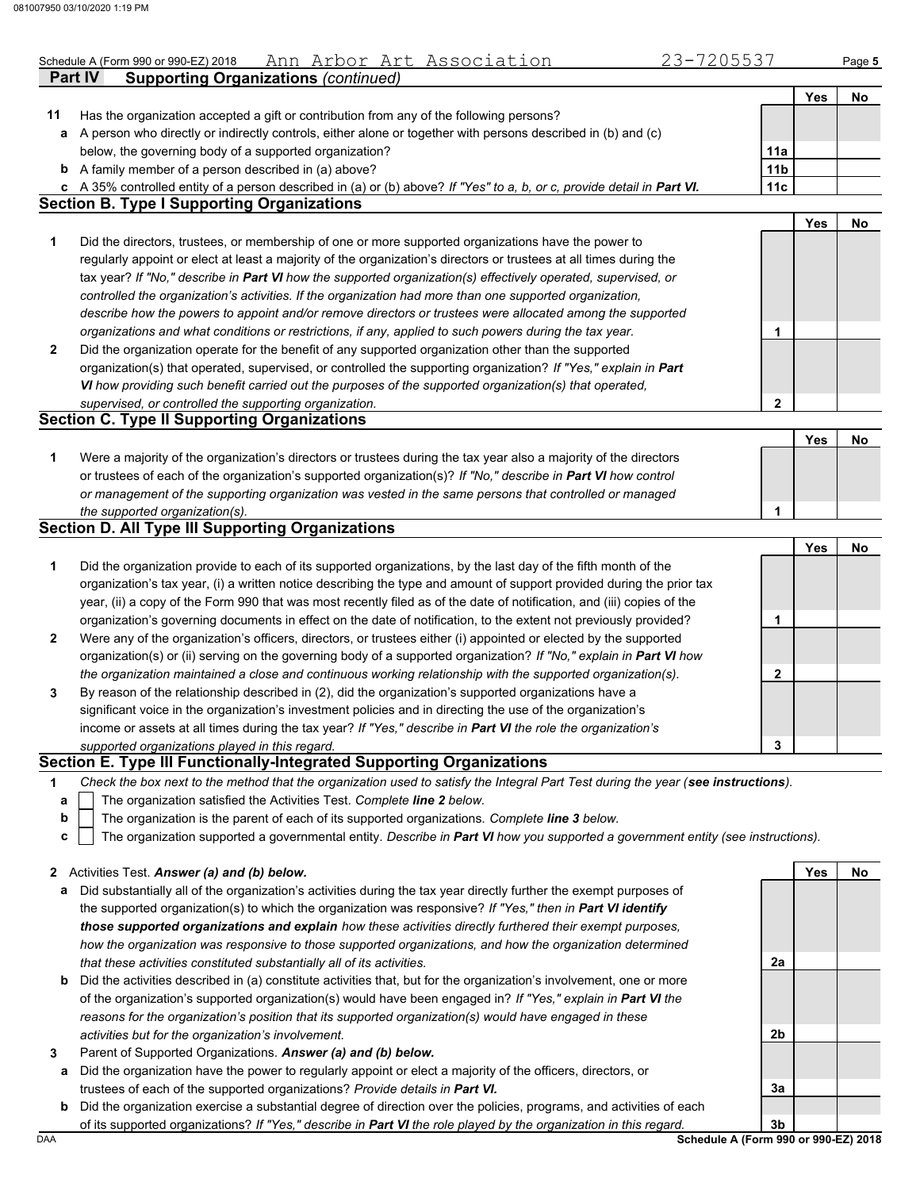Schedule A (Form 990 or 990-EZ) 2018 Ann Arbor Art Association 23-7205537 Page **5**

## Part IV Supporting Organizations *(continued)*

| | | | Yes | No |
|---|---|---|---|---|
| **11** | Has the organization accepted a gift or contribution from any of the following persons? | | | |
| **a** | A person who directly or indirectly controls, either alone or together with persons described in (b) and (c) below, the governing body of a supported organization? | **11a** | | |
| **b** | A family member of a person described in (a) above? | **11b** | | |
| **c** | A 35% controlled entity of a person described in (a) or (b) above? *If "Yes" to a, b, or c, provide detail in* ***Part VI.*** | **11c** | | |

### Section B. Type I Supporting Organizations

| | | | Yes | No |
|---|---|---|---|---|
| **1** | Did the directors, trustees, or membership of one or more supported organizations have the power to regularly appoint or elect at least a majority of the organization's directors or trustees at all times during the tax year? *If "No," describe in* ***Part VI*** *how the supported organization(s) effectively operated, supervised, or controlled the organization's activities. If the organization had more than one supported organization, describe how the powers to appoint and/or remove directors or trustees were allocated among the supported organizations and what conditions or restrictions, if any, applied to such powers during the tax year.* | **1** | | |
| **2** | Did the organization operate for the benefit of any supported organization other than the supported organization(s) that operated, supervised, or controlled the supporting organization? *If "Yes," explain in* ***Part VI*** *how providing such benefit carried out the purposes of the supported organization(s) that operated, supervised, or controlled the supporting organization.* | **2** | | |

### Section C. Type II Supporting Organizations

| | | | Yes | No |
|---|---|---|---|---|
| **1** | Were a majority of the organization's directors or trustees during the tax year also a majority of the directors or trustees of each of the organization's supported organization(s)? *If "No," describe in* ***Part VI*** *how control or management of the supporting organization was vested in the same persons that controlled or managed the supported organization(s).* | **1** | | |

### Section D. All Type III Supporting Organizations

| | | | Yes | No |
|---|---|---|---|---|
| **1** | Did the organization provide to each of its supported organizations, by the last day of the fifth month of the organization's tax year, (i) a written notice describing the type and amount of support provided during the prior tax year, (ii) a copy of the Form 990 that was most recently filed as of the date of notification, and (iii) copies of the organization's governing documents in effect on the date of notification, to the extent not previously provided? | **1** | | |
| **2** | Were any of the organization's officers, directors, or trustees either (i) appointed or elected by the supported organization(s) or (ii) serving on the governing body of a supported organization? *If "No," explain in* ***Part VI*** *how the organization maintained a close and continuous working relationship with the supported organization(s).* | **2** | | |
| **3** | By reason of the relationship described in (2), did the organization's supported organizations have a significant voice in the organization's investment policies and in directing the use of the organization's income or assets at all times during the tax year? *If "Yes," describe in* ***Part VI*** *the role the organization's supported organizations played in this regard.* | **3** | | |

### Section E. Type III Functionally-Integrated Supporting Organizations

**1** *Check the box next to the method that the organization used to satisfy the Integral Part Test during the year (**see instructions**).*

- **a** ☐ The organization satisfied the Activities Test. *Complete **line 2** below.*
- **b** ☐ The organization is the parent of each of its supported organizations. *Complete **line 3** below.*
- **c** ☐ The organization supported a governmental entity. *Describe in **Part VI** how you supported a government entity (see instructions).*

| | | | Yes | No |
|---|---|---|---|---|
| **2** | Activities Test. ***Answer (a) and (b) below.*** | | | |
| **a** | Did substantially all of the organization's activities during the tax year directly further the exempt purposes of the supported organization(s) to which the organization was responsive? *If "Yes," then in* ***Part VI identify those supported organizations and explain*** *how these activities directly furthered their exempt purposes, how the organization was responsive to those supported organizations, and how the organization determined that these activities constituted substantially all of its activities.* | **2a** | | |
| **b** | Did the activities described in (a) constitute activities that, but for the organization's involvement, one or more of the organization's supported organization(s) would have been engaged in? *If "Yes," explain in* ***Part VI*** *the reasons for the organization's position that its supported organization(s) would have engaged in these activities but for the organization's involvement.* | **2b** | | |
| **3** | Parent of Supported Organizations. ***Answer (a) and (b) below.*** | | | |
| **a** | Did the organization have the power to regularly appoint or elect a majority of the officers, directors, or trustees of each of the supported organizations? *Provide details in* ***Part VI.*** | **3a** | | |
| **b** | Did the organization exercise a substantial degree of direction over the policies, programs, and activities of each of its supported organizations? *If "Yes," describe in* ***Part VI*** *the role played by the organization in this regard.* | **3b** | | |

**Schedule A (Form 990 or 990-EZ) 2018**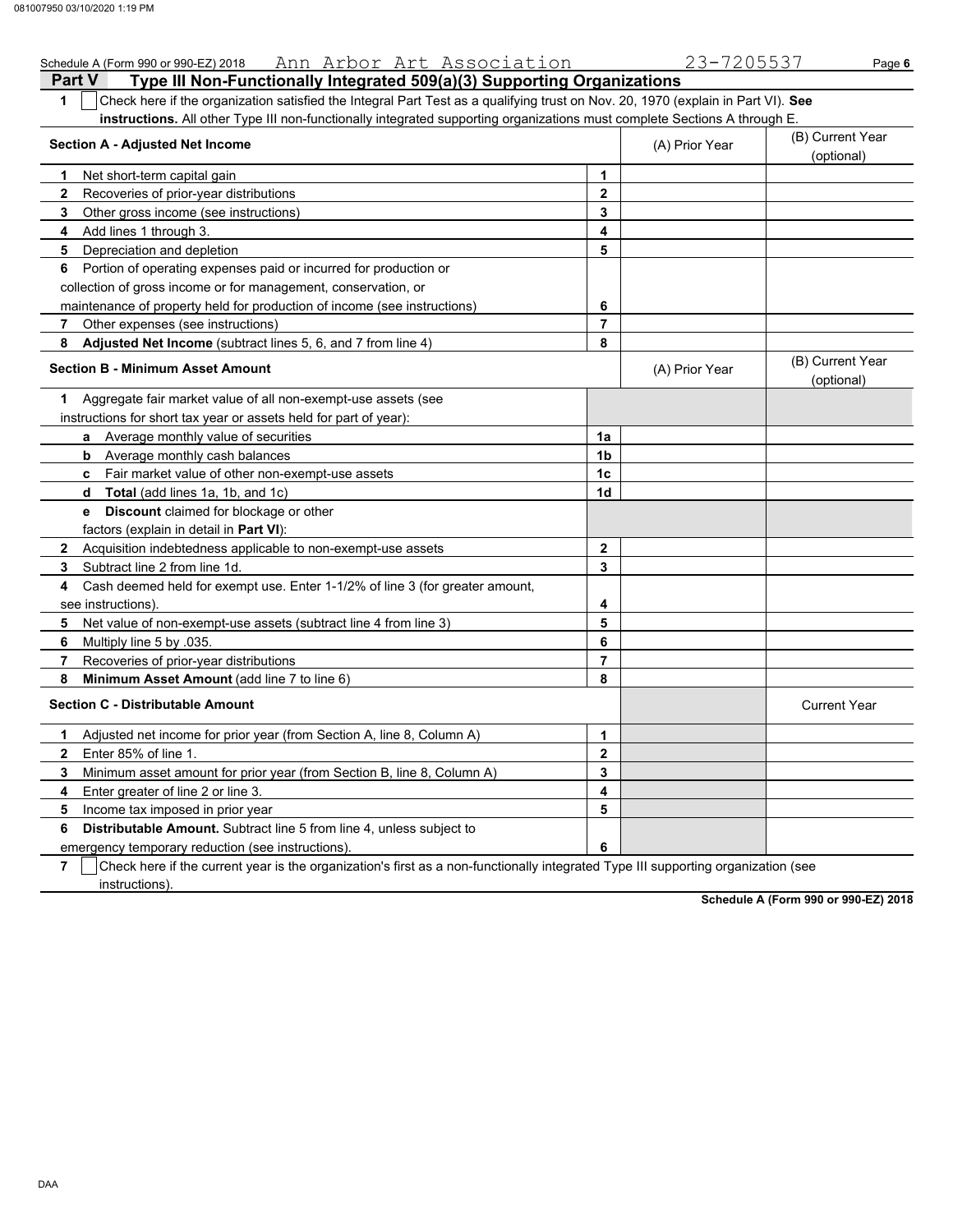Schedule A (Form 990 or 990-EZ) 2018 Ann Arbor Art Association 23-7205537

## Part V Type III Non-Functionally Integrated 509(a)(3) Supporting Organizations

**1** ☐ Check here if the organization satisfied the Integral Part Test as a qualifying trust on Nov. 20, 1970 (explain in Part VI). **See instructions.** All other Type III non-functionally integrated supporting organizations must complete Sections A through E.

| **Section A - Adjusted Net Income** | | (A) Prior Year | (B) Current Year (optional) |
|---|---|---|---|
| **1** Net short-term capital gain | 1 | | |
| **2** Recoveries of prior-year distributions | 2 | | |
| **3** Other gross income (see instructions) | 3 | | |
| **4** Add lines 1 through 3. | 4 | | |
| **5** Depreciation and depletion | 5 | | |
| **6** Portion of operating expenses paid or incurred for production or collection of gross income or for management, conservation, or maintenance of property held for production of income (see instructions) | 6 | | |
| **7** Other expenses (see instructions) | 7 | | |
| **8** **Adjusted Net Income** (subtract lines 5, 6, and 7 from line 4) | 8 | | |

| **Section B - Minimum Asset Amount** | | (A) Prior Year | (B) Current Year (optional) |
|---|---|---|---|
| **1** Aggregate fair market value of all non-exempt-use assets (see instructions for short tax year or assets held for part of year): | | | |
| **a** Average monthly value of securities | 1a | | |
| **b** Average monthly cash balances | 1b | | |
| **c** Fair market value of other non-exempt-use assets | 1c | | |
| **d** **Total** (add lines 1a, 1b, and 1c) | 1d | | |
| **e** **Discount** claimed for blockage or other factors (explain in detail in **Part VI**): | | | |
| **2** Acquisition indebtedness applicable to non-exempt-use assets | 2 | | |
| **3** Subtract line 2 from line 1d. | 3 | | |
| **4** Cash deemed held for exempt use. Enter 1-1/2% of line 3 (for greater amount, see instructions). | 4 | | |
| **5** Net value of non-exempt-use assets (subtract line 4 from line 3) | 5 | | |
| **6** Multiply line 5 by .035. | 6 | | |
| **7** Recoveries of prior-year distributions | 7 | | |
| **8** **Minimum Asset Amount** (add line 7 to line 6) | 8 | | |

| **Section C - Distributable Amount** | | | Current Year |
|---|---|---|---|
| **1** Adjusted net income for prior year (from Section A, line 8, Column A) | 1 | | |
| **2** Enter 85% of line 1. | 2 | | |
| **3** Minimum asset amount for prior year (from Section B, line 8, Column A) | 3 | | |
| **4** Enter greater of line 2 or line 3. | 4 | | |
| **5** Income tax imposed in prior year | 5 | | |
| **6** **Distributable Amount.** Subtract line 5 from line 4, unless subject to emergency temporary reduction (see instructions). | 6 | | |

**7** ☐ Check here if the current year is the organization's first as a non-functionally integrated Type III supporting organization (see instructions).

**Schedule A (Form 990 or 990-EZ) 2018**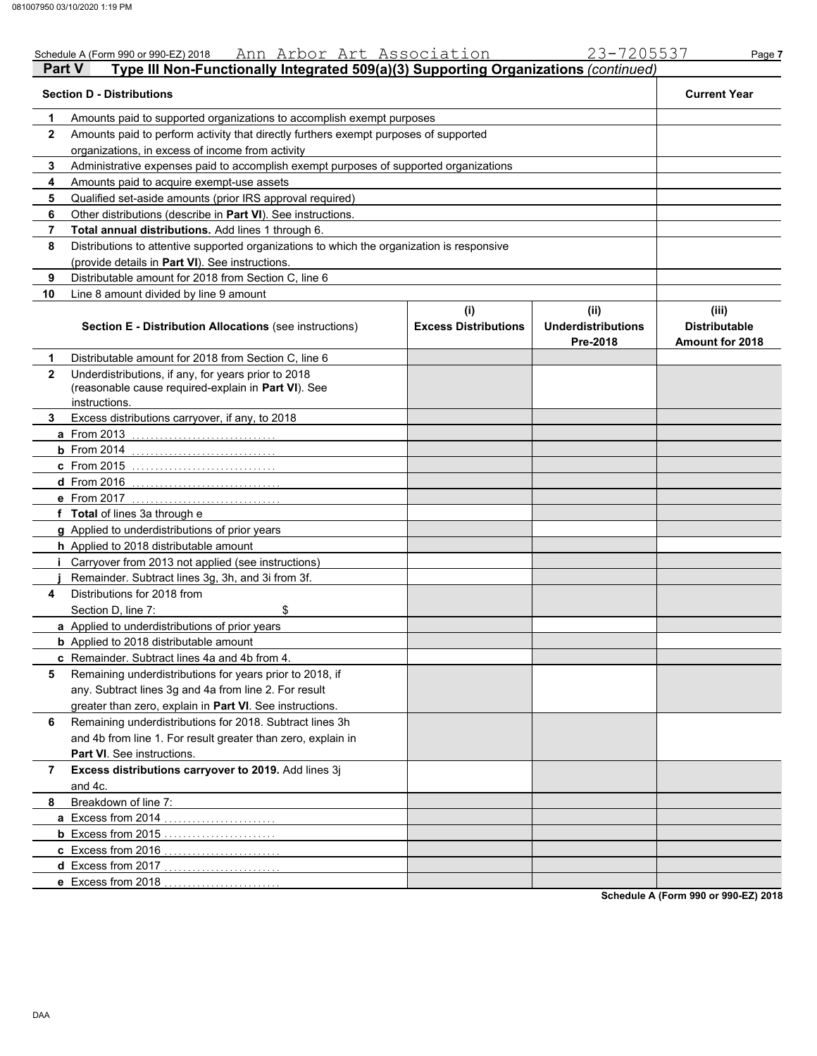Schedule A (Form 990 or 990-EZ) 2018 Ann Arbor Art Association 23-7205537

## Part V Type III Non-Functionally Integrated 509(a)(3) Supporting Organizations *(continued)*

| | **Section D - Distributions** | **Current Year** |
|---|---|---|
| **1** | Amounts paid to supported organizations to accomplish exempt purposes | |
| **2** | Amounts paid to perform activity that directly furthers exempt purposes of supported organizations, in excess of income from activity | |
| **3** | Administrative expenses paid to accomplish exempt purposes of supported organizations | |
| **4** | Amounts paid to acquire exempt-use assets | |
| **5** | Qualified set-aside amounts (prior IRS approval required) | |
| **6** | Other distributions (describe in **Part VI**). See instructions. | |
| **7** | **Total annual distributions.** Add lines 1 through 6. | |
| **8** | Distributions to attentive supported organizations to which the organization is responsive (provide details in **Part VI**). See instructions. | |
| **9** | Distributable amount for 2018 from Section C, line 6 | |
| **10** | Line 8 amount divided by line 9 amount | |

| | **Section E - Distribution Allocations** (see instructions) | (i) **Excess Distributions** | (ii) **Underdistributions Pre-2018** | (iii) **Distributable Amount for 2018** |
|---|---|---|---|---|
| **1** | Distributable amount for 2018 from Section C, line 6 | | | |
| **2** | Underdistributions, if any, for years prior to 2018 (reasonable cause required-explain in **Part VI**). See instructions. | | | |
| **3** | Excess distributions carryover, if any, to 2018 | | | |
| **a** | From 2013 | | | |
| **b** | From 2014 | | | |
| **c** | From 2015 | | | |
| **d** | From 2016 | | | |
| **e** | From 2017 | | | |
| **f** | **Total** of lines 3a through e | | | |
| **g** | Applied to underdistributions of prior years | | | |
| **h** | Applied to 2018 distributable amount | | | |
| **i** | Carryover from 2013 not applied (see instructions) | | | |
| **j** | Remainder. Subtract lines 3g, 3h, and 3i from 3f. | | | |
| **4** | Distributions for 2018 from Section D, line 7: $ | | | |
| **a** | Applied to underdistributions of prior years | | | |
| **b** | Applied to 2018 distributable amount | | | |
| **c** | Remainder. Subtract lines 4a and 4b from 4. | | | |
| **5** | Remaining underdistributions for years prior to 2018, if any. Subtract lines 3g and 4a from line 2. For result greater than zero, explain in **Part VI**. See instructions. | | | |
| **6** | Remaining underdistributions for 2018. Subtract lines 3h and 4b from line 1. For result greater than zero, explain in **Part VI**. See instructions. | | | |
| **7** | **Excess distributions carryover to 2019.** Add lines 3j and 4c. | | | |
| **8** | Breakdown of line 7: | | | |
| **a** | Excess from 2014 | | | |
| **b** | Excess from 2015 | | | |
| **c** | Excess from 2016 | | | |
| **d** | Excess from 2017 | | | |
| **e** | Excess from 2018 | | | |

**Schedule A (Form 990 or 990-EZ) 2018**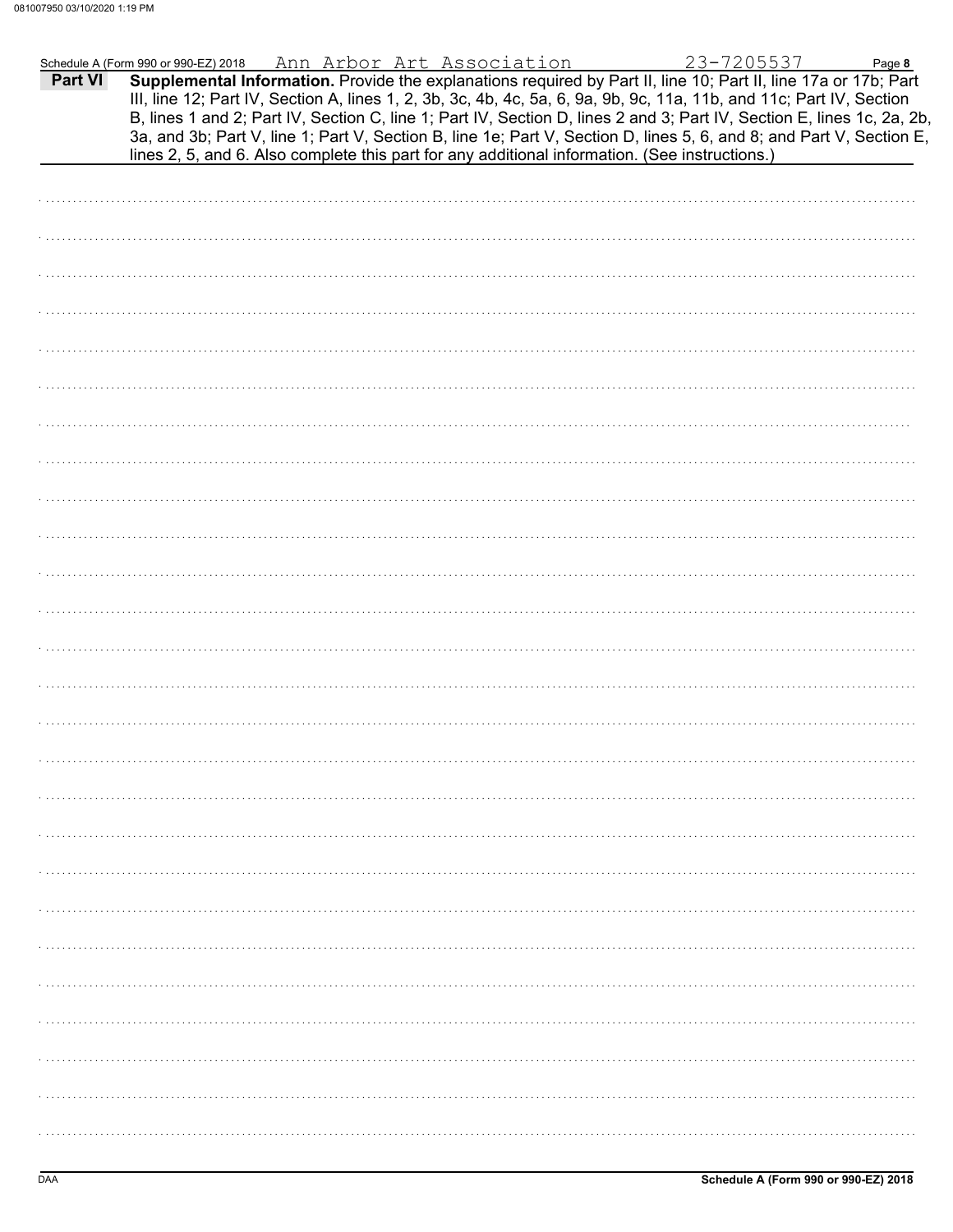Schedule A (Form 990 or 990-EZ) 2018 Ann Arbor Art Association 23-7205537 Page **8**

**Part VI** **Supplemental Information.** Provide the explanations required by Part II, line 10; Part II, line 17a or 17b; Part III, line 12; Part IV, Section A, lines 1, 2, 3b, 3c, 4b, 4c, 5a, 6, 9a, 9b, 9c, 11a, 11b, and 11c; Part IV, Section B, lines 1 and 2; Part IV, Section C, line 1; Part IV, Section D, lines 2 and 3; Part IV, Section E, lines 1c, 2a, 2b, 3a, and 3b; Part V, line 1; Part V, Section B, line 1e; Part V, Section D, lines 5, 6, and 8; and Part V, Section E, lines 2, 5, and 6. Also complete this part for any additional information. (See instructions.)

DAA **Schedule A (Form 990 or 990-EZ) 2018**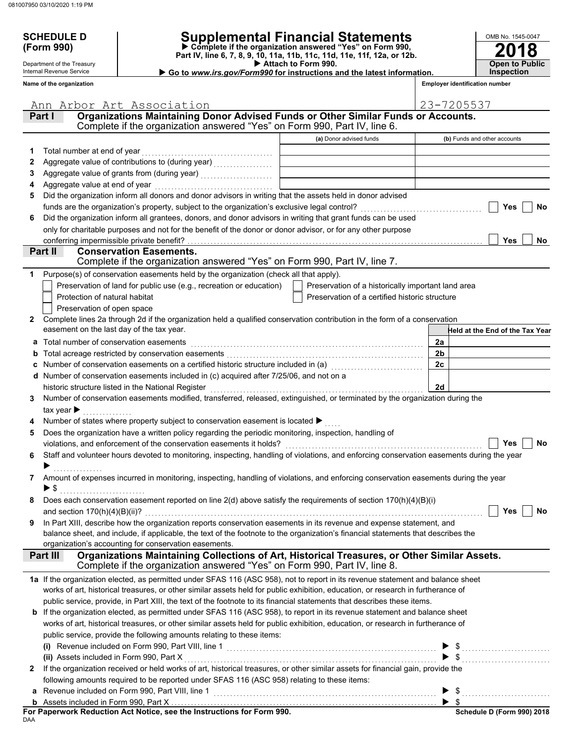**SCHEDULE D (Form 990)**

Department of the Treasury
Internal Revenue Service

# Supplemental Financial Statements

▶ Complete if the organization answered "Yes" on Form 990, Part IV, line 6, 7, 8, 9, 10, 11a, 11b, 11c, 11d, 11e, 11f, 12a, or 12b.
▶ Attach to Form 990.
▶ Go to *www.irs.gov/Form990* for instructions and the latest information.

OMB No. 1545-0047

**2018**

**Open to Public Inspection**

**Name of the organization:** Ann Arbor Art Association

**Employer identification number:** 23-7205537

## Part I Organizations Maintaining Donor Advised Funds or Other Similar Funds or Accounts.
Complete if the organization answered "Yes" on Form 990, Part IV, line 6.

| | | (a) Donor advised funds | (b) Funds and other accounts |
|---|---|---|---|
| 1 | Total number at end of year | | |
| 2 | Aggregate value of contributions to (during year) | | |
| 3 | Aggregate value of grants from (during year) | | |
| 4 | Aggregate value at end of year | | |

5 Did the organization inform all donors and donor advisors in writing that the assets held in donor advised funds are the organization's property, subject to the organization's exclusive legal control? ☐ Yes ☐ No

6 Did the organization inform all grantees, donors, and donor advisors in writing that grant funds can be used only for charitable purposes and not for the benefit of the donor or donor advisor, or for any other purpose conferring impermissible private benefit? ☐ Yes ☐ No

## Part II Conservation Easements.
Complete if the organization answered "Yes" on Form 990, Part IV, line 7.

1 Purpose(s) of conservation easements held by the organization (check all that apply).

☐ Preservation of land for public use (e.g., recreation or education) ☐ Preservation of a historically important land area
☐ Protection of natural habitat ☐ Preservation of a certified historic structure
☐ Preservation of open space

2 Complete lines 2a through 2d if the organization held a qualified conservation contribution in the form of a conservation easement on the last day of the tax year.

| | | | Held at the End of the Tax Year |
|---|---|---|---|
| a | Total number of conservation easements | 2a | |
| b | Total acreage restricted by conservation easements | 2b | |
| c | Number of conservation easements on a certified historic structure included in (a) | 2c | |
| d | Number of conservation easements included in (c) acquired after 7/25/06, and not on a historic structure listed in the National Register | 2d | |

3 Number of conservation easements modified, transferred, released, extinguished, or terminated by the organization during the tax year ▶

4 Number of states where property subject to conservation easement is located ▶

5 Does the organization have a written policy regarding the periodic monitoring, inspection, handling of violations, and enforcement of the conservation easements it holds? ☐ Yes ☐ No

6 Staff and volunteer hours devoted to monitoring, inspecting, handling of violations, and enforcing conservation easements during the year ▶

7 Amount of expenses incurred in monitoring, inspecting, handling of violations, and enforcing conservation easements during the year ▶ $

8 Does each conservation easement reported on line 2(d) above satisfy the requirements of section 170(h)(4)(B)(i) and section 170(h)(4)(B)(ii)? ☐ Yes ☐ No

9 In Part XIII, describe how the organization reports conservation easements in its revenue and expense statement, and balance sheet, and include, if applicable, the text of the footnote to the organization's financial statements that describes the organization's accounting for conservation easements.

## Part III Organizations Maintaining Collections of Art, Historical Treasures, or Other Similar Assets.
Complete if the organization answered "Yes" on Form 990, Part IV, line 8.

1a If the organization elected, as permitted under SFAS 116 (ASC 958), not to report in its revenue statement and balance sheet works of art, historical treasures, or other similar assets held for public exhibition, education, or research in furtherance of public service, provide, in Part XIII, the text of the footnote to its financial statements that describes these items.

b If the organization elected, as permitted under SFAS 116 (ASC 958), to report in its revenue statement and balance sheet works of art, historical treasures, or other similar assets held for public exhibition, education, or research in furtherance of public service, provide the following amounts relating to these items:

(i) Revenue included on Form 990, Part VIII, line 1 ▶ $

(ii) Assets included in Form 990, Part X ▶ $

2 If the organization received or held works of art, historical treasures, or other similar assets for financial gain, provide the following amounts required to be reported under SFAS 116 (ASC 958) relating to these items:

a Revenue included on Form 990, Part VIII, line 1 ▶ $

b Assets included in Form 990, Part X ▶ $

**For Paperwork Reduction Act Notice, see the Instructions for Form 990.**

DAA

**Schedule D (Form 990) 2018**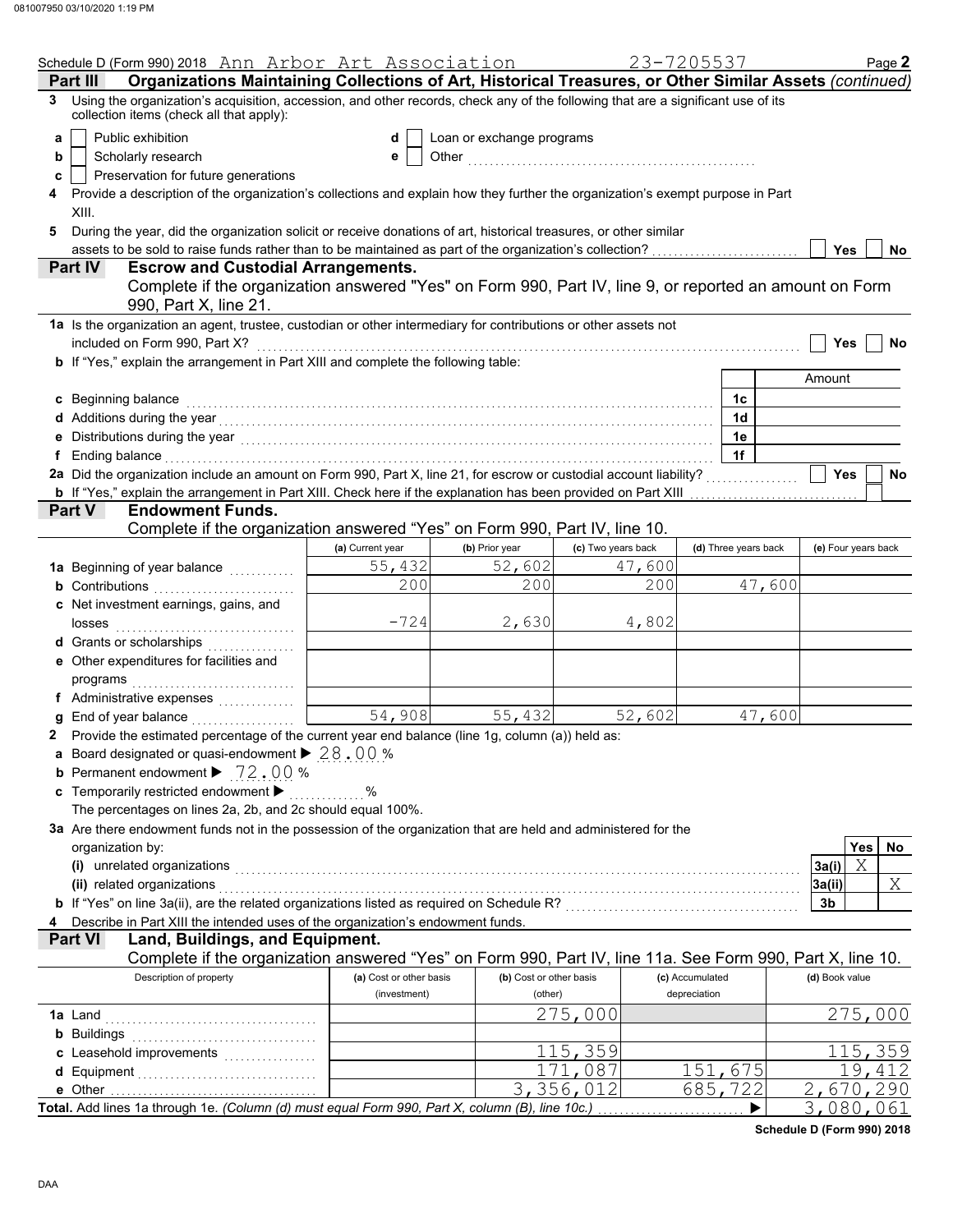Schedule D (Form 990) 2018 Ann Arbor Art Association 23-7205537 Page **2**

**Part III — Organizations Maintaining Collections of Art, Historical Treasures, or Other Similar Assets** *(continued)*

**3** Using the organization's acquisition, accession, and other records, check any of the following that are a significant use of its collection items (check all that apply):

- **a** ☐ Public exhibition
- **b** ☐ Scholarly research
- **c** ☐ Preservation for future generations
- **d** ☐ Loan or exchange programs
- **e** ☐ Other ..........

**4** Provide a description of the organization's collections and explain how they further the organization's exempt purpose in Part XIII.

**5** During the year, did the organization solicit or receive donations of art, historical treasures, or other similar assets to be sold to raise funds rather than to be maintained as part of the organization's collection? ☐ Yes ☐ No

**Part IV — Escrow and Custodial Arrangements.**

Complete if the organization answered "Yes" on Form 990, Part IV, line 9, or reported an amount on Form 990, Part X, line 21.

**1a** Is the organization an agent, trustee, custodian or other intermediary for contributions or other assets not included on Form 990, Part X? ☐ Yes ☐ No

**b** If "Yes," explain the arrangement in Part XIII and complete the following table:

| | | Amount |
|---|---|---|
| **c** Beginning balance | 1c | |
| **d** Additions during the year | 1d | |
| **e** Distributions during the year | 1e | |
| **f** Ending balance | 1f | |

**2a** Did the organization include an amount on Form 990, Part X, line 21, for escrow or custodial account liability? ☐ Yes ☐ No

**b** If "Yes," explain the arrangement in Part XIII. Check here if the explanation has been provided on Part XIII ☐

**Part V — Endowment Funds.**

Complete if the organization answered "Yes" on Form 990, Part IV, line 10.

| | (a) Current year | (b) Prior year | (c) Two years back | (d) Three years back | (e) Four years back |
|---|---|---|---|---|---|
| **1a** Beginning of year balance | 55,432 | 52,602 | 47,600 | | |
| **b** Contributions | 200 | 200 | 200 | 47,600 | |
| **c** Net investment earnings, gains, and losses | -724 | 2,630 | 4,802 | | |
| **d** Grants or scholarships | | | | | |
| **e** Other expenditures for facilities and programs | | | | | |
| **f** Administrative expenses | | | | | |
| **g** End of year balance | 54,908 | 55,432 | 52,602 | 47,600 | |

**2** Provide the estimated percentage of the current year end balance (line 1g, column (a)) held as:

- **a** Board designated or quasi-endowment ▶ 28.00 %
- **b** Permanent endowment ▶ 72.00 %
- **c** Temporarily restricted endowment ▶ ........ %

The percentages on lines 2a, 2b, and 2c should equal 100%.

**3a** Are there endowment funds not in the possession of the organization that are held and administered for the organization by:

| | | Yes | No |
|---|---|---|---|
| **(i)** unrelated organizations | 3a(i) | X | |
| **(ii)** related organizations | 3a(ii) | | X |
| **b** If "Yes" on line 3a(ii), are the related organizations listed as required on Schedule R? | 3b | | |

**4** Describe in Part XIII the intended uses of the organization's endowment funds.

**Part VI — Land, Buildings, and Equipment.**

Complete if the organization answered "Yes" on Form 990, Part IV, line 11a. See Form 990, Part X, line 10.

| Description of property | (a) Cost or other basis (investment) | (b) Cost or other basis (other) | (c) Accumulated depreciation | (d) Book value |
|---|---|---|---|---|
| **1a** Land | | 275,000 | | 275,000 |
| **b** Buildings | | | | |
| **c** Leasehold improvements | | 115,359 | | 115,359 |
| **d** Equipment | | 171,087 | 151,675 | 19,412 |
| **e** Other | | 3,356,012 | 685,722 | 2,670,290 |
| **Total.** Add lines 1a through 1e. *(Column (d) must equal Form 990, Part X, column (B), line 10c.)* ▶ | | | | 3,080,061 |

**Schedule D (Form 990) 2018**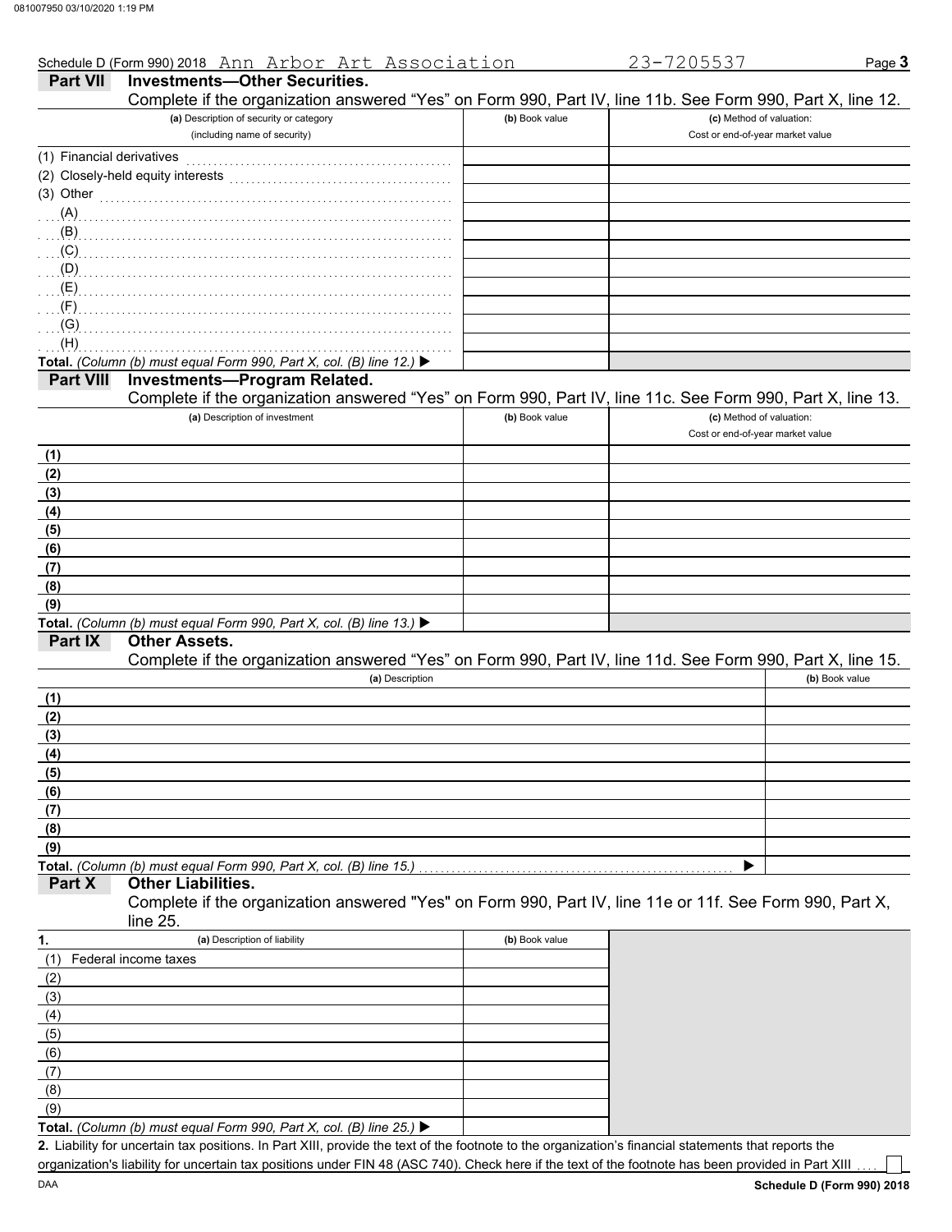Schedule D (Form 990) 2018 Ann Arbor Art Association 23-7205537 Page **3**

## Part VII Investments—Other Securities.

Complete if the organization answered "Yes" on Form 990, Part IV, line 11b. See Form 990, Part X, line 12.

| (a) Description of security or category (including name of security) | (b) Book value | (c) Method of valuation: Cost or end-of-year market value |
|---|---|---|
| (1) Financial derivatives | | |
| (2) Closely-held equity interests | | |
| (3) Other | | |
| (A) | | |
| (B) | | |
| (C) | | |
| (D) | | |
| (E) | | |
| (F) | | |
| (G) | | |
| (H) | | |
| **Total.** *(Column (b) must equal Form 990, Part X, col. (B) line 12.)* ▶ | | |

## Part VIII Investments—Program Related.

Complete if the organization answered "Yes" on Form 990, Part IV, line 11c. See Form 990, Part X, line 13.

| (a) Description of investment | (b) Book value | (c) Method of valuation: Cost or end-of-year market value |
|---|---|---|
| (1) | | |
| (2) | | |
| (3) | | |
| (4) | | |
| (5) | | |
| (6) | | |
| (7) | | |
| (8) | | |
| (9) | | |
| **Total.** *(Column (b) must equal Form 990, Part X, col. (B) line 13.)* ▶ | | |

## Part IX Other Assets.

Complete if the organization answered "Yes" on Form 990, Part IV, line 11d. See Form 990, Part X, line 15.

| (a) Description | (b) Book value |
|---|---|
| (1) | |
| (2) | |
| (3) | |
| (4) | |
| (5) | |
| (6) | |
| (7) | |
| (8) | |
| (9) | |
| **Total.** *(Column (b) must equal Form 990, Part X, col. (B) line 15.)* ▶ | |

## Part X Other Liabilities.

Complete if the organization answered "Yes" on Form 990, Part IV, line 11e or 11f. See Form 990, Part X, line 25.

| 1. (a) Description of liability | (b) Book value |
|---|---|
| (1) Federal income taxes | |
| (2) | |
| (3) | |
| (4) | |
| (5) | |
| (6) | |
| (7) | |
| (8) | |
| (9) | |
| **Total.** *(Column (b) must equal Form 990, Part X, col. (B) line 25.)* ▶ | |

**2.** Liability for uncertain tax positions. In Part XIII, provide the text of the footnote to the organization's financial statements that reports the organization's liability for uncertain tax positions under FIN 48 (ASC 740). Check here if the text of the footnote has been provided in Part XIII ☐

**Schedule D (Form 990) 2018**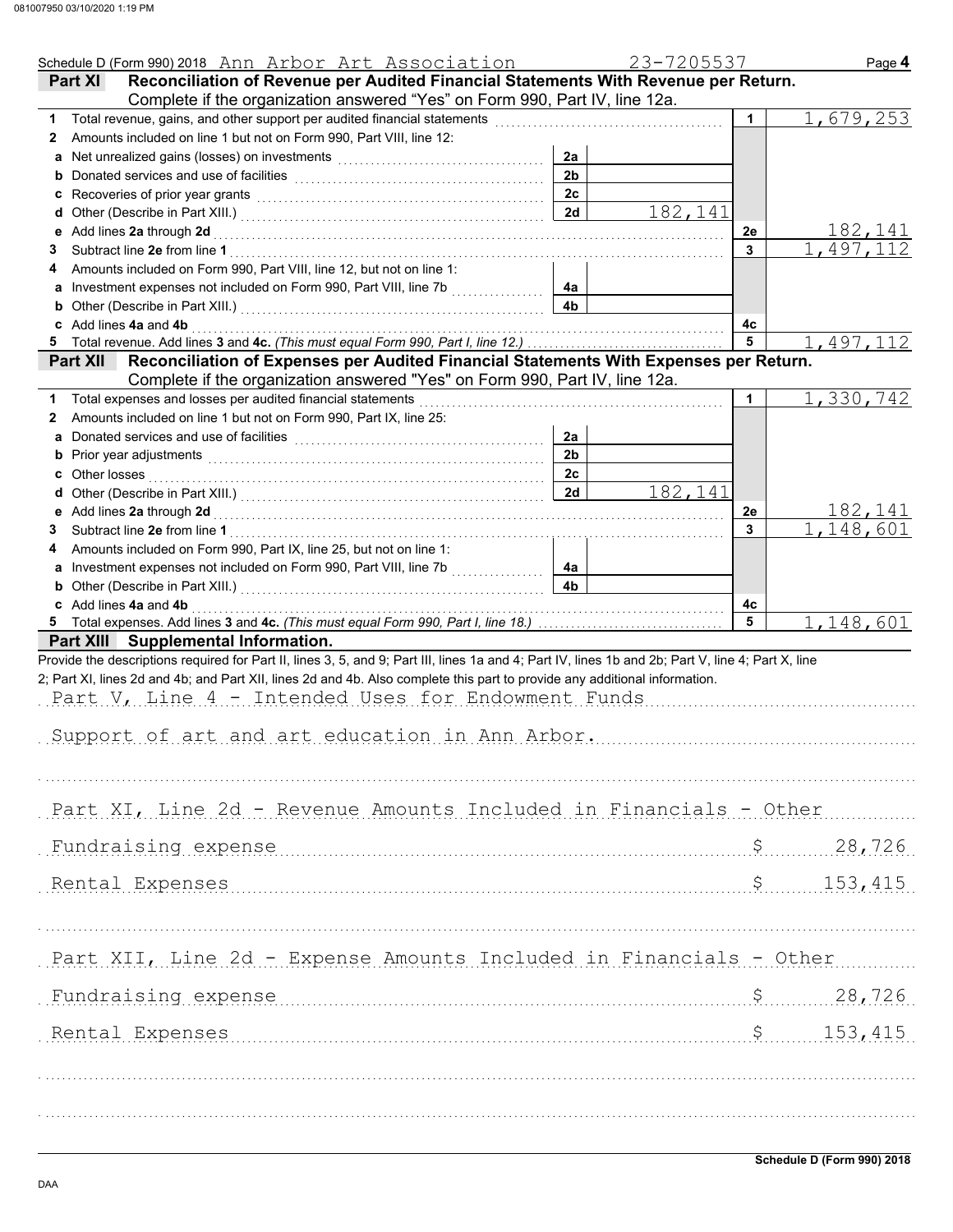Schedule D (Form 990) 2018 Ann Arbor Art Association 23-7205537 Page **4**

## Part XI Reconciliation of Revenue per Audited Financial Statements With Revenue per Return.

Complete if the organization answered "Yes" on Form 990, Part IV, line 12a.

| | | | | | |
|---|---|---|---|---|---|
| **1** | Total revenue, gains, and other support per audited financial statements | | | 1 | 1,679,253 |
| **2** | Amounts included on line 1 but not on Form 990, Part VIII, line 12: | | | | |
| **a** | Net unrealized gains (losses) on investments | 2a | | | |
| **b** | Donated services and use of facilities | 2b | | | |
| **c** | Recoveries of prior year grants | 2c | | | |
| **d** | Other (Describe in Part XIII.) | 2d | 182,141 | | |
| **e** | Add lines **2a** through **2d** | | | 2e | 182,141 |
| **3** | Subtract line **2e** from line **1** | | | 3 | 1,497,112 |
| **4** | Amounts included on Form 990, Part VIII, line 12, but not on line 1: | | | | |
| **a** | Investment expenses not included on Form 990, Part VIII, line 7b | 4a | | | |
| **b** | Other (Describe in Part XIII.) | 4b | | | |
| **c** | Add lines **4a** and **4b** | | | 4c | |
| **5** | Total revenue. Add lines **3** and **4c.** *(This must equal Form 990, Part I, line 12.)* | | | 5 | 1,497,112 |

## Part XII Reconciliation of Expenses per Audited Financial Statements With Expenses per Return.

Complete if the organization answered "Yes" on Form 990, Part IV, line 12a.

| | | | | | |
|---|---|---|---|---|---|
| **1** | Total expenses and losses per audited financial statements | | | 1 | 1,330,742 |
| **2** | Amounts included on line 1 but not on Form 990, Part IX, line 25: | | | | |
| **a** | Donated services and use of facilities | 2a | | | |
| **b** | Prior year adjustments | 2b | | | |
| **c** | Other losses | 2c | | | |
| **d** | Other (Describe in Part XIII.) | 2d | 182,141 | | |
| **e** | Add lines **2a** through **2d** | | | 2e | 182,141 |
| **3** | Subtract line **2e** from line **1** | | | 3 | 1,148,601 |
| **4** | Amounts included on Form 990, Part IX, line 25, but not on line 1: | | | | |
| **a** | Investment expenses not included on Form 990, Part VIII, line 7b | 4a | | | |
| **b** | Other (Describe in Part XIII.) | 4b | | | |
| **c** | Add lines **4a** and **4b** | | | 4c | |
| **5** | Total expenses. Add lines **3** and **4c.** *(This must equal Form 990, Part I, line 18.)* | | | 5 | 1,148,601 |

## Part XIII Supplemental Information.

Provide the descriptions required for Part II, lines 3, 5, and 9; Part III, lines 1a and 4; Part IV, lines 1b and 2b; Part V, line 4; Part X, line 2; Part XI, lines 2d and 4b; and Part XII, lines 2d and 4b. Also complete this part to provide any additional information.

Part V, Line 4 - Intended Uses for Endowment Funds

Support of art and art education in Ann Arbor.

Part XI, Line 2d - Revenue Amounts Included in Financials - Other

| | |
|---|---|
| Fundraising expense | $ 28,726 |
| Rental Expenses | $ 153,415 |

Part XII, Line 2d - Expense Amounts Included in Financials - Other

| | |
|---|---|
| Fundraising expense | $ 28,726 |
| Rental Expenses | $ 153,415 |

Schedule D (Form 990) 2018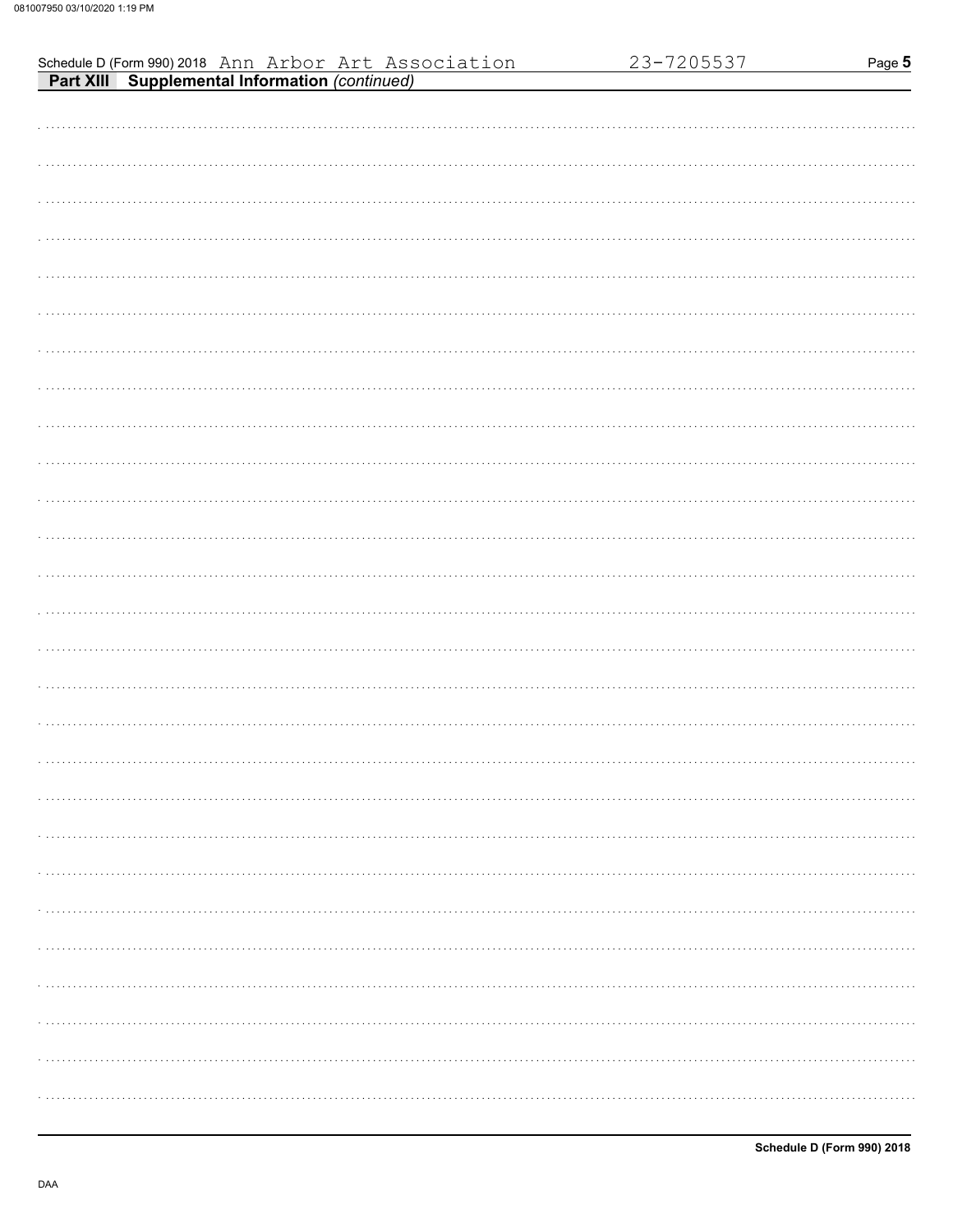Schedule D (Form 990) 2018 Ann Arbor Art Association 23-7205537

**Part XIII Supplemental Information** *(continued)*

DAA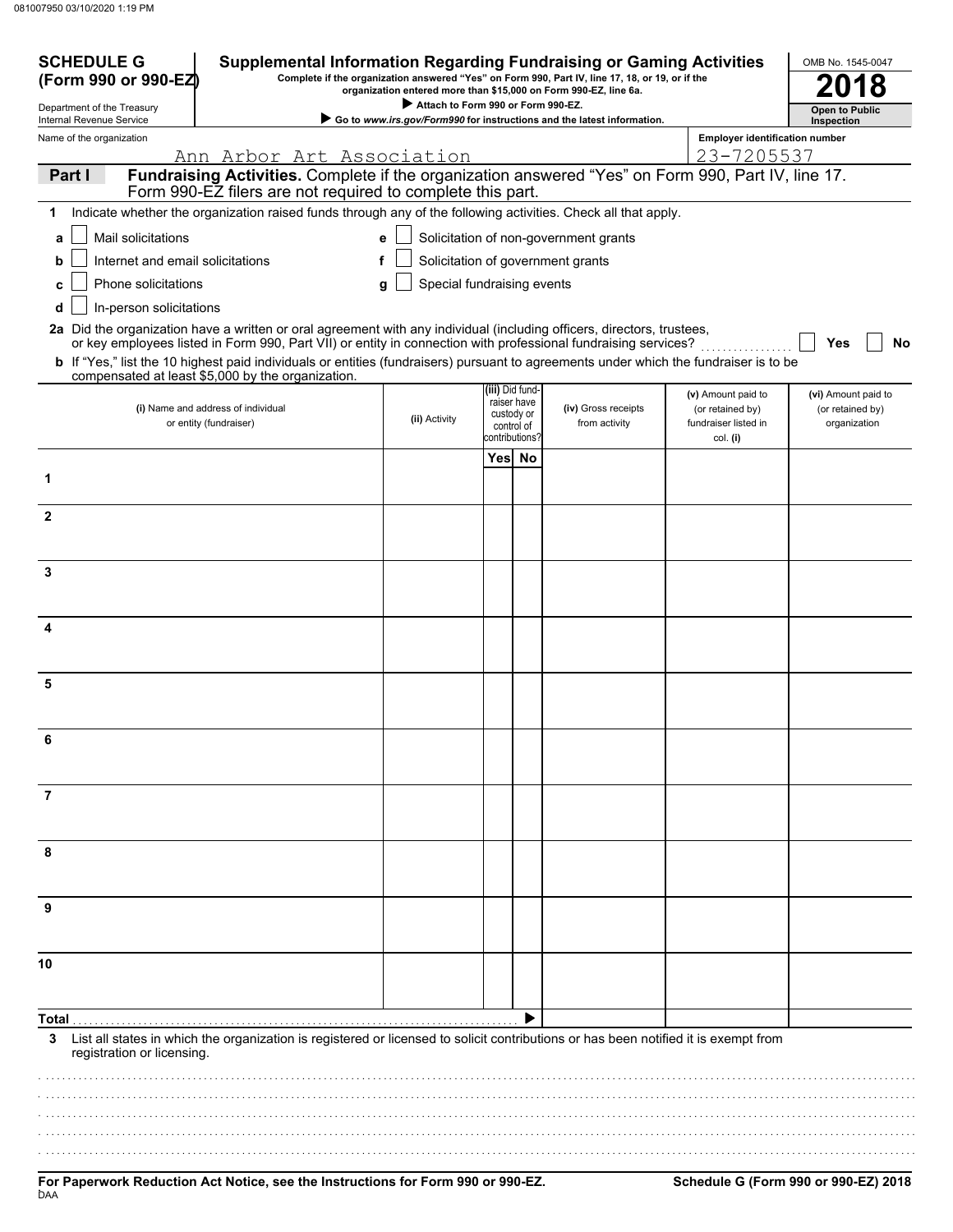# SCHEDULE G (Form 990 or 990-EZ)

Department of the Treasury
Internal Revenue Service

## Supplemental Information Regarding Fundraising or Gaming Activities

**Complete if the organization answered "Yes" on Form 990, Part IV, line 17, 18, or 19, or if the organization entered more than $15,000 on Form 990-EZ, line 6a.**

▶ Attach to Form 990 or Form 990-EZ.

▶ Go to *www.irs.gov/Form990* for instructions and the latest information.

OMB No. 1545-0047

**2018**

**Open to Public Inspection**

Name of the organization: Ann Arbor Art Association

Employer identification number: 23-7205537

**Part I — Fundraising Activities.** Complete if the organization answered "Yes" on Form 990, Part IV, line 17. Form 990-EZ filers are not required to complete this part.

**1** Indicate whether the organization raised funds through any of the following activities. Check all that apply.

- **a** ☐ Mail solicitations
- **b** ☐ Internet and email solicitations
- **c** ☐ Phone solicitations
- **d** ☐ In-person solicitations
- **e** ☐ Solicitation of non-government grants
- **f** ☐ Solicitation of government grants
- **g** ☐ Special fundraising events

**2a** Did the organization have a written or oral agreement with any individual (including officers, directors, trustees, or key employees listed in Form 990, Part VII) or entity in connection with professional fundraising services? ☐ **Yes** ☐ **No**

**b** If "Yes," list the 10 highest paid individuals or entities (fundraisers) pursuant to agreements under which the fundraiser is to be compensated at least $5,000 by the organization.

| | (i) Name and address of individual or entity (fundraiser) | (ii) Activity | (iii) Did fundraiser have custody or control of contributions? | | (iv) Gross receipts from activity | (v) Amount paid to (or retained by) fundraiser listed in col. (i) | (vi) Amount paid to (or retained by) organization |
|---|---|---|---|---|---|---|---|
| | | | Yes | No | | | |
| 1 | | | | | | | |
| 2 | | | | | | | |
| 3 | | | | | | | |
| 4 | | | | | | | |
| 5 | | | | | | | |
| 6 | | | | | | | |
| 7 | | | | | | | |
| 8 | | | | | | | |
| 9 | | | | | | | |
| 10 | | | | | | | |
| **Total** ▶ | | | | | | | |

**3** List all states in which the organization is registered or licensed to solicit contributions or has been notified it is exempt from registration or licensing.

**For Paperwork Reduction Act Notice, see the Instructions for Form 990 or 990-EZ.**

**Schedule G (Form 990 or 990-EZ) 2018**

DAA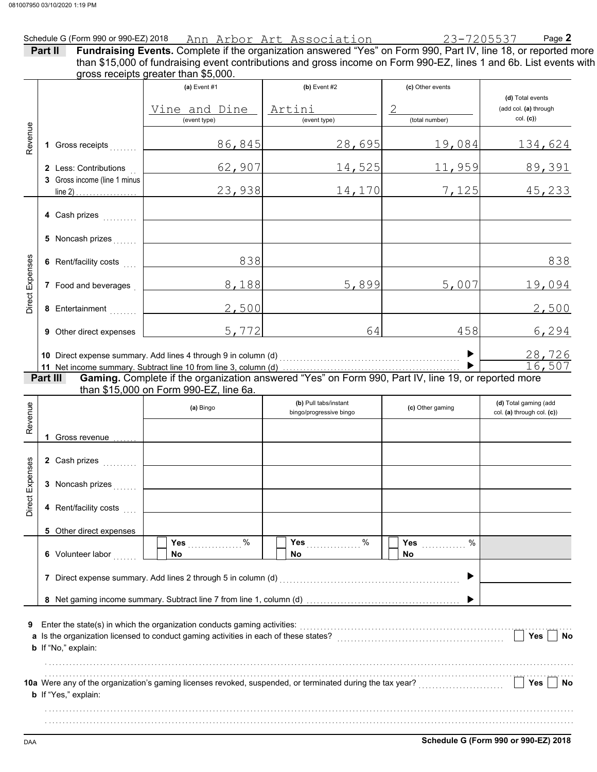Schedule G (Form 990 or 990-EZ) 2018 Ann Arbor Art Association 23-7205537 Page **2**

**Part II Fundraising Events.** Complete if the organization answered "Yes" on Form 990, Part IV, line 18, or reported more than $15,000 of fundraising event contributions and gross income on Form 990-EZ, lines 1 and 6b. List events with gross receipts greater than $5,000.

| | | (a) Event #1 | (b) Event #2 | (c) Other events | (d) Total events (add col. (a) through col. (c)) |
|---|---|---|---|---|---|
| | | Vine and Dine (event type) | Artini (event type) | 2 (total number) | |
| Revenue | 1 Gross receipts | 86,845 | 28,695 | 19,084 | 134,624 |
| | 2 Less: Contributions | 62,907 | 14,525 | 11,959 | 89,391 |
| | 3 Gross income (line 1 minus line 2) | 23,938 | 14,170 | 7,125 | 45,233 |
| Direct Expenses | 4 Cash prizes | | | | |
| | 5 Noncash prizes | | | | |
| | 6 Rent/facility costs | 838 | | | 838 |
| | 7 Food and beverages | 8,188 | 5,899 | 5,007 | 19,094 |
| | 8 Entertainment | 2,500 | | | 2,500 |
| | 9 Other direct expenses | 5,772 | 64 | 458 | 6,294 |

10 Direct expense summary. Add lines 4 through 9 in column (d) ▶ 28,726

11 Net income summary. Subtract line 10 from line 3, column (d) ▶ 16,507

**Part III Gaming.** Complete if the organization answered "Yes" on Form 990, Part IV, line 19, or reported more than $15,000 on Form 990-EZ, line 6a.

| | | (a) Bingo | (b) Pull tabs/instant bingo/progressive bingo | (c) Other gaming | (d) Total gaming (add col. (a) through col. (c)) |
|---|---|---|---|---|---|
| Revenue | 1 Gross revenue | | | | |
| Direct Expenses | 2 Cash prizes | | | | |
| | 3 Noncash prizes | | | | |
| | 4 Rent/facility costs | | | | |
| | 5 Other direct expenses | | | | |
| | 6 Volunteer labor | ☐ Yes ....% ☐ No | ☐ Yes ....% ☐ No | ☐ Yes ....% ☐ No | |

7 Direct expense summary. Add lines 2 through 5 in column (d) ▶

8 Net gaming income summary. Subtract line 7 from line 1, column (d) ▶

9 Enter the state(s) in which the organization conducts gaming activities:

a Is the organization licensed to conduct gaming activities in each of these states? ☐ Yes ☐ No

b If "No," explain:

10a Were any of the organization's gaming licenses revoked, suspended, or terminated during the tax year? ☐ Yes ☐ No

b If "Yes," explain:

DAA **Schedule G (Form 990 or 990-EZ) 2018**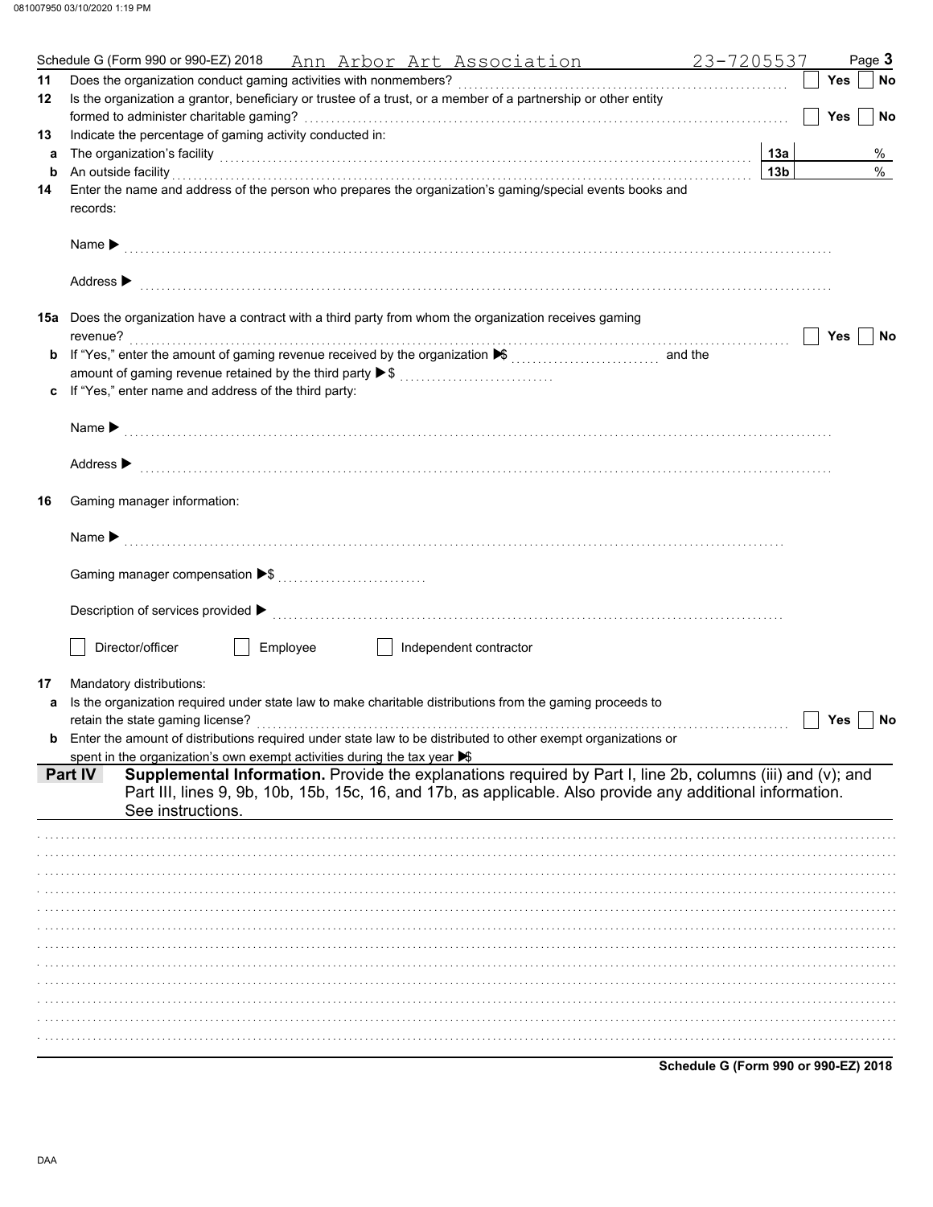Schedule G (Form 990 or 990-EZ) 2018 Ann Arbor Art Association 23-7205537 Page **3**

**11** Does the organization conduct gaming activities with nonmembers? ☐ Yes ☐ No

**12** Is the organization a grantor, beneficiary or trustee of a trust, or a member of a partnership or other entity formed to administer charitable gaming? ☐ Yes ☐ No

**13** Indicate the percentage of gaming activity conducted in:

**a** The organization's facility **13a** %

**b** An outside facility **13b** %

**14** Enter the name and address of the person who prepares the organization's gaming/special events books and records:

Name ▶

Address ▶

**15a** Does the organization have a contract with a third party from whom the organization receives gaming revenue? ☐ Yes ☐ No

**b** If "Yes," enter the amount of gaming revenue received by the organization ▶$ ______ and the amount of gaming revenue retained by the third party ▶$ ______

**c** If "Yes," enter name and address of the third party:

Name ▶

Address ▶

**16** Gaming manager information:

Name ▶

Gaming manager compensation ▶$

Description of services provided ▶

☐ Director/officer ☐ Employee ☐ Independent contractor

**17** Mandatory distributions:

**a** Is the organization required under state law to make charitable distributions from the gaming proceeds to retain the state gaming license? ☐ Yes ☐ No

**b** Enter the amount of distributions required under state law to be distributed to other exempt organizations or spent in the organization's own exempt activities during the tax year ▶$

**Part IV** **Supplemental Information.** Provide the explanations required by Part I, line 2b, columns (iii) and (v); and Part III, lines 9, 9b, 10b, 15b, 15c, 16, and 17b, as applicable. Also provide any additional information. See instructions.

**Schedule G (Form 990 or 990-EZ) 2018**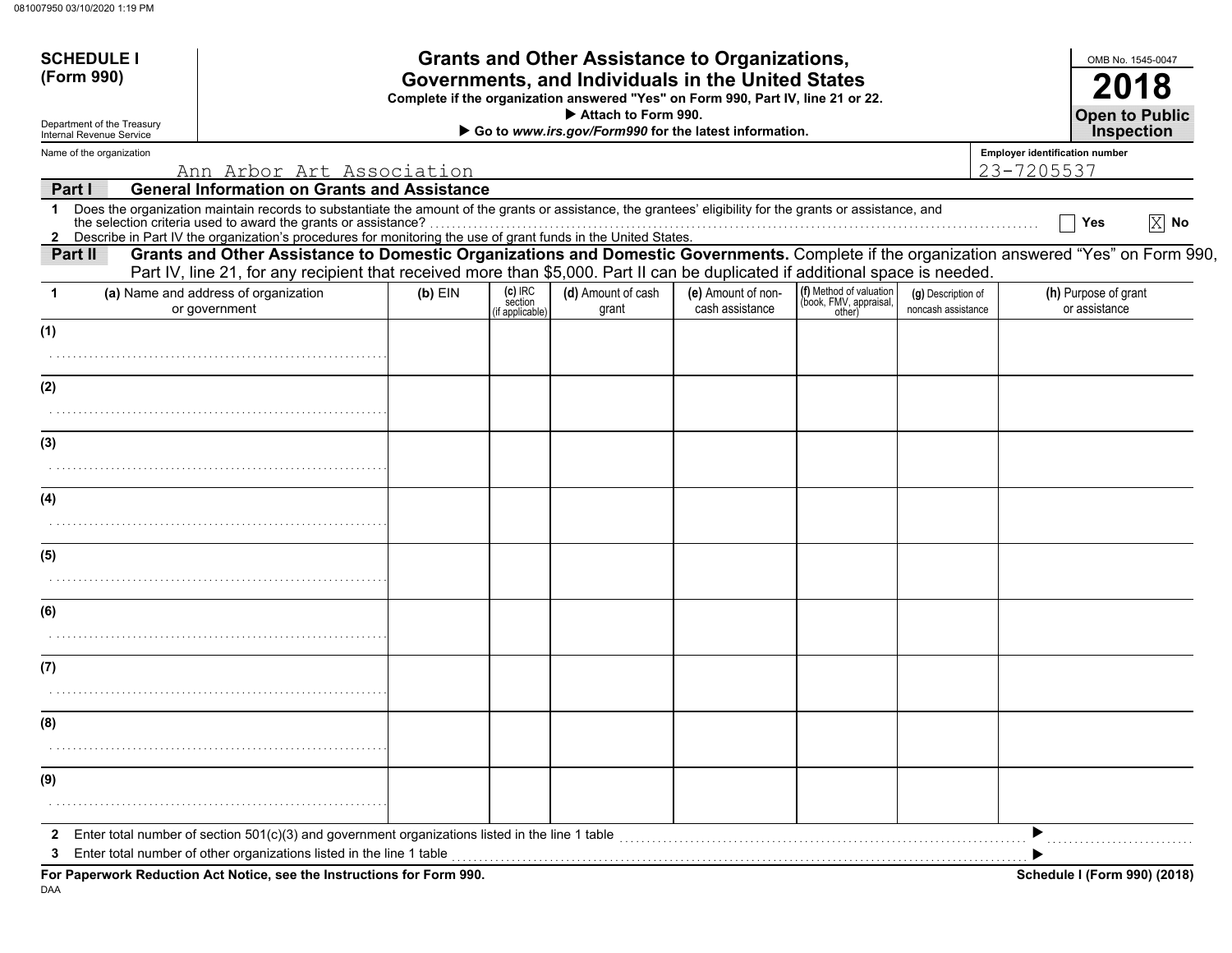081007950 03/10/2020 1:19 PM

**SCHEDULE I**
**(Form 990)**

Department of the Treasury
Internal Revenue Service

# Grants and Other Assistance to Organizations, Governments, and Individuals in the United States

**Complete if the organization answered "Yes" on Form 990, Part IV, line 21 or 22.**
▶ **Attach to Form 990.**
▶ **Go to *www.irs.gov/Form990* for the latest information.**

OMB No. 1545-0047
**2018**
**Open to Public Inspection**

Name of the organization: Ann Arbor Art Association
Employer identification number: 23-7205537

## Part I — General Information on Grants and Assistance

1 Does the organization maintain records to substantiate the amount of the grants or assistance, the grantees' eligibility for the grants or assistance, and the selection criteria used to award the grants or assistance? ☐ Yes ☒ No

2 Describe in Part IV the organization's procedures for monitoring the use of grant funds in the United States.

## Part II — Grants and Other Assistance to Domestic Organizations and Domestic Governments.

Complete if the organization answered "Yes" on Form 990, Part IV, line 21, for any recipient that received more than $5,000. Part II can be duplicated if additional space is needed.

| 1 (a) Name and address of organization or government | (b) EIN | (c) IRC section (if applicable) | (d) Amount of cash grant | (e) Amount of non-cash assistance | (f) Method of valuation (book, FMV, appraisal, other) | (g) Description of noncash assistance | (h) Purpose of grant or assistance |
|---|---|---|---|---|---|---|---|
| (1) | | | | | | | |
| (2) | | | | | | | |
| (3) | | | | | | | |
| (4) | | | | | | | |
| (5) | | | | | | | |
| (6) | | | | | | | |
| (7) | | | | | | | |
| (8) | | | | | | | |
| (9) | | | | | | | |

2 Enter total number of section 501(c)(3) and government organizations listed in the line 1 table ▶

3 Enter total number of other organizations listed in the line 1 table ▶

**For Paperwork Reduction Act Notice, see the Instructions for Form 990.** **Schedule I (Form 990) (2018)**

DAA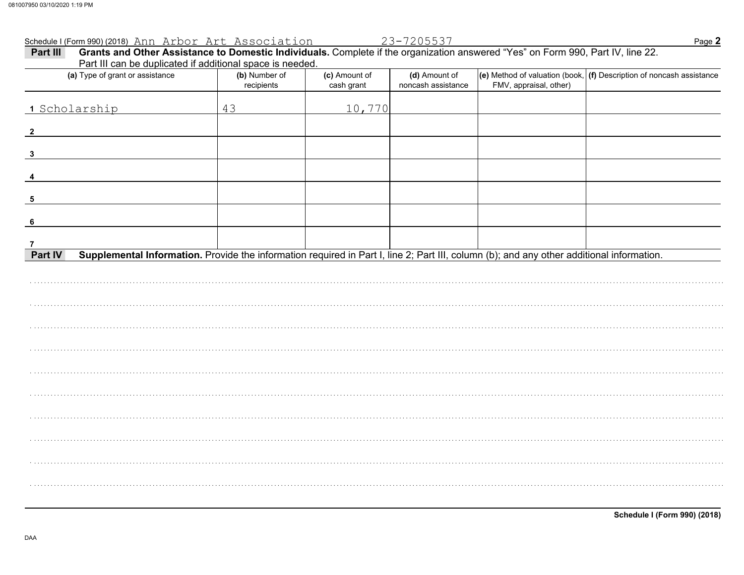Schedule I (Form 990) (2018) Ann Arbor Art Association 23-7205537

## Part III Grants and Other Assistance to Domestic Individuals.

Complete if the organization answered "Yes" on Form 990, Part IV, line 22. Part III can be duplicated if additional space is needed.

| (a) Type of grant or assistance | (b) Number of recipients | (c) Amount of cash grant | (d) Amount of noncash assistance | (e) Method of valuation (book, FMV, appraisal, other) | (f) Description of noncash assistance |
|---|---|---|---|---|---|
| 1 Scholarship | 43 | 10,770 | | | |
| 2 | | | | | |
| 3 | | | | | |
| 4 | | | | | |
| 5 | | | | | |
| 6 | | | | | |
| 7 | | | | | |

## Part IV Supplemental Information.

Provide the information required in Part I, line 2; Part III, column (b); and any other additional information.

Schedule I (Form 990) (2018)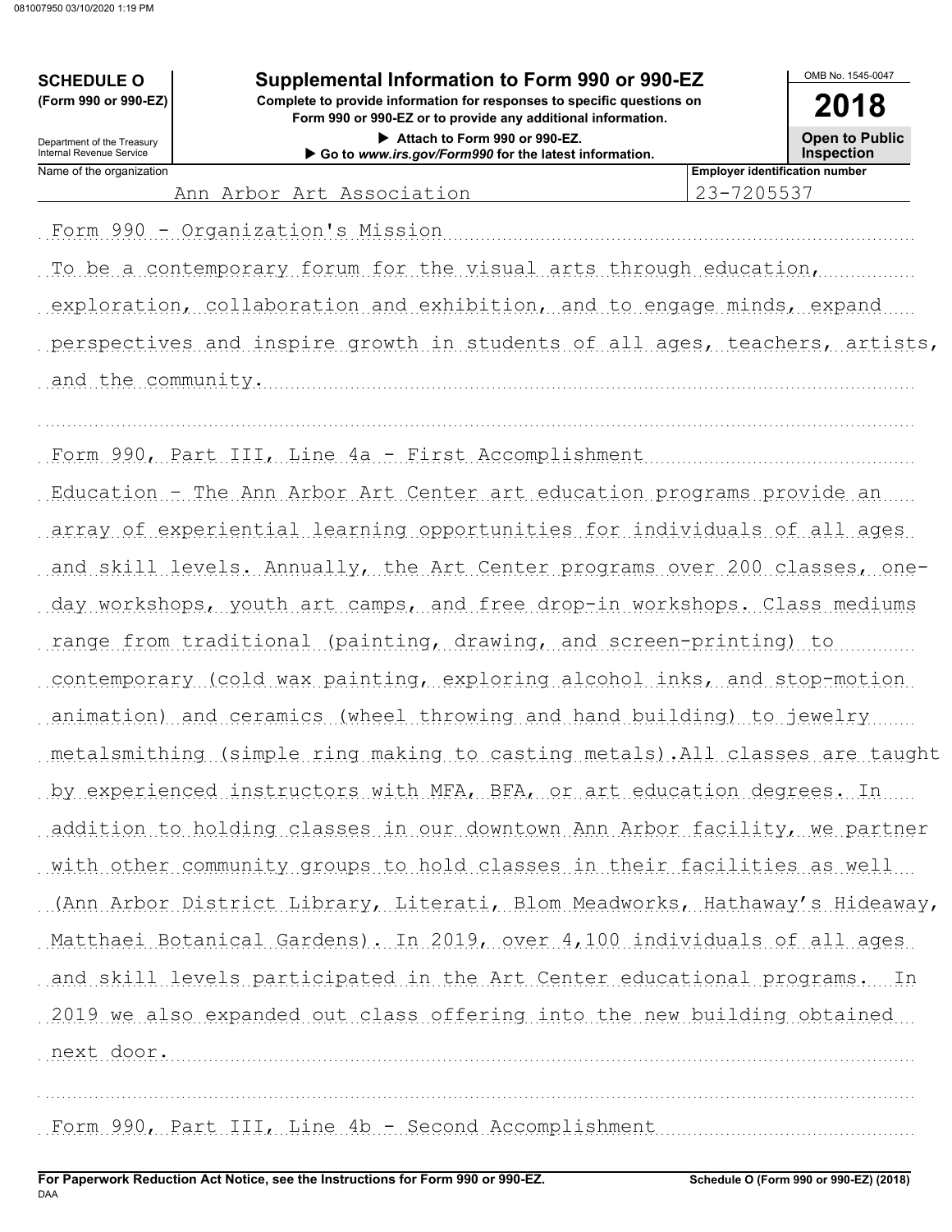**SCHEDULE O (Form 990 or 990-EZ)**

Department of the Treasury
Internal Revenue Service

# Supplemental Information to Form 990 or 990-EZ

**Complete to provide information for responses to specific questions on Form 990 or 990-EZ or to provide any additional information.**

▶ Attach to Form 990 or 990-EZ.

▶ Go to *www.irs.gov/Form990* for the latest information.

OMB No. 1545-0047

**2018**

**Open to Public Inspection**

| Name of the organization | Employer identification number |
| --- | --- |
| Ann Arbor Art Association | 23-7205537 |

Form 990 - Organization's Mission

To be a contemporary forum for the visual arts through education, exploration, collaboration and exhibition, and to engage minds, expand perspectives and inspire growth in students of all ages, teachers, artists, and the community.

Form 990, Part III, Line 4a - First Accomplishment

Education - The Ann Arbor Art Center art education programs provide an array of experiential learning opportunities for individuals of all ages and skill levels. Annually, the Art Center programs over 200 classes, one-day workshops, youth art camps, and free drop-in workshops. Class mediums range from traditional (painting, drawing, and screen-printing) to contemporary (cold wax painting, exploring alcohol inks, and stop-motion animation) and ceramics (wheel throwing and hand building) to jewelry metalsmithing (simple ring making to casting metals).All classes are taught by experienced instructors with MFA, BFA, or art education degrees. In addition to holding classes in our downtown Ann Arbor facility, we partner with other community groups to hold classes in their facilities as well (Ann Arbor District Library, Literati, Blom Meadworks, Hathaway's Hideaway, Matthaei Botanical Gardens). In 2019, over 4,100 individuals of all ages and skill levels participated in the Art Center educational programs. In 2019 we also expanded out class offering into the new building obtained next door.

Form 990, Part III, Line 4b - Second Accomplishment

**For Paperwork Reduction Act Notice, see the Instructions for Form 990 or 990-EZ.** DAA **Schedule O (Form 990 or 990-EZ) (2018)**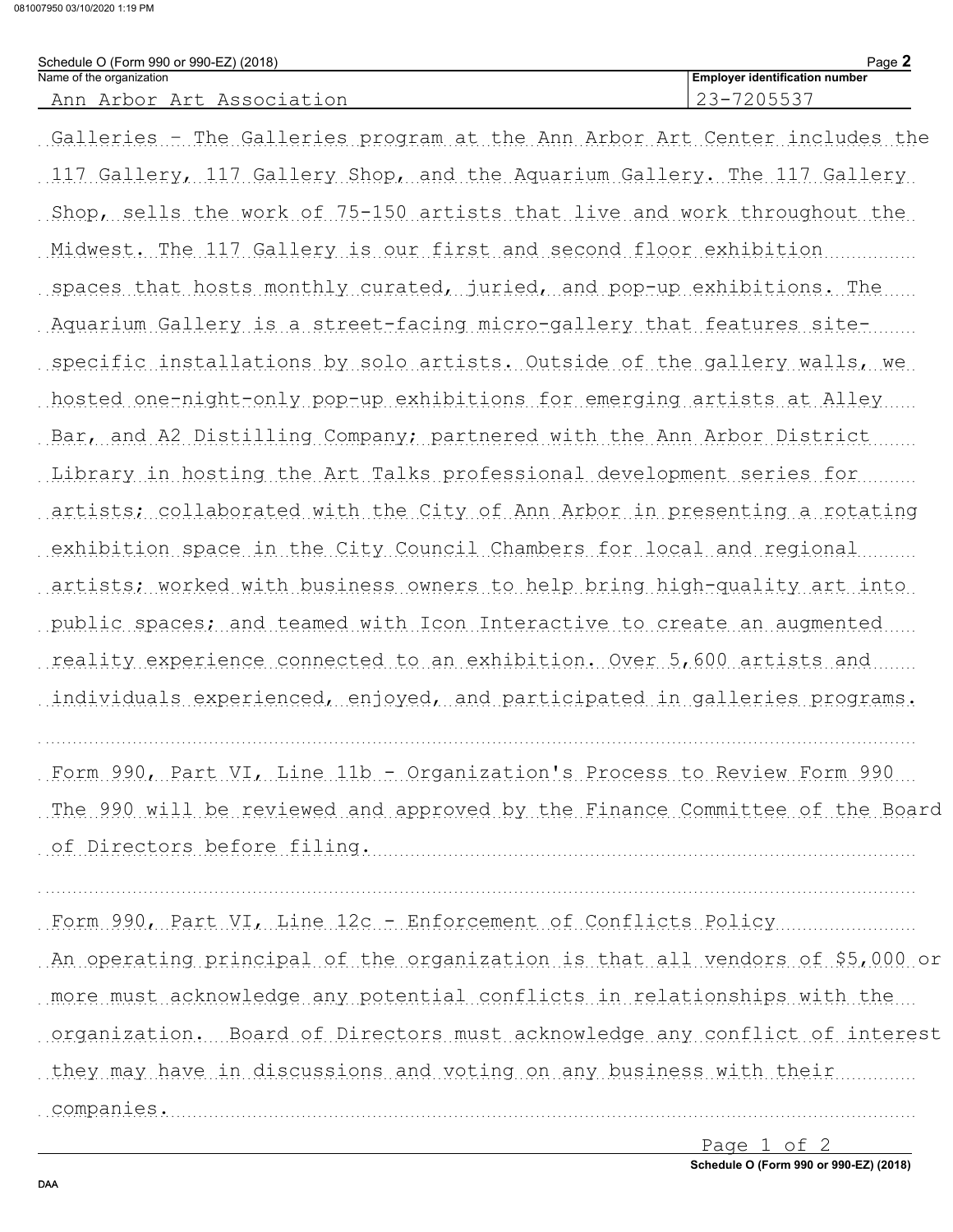Schedule O (Form 990 or 990-EZ) (2018)

| Name of the organization | Employer identification number |
| --- | --- |
| Ann Arbor Art Association | 23-7205537 |

Galleries - The Galleries program at the Ann Arbor Art Center includes the 117 Gallery, 117 Gallery Shop, and the Aquarium Gallery. The 117 Gallery Shop, sells the work of 75-150 artists that live and work throughout the Midwest. The 117 Gallery is our first and second floor exhibition spaces that hosts monthly curated, juried, and pop-up exhibitions. The Aquarium Gallery is a street-facing micro-gallery that features site-specific installations by solo artists. Outside of the gallery walls, we hosted one-night-only pop-up exhibitions for emerging artists at Alley Bar, and A2 Distilling Company; partnered with the Ann Arbor District Library in hosting the Art Talks professional development series for artists; collaborated with the City of Ann Arbor in presenting a rotating exhibition space in the City Council Chambers for local and regional artists; worked with business owners to help bring high-quality art into public spaces; and teamed with Icon Interactive to create an augmented reality experience connected to an exhibition. Over 5,600 artists and individuals experienced, enjoyed, and participated in galleries programs.

Form 990, Part VI, Line 11b - Organization's Process to Review Form 990

The 990 will be reviewed and approved by the Finance Committee of the Board of Directors before filing.

Form 990, Part VI, Line 12c - Enforcement of Conflicts Policy

An operating principal of the organization is that all vendors of $5,000 or more must acknowledge any potential conflicts in relationships with the organization. Board of Directors must acknowledge any conflict of interest they may have in discussions and voting on any business with their companies.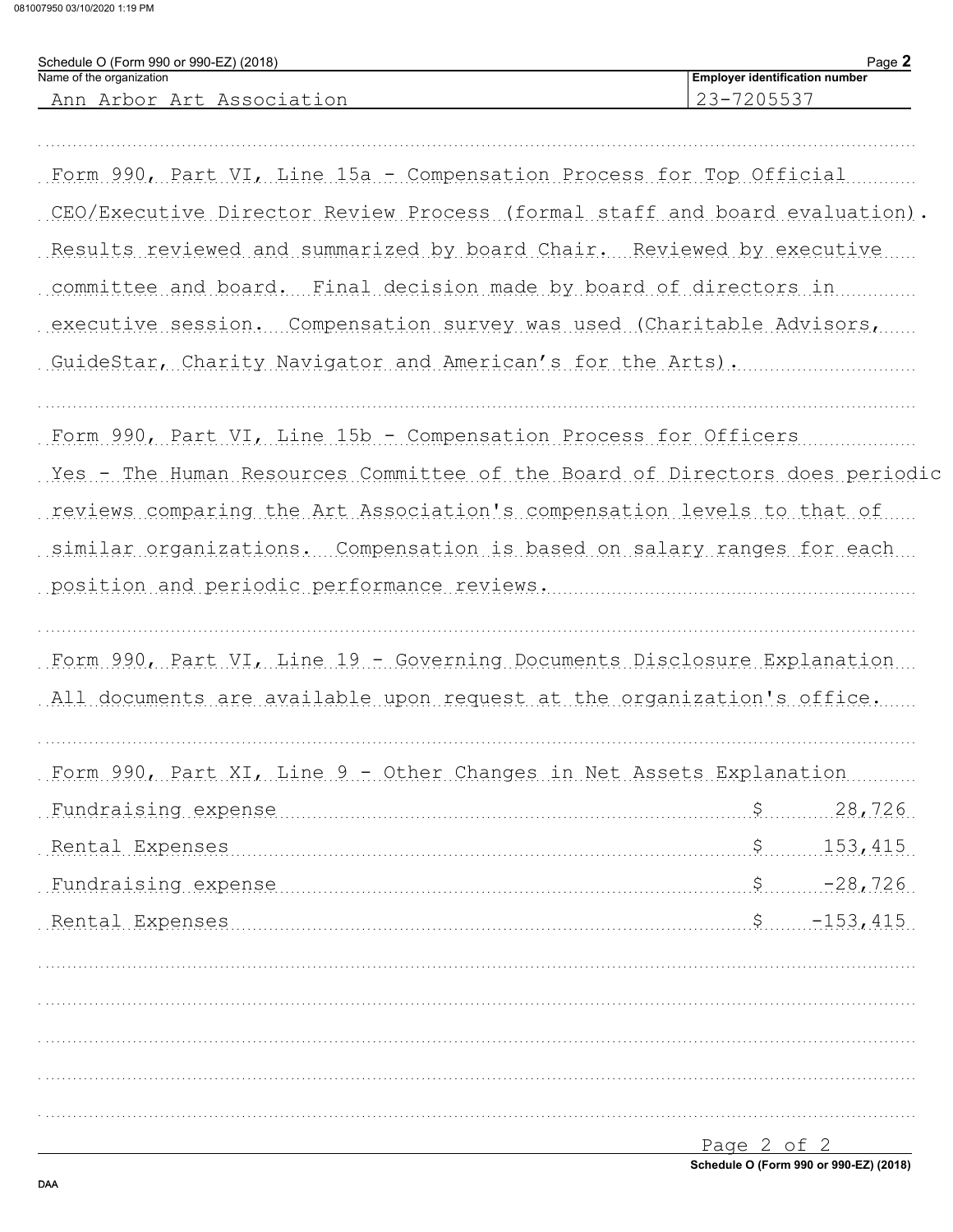Schedule O (Form 990 or 990-EZ) (2018)

| Name of the organization | Employer identification number |
|---|---|
| Ann Arbor Art Association | 23-7205537 |

Form 990, Part VI, Line 15a - Compensation Process for Top Official

CEO/Executive Director Review Process (formal staff and board evaluation). Results reviewed and summarized by board Chair. Reviewed by executive committee and board. Final decision made by board of directors in executive session. Compensation survey was used (Charitable Advisors, GuideStar, Charity Navigator and American's for the Arts).

Form 990, Part VI, Line 15b - Compensation Process for Officers

Yes - The Human Resources Committee of the Board of Directors does periodic reviews comparing the Art Association's compensation levels to that of similar organizations. Compensation is based on salary ranges for each position and periodic performance reviews.

Form 990, Part VI, Line 19 - Governing Documents Disclosure Explanation

All documents are available upon request at the organization's office.

Form 990, Part XI, Line 9 - Other Changes in Net Assets Explanation

| | |
|---|---|
| Fundraising expense | $ 28,726 |
| Rental Expenses | $ 153,415 |
| Fundraising expense | $ -28,726 |
| Rental Expenses | $ -153,415 |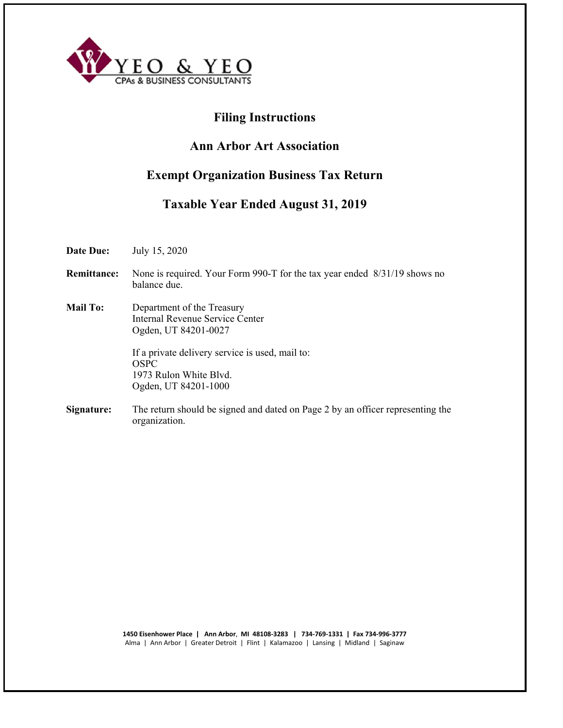YEO & YEO
CPAs & BUSINESS CONSULTANTS

# Filing Instructions

## Ann Arbor Art Association

## Exempt Organization Business Tax Return

## Taxable Year Ended August 31, 2019

**Date Due:** July 15, 2020

**Remittance:** None is required. Your Form 990-T for the tax year ended 8/31/19 shows no balance due.

**Mail To:** Department of the Treasury
Internal Revenue Service Center
Ogden, UT 84201-0027

If a private delivery service is used, mail to:
OSPC
1973 Rulon White Blvd.
Ogden, UT 84201-1000

**Signature:** The return should be signed and dated on Page 2 by an officer representing the organization.

**1450 Eisenhower Place | Ann Arbor, MI 48108-3283 | 734-769-1331 | Fax 734-996-3777**
Alma | Ann Arbor | Greater Detroit | Flint | Kalamazoo | Lansing | Midland | Saginaw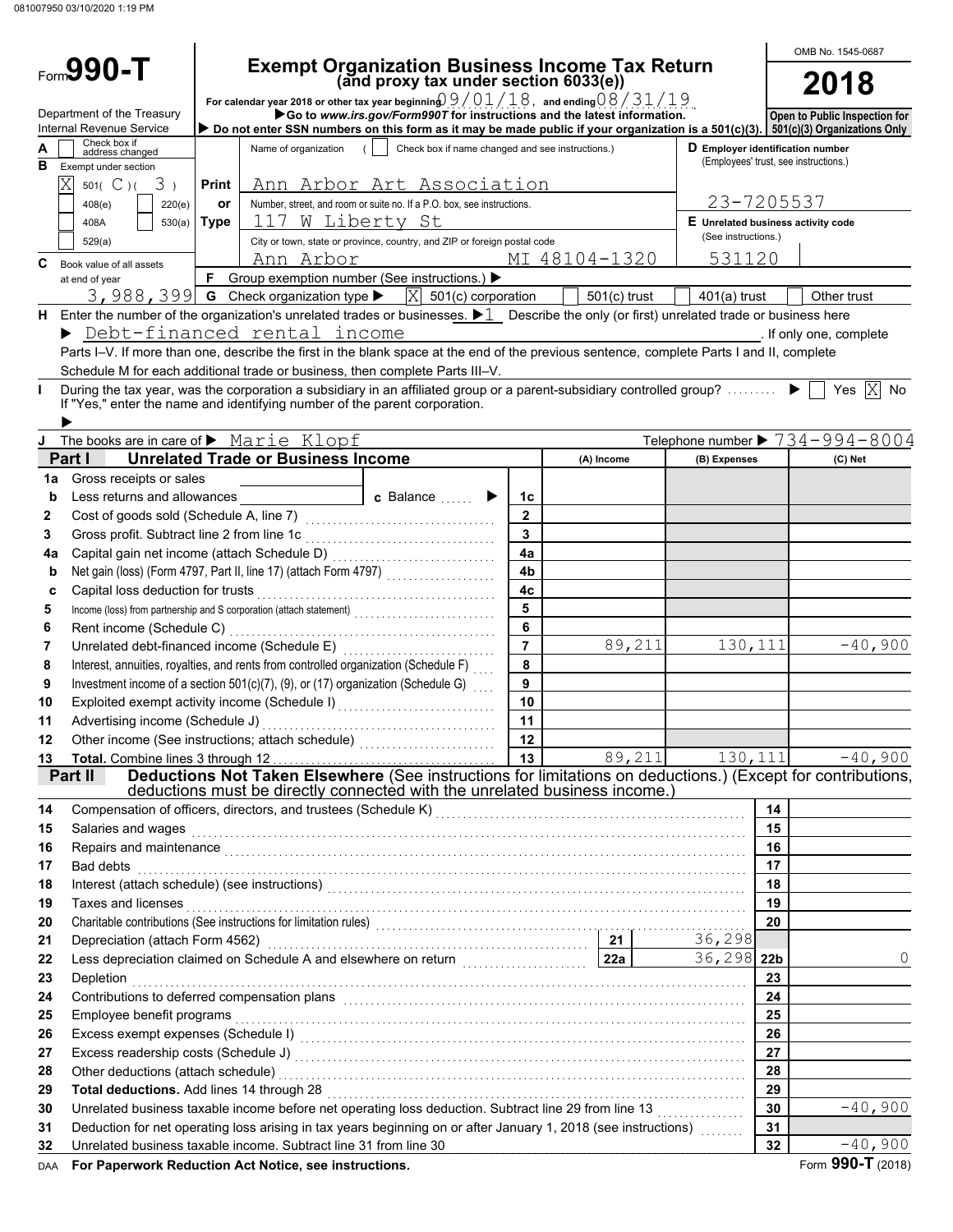081007950 03/10/2020 1:19 PM

# Form 990-T

## Exempt Organization Business Income Tax Return (and proxy tax under section 6033(e))

OMB No. 1545-0687

**2018**

Department of the Treasury
Internal Revenue Service

For calendar year 2018 or other tax year beginning 09/01/18, and ending 08/31/19.

▶Go to *www.irs.gov/Form990T* for instructions and the latest information.

▶ Do not enter SSN numbers on this form as it may be made public if your organization is a 501(c)(3).

**Open to Public Inspection for 501(c)(3) Organizations Only**

A ☐ Check box if address changed

B Exempt under section
- ☒ 501( C )( 3 )
- ☐ 408(e) ☐ 220(e)
- ☐ 408A ☐ 530(a)
- ☐ 529(a)

Print or Type

Name of organization ( ☐ Check box if name changed and see instructions.)
Ann Arbor Art Association

Number, street, and room or suite no. If a P.O. box, see instructions.
117 W Liberty St

City or town, state or province, country, and ZIP or foreign postal code
Ann Arbor MI 48104-1320

D Employer identification number (Employees' trust, see instructions.)
23-7205537

E Unrelated business activity code (See instructions.)
531120

C Book value of all assets at end of year 3,988,399

F Group exemption number (See instructions.) ▶

G Check organization type ▶ ☒ 501(c) corporation ☐ 501(c) trust ☐ 401(a) trust ☐ Other trust

H Enter the number of the organization's unrelated trades or businesses. ▶ 1 Describe the only (or first) unrelated trade or business here ▶ Debt-financed rental income. If only one, complete Parts I–V. If more than one, describe the first in the blank space at the end of the previous sentence, complete Parts I and II, complete Schedule M for each additional trade or business, then complete Parts III–V.

I During the tax year, was the corporation a subsidiary in an affiliated group or a parent-subsidiary controlled group? ▶ ☐ Yes ☒ No
If "Yes," enter the name and identifying number of the parent corporation. ▶

J The books are in care of ▶ Marie Klopf Telephone number ▶ 734-994-8004

### Part I Unrelated Trade or Business Income

| | | | (A) Income | (B) Expenses | (C) Net |
|---|---|---|---|---|---|
| 1a | Gross receipts or sales | | | | |
| b | Less returns and allowances c Balance ▶ | 1c | | | |
| 2 | Cost of goods sold (Schedule A, line 7) | 2 | | | |
| 3 | Gross profit. Subtract line 2 from line 1c | 3 | | | |
| 4a | Capital gain net income (attach Schedule D) | 4a | | | |
| b | Net gain (loss) (Form 4797, Part II, line 17) (attach Form 4797) | 4b | | | |
| c | Capital loss deduction for trusts | 4c | | | |
| 5 | Income (loss) from partnership and S corporation (attach statement) | 5 | | | |
| 6 | Rent income (Schedule C) | 6 | | | |
| 7 | Unrelated debt-financed income (Schedule E) | 7 | 89,211 | 130,111 | -40,900 |
| 8 | Interest, annuities, royalties, and rents from controlled organization (Schedule F) | 8 | | | |
| 9 | Investment income of a section 501(c)(7), (9), or (17) organization (Schedule G) | 9 | | | |
| 10 | Exploited exempt activity income (Schedule I) | 10 | | | |
| 11 | Advertising income (Schedule J) | 11 | | | |
| 12 | Other income (See instructions; attach schedule) | 12 | | | |
| 13 | **Total.** Combine lines 3 through 12 | 13 | 89,211 | 130,111 | -40,900 |

### Part II Deductions Not Taken Elsewhere (See instructions for limitations on deductions.) (Except for contributions, deductions must be directly connected with the unrelated business income.)

| | | | | | |
|---|---|---|---|---|---|
| 14 | Compensation of officers, directors, and trustees (Schedule K) | | | 14 | |
| 15 | Salaries and wages | | | 15 | |
| 16 | Repairs and maintenance | | | 16 | |
| 17 | Bad debts | | | 17 | |
| 18 | Interest (attach schedule) (see instructions) | | | 18 | |
| 19 | Taxes and licenses | | | 19 | |
| 20 | Charitable contributions (See instructions for limitation rules) | | | 20 | |
| 21 | Depreciation (attach Form 4562) | 21 | 36,298 | | |
| 22 | Less depreciation claimed on Schedule A and elsewhere on return | 22a | 36,298 | 22b | 0 |
| 23 | Depletion | | | 23 | |
| 24 | Contributions to deferred compensation plans | | | 24 | |
| 25 | Employee benefit programs | | | 25 | |
| 26 | Excess exempt expenses (Schedule I) | | | 26 | |
| 27 | Excess readership costs (Schedule J) | | | 27 | |
| 28 | Other deductions (attach schedule) | | | 28 | |
| 29 | **Total deductions.** Add lines 14 through 28 | | | 29 | |
| 30 | Unrelated business taxable income before net operating loss deduction. Subtract line 29 from line 13 | | | 30 | -40,900 |
| 31 | Deduction for net operating loss arising in tax years beginning on or after January 1, 2018 (see instructions) | | | 31 | |
| 32 | Unrelated business taxable income. Subtract line 31 from line 30 | | | 32 | -40,900 |

DAA **For Paperwork Reduction Act Notice, see instructions.** Form **990-T** (2018)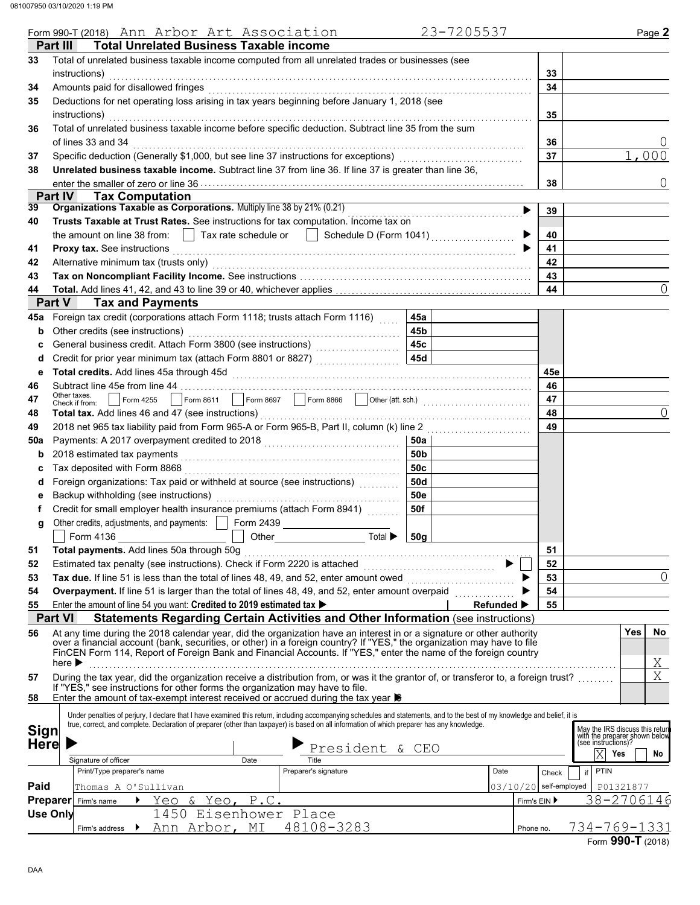Form 990-T (2018) Ann Arbor Art Association 23-7205537 Page **2**

## Part III Total Unrelated Business Taxable income

| | | | |
|---|---|---|---|
| 33 | Total of unrelated business taxable income computed from all unrelated trades or businesses (see instructions) | 33 | |
| 34 | Amounts paid for disallowed fringes | 34 | |
| 35 | Deductions for net operating loss arising in tax years beginning before January 1, 2018 (see instructions) | 35 | |
| 36 | Total of unrelated business taxable income before specific deduction. Subtract line 35 from the sum of lines 33 and 34 | 36 | 0 |
| 37 | Specific deduction (Generally $1,000, but see line 37 instructions for exceptions) | 37 | 1,000 |
| 38 | **Unrelated business taxable income.** Subtract line 37 from line 36. If line 37 is greater than line 36, enter the smaller of zero or line 36 | 38 | 0 |

## Part IV Tax Computation

| | | | |
|---|---|---|---|
| 39 | **Organizations Taxable as Corporations.** Multiply line 38 by 21% (0.21) | 39 | |
| 40 | **Trusts Taxable at Trust Rates.** See instructions for tax computation. Income tax on the amount on line 38 from: ☐ Tax rate schedule or ☐ Schedule D (Form 1041) | 40 | |
| 41 | **Proxy tax.** See instructions | 41 | |
| 42 | Alternative minimum tax (trusts only) | 42 | |
| 43 | **Tax on Noncompliant Facility Income.** See instructions | 43 | |
| 44 | **Total.** Add lines 41, 42, and 43 to line 39 or 40, whichever applies | 44 | 0 |

## Part V Tax and Payments

| | | | | | |
|---|---|---|---|---|---|
| 45a | Foreign tax credit (corporations attach Form 1118; trusts attach Form 1116) | 45a | | | |
| b | Other credits (see instructions) | 45b | | | |
| c | General business credit. Attach Form 3800 (see instructions) | 45c | | | |
| d | Credit for prior year minimum tax (attach Form 8801 or 8827) | 45d | | | |
| e | **Total credits.** Add lines 45a through 45d | | | 45e | |
| 46 | Subtract line 45e from line 44 | | | 46 | |
| 47 | Other taxes. Check if from: ☐ Form 4255 ☐ Form 8611 ☐ Form 8697 ☐ Form 8866 ☐ Other (att. sch.) | | | 47 | |
| 48 | **Total tax.** Add lines 46 and 47 (see instructions) | | | 48 | 0 |
| 49 | 2018 net 965 tax liability paid from Form 965-A or Form 965-B, Part II, column (k) line 2 | | | 49 | |
| 50a | Payments: A 2017 overpayment credited to 2018 | 50a | | | |
| b | 2018 estimated tax payments | 50b | | | |
| c | Tax deposited with Form 8868 | 50c | | | |
| d | Foreign organizations: Tax paid or withheld at source (see instructions) | 50d | | | |
| e | Backup withholding (see instructions) | 50e | | | |
| f | Credit for small employer health insurance premiums (attach Form 8941) | 50f | | | |
| g | Other credits, adjustments, and payments: ☐ Form 2439 ☐ Form 4136 ☐ Other Total ▶ | 50g | | | |
| 51 | **Total payments.** Add lines 50a through 50g | | | 51 | |
| 52 | Estimated tax penalty (see instructions). Check if Form 2220 is attached ☐ | | | 52 | |
| 53 | **Tax due.** If line 51 is less than the total of lines 48, 49, and 52, enter amount owed | | | 53 | 0 |
| 54 | **Overpayment.** If line 51 is larger than the total of lines 48, 49, and 52, enter amount overpaid | | | 54 | |
| 55 | Enter the amount of line 54 you want: **Credited to 2019 estimated tax** ▶ | **Refunded** ▶ | | 55 | |

## Part VI Statements Regarding Certain Activities and Other Information (see instructions)

| | | Yes | No |
|---|---|---|---|
| 56 | At any time during the 2018 calendar year, did the organization have an interest in or a signature or other authority over a financial account (bank, securities, or other) in a foreign country? If "YES," the organization may have to file FinCEN Form 114, Report of Foreign Bank and Financial Accounts. If "YES," enter the name of the foreign country here ▶ | | X |
| 57 | During the tax year, did the organization receive a distribution from, or was it the grantor of, or transferor to, a foreign trust? If "YES," see instructions for other forms the organization may have to file. | | X |
| 58 | Enter the amount of tax-exempt interest received or accrued during the tax year ▶ $ | | |

**Sign Here**

Under penalties of perjury, I declare that I have examined this return, including accompanying schedules and statements, and to the best of my knowledge and belief, it is true, correct, and complete. Declaration of preparer (other than taxpayer) is based on all information of which preparer has any knowledge.

Signature of officer | Date | Title: President & CEO

May the IRS discuss this return with the preparer shown below (see instructions)? ☒ Yes ☐ No

**Paid Preparer Use Only**

| Print/Type preparer's name | Preparer's signature | Date | Check ☐ if self-employed | PTIN |
|---|---|---|---|---|
| Thomas A O'Sullivan | | 03/10/20 | | P01321877 |

Firm's name ▶ Yeo & Yeo, P.C. — Firm's EIN ▶ 38-2706146

Firm's address ▶ 1450 Eisenhower Place, Ann Arbor, MI 48108-3283 — Phone no. 734-769-1331

Form **990-T** (2018)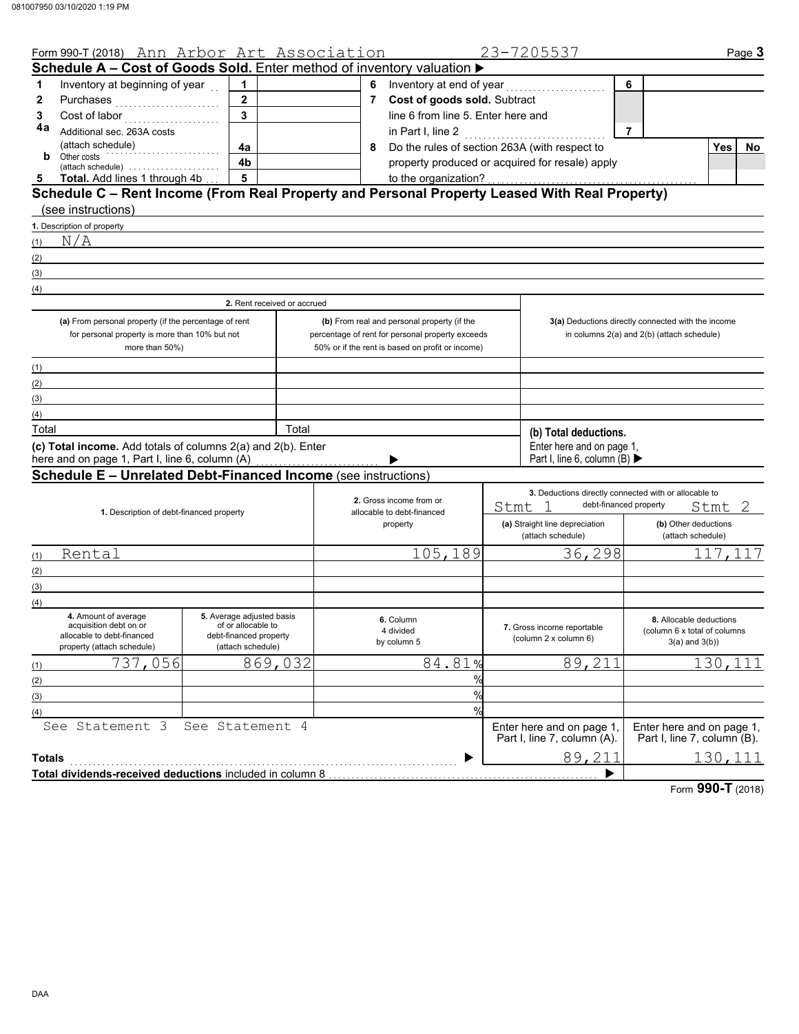Form 990-T (2018) Ann Arbor Art Association 23-7205537 Page **3**

## Schedule A – Cost of Goods Sold. Enter method of inventory valuation ▶

| | | | | | | | |
|---|---|---|---|---|---|---|---|
| **1** | Inventory at beginning of year | 1 | | **6** | Inventory at end of year | 6 | |
| **2** | Purchases | 2 | | **7** | **Cost of goods sold.** Subtract line 6 from line 5. Enter here and in Part I, line 2 | 7 | |
| **3** | Cost of labor | 3 | | | | | |
| **4a** | Additional sec. 263A costs (attach schedule) | 4a | | **8** | Do the rules of section 263A (with respect to property produced or acquired for resale) apply to the organization? | | Yes / No |
| **b** | Other costs (attach schedule) | 4b | | | | | |
| **5** | **Total.** Add lines 1 through 4b | 5 | | | | | |

## Schedule C – Rent Income (From Real Property and Personal Property Leased With Real Property) (see instructions)

1. Description of property

(1) N/A
(2)
(3)
(4)

| | 2. Rent received or accrued | | |
|---|---|---|---|
| | **(a)** From personal property (if the percentage of rent for personal property is more than 10% but not more than 50%) | **(b)** From real and personal property (if the percentage of rent for personal property exceeds 50% or if the rent is based on profit or income) | **3(a)** Deductions directly connected with the income in columns 2(a) and 2(b) (attach schedule) |
| (1) | | | |
| (2) | | | |
| (3) | | | |
| (4) | | | |
| Total | | Total | **(b) Total deductions.** Enter here and on page 1, Part I, line 6, column (B) ▶ |

**(c) Total income.** Add totals of columns 2(a) and 2(b). Enter here and on page 1, Part I, line 6, column (A) ▶

## Schedule E – Unrelated Debt-Financed Income (see instructions)

| | 1. Description of debt-financed property | 2. Gross income from or allocable to debt-financed property | 3. Deductions directly connected with or allocable to debt-financed property Stmt 1 — (a) Straight line depreciation (attach schedule) | Stmt 2 — (b) Other deductions (attach schedule) |
|---|---|---|---|---|
| (1) | Rental | 105,189 | 36,298 | 117,117 |
| (2) | | | | |
| (3) | | | | |
| (4) | | | | |

| | 4. Amount of average acquisition debt on or allocable to debt-financed property (attach schedule) | 5. Average adjusted basis of or allocable to debt-financed property (attach schedule) | 6. Column 4 divided by column 5 | 7. Gross income reportable (column 2 x column 6) | 8. Allocable deductions (column 6 x total of columns 3(a) and 3(b)) |
|---|---|---|---|---|---|
| (1) | 737,056 | 869,032 | 84.81 % | 89,211 | 130,111 |
| (2) | | | % | | |
| (3) | | | % | | |
| (4) | | | % | | |
| | See Statement 3 | See Statement 4 | | Enter here and on page 1, Part I, line 7, column (A). | Enter here and on page 1, Part I, line 7, column (B). |
| **Totals** | | | ▶ | 89,211 | 130,111 |

**Total dividends-received deductions** included in column 8 ▶

Form **990-T** (2018)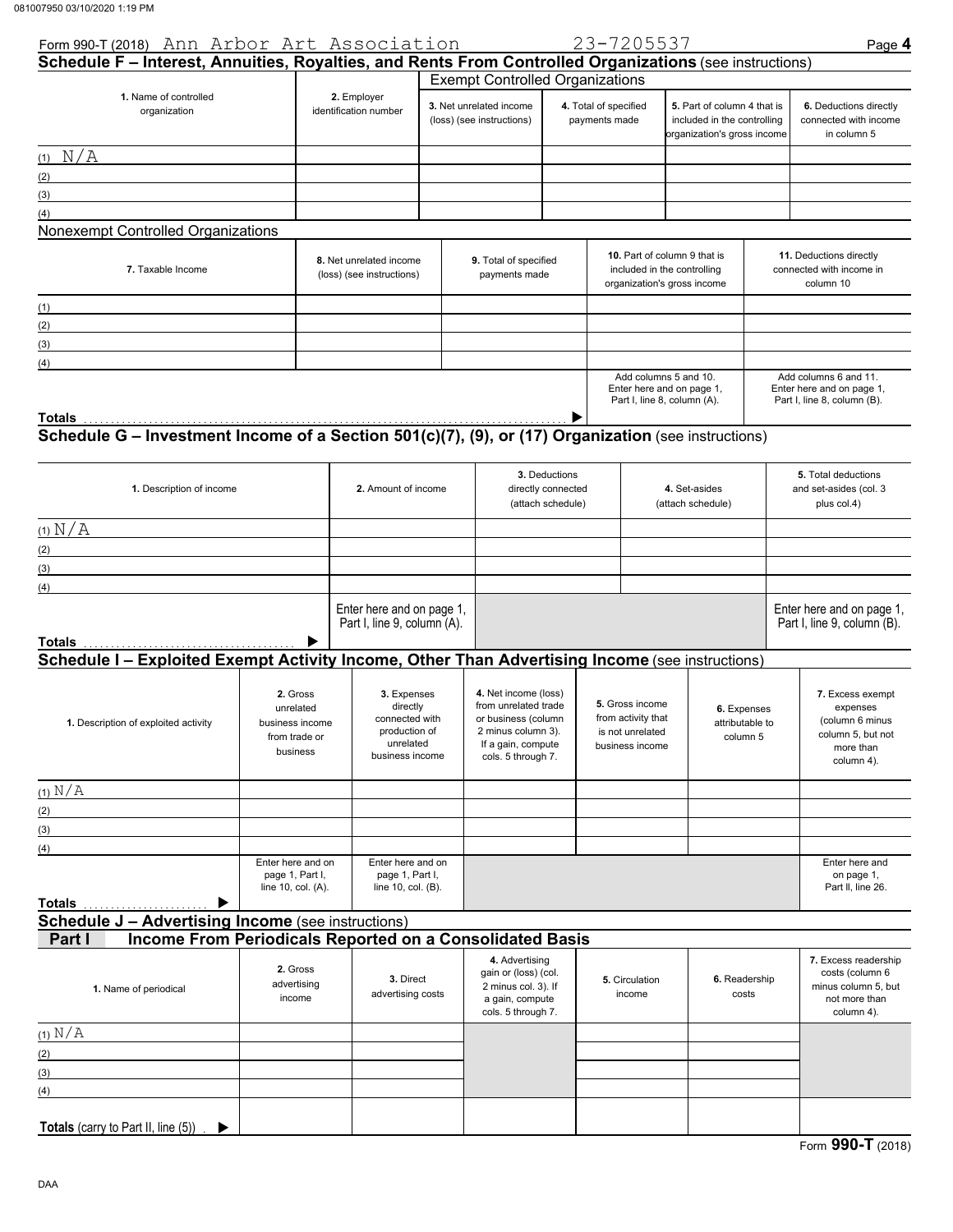Form 990-T (2018) Ann Arbor Art Association 23-7205537

## Schedule F – Interest, Annuities, Royalties, and Rents From Controlled Organizations (see instructions)

| 1. Name of controlled organization | 2. Employer identification number | Exempt Controlled Organizations | | | |
|---|---|---|---|---|---|
| | | 3. Net unrelated income (loss) (see instructions) | 4. Total of specified payments made | 5. Part of column 4 that is included in the controlling organization's gross income | 6. Deductions directly connected with income in column 5 |
| (1) N/A | | | | | |
| (2) | | | | | |
| (3) | | | | | |
| (4) | | | | | |

**Nonexempt Controlled Organizations**

| 7. Taxable Income | 8. Net unrelated income (loss) (see instructions) | 9. Total of specified payments made | 10. Part of column 9 that is included in the controlling organization's gross income | 11. Deductions directly connected with income in column 10 |
|---|---|---|---|---|
| (1) | | | | |
| (2) | | | | |
| (3) | | | | |
| (4) | | | | |
| **Totals** ▶ | | | Add columns 5 and 10. Enter here and on page 1, Part I, line 8, column (A). | Add columns 6 and 11. Enter here and on page 1, Part I, line 8, column (B). |

## Schedule G – Investment Income of a Section 501(c)(7), (9), or (17) Organization (see instructions)

| 1. Description of income | 2. Amount of income | 3. Deductions directly connected (attach schedule) | 4. Set-asides (attach schedule) | 5. Total deductions and set-asides (col. 3 plus col.4) |
|---|---|---|---|---|
| (1) N/A | | | | |
| (2) | | | | |
| (3) | | | | |
| (4) | | | | |
| **Totals** ▶ | Enter here and on page 1, Part I, line 9, column (A). | | | Enter here and on page 1, Part I, line 9, column (B). |

## Schedule I – Exploited Exempt Activity Income, Other Than Advertising Income (see instructions)

| 1. Description of exploited activity | 2. Gross unrelated business income from trade or business | 3. Expenses directly connected with production of unrelated business income | 4. Net income (loss) from unrelated trade or business (column 2 minus column 3). If a gain, compute cols. 5 through 7. | 5. Gross income from activity that is not unrelated business income | 6. Expenses attributable to column 5 | 7. Excess exempt expenses (column 6 minus column 5, but not more than column 4). |
|---|---|---|---|---|---|---|
| (1) N/A | | | | | | |
| (2) | | | | | | |
| (3) | | | | | | |
| (4) | | | | | | |
| **Totals** ▶ | Enter here and on page 1, Part I, line 10, col. (A). | Enter here and on page 1, Part I, line 10, col. (B). | | | | Enter here and on page 1, Part II, line 26. |

## Schedule J – Advertising Income (see instructions)

### Part I Income From Periodicals Reported on a Consolidated Basis

| 1. Name of periodical | 2. Gross advertising income | 3. Direct advertising costs | 4. Advertising gain or (loss) (col. 2 minus col. 3). If a gain, compute cols. 5 through 7. | 5. Circulation income | 6. Readership costs | 7. Excess readership costs (column 6 minus column 5, but not more than column 4). |
|---|---|---|---|---|---|---|
| (1) N/A | | | | | | |
| (2) | | | | | | |
| (3) | | | | | | |
| (4) | | | | | | |
| **Totals** (carry to Part II, line (5)) ▶ | | | | | | |

Form **990-T** (2018)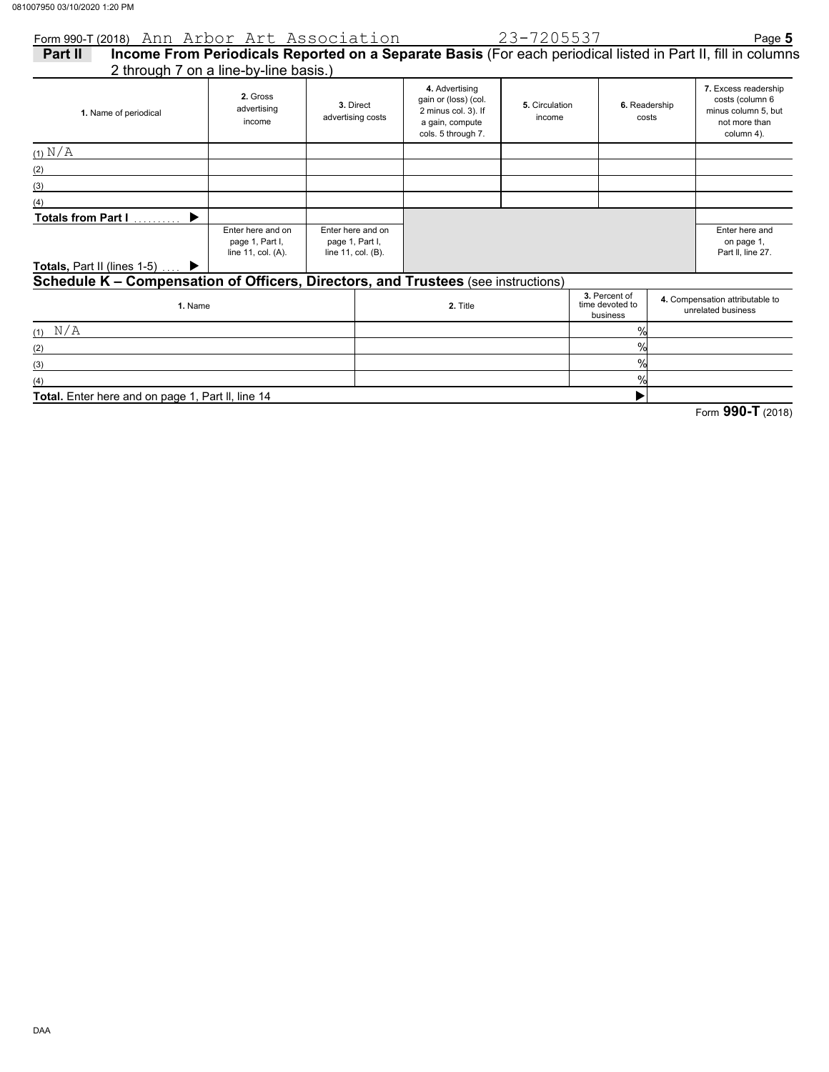Form 990-T (2018) Ann Arbor Art Association 23-7205537 Page **5**

## Part II Income From Periodicals Reported on a Separate Basis (For each periodical listed in Part II, fill in columns 2 through 7 on a line-by-line basis.)

| 1. Name of periodical | 2. Gross advertising income | 3. Direct advertising costs | 4. Advertising gain or (loss) (col. 2 minus col. 3). If a gain, compute cols. 5 through 7. | 5. Circulation income | 6. Readership costs | 7. Excess readership costs (column 6 minus column 5, but not more than column 4). |
|---|---|---|---|---|---|---|
| (1) N/A | | | | | | |
| (2) | | | | | | |
| (3) | | | | | | |
| (4) | | | | | | |
| **Totals from Part I** .......... ▶ | | | | | | |
| **Totals,** Part II (lines 1-5) .... ▶ | Enter here and on page 1, Part I, line 11, col. (A). | Enter here and on page 1, Part I, line 11, col. (B). | | | | Enter here and on page 1, Part II, line 27. |

## Schedule K – Compensation of Officers, Directors, and Trustees (see instructions)

| 1. Name | 2. Title | 3. Percent of time devoted to business | 4. Compensation attributable to unrelated business |
|---|---|---|---|
| (1) N/A | | % | |
| (2) | | % | |
| (3) | | % | |
| (4) | | % | |
| **Total.** Enter here and on page 1, Part II, line 14 | | ▶ | |

Form **990-T** (2018)

DAA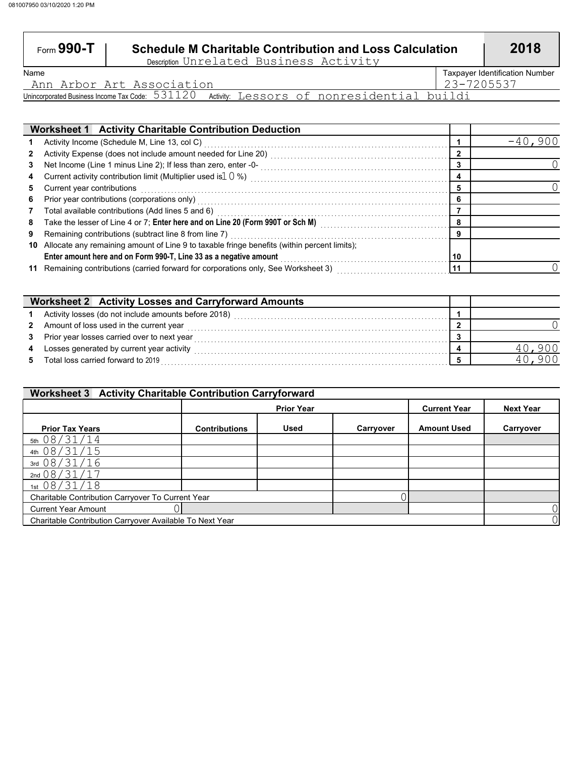# Form 990-T — Schedule M Charitable Contribution and Loss Calculation — 2018

Description: Unrelated Business Activity

| Name | Taxpayer Identification Number |
| --- | --- |
| Ann Arbor Art Association | 23-7205537 |

Unincorporated Business Income Tax Code: 531120 Activity: Lessors of nonresidential buildi

## Worksheet 1 Activity Charitable Contribution Deduction

| | | Line | Amount |
| --- | --- | --- | --- |
| 1 | Activity Income (Schedule M, Line 13, col C) | 1 | -40,900 |
| 2 | Activity Expense (does not include amount needed for Line 20) | 2 | |
| 3 | Net Income (Line 1 minus Line 2); If less than zero, enter -0- | 3 | 0 |
| 4 | Current activity contribution limit (Multiplier used is 10 %) | 4 | |
| 5 | Current year contributions | 5 | 0 |
| 6 | Prior year contributions (corporations only) | 6 | |
| 7 | Total available contributions (Add lines 5 and 6) | 7 | |
| 8 | Take the lesser of Line 4 or 7; **Enter here and on Line 20 (Form 990T or Sch M)** | 8 | |
| 9 | Remaining contributions (subtract line 8 from line 7) | 9 | |
| 10 | Allocate any remaining amount of Line 9 to taxable fringe benefits (within percent limits); **Enter amount here and on Form 990-T, Line 33 as a negative amount** | 10 | |
| 11 | Remaining contributions (carried forward for corporations only, See Worksheet 3) | 11 | 0 |

## Worksheet 2 Activity Losses and Carryforward Amounts

| | | Line | Amount |
| --- | --- | --- | --- |
| 1 | Activity losses (do not include amounts before 2018) | 1 | |
| 2 | Amount of loss used in the current year | 2 | 0 |
| 3 | Prior year losses carried over to next year | 3 | |
| 4 | Losses generated by current year activity | 4 | 40,900 |
| 5 | Total loss carried forward to 2019 | 5 | 40,900 |

## Worksheet 3 Activity Charitable Contribution Carryforward

| | Prior Year | | | Current Year | Next Year |
| --- | --- | --- | --- | --- | --- |
| **Prior Tax Years** | **Contributions** | **Used** | **Carryover** | **Amount Used** | **Carryover** |
| 5th 08/31/14 | | | | | |
| 4th 08/31/15 | | | | | |
| 3rd 08/31/16 | | | | | |
| 2nd 08/31/17 | | | | | |
| 1st 08/31/18 | | | | | |
| Charitable Contribution Carryover To Current Year | | | 0 | | |
| Current Year Amount | 0 | | | | 0 |
| Charitable Contribution Carryover Available To Next Year | | | | | 0 |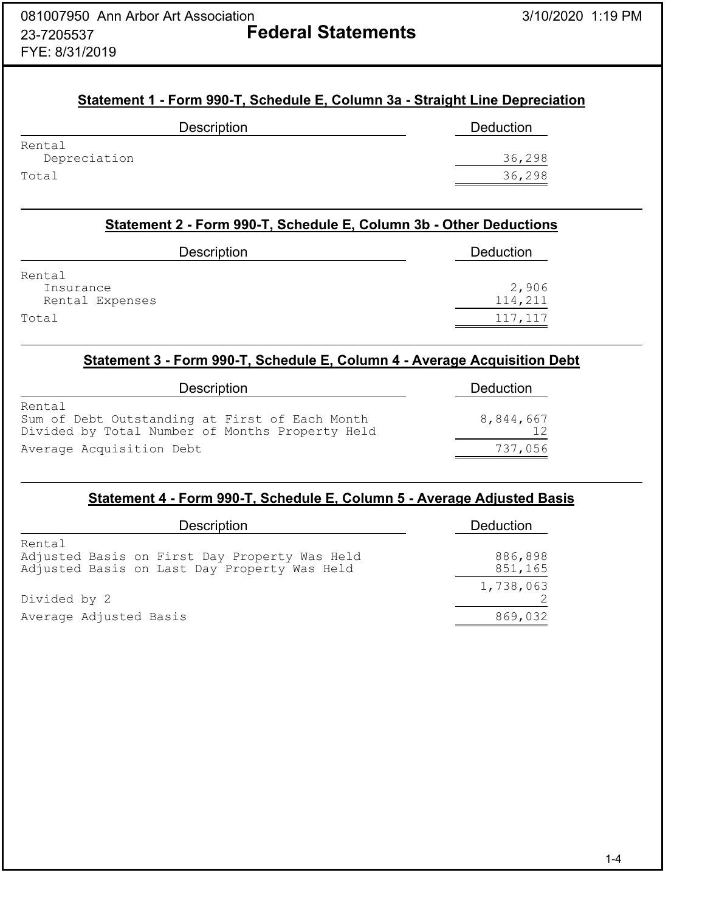081007950 Ann Arbor Art Association
23-7205537
FYE: 8/31/2019

# Federal Statements

3/10/2020 1:19 PM

## Statement 1 - Form 990-T, Schedule E, Column 3a - Straight Line Depreciation

| Description | Deduction |
|---|---|
| Rental | |
| Depreciation | 36,298 |
| Total | 36,298 |

## Statement 2 - Form 990-T, Schedule E, Column 3b - Other Deductions

| Description | Deduction |
|---|---|
| Rental | |
| Insurance | 2,906 |
| Rental Expenses | 114,211 |
| Total | 117,117 |

## Statement 3 - Form 990-T, Schedule E, Column 4 - Average Acquisition Debt

| Description | Deduction |
|---|---|
| Rental | |
| Sum of Debt Outstanding at First of Each Month | 8,844,667 |
| Divided by Total Number of Months Property Held | 12 |
| Average Acquisition Debt | 737,056 |

## Statement 4 - Form 990-T, Schedule E, Column 5 - Average Adjusted Basis

| Description | Deduction |
|---|---|
| Rental | |
| Adjusted Basis on First Day Property Was Held | 886,898 |
| Adjusted Basis on Last Day Property Was Held | 851,165 |
| | 1,738,063 |
| Divided by 2 | 2 |
| Average Adjusted Basis | 869,032 |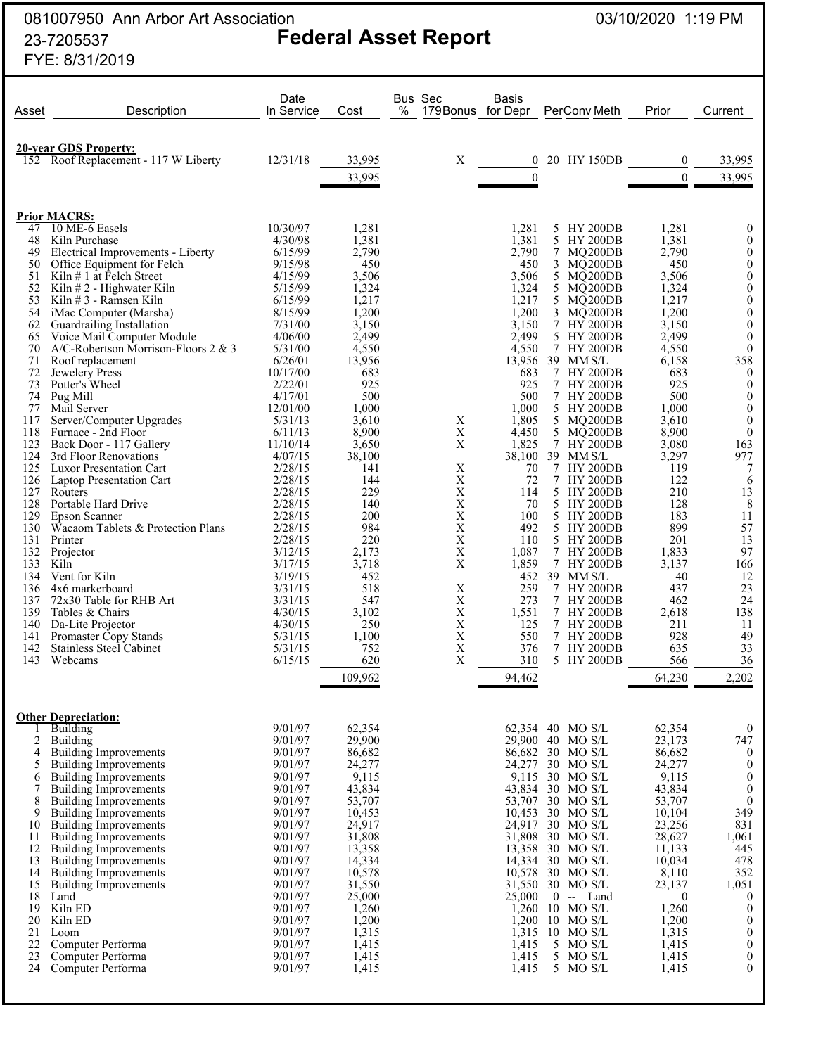081007950 Ann Arbor Art Association
23-7205537
FYE: 8/31/2019

# Federal Asset Report

03/10/2020 1:19 PM

| Asset | Description | Date In Service | Cost | Bus % | Sec 179Bonus | Basis for Depr | Per | Conv | Meth | Prior | Current |
|---|---|---|---|---|---|---|---|---|---|---|---|
| | **20-year GDS Property:** | | | | | | | | | | |
| 152 | Roof Replacement - 117 W Liberty | 12/31/18 | 33,995 | | X | 0 | 20 | HY | 150DB | 0 | 33,995 |
| | | | 33,995 | | | 0 | | | | 0 | 33,995 |
| | **Prior MACRS:** | | | | | | | | | | |
| 47 | 10 ME-6 Easels | 10/30/97 | 1,281 | | | 1,281 | 5 | HY | 200DB | 1,281 | 0 |
| 48 | Kiln Purchase | 4/30/98 | 1,381 | | | 1,381 | 5 | HY | 200DB | 1,381 | 0 |
| 49 | Electrical Improvements - Liberty | 6/15/99 | 2,790 | | | 2,790 | 7 | MQ | 200DB | 2,790 | 0 |
| 50 | Office Equipment for Felch | 9/15/98 | 450 | | | 450 | 3 | MQ | 200DB | 450 | 0 |
| 51 | Kiln # 1 at Felch Street | 4/15/99 | 3,506 | | | 3,506 | 5 | MQ | 200DB | 3,506 | 0 |
| 52 | Kiln # 2 - Highwater Kiln | 5/15/99 | 1,324 | | | 1,324 | 5 | MQ | 200DB | 1,324 | 0 |
| 53 | Kiln # 3 - Ramsen Kiln | 6/15/99 | 1,217 | | | 1,217 | 5 | MQ | 200DB | 1,217 | 0 |
| 54 | iMac Computer (Marsha) | 8/15/99 | 1,200 | | | 1,200 | 3 | MQ | 200DB | 1,200 | 0 |
| 62 | Guardrailing Installation | 7/31/00 | 3,150 | | | 3,150 | 7 | HY | 200DB | 3,150 | 0 |
| 65 | Voice Mail Computer Module | 4/06/00 | 2,499 | | | 2,499 | 5 | HY | 200DB | 2,499 | 0 |
| 70 | A/C-Robertson Morrison-Floors 2 & 3 | 5/31/00 | 4,550 | | | 4,550 | 7 | HY | 200DB | 4,550 | 0 |
| 71 | Roof replacement | 6/26/01 | 13,956 | | | 13,956 | 39 | MM | S/L | 6,158 | 358 |
| 72 | Jewelery Press | 10/17/00 | 683 | | | 683 | 7 | HY | 200DB | 683 | 0 |
| 73 | Potter's Wheel | 2/22/01 | 925 | | | 925 | 7 | HY | 200DB | 925 | 0 |
| 74 | Pug Mill | 4/17/01 | 500 | | | 500 | 7 | HY | 200DB | 500 | 0 |
| 77 | Mail Server | 12/01/00 | 1,000 | | | 1,000 | 5 | HY | 200DB | 1,000 | 0 |
| 117 | Server/Computer Upgrades | 5/31/13 | 3,610 | | X | 1,805 | 5 | MQ | 200DB | 3,610 | 0 |
| 118 | Furnace - 2nd Floor | 6/11/13 | 8,900 | | X | 4,450 | 5 | MQ | 200DB | 8,900 | 0 |
| 123 | Back Door - 117 Gallery | 11/10/14 | 3,650 | | X | 1,825 | 7 | HY | 200DB | 3,080 | 163 |
| 124 | 3rd Floor Renovations | 4/07/15 | 38,100 | | | 38,100 | 39 | MM | S/L | 3,297 | 977 |
| 125 | Luxor Presentation Cart | 2/28/15 | 141 | | X | 70 | 7 | HY | 200DB | 119 | 7 |
| 126 | Laptop Presentation Cart | 2/28/15 | 144 | | X | 72 | 7 | HY | 200DB | 122 | 6 |
| 127 | Routers | 2/28/15 | 229 | | X | 114 | 5 | HY | 200DB | 210 | 13 |
| 128 | Portable Hard Drive | 2/28/15 | 140 | | X | 70 | 5 | HY | 200DB | 128 | 8 |
| 129 | Epson Scanner | 2/28/15 | 200 | | X | 100 | 5 | HY | 200DB | 183 | 11 |
| 130 | Wacaom Tablets & Protection Plans | 2/28/15 | 984 | | X | 492 | 5 | HY | 200DB | 899 | 57 |
| 131 | Printer | 2/28/15 | 220 | | X | 110 | 5 | HY | 200DB | 201 | 13 |
| 132 | Projector | 3/12/15 | 2,173 | | X | 1,087 | 7 | HY | 200DB | 1,833 | 97 |
| 133 | Kiln | 3/17/15 | 3,718 | | X | 1,859 | 7 | HY | 200DB | 3,137 | 166 |
| 134 | Vent for Kiln | 3/19/15 | 452 | | | 452 | 39 | MM | S/L | 40 | 12 |
| 136 | 4x6 markerboard | 3/31/15 | 518 | | X | 259 | 7 | HY | 200DB | 437 | 23 |
| 137 | 72x30 Table for RHB Art | 3/31/15 | 547 | | X | 273 | 7 | HY | 200DB | 462 | 24 |
| 139 | Tables & Chairs | 4/30/15 | 3,102 | | X | 1,551 | 7 | HY | 200DB | 2,618 | 138 |
| 140 | Da-Lite Projector | 4/30/15 | 250 | | X | 125 | 7 | HY | 200DB | 211 | 11 |
| 141 | Promaster Copy Stands | 5/31/15 | 1,100 | | X | 550 | 7 | HY | 200DB | 928 | 49 |
| 142 | Stainless Steel Cabinet | 5/31/15 | 752 | | X | 376 | 7 | HY | 200DB | 635 | 33 |
| 143 | Webcams | 6/15/15 | 620 | | X | 310 | 5 | HY | 200DB | 566 | 36 |
| | | | 109,962 | | | 94,462 | | | | 64,230 | 2,202 |
| | **Other Depreciation:** | | | | | | | | | | |
| 1 | Building | 9/01/97 | 62,354 | | | 62,354 | 40 | MO | S/L | 62,354 | 0 |
| 2 | Building | 9/01/97 | 29,900 | | | 29,900 | 40 | MO | S/L | 23,173 | 747 |
| 4 | Building Improvements | 9/01/97 | 86,682 | | | 86,682 | 30 | MO | S/L | 86,682 | 0 |
| 5 | Building Improvements | 9/01/97 | 24,277 | | | 24,277 | 30 | MO | S/L | 24,277 | 0 |
| 6 | Building Improvements | 9/01/97 | 9,115 | | | 9,115 | 30 | MO | S/L | 9,115 | 0 |
| 7 | Building Improvements | 9/01/97 | 43,834 | | | 43,834 | 30 | MO | S/L | 43,834 | 0 |
| 8 | Building Improvements | 9/01/97 | 53,707 | | | 53,707 | 30 | MO | S/L | 53,707 | 0 |
| 9 | Building Improvements | 9/01/97 | 10,453 | | | 10,453 | 30 | MO | S/L | 10,104 | 349 |
| 10 | Building Improvements | 9/01/97 | 24,917 | | | 24,917 | 30 | MO | S/L | 23,256 | 831 |
| 11 | Building Improvements | 9/01/97 | 31,808 | | | 31,808 | 30 | MO | S/L | 28,627 | 1,061 |
| 12 | Building Improvements | 9/01/97 | 13,358 | | | 13,358 | 30 | MO | S/L | 11,133 | 445 |
| 13 | Building Improvements | 9/01/97 | 14,334 | | | 14,334 | 30 | MO | S/L | 10,034 | 478 |
| 14 | Building Improvements | 9/01/97 | 10,578 | | | 10,578 | 30 | MO | S/L | 8,110 | 352 |
| 15 | Building Improvements | 9/01/97 | 31,550 | | | 31,550 | 30 | MO | S/L | 23,137 | 1,051 |
| 18 | Land | 9/01/97 | 25,000 | | | 25,000 | 0 | -- | Land | 0 | 0 |
| 19 | Kiln ED | 9/01/97 | 1,260 | | | 1,260 | 10 | MO | S/L | 1,260 | 0 |
| 20 | Kiln ED | 9/01/97 | 1,200 | | | 1,200 | 10 | MO | S/L | 1,200 | 0 |
| 21 | Loom | 9/01/97 | 1,315 | | | 1,315 | 10 | MO | S/L | 1,315 | 0 |
| 22 | Computer Performa | 9/01/97 | 1,415 | | | 1,415 | 5 | MO | S/L | 1,415 | 0 |
| 23 | Computer Performa | 9/01/97 | 1,415 | | | 1,415 | 5 | MO | S/L | 1,415 | 0 |
| 24 | Computer Performa | 9/01/97 | 1,415 | | | 1,415 | 5 | MO | S/L | 1,415 | 0 |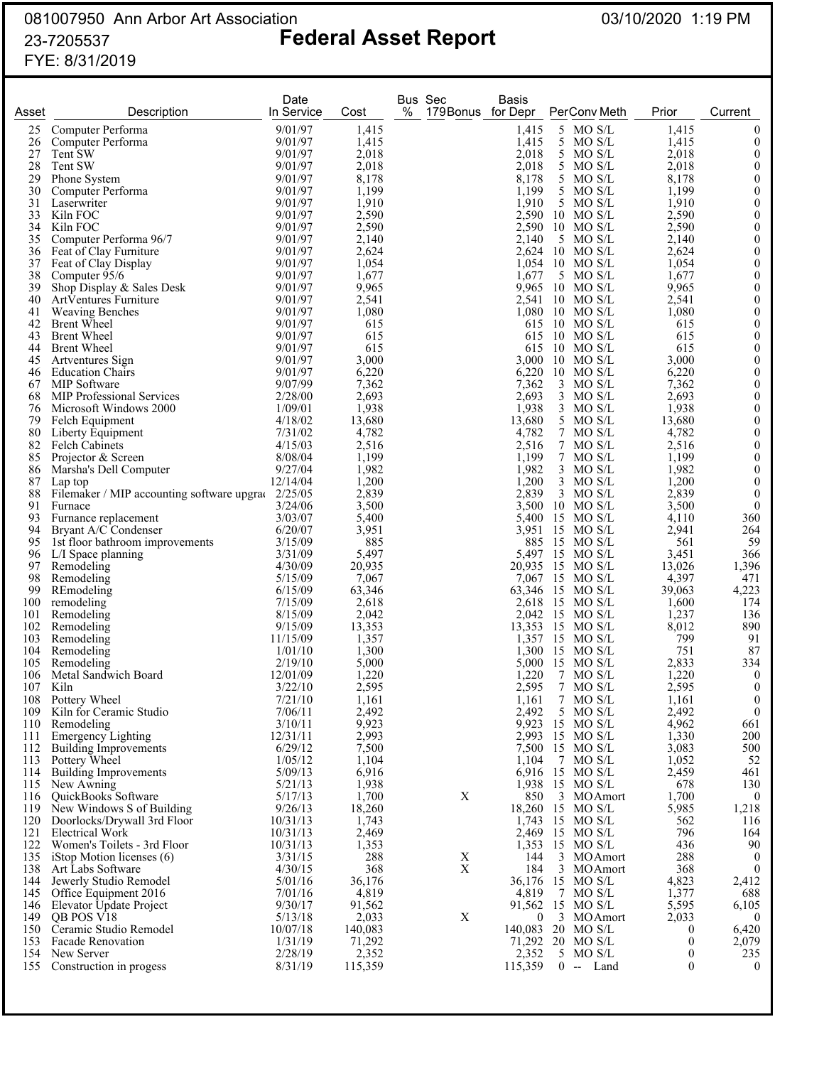081007950 Ann Arbor Art Association 03/10/2020 1:19 PM

23-7205537

# Federal Asset Report

FYE: 8/31/2019

| Asset | Description | Date In Service | Cost | Bus % | Sec 179 | Bonus | Basis for Depr | Per | Conv | Meth | Prior | Current |
|---|---|---|---|---|---|---|---|---|---|---|---|---|
| 25 | Computer Performa | 9/01/97 | 1,415 | | | | 1,415 | 5 | MO | S/L | 1,415 | 0 |
| 26 | Computer Performa | 9/01/97 | 1,415 | | | | 1,415 | 5 | MO | S/L | 1,415 | 0 |
| 27 | Tent SW | 9/01/97 | 2,018 | | | | 2,018 | 5 | MO | S/L | 2,018 | 0 |
| 28 | Tent SW | 9/01/97 | 2,018 | | | | 2,018 | 5 | MO | S/L | 2,018 | 0 |
| 29 | Phone System | 9/01/97 | 8,178 | | | | 8,178 | 5 | MO | S/L | 8,178 | 0 |
| 30 | Computer Performa | 9/01/97 | 1,199 | | | | 1,199 | 5 | MO | S/L | 1,199 | 0 |
| 31 | Laserwriter | 9/01/97 | 1,910 | | | | 1,910 | 5 | MO | S/L | 1,910 | 0 |
| 33 | Kiln FOC | 9/01/97 | 2,590 | | | | 2,590 | 10 | MO | S/L | 2,590 | 0 |
| 34 | Kiln FOC | 9/01/97 | 2,590 | | | | 2,590 | 10 | MO | S/L | 2,590 | 0 |
| 35 | Computer Performa 96/7 | 9/01/97 | 2,140 | | | | 2,140 | 5 | MO | S/L | 2,140 | 0 |
| 36 | Feat of Clay Furniture | 9/01/97 | 2,624 | | | | 2,624 | 10 | MO | S/L | 2,624 | 0 |
| 37 | Feat of Clay Display | 9/01/97 | 1,054 | | | | 1,054 | 10 | MO | S/L | 1,054 | 0 |
| 38 | Computer 95/6 | 9/01/97 | 1,677 | | | | 1,677 | 5 | MO | S/L | 1,677 | 0 |
| 39 | Shop Display & Sales Desk | 9/01/97 | 9,965 | | | | 9,965 | 10 | MO | S/L | 9,965 | 0 |
| 40 | ArtVentures Furniture | 9/01/97 | 2,541 | | | | 2,541 | 10 | MO | S/L | 2,541 | 0 |
| 41 | Weaving Benches | 9/01/97 | 1,080 | | | | 1,080 | 10 | MO | S/L | 1,080 | 0 |
| 42 | Brent Wheel | 9/01/97 | 615 | | | | 615 | 10 | MO | S/L | 615 | 0 |
| 43 | Brent Wheel | 9/01/97 | 615 | | | | 615 | 10 | MO | S/L | 615 | 0 |
| 44 | Brent Wheel | 9/01/97 | 615 | | | | 615 | 10 | MO | S/L | 615 | 0 |
| 45 | Artventures Sign | 9/01/97 | 3,000 | | | | 3,000 | 10 | MO | S/L | 3,000 | 0 |
| 46 | Education Chairs | 9/01/97 | 6,220 | | | | 6,220 | 10 | MO | S/L | 6,220 | 0 |
| 67 | MIP Software | 9/07/99 | 7,362 | | | | 7,362 | 3 | MO | S/L | 7,362 | 0 |
| 68 | MIP Professional Services | 2/28/00 | 2,693 | | | | 2,693 | 3 | MO | S/L | 2,693 | 0 |
| 76 | Microsoft Windows 2000 | 1/09/01 | 1,938 | | | | 1,938 | 3 | MO | S/L | 1,938 | 0 |
| 79 | Felch Equipment | 4/18/02 | 13,680 | | | | 13,680 | 5 | MO | S/L | 13,680 | 0 |
| 80 | Liberty Equipment | 7/31/02 | 4,782 | | | | 4,782 | 7 | MO | S/L | 4,782 | 0 |
| 82 | Felch Cabinets | 4/15/03 | 2,516 | | | | 2,516 | 7 | MO | S/L | 2,516 | 0 |
| 85 | Projector & Screen | 8/08/04 | 1,199 | | | | 1,199 | 7 | MO | S/L | 1,199 | 0 |
| 86 | Marsha's Dell Computer | 9/27/04 | 1,982 | | | | 1,982 | 3 | MO | S/L | 1,982 | 0 |
| 87 | Lap top | 12/14/04 | 1,200 | | | | 1,200 | 3 | MO | S/L | 1,200 | 0 |
| 88 | Filemaker / MIP accounting software upgra | 2/25/05 | 2,839 | | | | 2,839 | 3 | MO | S/L | 2,839 | 0 |
| 91 | Furnace | 3/24/06 | 3,500 | | | | 3,500 | 10 | MO | S/L | 3,500 | 0 |
| 93 | Furnance replacement | 3/03/07 | 5,400 | | | | 5,400 | 15 | MO | S/L | 4,110 | 360 |
| 94 | Bryant A/C Condenser | 6/20/07 | 3,951 | | | | 3,951 | 15 | MO | S/L | 2,941 | 264 |
| 95 | 1st floor bathroom improvements | 3/15/09 | 885 | | | | 885 | 15 | MO | S/L | 561 | 59 |
| 96 | L/I Space planning | 3/31/09 | 5,497 | | | | 5,497 | 15 | MO | S/L | 3,451 | 366 |
| 97 | Remodeling | 4/30/09 | 20,935 | | | | 20,935 | 15 | MO | S/L | 13,026 | 1,396 |
| 98 | Remodeling | 5/15/09 | 7,067 | | | | 7,067 | 15 | MO | S/L | 4,397 | 471 |
| 99 | REmodeling | 6/15/09 | 63,346 | | | | 63,346 | 15 | MO | S/L | 39,063 | 4,223 |
| 100 | remodeling | 7/15/09 | 2,618 | | | | 2,618 | 15 | MO | S/L | 1,600 | 174 |
| 101 | Remodeling | 8/15/09 | 2,042 | | | | 2,042 | 15 | MO | S/L | 1,237 | 136 |
| 102 | Remodeling | 9/15/09 | 13,353 | | | | 13,353 | 15 | MO | S/L | 8,012 | 890 |
| 103 | Remodeling | 11/15/09 | 1,357 | | | | 1,357 | 15 | MO | S/L | 799 | 91 |
| 104 | Remodeling | 1/01/10 | 1,300 | | | | 1,300 | 15 | MO | S/L | 751 | 87 |
| 105 | Remodeling | 2/19/10 | 5,000 | | | | 5,000 | 15 | MO | S/L | 2,833 | 334 |
| 106 | Metal Sandwich Board | 12/01/09 | 1,220 | | | | 1,220 | 7 | MO | S/L | 1,220 | 0 |
| 107 | Kiln | 3/22/10 | 2,595 | | | | 2,595 | 7 | MO | S/L | 2,595 | 0 |
| 108 | Pottery Wheel | 7/21/10 | 1,161 | | | | 1,161 | 7 | MO | S/L | 1,161 | 0 |
| 109 | Kiln for Ceramic Studio | 7/06/11 | 2,492 | | | | 2,492 | 5 | MO | S/L | 2,492 | 0 |
| 110 | Remodeling | 3/10/11 | 9,923 | | | | 9,923 | 15 | MO | S/L | 4,962 | 661 |
| 111 | Emergency Lighting | 12/31/11 | 2,993 | | | | 2,993 | 15 | MO | S/L | 1,330 | 200 |
| 112 | Building Improvements | 6/29/12 | 7,500 | | | | 7,500 | 15 | MO | S/L | 3,083 | 500 |
| 113 | Pottery Wheel | 1/05/12 | 1,104 | | | | 1,104 | 7 | MO | S/L | 1,052 | 52 |
| 114 | Building Improvements | 5/09/13 | 6,916 | | | | 6,916 | 15 | MO | S/L | 2,459 | 461 |
| 115 | New Awning | 5/21/13 | 1,938 | | | | 1,938 | 15 | MO | S/L | 678 | 130 |
| 116 | QuickBooks Software | 5/17/13 | 1,700 | | | X | 850 | 3 | MO | Amort | 1,700 | 0 |
| 119 | New Windows S of Building | 9/26/13 | 18,260 | | | | 18,260 | 15 | MO | S/L | 5,985 | 1,218 |
| 120 | Doorlocks/Drywall 3rd Floor | 10/31/13 | 1,743 | | | | 1,743 | 15 | MO | S/L | 562 | 116 |
| 121 | Electrical Work | 10/31/13 | 2,469 | | | | 2,469 | 15 | MO | S/L | 796 | 164 |
| 122 | Women's Toilets - 3rd Floor | 10/31/13 | 1,353 | | | | 1,353 | 15 | MO | S/L | 436 | 90 |
| 135 | iStop Motion licenses (6) | 3/31/15 | 288 | | | X | 144 | 3 | MO | Amort | 288 | 0 |
| 138 | Art Labs Software | 4/30/15 | 368 | | | X | 184 | 3 | MO | Amort | 368 | 0 |
| 144 | Jewerly Studio Remodel | 5/01/16 | 36,176 | | | | 36,176 | 15 | MO | S/L | 4,823 | 2,412 |
| 145 | Office Equipment 2016 | 7/01/16 | 4,819 | | | | 4,819 | 7 | MO | S/L | 1,377 | 688 |
| 146 | Elevator Update Project | 9/30/17 | 91,562 | | | | 91,562 | 15 | MO | S/L | 5,595 | 6,105 |
| 149 | QB POS V18 | 5/13/18 | 2,033 | | | X | 0 | 3 | MO | Amort | 2,033 | 0 |
| 150 | Ceramic Studio Remodel | 10/07/18 | 140,083 | | | | 140,083 | 20 | MO | S/L | 0 | 6,420 |
| 153 | Facade Renovation | 1/31/19 | 71,292 | | | | 71,292 | 20 | MO | S/L | 0 | 2,079 |
| 154 | New Server | 2/28/19 | 2,352 | | | | 2,352 | 5 | MO | S/L | 0 | 235 |
| 155 | Construction in progess | 8/31/19 | 115,359 | | | | 115,359 | 0 | -- | Land | 0 | 0 |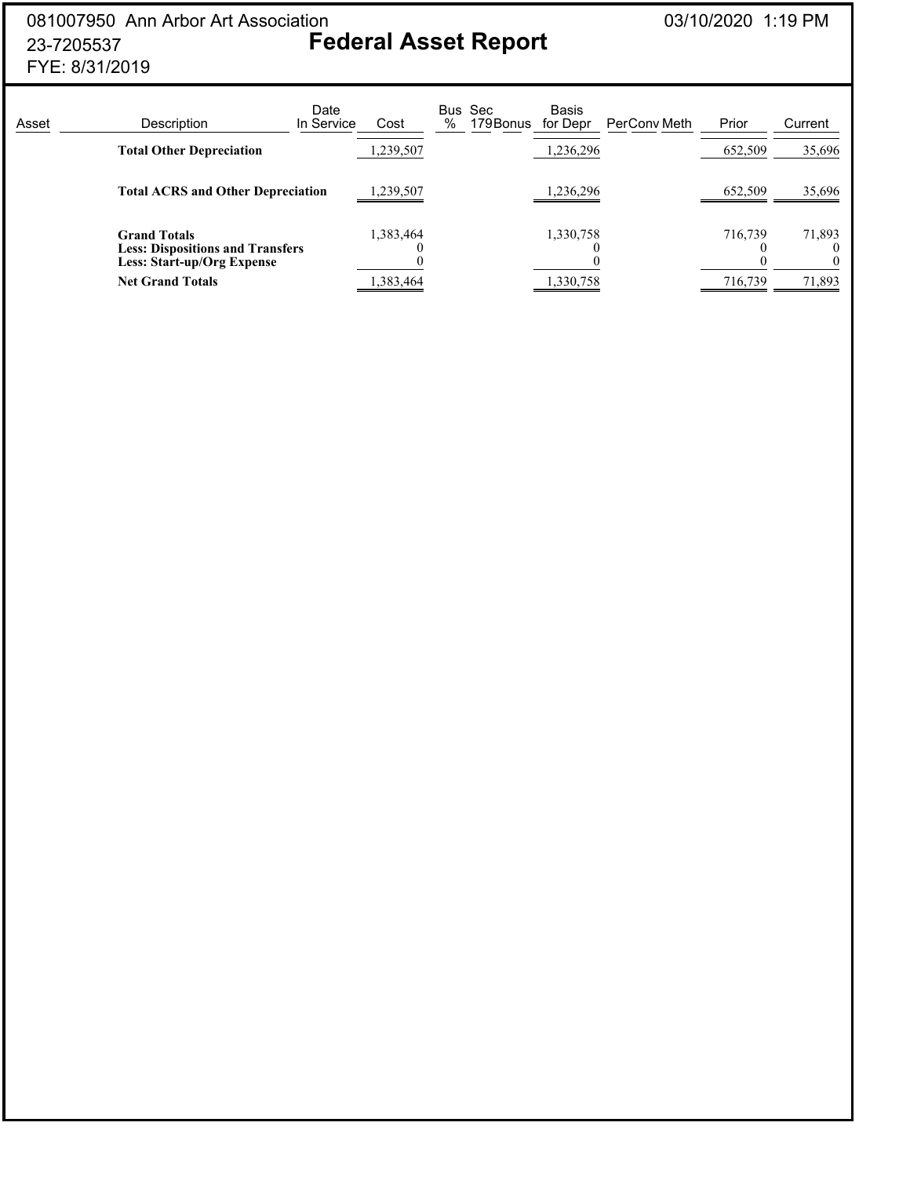081007950 Ann Arbor Art Association
23-7205537
FYE: 8/31/2019

# Federal Asset Report

03/10/2020 1:19 PM

| Asset | Description | Date In Service | Cost | Bus % | Sec 179 | Bonus | Basis for Depr | Per | Conv | Meth | Prior | Current |
|---|---|---|---|---|---|---|---|---|---|---|---|---|
| | **Total Other Depreciation** | | 1,239,507 | | | | 1,236,296 | | | | 652,509 | 35,696 |
| | **Total ACRS and Other Depreciation** | | 1,239,507 | | | | 1,236,296 | | | | 652,509 | 35,696 |
| | **Grand Totals** | | 1,383,464 | | | | 1,330,758 | | | | 716,739 | 71,893 |
| | **Less: Dispositions and Transfers** | | 0 | | | | 0 | | | | 0 | 0 |
| | **Less: Start-up/Org Expense** | | 0 | | | | 0 | | | | 0 | 0 |
| | **Net Grand Totals** | | 1,383,464 | | | | 1,330,758 | | | | 716,739 | 71,893 |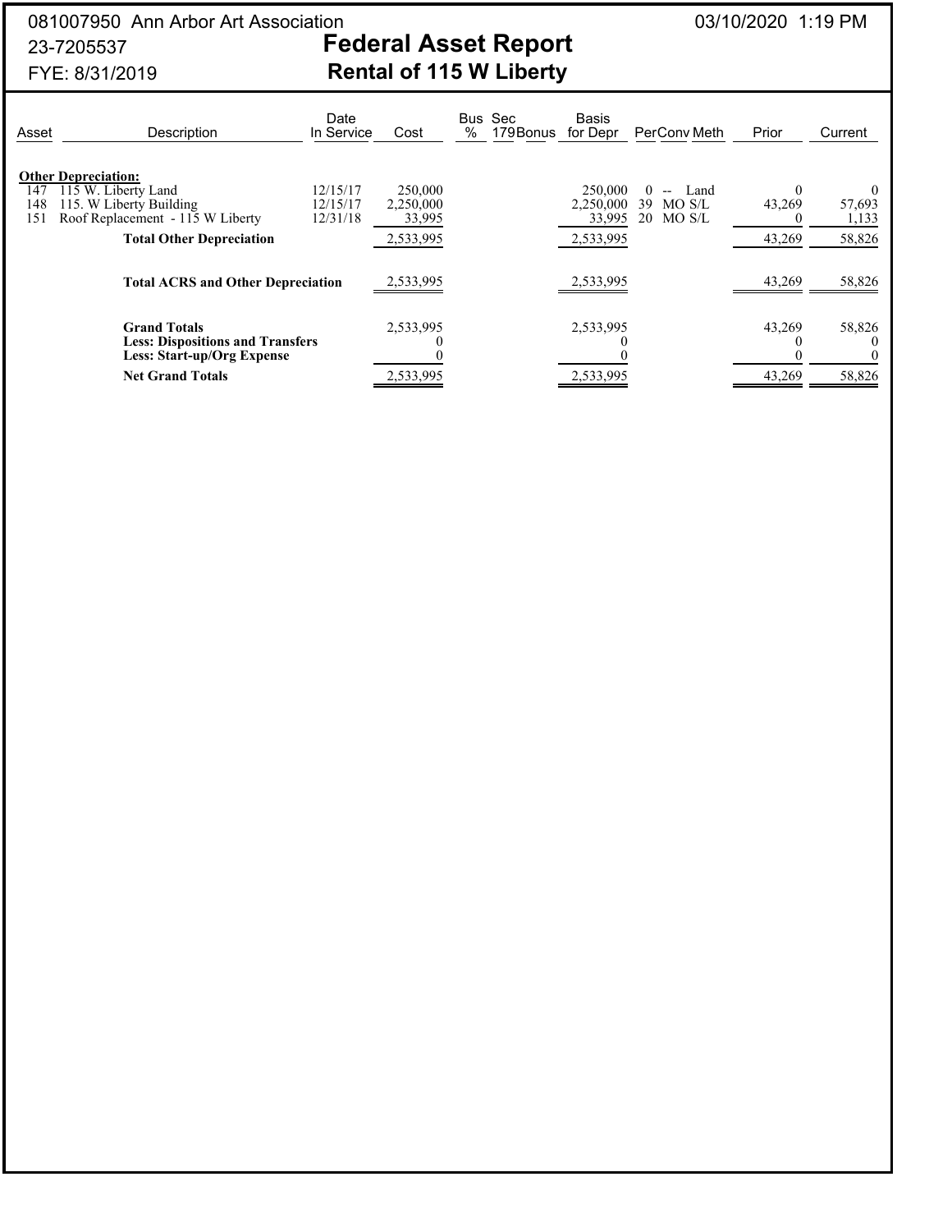081007950 Ann Arbor Art Association 03/10/2020 1:19 PM

23-7205537

FYE: 8/31/2019

# Federal Asset Report

## Rental of 115 W Liberty

| Asset | Description | Date In Service | Cost | Bus % | Sec 179 | Bonus | Basis for Depr | Per | Conv | Meth | Prior | Current |
|---|---|---|---|---|---|---|---|---|---|---|---|---|
| | **Other Depreciation:** | | | | | | | | | | | |
| 147 | 115 W. Liberty Land | 12/15/17 | 250,000 | | | | 250,000 | 0 | -- | Land | 0 | 0 |
| 148 | 115. W Liberty Building | 12/15/17 | 2,250,000 | | | | 2,250,000 | 39 | MO | S/L | 43,269 | 57,693 |
| 151 | Roof Replacement - 115 W Liberty | 12/31/18 | 33,995 | | | | 33,995 | 20 | MO | S/L | 0 | 1,133 |
| | **Total Other Depreciation** | | 2,533,995 | | | | 2,533,995 | | | | 43,269 | 58,826 |
| | **Total ACRS and Other Depreciation** | | 2,533,995 | | | | 2,533,995 | | | | 43,269 | 58,826 |
| | **Grand Totals** | | 2,533,995 | | | | 2,533,995 | | | | 43,269 | 58,826 |
| | **Less: Dispositions and Transfers** | | 0 | | | | 0 | | | | 0 | 0 |
| | **Less: Start-up/Org Expense** | | 0 | | | | 0 | | | | 0 | 0 |
| | **Net Grand Totals** | | 2,533,995 | | | | 2,533,995 | | | | 43,269 | 58,826 |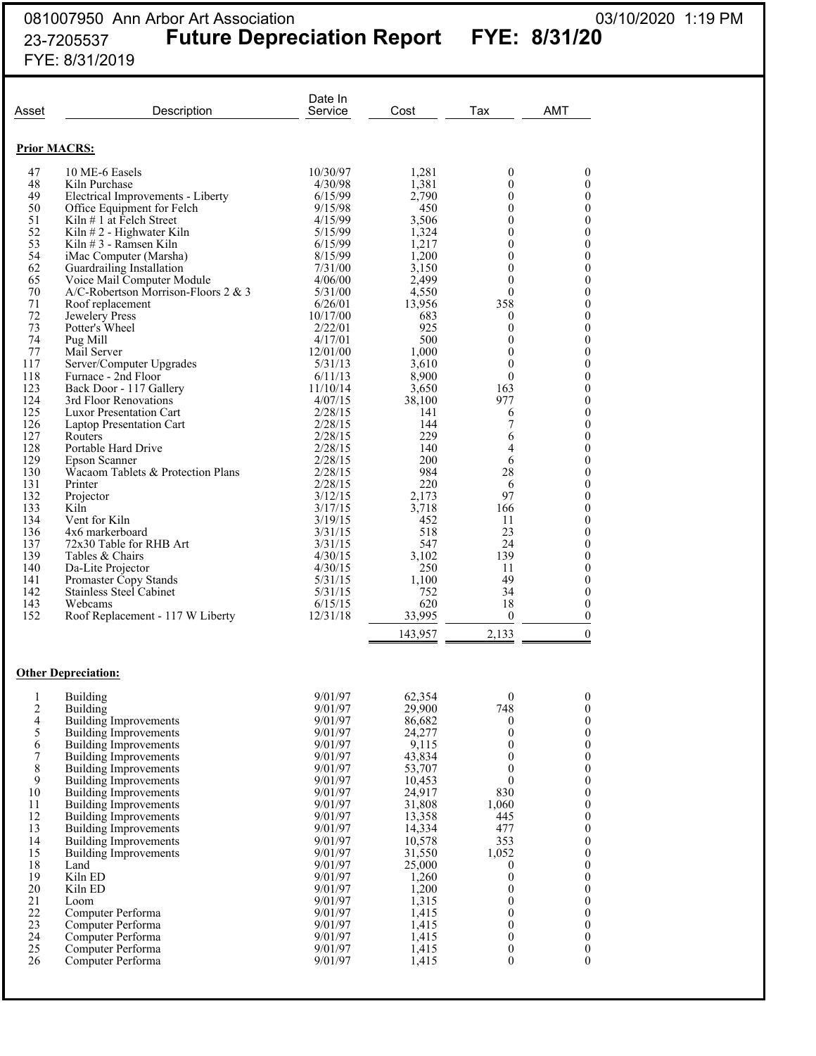081007950 Ann Arbor Art Association 03/10/2020 1:19 PM

23-7205537 **Future Depreciation Report FYE: 8/31/20**

FYE: 8/31/2019

| Asset | Description | Date In Service | Cost | Tax | AMT |
|---|---|---|---|---|---|
| **Prior MACRS:** | | | | | |
| 47 | 10 ME-6 Easels | 10/30/97 | 1,281 | 0 | 0 |
| 48 | Kiln Purchase | 4/30/98 | 1,381 | 0 | 0 |
| 49 | Electrical Improvements - Liberty | 6/15/99 | 2,790 | 0 | 0 |
| 50 | Office Equipment for Felch | 9/15/98 | 450 | 0 | 0 |
| 51 | Kiln # 1 at Felch Street | 4/15/99 | 3,506 | 0 | 0 |
| 52 | Kiln # 2 - Highwater Kiln | 5/15/99 | 1,324 | 0 | 0 |
| 53 | Kiln # 3 - Ramsen Kiln | 6/15/99 | 1,217 | 0 | 0 |
| 54 | iMac Computer (Marsha) | 8/15/99 | 1,200 | 0 | 0 |
| 62 | Guardrailing Installation | 7/31/00 | 3,150 | 0 | 0 |
| 65 | Voice Mail Computer Module | 4/06/00 | 2,499 | 0 | 0 |
| 70 | A/C-Robertson Morrison-Floors 2 & 3 | 5/31/00 | 4,550 | 0 | 0 |
| 71 | Roof replacement | 6/26/01 | 13,956 | 358 | 0 |
| 72 | Jewelery Press | 10/17/00 | 683 | 0 | 0 |
| 73 | Potter's Wheel | 2/22/01 | 925 | 0 | 0 |
| 74 | Pug Mill | 4/17/01 | 500 | 0 | 0 |
| 77 | Mail Server | 12/01/00 | 1,000 | 0 | 0 |
| 117 | Server/Computer Upgrades | 5/31/13 | 3,610 | 0 | 0 |
| 118 | Furnace - 2nd Floor | 6/11/13 | 8,900 | 0 | 0 |
| 123 | Back Door - 117 Gallery | 11/10/14 | 3,650 | 163 | 0 |
| 124 | 3rd Floor Renovations | 4/07/15 | 38,100 | 977 | 0 |
| 125 | Luxor Presentation Cart | 2/28/15 | 141 | 6 | 0 |
| 126 | Laptop Presentation Cart | 2/28/15 | 144 | 7 | 0 |
| 127 | Routers | 2/28/15 | 229 | 6 | 0 |
| 128 | Portable Hard Drive | 2/28/15 | 140 | 4 | 0 |
| 129 | Epson Scanner | 2/28/15 | 200 | 6 | 0 |
| 130 | Wacaom Tablets & Protection Plans | 2/28/15 | 984 | 28 | 0 |
| 131 | Printer | 2/28/15 | 220 | 6 | 0 |
| 132 | Projector | 3/12/15 | 2,173 | 97 | 0 |
| 133 | Kiln | 3/17/15 | 3,718 | 166 | 0 |
| 134 | Vent for Kiln | 3/19/15 | 452 | 11 | 0 |
| 136 | 4x6 markerboard | 3/31/15 | 518 | 23 | 0 |
| 137 | 72x30 Table for RHB Art | 3/31/15 | 547 | 24 | 0 |
| 139 | Tables & Chairs | 4/30/15 | 3,102 | 139 | 0 |
| 140 | Da-Lite Projector | 4/30/15 | 250 | 11 | 0 |
| 141 | Promaster Copy Stands | 5/31/15 | 1,100 | 49 | 0 |
| 142 | Stainless Steel Cabinet | 5/31/15 | 752 | 34 | 0 |
| 143 | Webcams | 6/15/15 | 620 | 18 | 0 |
| 152 | Roof Replacement - 117 W Liberty | 12/31/18 | 33,995 | 0 | 0 |
| | | | 143,957 | 2,133 | 0 |
| **Other Depreciation:** | | | | | |
| 1 | Building | 9/01/97 | 62,354 | 0 | 0 |
| 2 | Building | 9/01/97 | 29,900 | 748 | 0 |
| 4 | Building Improvements | 9/01/97 | 86,682 | 0 | 0 |
| 5 | Building Improvements | 9/01/97 | 24,277 | 0 | 0 |
| 6 | Building Improvements | 9/01/97 | 9,115 | 0 | 0 |
| 7 | Building Improvements | 9/01/97 | 43,834 | 0 | 0 |
| 8 | Building Improvements | 9/01/97 | 53,707 | 0 | 0 |
| 9 | Building Improvements | 9/01/97 | 10,453 | 0 | 0 |
| 10 | Building Improvements | 9/01/97 | 24,917 | 830 | 0 |
| 11 | Building Improvements | 9/01/97 | 31,808 | 1,060 | 0 |
| 12 | Building Improvements | 9/01/97 | 13,358 | 445 | 0 |
| 13 | Building Improvements | 9/01/97 | 14,334 | 477 | 0 |
| 14 | Building Improvements | 9/01/97 | 10,578 | 353 | 0 |
| 15 | Building Improvements | 9/01/97 | 31,550 | 1,052 | 0 |
| 18 | Land | 9/01/97 | 25,000 | 0 | 0 |
| 19 | Kiln ED | 9/01/97 | 1,260 | 0 | 0 |
| 20 | Kiln ED | 9/01/97 | 1,200 | 0 | 0 |
| 21 | Loom | 9/01/97 | 1,315 | 0 | 0 |
| 22 | Computer Performa | 9/01/97 | 1,415 | 0 | 0 |
| 23 | Computer Performa | 9/01/97 | 1,415 | 0 | 0 |
| 24 | Computer Performa | 9/01/97 | 1,415 | 0 | 0 |
| 25 | Computer Performa | 9/01/97 | 1,415 | 0 | 0 |
| 26 | Computer Performa | 9/01/97 | 1,415 | 0 | 0 |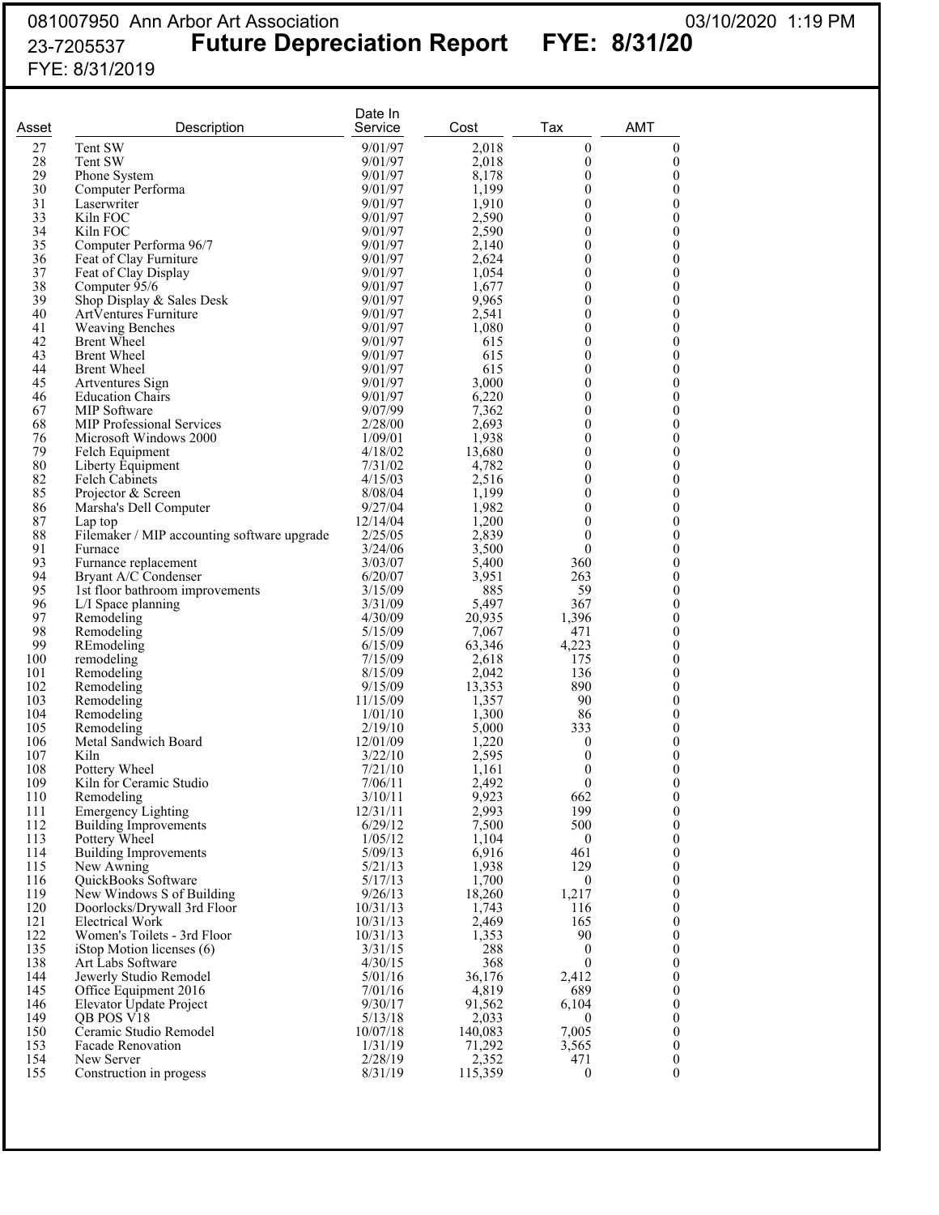081007950 Ann Arbor Art Association 03/10/2020 1:19 PM
23-7205537 **Future Depreciation Report FYE: 8/31/20**
FYE: 8/31/2019

| Asset | Description | Date In Service | Cost | Tax | AMT |
|---|---|---|---|---|---|
| 27 | Tent SW | 9/01/97 | 2,018 | 0 | 0 |
| 28 | Tent SW | 9/01/97 | 2,018 | 0 | 0 |
| 29 | Phone System | 9/01/97 | 8,178 | 0 | 0 |
| 30 | Computer Performa | 9/01/97 | 1,199 | 0 | 0 |
| 31 | Laserwriter | 9/01/97 | 1,910 | 0 | 0 |
| 33 | Kiln FOC | 9/01/97 | 2,590 | 0 | 0 |
| 34 | Kiln FOC | 9/01/97 | 2,590 | 0 | 0 |
| 35 | Computer Performa 96/7 | 9/01/97 | 2,140 | 0 | 0 |
| 36 | Feat of Clay Furniture | 9/01/97 | 2,624 | 0 | 0 |
| 37 | Feat of Clay Display | 9/01/97 | 1,054 | 0 | 0 |
| 38 | Computer 95/6 | 9/01/97 | 1,677 | 0 | 0 |
| 39 | Shop Display & Sales Desk | 9/01/97 | 9,965 | 0 | 0 |
| 40 | ArtVentures Furniture | 9/01/97 | 2,541 | 0 | 0 |
| 41 | Weaving Benches | 9/01/97 | 1,080 | 0 | 0 |
| 42 | Brent Wheel | 9/01/97 | 615 | 0 | 0 |
| 43 | Brent Wheel | 9/01/97 | 615 | 0 | 0 |
| 44 | Brent Wheel | 9/01/97 | 615 | 0 | 0 |
| 45 | Artventures Sign | 9/01/97 | 3,000 | 0 | 0 |
| 46 | Education Chairs | 9/01/97 | 6,220 | 0 | 0 |
| 67 | MIP Software | 9/07/99 | 7,362 | 0 | 0 |
| 68 | MIP Professional Services | 2/28/00 | 2,693 | 0 | 0 |
| 76 | Microsoft Windows 2000 | 1/09/01 | 1,938 | 0 | 0 |
| 79 | Felch Equipment | 4/18/02 | 13,680 | 0 | 0 |
| 80 | Liberty Equipment | 7/31/02 | 4,782 | 0 | 0 |
| 82 | Felch Cabinets | 4/15/03 | 2,516 | 0 | 0 |
| 85 | Projector & Screen | 8/08/04 | 1,199 | 0 | 0 |
| 86 | Marsha's Dell Computer | 9/27/04 | 1,982 | 0 | 0 |
| 87 | Lap top | 12/14/04 | 1,200 | 0 | 0 |
| 88 | Filemaker / MIP accounting software upgrade | 2/25/05 | 2,839 | 0 | 0 |
| 91 | Furnace | 3/24/06 | 3,500 | 0 | 0 |
| 93 | Furnance replacement | 3/03/07 | 5,400 | 360 | 0 |
| 94 | Bryant A/C Condenser | 6/20/07 | 3,951 | 263 | 0 |
| 95 | 1st floor bathroom improvements | 3/15/09 | 885 | 59 | 0 |
| 96 | L/I Space planning | 3/31/09 | 5,497 | 367 | 0 |
| 97 | Remodeling | 4/30/09 | 20,935 | 1,396 | 0 |
| 98 | Remodeling | 5/15/09 | 7,067 | 471 | 0 |
| 99 | REmodeling | 6/15/09 | 63,346 | 4,223 | 0 |
| 100 | remodeling | 7/15/09 | 2,618 | 175 | 0 |
| 101 | Remodeling | 8/15/09 | 2,042 | 136 | 0 |
| 102 | Remodeling | 9/15/09 | 13,353 | 890 | 0 |
| 103 | Remodeling | 11/15/09 | 1,357 | 90 | 0 |
| 104 | Remodeling | 1/01/10 | 1,300 | 86 | 0 |
| 105 | Remodeling | 2/19/10 | 5,000 | 333 | 0 |
| 106 | Metal Sandwich Board | 12/01/09 | 1,220 | 0 | 0 |
| 107 | Kiln | 3/22/10 | 2,595 | 0 | 0 |
| 108 | Pottery Wheel | 7/21/10 | 1,161 | 0 | 0 |
| 109 | Kiln for Ceramic Studio | 7/06/11 | 2,492 | 0 | 0 |
| 110 | Remodeling | 3/10/11 | 9,923 | 662 | 0 |
| 111 | Emergency Lighting | 12/31/11 | 2,993 | 199 | 0 |
| 112 | Building Improvements | 6/29/12 | 7,500 | 500 | 0 |
| 113 | Pottery Wheel | 1/05/12 | 1,104 | 0 | 0 |
| 114 | Building Improvements | 5/09/13 | 6,916 | 461 | 0 |
| 115 | New Awning | 5/21/13 | 1,938 | 129 | 0 |
| 116 | QuickBooks Software | 5/17/13 | 1,700 | 0 | 0 |
| 119 | New Windows S of Building | 9/26/13 | 18,260 | 1,217 | 0 |
| 120 | Doorlocks/Drywall 3rd Floor | 10/31/13 | 1,743 | 116 | 0 |
| 121 | Electrical Work | 10/31/13 | 2,469 | 165 | 0 |
| 122 | Women's Toilets - 3rd Floor | 10/31/13 | 1,353 | 90 | 0 |
| 135 | iStop Motion licenses (6) | 3/31/15 | 288 | 0 | 0 |
| 138 | Art Labs Software | 4/30/15 | 368 | 0 | 0 |
| 144 | Jewerly Studio Remodel | 5/01/16 | 36,176 | 2,412 | 0 |
| 145 | Office Equipment 2016 | 7/01/16 | 4,819 | 689 | 0 |
| 146 | Elevator Update Project | 9/30/17 | 91,562 | 6,104 | 0 |
| 149 | QB POS V18 | 5/13/18 | 2,033 | 0 | 0 |
| 150 | Ceramic Studio Remodel | 10/07/18 | 140,083 | 7,005 | 0 |
| 153 | Facade Renovation | 1/31/19 | 71,292 | 3,565 | 0 |
| 154 | New Server | 2/28/19 | 2,352 | 471 | 0 |
| 155 | Construction in progess | 8/31/19 | 115,359 | 0 | 0 |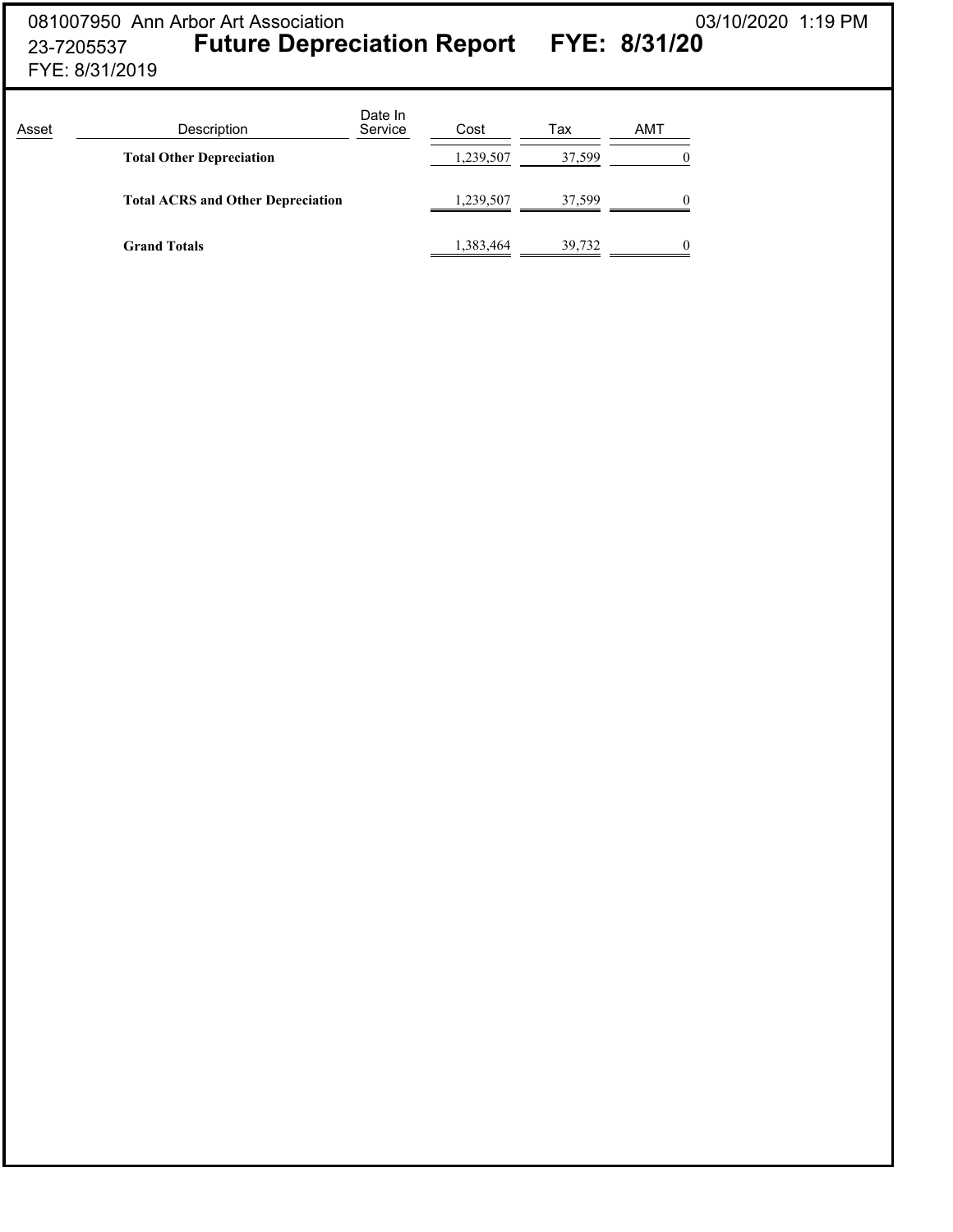081007950 Ann Arbor Art Association

23-7205537

FYE: 8/31/2019

# Future Depreciation Report FYE: 8/31/20

03/10/2020 1:19 PM

| Asset | Description | Date In Service | Cost | Tax | AMT |
|---|---|---|---|---|---|
| | **Total Other Depreciation** | | 1,239,507 | 37,599 | 0 |
| | **Total ACRS and Other Depreciation** | | 1,239,507 | 37,599 | 0 |
| | **Grand Totals** | | 1,383,464 | 39,732 | 0 |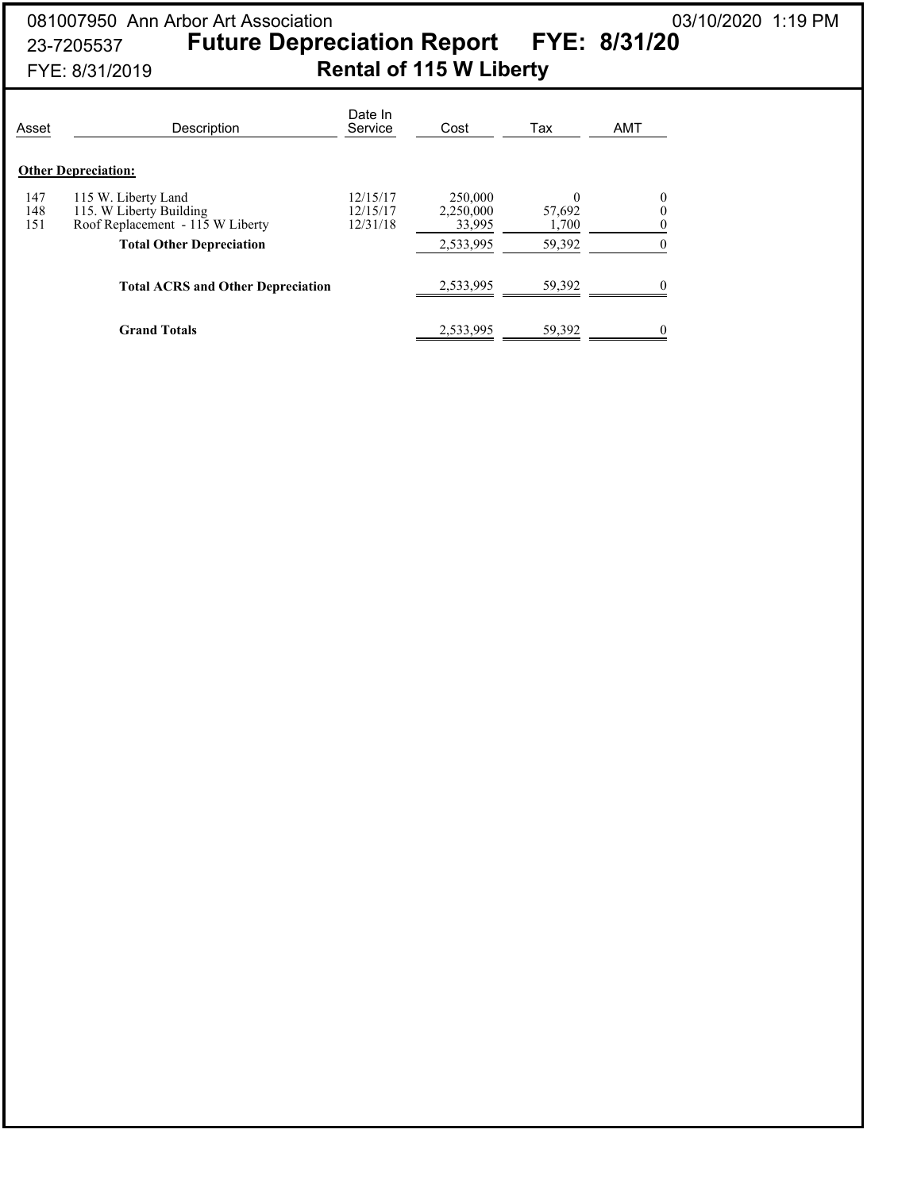081007950 Ann Arbor Art Association

23-7205537

FYE: 8/31/2019

03/10/2020 1:19 PM

# Future Depreciation Report FYE: 8/31/20

## Rental of 115 W Liberty

| Asset | Description | Date In Service | Cost | Tax | AMT |
|---|---|---|---|---|---|
| | **Other Depreciation:** | | | | |
| 147 | 115 W. Liberty Land | 12/15/17 | 250,000 | 0 | 0 |
| 148 | 115. W Liberty Building | 12/15/17 | 2,250,000 | 57,692 | 0 |
| 151 | Roof Replacement - 115 W Liberty | 12/31/18 | 33,995 | 1,700 | 0 |
| | **Total Other Depreciation** | | 2,533,995 | 59,392 | 0 |
| | **Total ACRS and Other Depreciation** | | 2,533,995 | 59,392 | 0 |
| | **Grand Totals** | | 2,533,995 | 59,392 | 0 |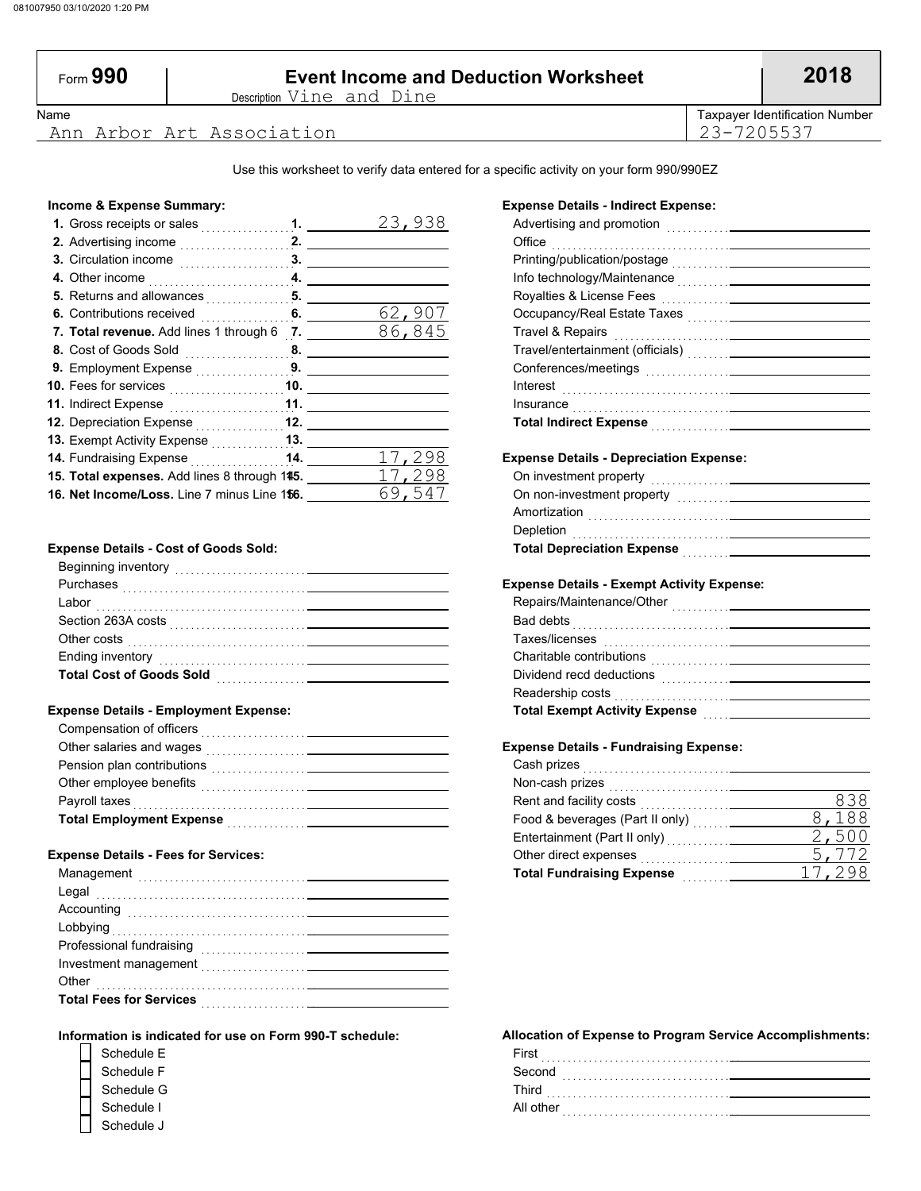081007950 03/10/2020 1:20 PM

# Form 990 — Event Income and Deduction Worksheet — 2018

Description Vine and Dine

| Name | Taxpayer Identification Number |
|---|---|
| Ann Arbor Art Association | 23-7205537 |

Use this worksheet to verify data entered for a specific activity on your form 990/990EZ

### Income & Expense Summary:

| Line | Description | Amount |
|---|---|---|
| 1. | Gross receipts or sales | 23,938 |
| 2. | Advertising income | |
| 3. | Circulation income | |
| 4. | Other income | |
| 5. | Returns and allowances | |
| 6. | Contributions received | 62,907 |
| 7. | **Total revenue.** Add lines 1 through 6 | 86,845 |
| 8. | Cost of Goods Sold | |
| 9. | Employment Expense | |
| 10. | Fees for services | |
| 11. | Indirect Expense | |
| 12. | Depreciation Expense | |
| 13. | Exempt Activity Expense | |
| 14. | Fundraising Expense | 17,298 |
| 15. | **Total expenses.** Add lines 8 through 14 | 17,298 |
| 16. | **Net Income/Loss.** Line 7 minus Line 15 | 69,547 |

### Expense Details - Cost of Goods Sold:

| Item | Amount |
|---|---|
| Beginning inventory | |
| Purchases | |
| Labor | |
| Section 263A costs | |
| Other costs | |
| Ending inventory | |
| **Total Cost of Goods Sold** | |

### Expense Details - Employment Expense:

| Item | Amount |
|---|---|
| Compensation of officers | |
| Other salaries and wages | |
| Pension plan contributions | |
| Other employee benefits | |
| Payroll taxes | |
| **Total Employment Expense** | |

### Expense Details - Fees for Services:

| Item | Amount |
|---|---|
| Management | |
| Legal | |
| Accounting | |
| Lobbying | |
| Professional fundraising | |
| Investment management | |
| Other | |
| **Total Fees for Services** | |

### Information is indicated for use on Form 990-T schedule:

- [ ] Schedule E
- [ ] Schedule F
- [ ] Schedule G
- [ ] Schedule I
- [ ] Schedule J

### Expense Details - Indirect Expense:

| Item | Amount |
|---|---|
| Advertising and promotion | |
| Office | |
| Printing/publication/postage | |
| Info technology/Maintenance | |
| Royalties & License Fees | |
| Occupancy/Real Estate Taxes | |
| Travel & Repairs | |
| Travel/entertainment (officials) | |
| Conferences/meetings | |
| Interest | |
| Insurance | |
| **Total Indirect Expense** | |

### Expense Details - Depreciation Expense:

| Item | Amount |
|---|---|
| On investment property | |
| On non-investment property | |
| Amortization | |
| Depletion | |
| **Total Depreciation Expense** | |

### Expense Details - Exempt Activity Expense:

| Item | Amount |
|---|---|
| Repairs/Maintenance/Other | |
| Bad debts | |
| Taxes/licenses | |
| Charitable contributions | |
| Dividend recd deductions | |
| Readership costs | |
| **Total Exempt Activity Expense** | |

### Expense Details - Fundraising Expense:

| Item | Amount |
|---|---|
| Cash prizes | |
| Non-cash prizes | |
| Rent and facility costs | 838 |
| Food & beverages (Part II only) | 8,188 |
| Entertainment (Part II only) | 2,500 |
| Other direct expenses | 5,772 |
| **Total Fundraising Expense** | 17,298 |

### Allocation of Expense to Program Service Accomplishments:

| Item | Amount |
|---|---|
| First | |
| Second | |
| Third | |
| All other | |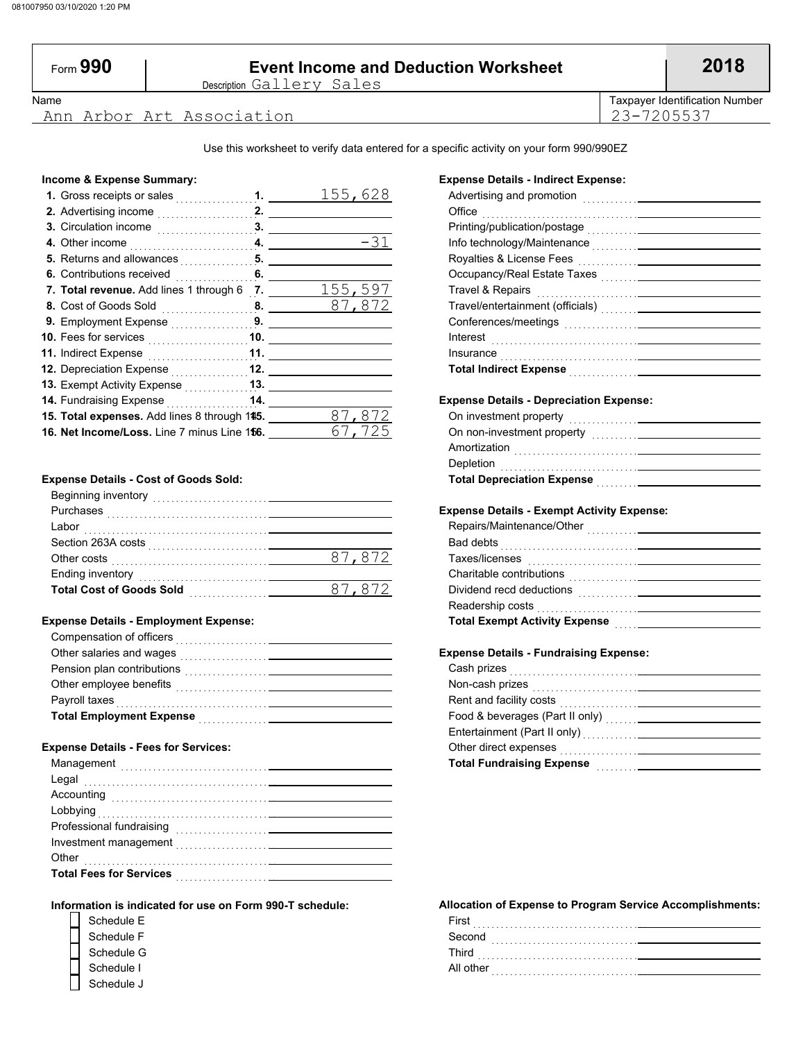081007950 03/10/2020 1:20 PM

# Form 990 — Event Income and Deduction Worksheet — 2018

Description: Gallery Sales

| Name | Taxpayer Identification Number |
|---|---|
| Ann Arbor Art Association | 23-7205537 |

Use this worksheet to verify data entered for a specific activity on your form 990/990EZ

### Income & Expense Summary:

| Line | Description | Amount |
|---|---|---|
| 1. | Gross receipts or sales | 155,628 |
| 2. | Advertising income | |
| 3. | Circulation income | |
| 4. | Other income | -31 |
| 5. | Returns and allowances | |
| 6. | Contributions received | |
| 7. | **Total revenue.** Add lines 1 through 6 | 155,597 |
| 8. | Cost of Goods Sold | 87,872 |
| 9. | Employment Expense | |
| 10. | Fees for services | |
| 11. | Indirect Expense | |
| 12. | Depreciation Expense | |
| 13. | Exempt Activity Expense | |
| 14. | Fundraising Expense | |
| 15. | **Total expenses.** Add lines 8 through 14 | 87,872 |
| 16. | **Net Income/Loss.** Line 7 minus Line 15 | 67,725 |

### Expense Details - Cost of Goods Sold:

| Item | Amount |
|---|---|
| Beginning inventory | |
| Purchases | |
| Labor | |
| Section 263A costs | |
| Other costs | 87,872 |
| Ending inventory | |
| **Total Cost of Goods Sold** | 87,872 |

### Expense Details - Employment Expense:

| Item | Amount |
|---|---|
| Compensation of officers | |
| Other salaries and wages | |
| Pension plan contributions | |
| Other employee benefits | |
| Payroll taxes | |
| **Total Employment Expense** | |

### Expense Details - Fees for Services:

| Item | Amount |
|---|---|
| Management | |
| Legal | |
| Accounting | |
| Lobbying | |
| Professional fundraising | |
| Investment management | |
| Other | |
| **Total Fees for Services** | |

### Expense Details - Indirect Expense:

| Item | Amount |
|---|---|
| Advertising and promotion | |
| Office | |
| Printing/publication/postage | |
| Info technology/Maintenance | |
| Royalties & License Fees | |
| Occupancy/Real Estate Taxes | |
| Travel & Repairs | |
| Travel/entertainment (officials) | |
| Conferences/meetings | |
| Interest | |
| Insurance | |
| **Total Indirect Expense** | |

### Expense Details - Depreciation Expense:

| Item | Amount |
|---|---|
| On investment property | |
| On non-investment property | |
| Amortization | |
| Depletion | |
| **Total Depreciation Expense** | |

### Expense Details - Exempt Activity Expense:

| Item | Amount |
|---|---|
| Repairs/Maintenance/Other | |
| Bad debts | |
| Taxes/licenses | |
| Charitable contributions | |
| Dividend recd deductions | |
| Readership costs | |
| **Total Exempt Activity Expense** | |

### Expense Details - Fundraising Expense:

| Item | Amount |
|---|---|
| Cash prizes | |
| Non-cash prizes | |
| Rent and facility costs | |
| Food & beverages (Part II only) | |
| Entertainment (Part II only) | |
| Other direct expenses | |
| **Total Fundraising Expense** | |

### Information is indicated for use on Form 990-T schedule:

- ☐ Schedule E
- ☐ Schedule F
- ☐ Schedule G
- ☐ Schedule I
- ☐ Schedule J

### Allocation of Expense to Program Service Accomplishments:

| Item | Amount |
|---|---|
| First | |
| Second | |
| Third | |
| All other | |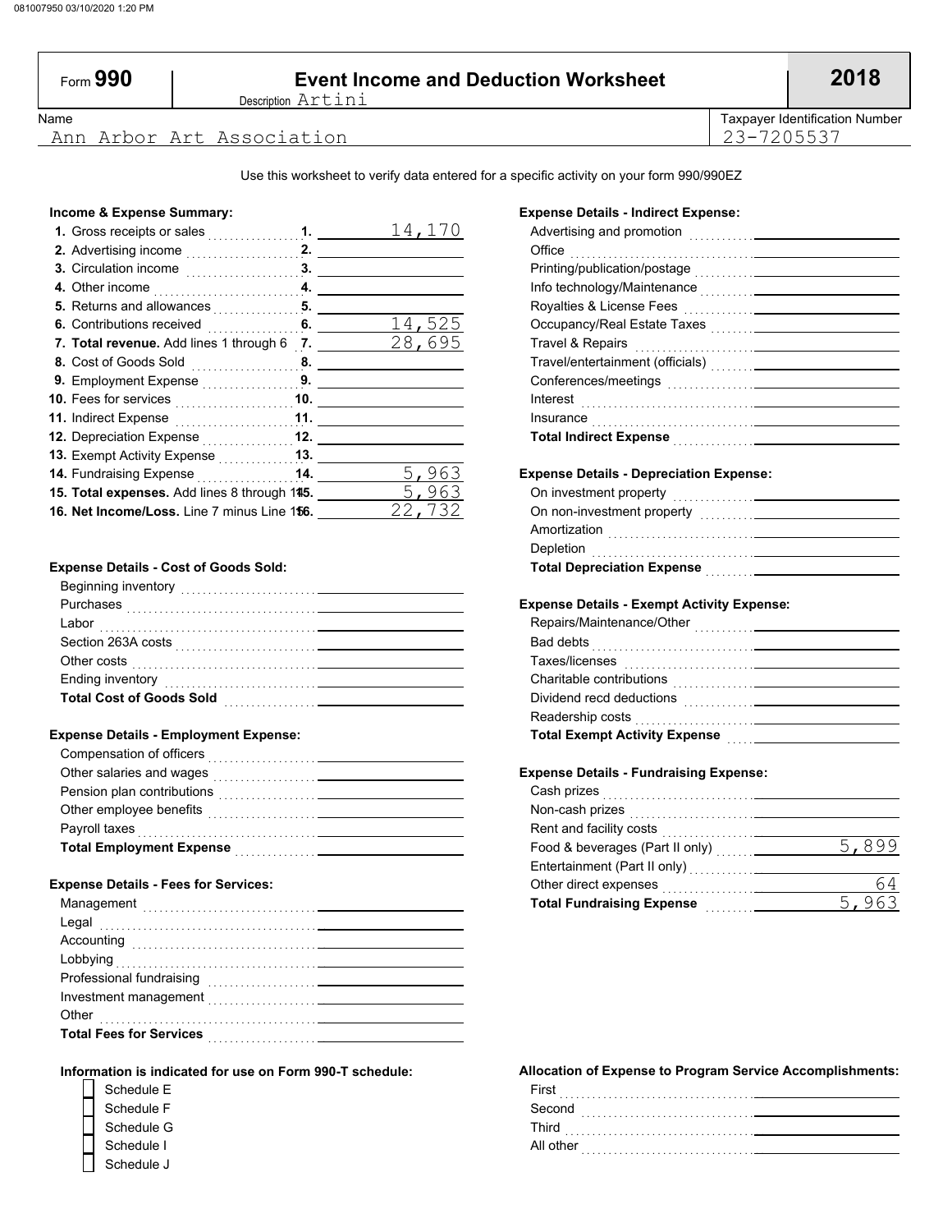081007950 03/10/2020 1:20 PM

# Form 990 — Event Income and Deduction Worksheet — 2018

Description Artini

| Name | Taxpayer Identification Number |
|---|---|
| Ann Arbor Art Association | 23-7205537 |

Use this worksheet to verify data entered for a specific activity on your form 990/990EZ

**Income & Expense Summary:**

| Line | Description | Amount |
|---|---|---|
| 1. | Gross receipts or sales | 14,170 |
| 2. | Advertising income | |
| 3. | Circulation income | |
| 4. | Other income | |
| 5. | Returns and allowances | |
| 6. | Contributions received | 14,525 |
| 7. | **Total revenue.** Add lines 1 through 6 | 28,695 |
| 8. | Cost of Goods Sold | |
| 9. | Employment Expense | |
| 10. | Fees for services | |
| 11. | Indirect Expense | |
| 12. | Depreciation Expense | |
| 13. | Exempt Activity Expense | |
| 14. | Fundraising Expense | 5,963 |
| 15. | **Total expenses.** Add lines 8 through 14 | 5,963 |
| 16. | **Net Income/Loss.** Line 7 minus Line 15 | 22,732 |

**Expense Details - Cost of Goods Sold:**

| Item | Amount |
|---|---|
| Beginning inventory | |
| Purchases | |
| Labor | |
| Section 263A costs | |
| Other costs | |
| Ending inventory | |
| **Total Cost of Goods Sold** | |

**Expense Details - Employment Expense:**

| Item | Amount |
|---|---|
| Compensation of officers | |
| Other salaries and wages | |
| Pension plan contributions | |
| Other employee benefits | |
| Payroll taxes | |
| **Total Employment Expense** | |

**Expense Details - Fees for Services:**

| Item | Amount |
|---|---|
| Management | |
| Legal | |
| Accounting | |
| Lobbying | |
| Professional fundraising | |
| Investment management | |
| Other | |
| **Total Fees for Services** | |

**Information is indicated for use on Form 990-T schedule:**

- [ ] Schedule E
- [ ] Schedule F
- [ ] Schedule G
- [ ] Schedule I
- [ ] Schedule J

**Expense Details - Indirect Expense:**

| Item | Amount |
|---|---|
| Advertising and promotion | |
| Office | |
| Printing/publication/postage | |
| Info technology/Maintenance | |
| Royalties & License Fees | |
| Occupancy/Real Estate Taxes | |
| Travel & Repairs | |
| Travel/entertainment (officials) | |
| Conferences/meetings | |
| Interest | |
| Insurance | |
| **Total Indirect Expense** | |

**Expense Details - Depreciation Expense:**

| Item | Amount |
|---|---|
| On investment property | |
| On non-investment property | |
| Amortization | |
| Depletion | |
| **Total Depreciation Expense** | |

**Expense Details - Exempt Activity Expense:**

| Item | Amount |
|---|---|
| Repairs/Maintenance/Other | |
| Bad debts | |
| Taxes/licenses | |
| Charitable contributions | |
| Dividend recd deductions | |
| Readership costs | |
| **Total Exempt Activity Expense** | |

**Expense Details - Fundraising Expense:**

| Item | Amount |
|---|---|
| Cash prizes | |
| Non-cash prizes | |
| Rent and facility costs | |
| Food & beverages (Part II only) | 5,899 |
| Entertainment (Part II only) | |
| Other direct expenses | 64 |
| **Total Fundraising Expense** | 5,963 |

**Allocation of Expense to Program Service Accomplishments:**

| Item | Amount |
|---|---|
| First | |
| Second | |
| Third | |
| All other | |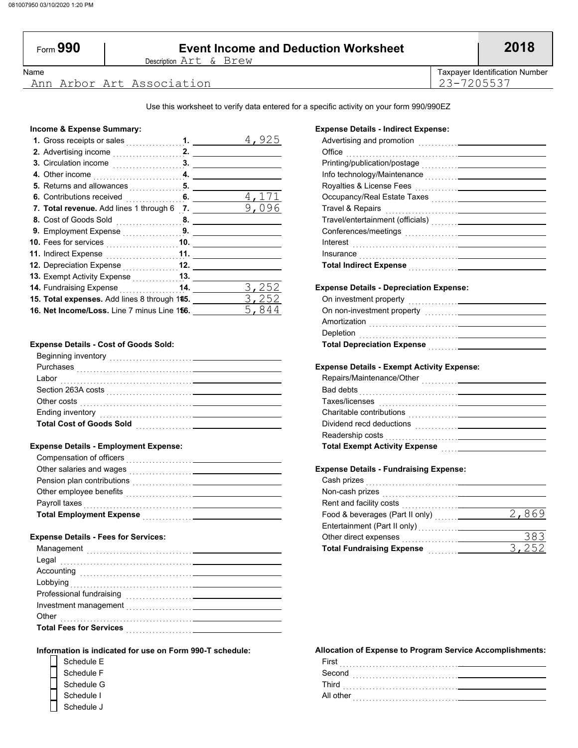# Form 990 — Event Income and Deduction Worksheet — 2018

Description: Art & Brew

| Name | Taxpayer Identification Number |
|---|---|
| Ann Arbor Art Association | 23-7205537 |

Use this worksheet to verify data entered for a specific activity on your form 990/990EZ

## Income & Expense Summary:

| Line | Description | Amount |
|---|---|---|
| 1. | Gross receipts or sales | 4,925 |
| 2. | Advertising income | |
| 3. | Circulation income | |
| 4. | Other income | |
| 5. | Returns and allowances | |
| 6. | Contributions received | 4,171 |
| 7. | **Total revenue.** Add lines 1 through 6 | 9,096 |
| 8. | Cost of Goods Sold | |
| 9. | Employment Expense | |
| 10. | Fees for services | |
| 11. | Indirect Expense | |
| 12. | Depreciation Expense | |
| 13. | Exempt Activity Expense | |
| 14. | Fundraising Expense | 3,252 |
| 15. | **Total expenses.** Add lines 8 through 14 | 3,252 |
| 16. | **Net Income/Loss.** Line 7 minus Line 15 | 5,844 |

## Expense Details - Cost of Goods Sold:

| Item | Amount |
|---|---|
| Beginning inventory | |
| Purchases | |
| Labor | |
| Section 263A costs | |
| Other costs | |
| Ending inventory | |
| **Total Cost of Goods Sold** | |

## Expense Details - Employment Expense:

| Item | Amount |
|---|---|
| Compensation of officers | |
| Other salaries and wages | |
| Pension plan contributions | |
| Other employee benefits | |
| Payroll taxes | |
| **Total Employment Expense** | |

## Expense Details - Fees for Services:

| Item | Amount |
|---|---|
| Management | |
| Legal | |
| Accounting | |
| Lobbying | |
| Professional fundraising | |
| Investment management | |
| Other | |
| **Total Fees for Services** | |

## Expense Details - Indirect Expense:

| Item | Amount |
|---|---|
| Advertising and promotion | |
| Office | |
| Printing/publication/postage | |
| Info technology/Maintenance | |
| Royalties & License Fees | |
| Occupancy/Real Estate Taxes | |
| Travel & Repairs | |
| Travel/entertainment (officials) | |
| Conferences/meetings | |
| Interest | |
| Insurance | |
| **Total Indirect Expense** | |

## Expense Details - Depreciation Expense:

| Item | Amount |
|---|---|
| On investment property | |
| On non-investment property | |
| Amortization | |
| Depletion | |
| **Total Depreciation Expense** | |

## Expense Details - Exempt Activity Expense:

| Item | Amount |
|---|---|
| Repairs/Maintenance/Other | |
| Bad debts | |
| Taxes/licenses | |
| Charitable contributions | |
| Dividend recd deductions | |
| Readership costs | |
| **Total Exempt Activity Expense** | |

## Expense Details - Fundraising Expense:

| Item | Amount |
|---|---|
| Cash prizes | |
| Non-cash prizes | |
| Rent and facility costs | |
| Food & beverages (Part II only) | 2,869 |
| Entertainment (Part II only) | |
| Other direct expenses | 383 |
| **Total Fundraising Expense** | 3,252 |

## Information is indicated for use on Form 990-T schedule:

- [ ] Schedule E
- [ ] Schedule F
- [ ] Schedule G
- [ ] Schedule I
- [ ] Schedule J

## Allocation of Expense to Program Service Accomplishments:

| Item | Amount |
|---|---|
| First | |
| Second | |
| Third | |
| All other | |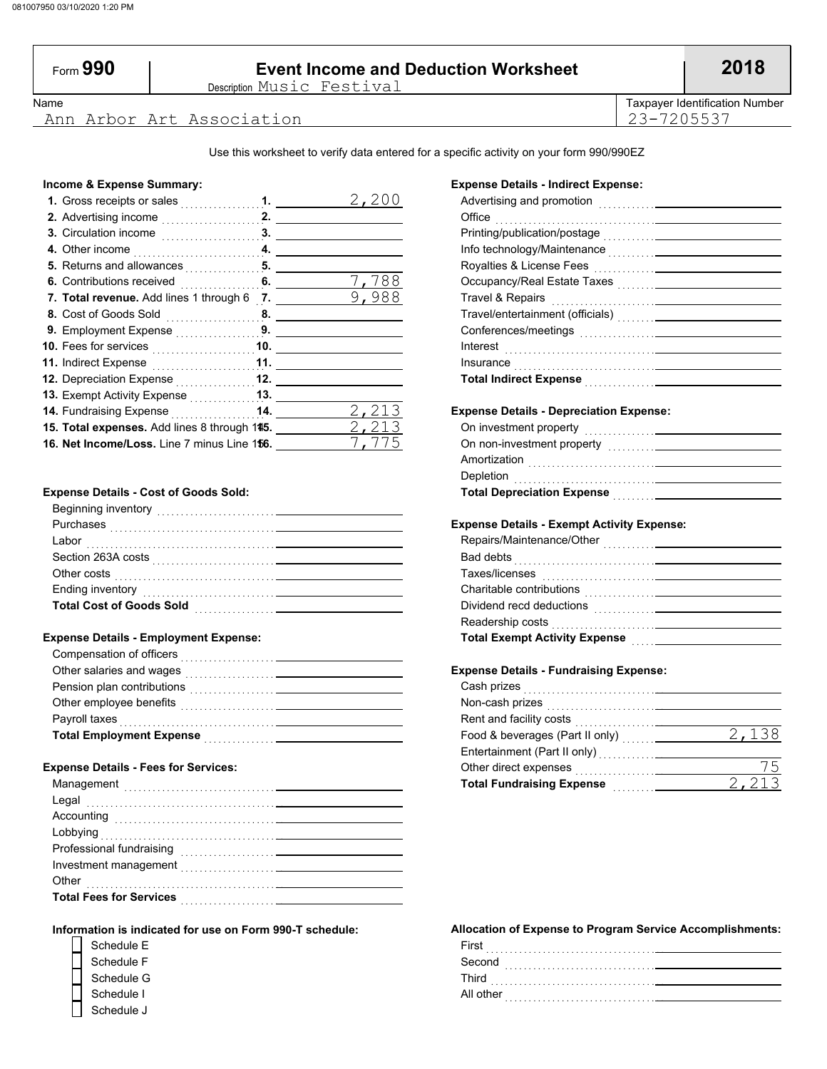# Form 990 — Event Income and Deduction Worksheet — 2018

Description Music Festival

| Name | Taxpayer Identification Number |
|---|---|
| Ann Arbor Art Association | 23-7205537 |

Use this worksheet to verify data entered for a specific activity on your form 990/990EZ

**Income & Expense Summary:**

| | | |
|---|---|---|
| **1.** Gross receipts or sales | 1. | 2,200 |
| **2.** Advertising income | 2. | |
| **3.** Circulation income | 3. | |
| **4.** Other income | 4. | |
| **5.** Returns and allowances | 5. | |
| **6.** Contributions received | 6. | 7,788 |
| **7. Total revenue.** Add lines 1 through 6 | 7. | 9,988 |
| **8.** Cost of Goods Sold | 8. | |
| **9.** Employment Expense | 9. | |
| **10.** Fees for services | 10. | |
| **11.** Indirect Expense | 11. | |
| **12.** Depreciation Expense | 12. | |
| **13.** Exempt Activity Expense | 13. | |
| **14.** Fundraising Expense | 14. | 2,213 |
| **15. Total expenses.** Add lines 8 through 14 | 15. | 2,213 |
| **16. Net Income/Loss.** Line 7 minus Line 15 | 16. | 7,775 |

**Expense Details - Cost of Goods Sold:**

| | |
|---|---|
| Beginning inventory | |
| Purchases | |
| Labor | |
| Section 263A costs | |
| Other costs | |
| Ending inventory | |
| **Total Cost of Goods Sold** | |

**Expense Details - Employment Expense:**

| | |
|---|---|
| Compensation of officers | |
| Other salaries and wages | |
| Pension plan contributions | |
| Other employee benefits | |
| Payroll taxes | |
| **Total Employment Expense** | |

**Expense Details - Fees for Services:**

| | |
|---|---|
| Management | |
| Legal | |
| Accounting | |
| Lobbying | |
| Professional fundraising | |
| Investment management | |
| Other | |
| **Total Fees for Services** | |

**Information is indicated for use on Form 990-T schedule:**

- ☐ Schedule E
- ☐ Schedule F
- ☐ Schedule G
- ☐ Schedule I
- ☐ Schedule J

**Expense Details - Indirect Expense:**

| | |
|---|---|
| Advertising and promotion | |
| Office | |
| Printing/publication/postage | |
| Info technology/Maintenance | |
| Royalties & License Fees | |
| Occupancy/Real Estate Taxes | |
| Travel & Repairs | |
| Travel/entertainment (officials) | |
| Conferences/meetings | |
| Interest | |
| Insurance | |
| **Total Indirect Expense** | |

**Expense Details - Depreciation Expense:**

| | |
|---|---|
| On investment property | |
| On non-investment property | |
| Amortization | |
| Depletion | |
| **Total Depreciation Expense** | |

**Expense Details - Exempt Activity Expense:**

| | |
|---|---|
| Repairs/Maintenance/Other | |
| Bad debts | |
| Taxes/licenses | |
| Charitable contributions | |
| Dividend recd deductions | |
| Readership costs | |
| **Total Exempt Activity Expense** | |

**Expense Details - Fundraising Expense:**

| | |
|---|---|
| Cash prizes | |
| Non-cash prizes | |
| Rent and facility costs | |
| Food & beverages (Part II only) | 2,138 |
| Entertainment (Part II only) | |
| Other direct expenses | 75 |
| **Total Fundraising Expense** | 2,213 |

**Allocation of Expense to Program Service Accomplishments:**

| | |
|---|---|
| First | |
| Second | |
| Third | |
| All other | |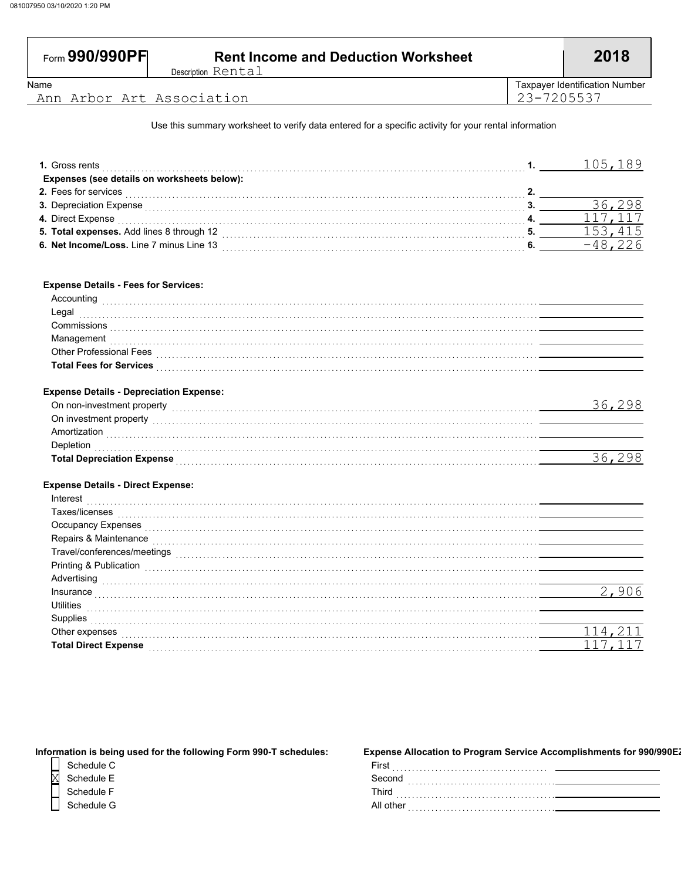# Form 990/990PF — Rent Income and Deduction Worksheet — 2018

Description: Rental

| Name | Taxpayer Identification Number |
|---|---|
| Ann Arbor Art Association | 23-7205537 |

Use this summary worksheet to verify data entered for a specific activity for your rental information

| | | |
|---|---|---|
| **1.** Gross rents | 1. | 105,189 |
| **Expenses (see details on worksheets below):** | | |
| **2.** Fees for services | 2. | |
| **3.** Depreciation Expense | 3. | 36,298 |
| **4.** Direct Expense | 4. | 117,117 |
| **5. Total expenses.** Add lines 8 through 12 | 5. | 153,415 |
| **6. Net Income/Loss.** Line 7 minus Line 13 | 6. | -48,226 |

**Expense Details - Fees for Services:**

| | |
|---|---|
| Accounting | |
| Legal | |
| Commissions | |
| Management | |
| Other Professional Fees | |
| **Total Fees for Services** | |

**Expense Details - Depreciation Expense:**

| | |
|---|---|
| On non-investment property | 36,298 |
| On investment property | |
| Amortization | |
| Depletion | |
| **Total Depreciation Expense** | 36,298 |

**Expense Details - Direct Expense:**

| | |
|---|---|
| Interest | |
| Taxes/licenses | |
| Occupancy Expenses | |
| Repairs & Maintenance | |
| Travel/conferences/meetings | |
| Printing & Publication | |
| Advertising | |
| Insurance | 2,906 |
| Utilities | |
| Supplies | |
| Other expenses | 114,211 |
| **Total Direct Expense** | 117,117 |

**Information is being used for the following Form 990-T schedules:**

- [ ] Schedule C
- [X] Schedule E
- [ ] Schedule F
- [ ] Schedule G

**Expense Allocation to Program Service Accomplishments for 990/990EZ**

| | |
|---|---|
| First | |
| Second | |
| Third | |
| All other | |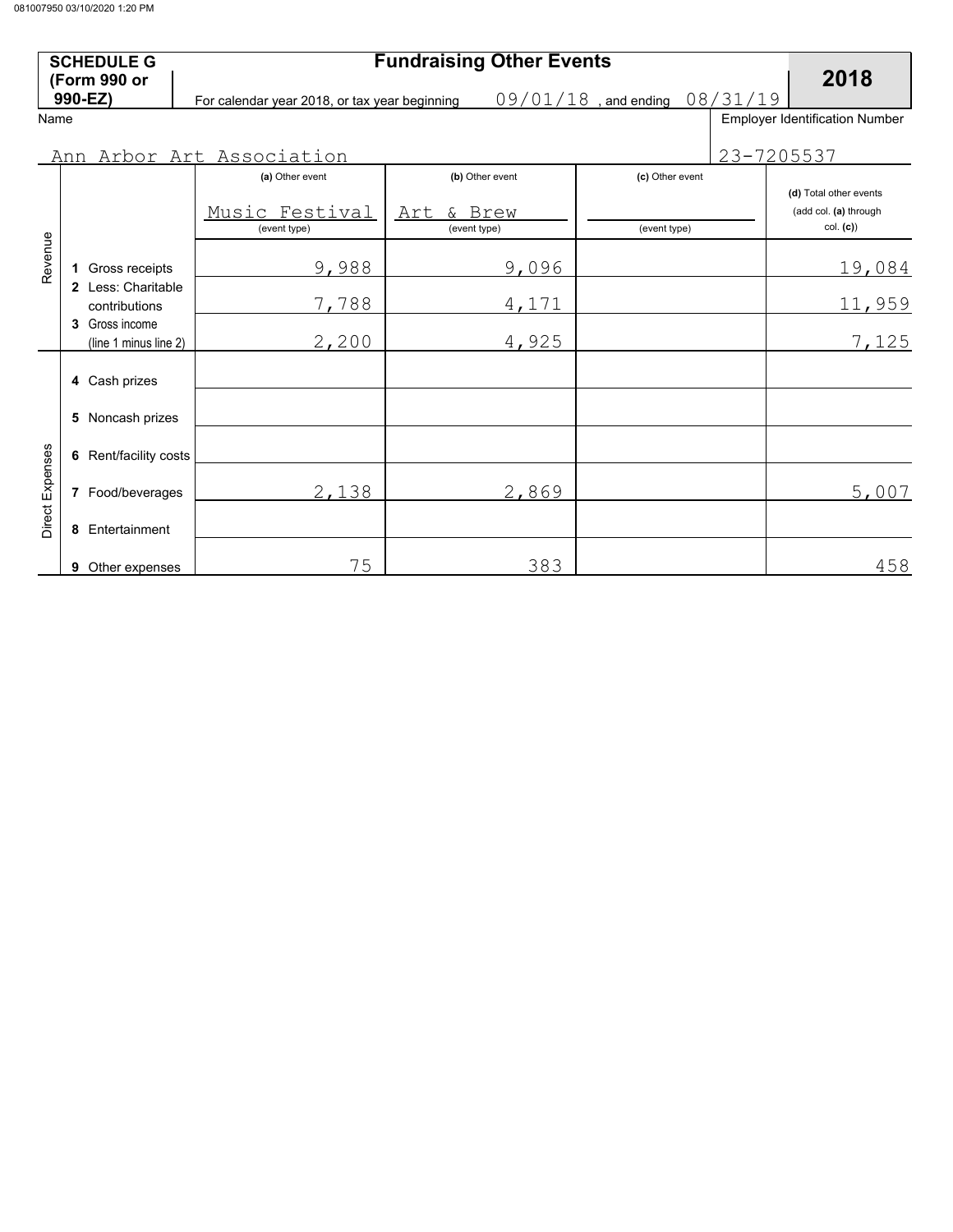**SCHEDULE G (Form 990 or 990-EZ)** | **Fundraising Other Events** | **2018**

For calendar year 2018, or tax year beginning 09/01/18 , and ending 08/31/19

Name: Ann Arbor Art Association

Employer Identification Number: 23-7205537

| | | (a) Other event | (b) Other event | (c) Other event | (d) Total other events (add col. (a) through col. (c)) |
|---|---|---|---|---|---|
| | | Music Festival (event type) | Art & Brew (event type) | (event type) | |
| Revenue | 1 Gross receipts | 9,988 | 9,096 | | 19,084 |
| | 2 Less: Charitable contributions | 7,788 | 4,171 | | 11,959 |
| | 3 Gross income (line 1 minus line 2) | 2,200 | 4,925 | | 7,125 |
| Direct Expenses | 4 Cash prizes | | | | |
| | 5 Noncash prizes | | | | |
| | 6 Rent/facility costs | | | | |
| | 7 Food/beverages | 2,138 | 2,869 | | 5,007 |
| | 8 Entertainment | | | | |
| | 9 Other expenses | 75 | 383 | | 458 |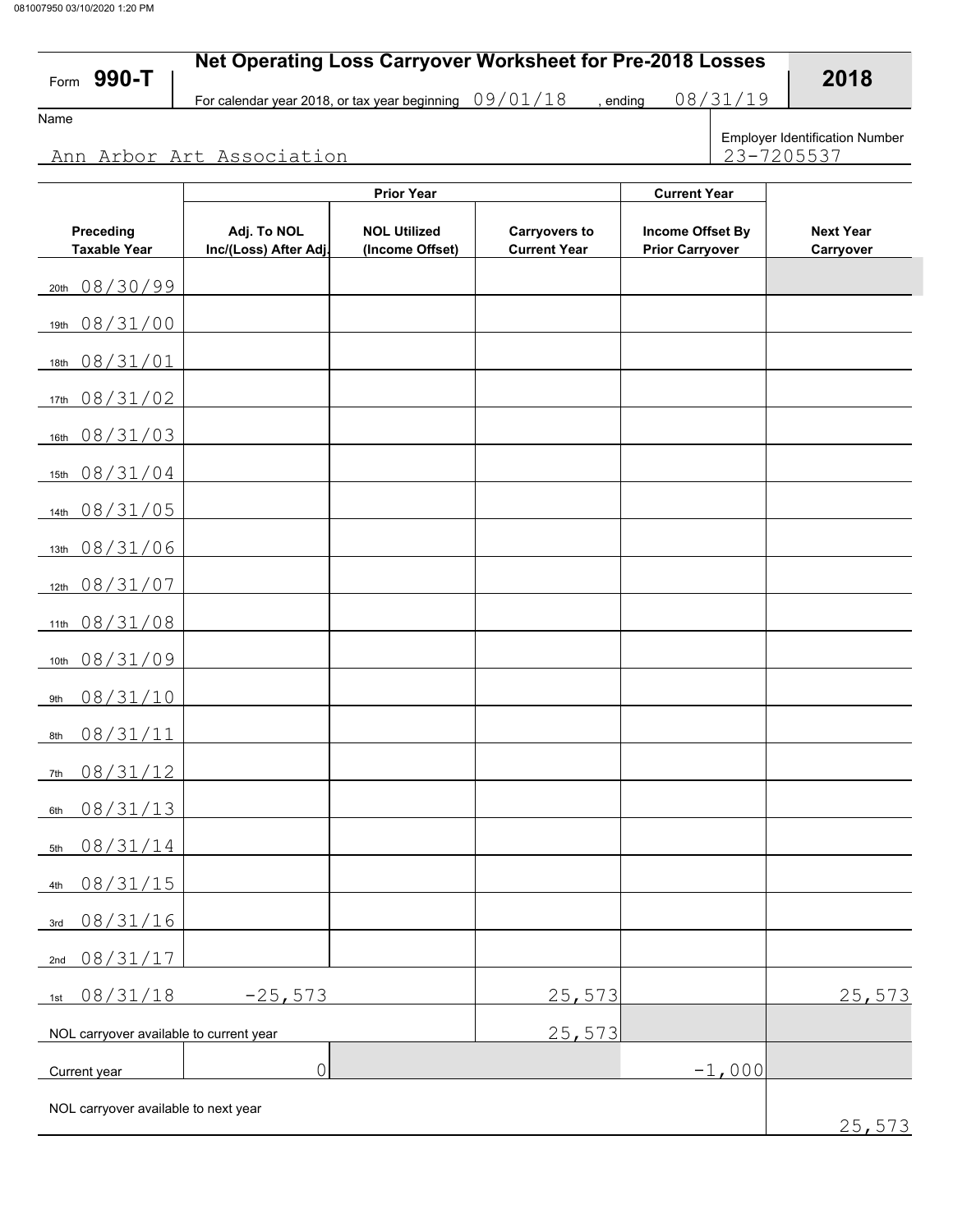Form **990-T**

# Net Operating Loss Carryover Worksheet for Pre-2018 Losses

**2018**

For calendar year 2018, or tax year beginning 09/01/18 , ending 08/31/19

Name: Ann Arbor Art Association

Employer Identification Number: 23-7205537

| Preceding Taxable Year | Prior Year: Adj. To NOL Inc/(Loss) After Adj. | Prior Year: NOL Utilized (Income Offset) | Prior Year: Carryovers to Current Year | Current Year: Income Offset By Prior Carryover | Next Year Carryover |
|---|---|---|---|---|---|
| 20th 08/30/99 | | | | | |
| 19th 08/31/00 | | | | | |
| 18th 08/31/01 | | | | | |
| 17th 08/31/02 | | | | | |
| 16th 08/31/03 | | | | | |
| 15th 08/31/04 | | | | | |
| 14th 08/31/05 | | | | | |
| 13th 08/31/06 | | | | | |
| 12th 08/31/07 | | | | | |
| 11th 08/31/08 | | | | | |
| 10th 08/31/09 | | | | | |
| 9th 08/31/10 | | | | | |
| 8th 08/31/11 | | | | | |
| 7th 08/31/12 | | | | | |
| 6th 08/31/13 | | | | | |
| 5th 08/31/14 | | | | | |
| 4th 08/31/15 | | | | | |
| 3rd 08/31/16 | | | | | |
| 2nd 08/31/17 | | | | | |
| 1st 08/31/18 | -25,573 | | 25,573 | | 25,573 |
| NOL carryover available to current year | | | 25,573 | | |
| Current year | 0 | | | -1,000 | |
| NOL carryover available to next year | | | | | 25,573 |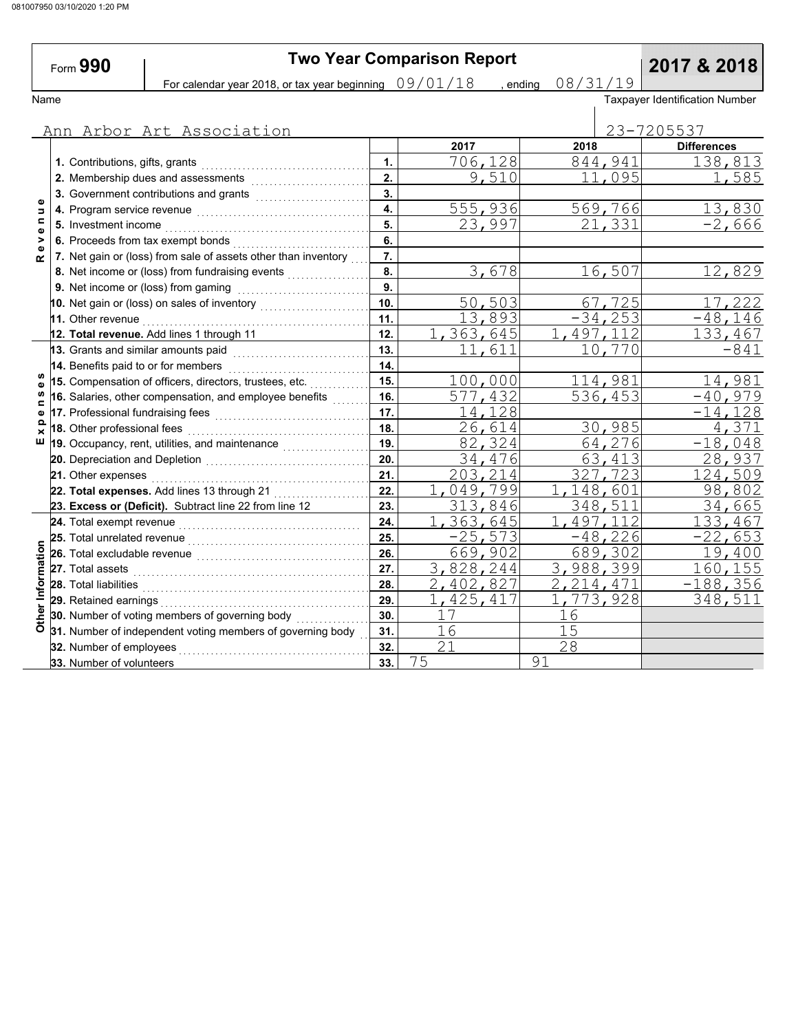Form **990**

# Two Year Comparison Report

**2017 & 2018**

For calendar year 2018, or tax year beginning 09/01/18 , ending 08/31/19

Name: Ann Arbor Art Association

Taxpayer Identification Number: 23-7205537

| | | | 2017 | 2018 | Differences |
|---|---|---|---|---|---|
| Revenue | 1. Contributions, gifts, grants | 1. | 706,128 | 844,941 | 138,813 |
| | 2. Membership dues and assessments | 2. | 9,510 | 11,095 | 1,585 |
| | 3. Government contributions and grants | 3. | | | |
| | 4. Program service revenue | 4. | 555,936 | 569,766 | 13,830 |
| | 5. Investment income | 5. | 23,997 | 21,331 | -2,666 |
| | 6. Proceeds from tax exempt bonds | 6. | | | |
| | 7. Net gain or (loss) from sale of assets other than inventory | 7. | | | |
| | 8. Net income or (loss) from fundraising events | 8. | 3,678 | 16,507 | 12,829 |
| | 9. Net income or (loss) from gaming | 9. | | | |
| | 10. Net gain or (loss) on sales of inventory | 10. | 50,503 | 67,725 | 17,222 |
| | 11. Other revenue | 11. | 13,893 | -34,253 | -48,146 |
| | 12. **Total revenue.** Add lines 1 through 11 | 12. | 1,363,645 | 1,497,112 | 133,467 |
| Expenses | 13. Grants and similar amounts paid | 13. | 11,611 | 10,770 | -841 |
| | 14. Benefits paid to or for members | 14. | | | |
| | 15. Compensation of officers, directors, trustees, etc. | 15. | 100,000 | 114,981 | 14,981 |
| | 16. Salaries, other compensation, and employee benefits | 16. | 577,432 | 536,453 | -40,979 |
| | 17. Professional fundraising fees | 17. | 14,128 | | -14,128 |
| | 18. Other professional fees | 18. | 26,614 | 30,985 | 4,371 |
| | 19. Occupancy, rent, utilities, and maintenance | 19. | 82,324 | 64,276 | -18,048 |
| | 20. Depreciation and Depletion | 20. | 34,476 | 63,413 | 28,937 |
| | 21. Other expenses | 21. | 203,214 | 327,723 | 124,509 |
| | 22. **Total expenses.** Add lines 13 through 21 | 22. | 1,049,799 | 1,148,601 | 98,802 |
| | 23. **Excess or (Deficit).** Subtract line 22 from line 12 | 23. | 313,846 | 348,511 | 34,665 |
| Other Information | 24. Total exempt revenue | 24. | 1,363,645 | 1,497,112 | 133,467 |
| | 25. Total unrelated revenue | 25. | -25,573 | -48,226 | -22,653 |
| | 26. Total excludable revenue | 26. | 669,902 | 689,302 | 19,400 |
| | 27. Total assets | 27. | 3,828,244 | 3,988,399 | 160,155 |
| | 28. Total liabilities | 28. | 2,402,827 | 2,214,471 | -188,356 |
| | 29. Retained earnings | 29. | 1,425,417 | 1,773,928 | 348,511 |
| | 30. Number of voting members of governing body | 30. | 17 | 16 | |
| | 31. Number of independent voting members of governing body | 31. | 16 | 15 | |
| | 32. Number of employees | 32. | 21 | 28 | |
| | 33. Number of volunteers | 33. | 75 | 91 | |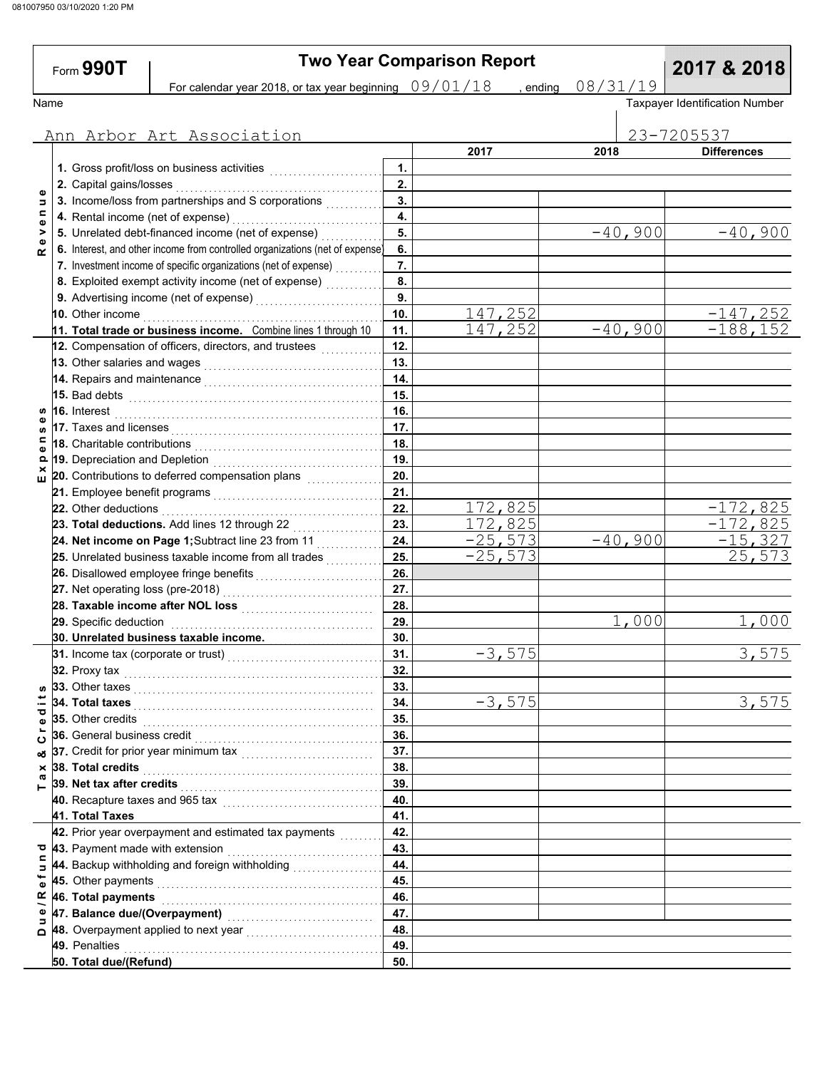081007950 03/10/2020 1:20 PM

# Form 990T — Two Year Comparison Report — 2017 & 2018

For calendar year 2018, or tax year beginning 09/01/18 , ending 08/31/19

Name: Ann Arbor Art Association

Taxpayer Identification Number: 23-7205537

| Section | Line | No. | 2017 | 2018 | Differences |
|---|---|---|---|---|---|
| Revenue | 1. Gross profit/loss on business activities | 1. | | | |
| | 2. Capital gains/losses | 2. | | | |
| | 3. Income/loss from partnerships and S corporations | 3. | | | |
| | 4. Rental income (net of expense) | 4. | | | |
| | 5. Unrelated debt-financed income (net of expense) | 5. | | -40,900 | -40,900 |
| | 6. Interest, and other income from controlled organizations (net of expense) | 6. | | | |
| | 7. Investment income of specific organizations (net of expense) | 7. | | | |
| | 8. Exploited exempt activity income (net of expense) | 8. | | | |
| | 9. Advertising income (net of expense) | 9. | | | |
| | 10. Other income | 10. | 147,252 | | -147,252 |
| | **11. Total trade or business income.** Combine lines 1 through 10 | 11. | 147,252 | -40,900 | -188,152 |
| Expenses | 12. Compensation of officers, directors, and trustees | 12. | | | |
| | 13. Other salaries and wages | 13. | | | |
| | 14. Repairs and maintenance | 14. | | | |
| | 15. Bad debts | 15. | | | |
| | 16. Interest | 16. | | | |
| | 17. Taxes and licenses | 17. | | | |
| | 18. Charitable contributions | 18. | | | |
| | 19. Depreciation and Depletion | 19. | | | |
| | 20. Contributions to deferred compensation plans | 20. | | | |
| | 21. Employee benefit programs | 21. | | | |
| | 22. Other deductions | 22. | 172,825 | | -172,825 |
| | **23. Total deductions.** Add lines 12 through 22 | 23. | 172,825 | | -172,825 |
| | **24. Net income on Page 1;** Subtract line 23 from 11 | 24. | -25,573 | -40,900 | -15,327 |
| | 25. Unrelated business taxable income from all trades | 25. | -25,573 | | 25,573 |
| | 26. Disallowed employee fringe benefits | 26. | | | |
| | 27. Net operating loss (pre-2018) | 27. | | | |
| | **28. Taxable income after NOL loss** | 28. | | | |
| | 29. Specific deduction | 29. | | 1,000 | 1,000 |
| | **30. Unrelated business taxable income.** | 30. | | | |
| Tax & Credits | 31. Income tax (corporate or trust) | 31. | -3,575 | | 3,575 |
| | 32. Proxy tax | 32. | | | |
| | 33. Other taxes | 33. | | | |
| | **34. Total taxes** | 34. | -3,575 | | 3,575 |
| | 35. Other credits | 35. | | | |
| | 36. General business credit | 36. | | | |
| | 37. Credit for prior year minimum tax | 37. | | | |
| | **38. Total credits** | 38. | | | |
| | **39. Net tax after credits** | 39. | | | |
| | 40. Recapture taxes and 965 tax | 40. | | | |
| | **41. Total Taxes** | 41. | | | |
| Due/Refund | 42. Prior year overpayment and estimated tax payments | 42. | | | |
| | 43. Payment made with extension | 43. | | | |
| | 44. Backup withholding and foreign withholding | 44. | | | |
| | 45. Other payments | 45. | | | |
| | **46. Total payments** | 46. | | | |
| | **47. Balance due/(Overpayment)** | 47. | | | |
| | 48. Overpayment applied to next year | 48. | | | |
| | 49. Penalties | 49. | | | |
| | **50. Total due/(Refund)** | 50. | | | |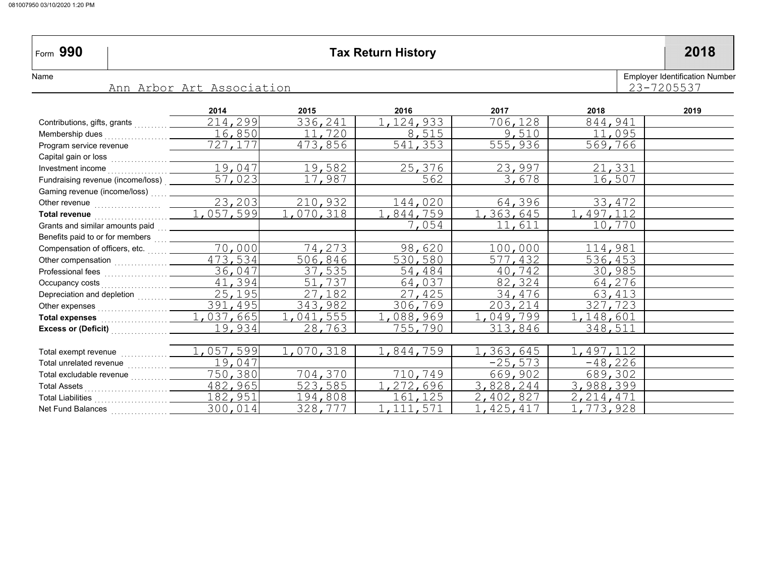# Form 990 — Tax Return History — 2018

Name: Ann Arbor Art Association

Employer Identification Number: 23-7205537

| | 2014 | 2015 | 2016 | 2017 | 2018 | 2019 |
|---|---|---|---|---|---|---|
| Contributions, gifts, grants | 214,299 | 336,241 | 1,124,933 | 706,128 | 844,941 | |
| Membership dues | 16,850 | 11,720 | 8,515 | 9,510 | 11,095 | |
| Program service revenue | 727,177 | 473,856 | 541,353 | 555,936 | 569,766 | |
| Capital gain or loss | | | | | | |
| Investment income | 19,047 | 19,582 | 25,376 | 23,997 | 21,331 | |
| Fundraising revenue (income/loss) | 57,023 | 17,987 | 562 | 3,678 | 16,507 | |
| Gaming revenue (income/loss) | | | | | | |
| Other revenue | 23,203 | 210,932 | 144,020 | 64,396 | 33,472 | |
| **Total revenue** | 1,057,599 | 1,070,318 | 1,844,759 | 1,363,645 | 1,497,112 | |
| Grants and similar amounts paid | | | 7,054 | 11,611 | 10,770 | |
| Benefits paid to or for members | | | | | | |
| Compensation of officers, etc. | 70,000 | 74,273 | 98,620 | 100,000 | 114,981 | |
| Other compensation | 473,534 | 506,846 | 530,580 | 577,432 | 536,453 | |
| Professional fees | 36,047 | 37,535 | 54,484 | 40,742 | 30,985 | |
| Occupancy costs | 41,394 | 51,737 | 64,037 | 82,324 | 64,276 | |
| Depreciation and depletion | 25,195 | 27,182 | 27,425 | 34,476 | 63,413 | |
| Other expenses | 391,495 | 343,982 | 306,769 | 203,214 | 327,723 | |
| **Total expenses** | 1,037,665 | 1,041,555 | 1,088,969 | 1,049,799 | 1,148,601 | |
| **Excess or (Deficit)** | 19,934 | 28,763 | 755,790 | 313,846 | 348,511 | |
| | | | | | | |
| Total exempt revenue | 1,057,599 | 1,070,318 | 1,844,759 | 1,363,645 | 1,497,112 | |
| Total unrelated revenue | 19,047 | | | -25,573 | -48,226 | |
| Total excludable revenue | 750,380 | 704,370 | 710,749 | 669,902 | 689,302 | |
| Total Assets | 482,965 | 523,585 | 1,272,696 | 3,828,244 | 3,988,399 | |
| Total Liabilities | 182,951 | 194,808 | 161,125 | 2,402,827 | 2,214,471 | |
| Net Fund Balances | 300,014 | 328,777 | 1,111,571 | 1,425,417 | 1,773,928 | |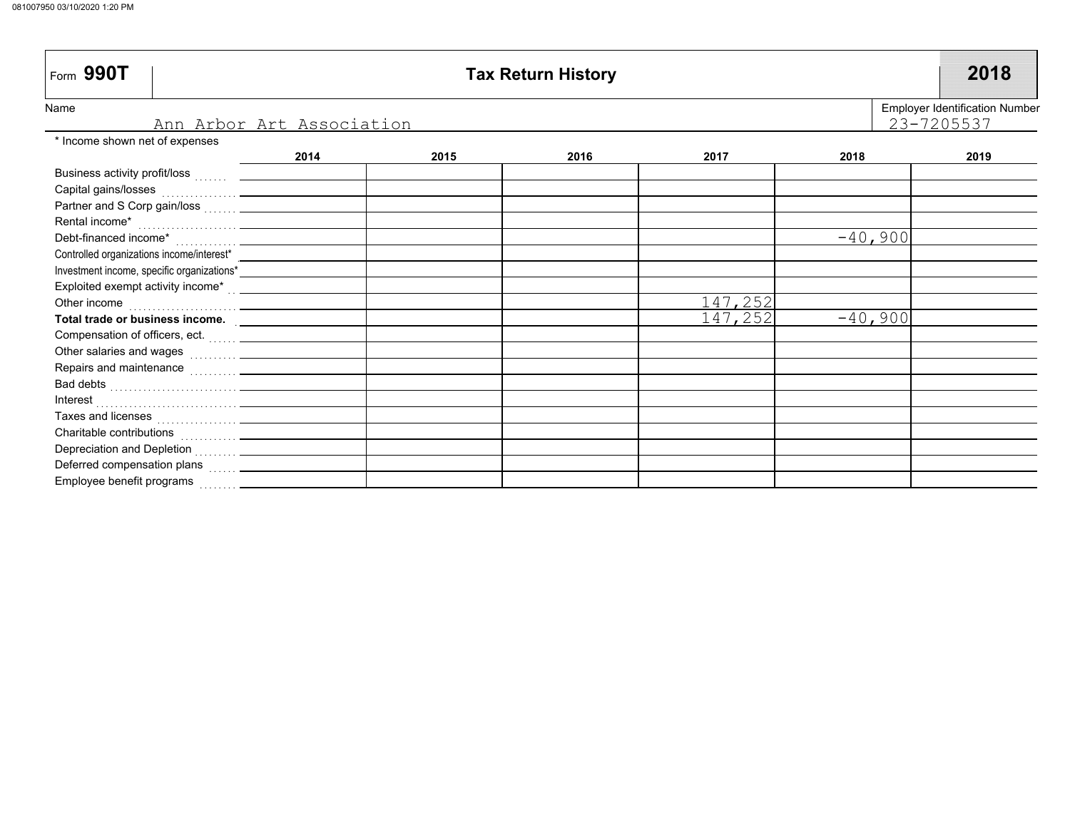Form **990T**

# Tax Return History

**2018**

Name: Ann Arbor Art Association

Employer Identification Number: 23-7205537

\* Income shown net of expenses

| | 2014 | 2015 | 2016 | 2017 | 2018 | 2019 |
|---|---|---|---|---|---|---|
| Business activity profit/loss | | | | | | |
| Capital gains/losses | | | | | | |
| Partner and S Corp gain/loss | | | | | | |
| Rental income* | | | | | | |
| Debt-financed income* | | | | | -40,900 | |
| Controlled organizations income/interest* | | | | | | |
| Investment income, specific organizations* | | | | | | |
| Exploited exempt activity income* | | | | | | |
| Other income | | | | 147,252 | | |
| **Total trade or business income.** | | | | 147,252 | -40,900 | |
| Compensation of officers, ect. | | | | | | |
| Other salaries and wages | | | | | | |
| Repairs and maintenance | | | | | | |
| Bad debts | | | | | | |
| Interest | | | | | | |
| Taxes and licenses | | | | | | |
| Charitable contributions | | | | | | |
| Depreciation and Depletion | | | | | | |
| Deferred compensation plans | | | | | | |
| Employee benefit programs | | | | | | |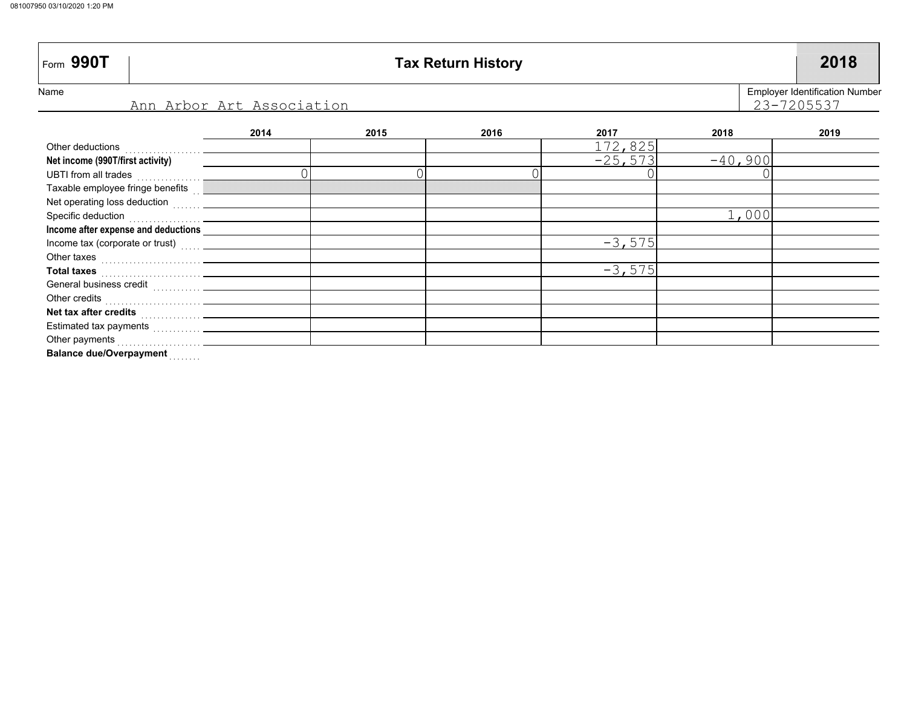Form **990T**

# Tax Return History

**2018**

Name: Ann Arbor Art Association

Employer Identification Number: 23-7205537

| | 2014 | 2015 | 2016 | 2017 | 2018 | 2019 |
|---|---|---|---|---|---|---|
| Other deductions | | | | 172,825 | | |
| **Net income (990T/first activity)** | | | | -25,573 | -40,900 | |
| UBTI from all trades | 0 | 0 | 0 | 0 | 0 | |
| Taxable employee fringe benefits | | | | | | |
| Net operating loss deduction | | | | | | |
| Specific deduction | | | | | 1,000 | |
| **Income after expense and deductions** | | | | | | |
| Income tax (corporate or trust) | | | | -3,575 | | |
| Other taxes | | | | | | |
| **Total taxes** | | | | -3,575 | | |
| General business credit | | | | | | |
| Other credits | | | | | | |
| **Net tax after credits** | | | | | | |
| Estimated tax payments | | | | | | |
| Other payments | | | | | | |
| **Balance due/Overpayment** | | | | | | |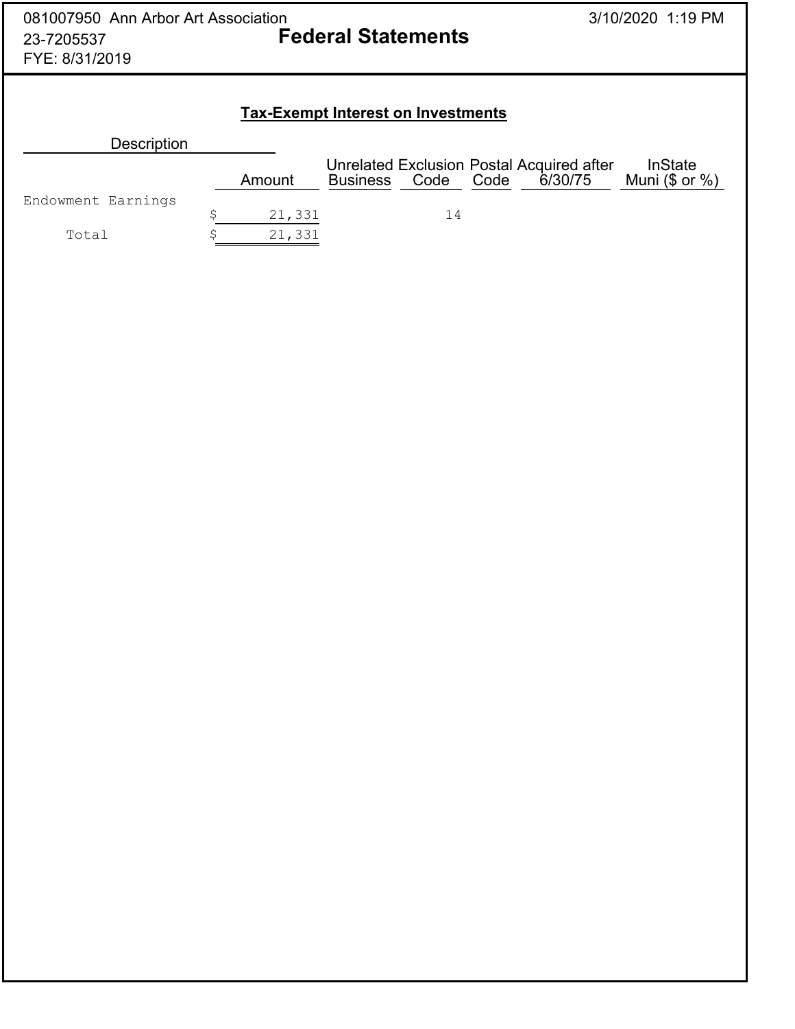081007950 Ann Arbor Art Association
23-7205537
FYE: 8/31/2019

# Federal Statements

## Tax-Exempt Interest on Investments

| Description | Amount | Unrelated Business | Exclusion Code | Postal Code | Acquired after 6/30/75 | InState Muni ($ or %) |
|---|---|---|---|---|---|---|
| Endowment Earnings | $ 21,331 | | 14 | | | |
| Total | $ 21,331 | | | | | |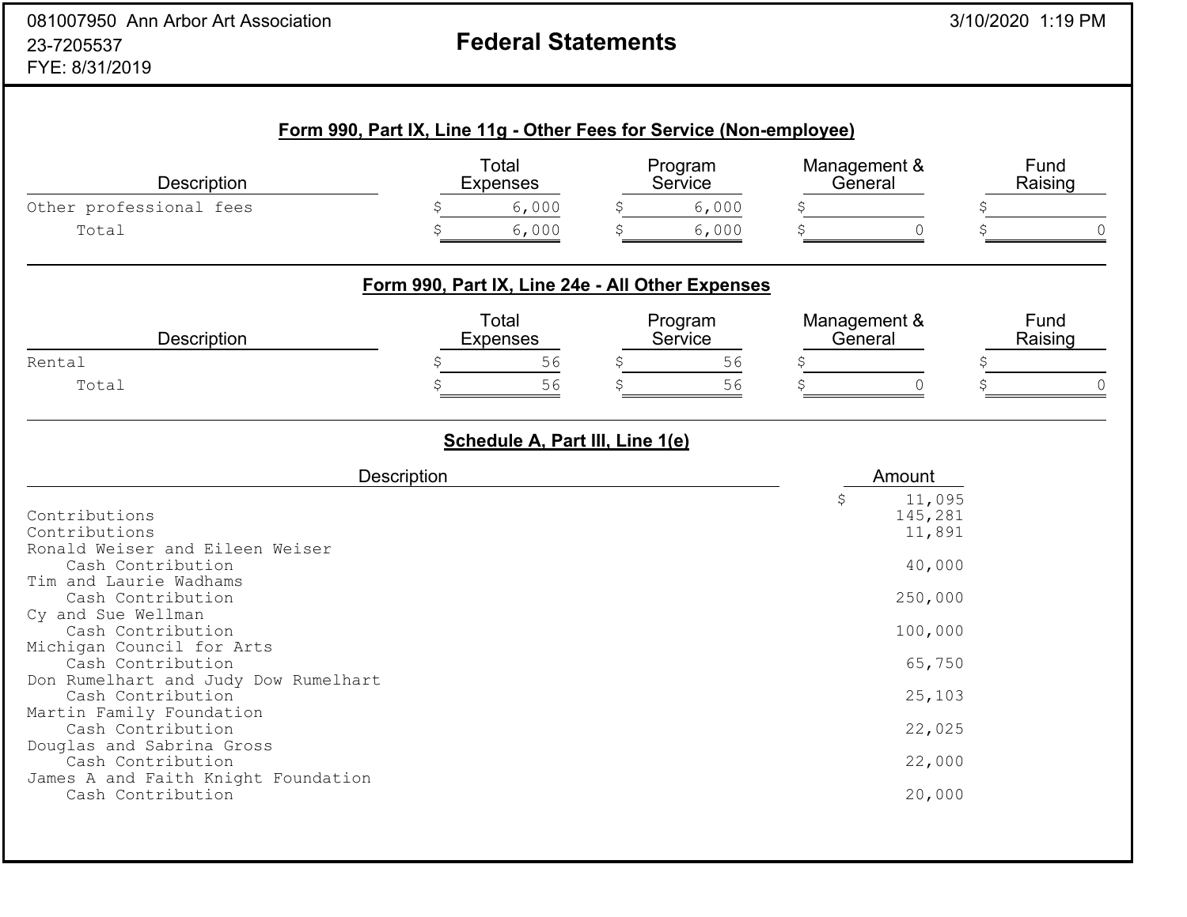081007950 Ann Arbor Art Association
23-7205537
FYE: 8/31/2019

# Federal Statements

3/10/2020 1:19 PM

## Form 990, Part IX, Line 11g - Other Fees for Service (Non-employee)

| Description | Total Expenses | Program Service | Management & General | Fund Raising |
|---|---|---|---|---|
| Other professional fees | $ 6,000 | $ 6,000 | $ | $ |
| Total | $ 6,000 | $ 6,000 | $ 0 | $ 0 |

## Form 990, Part IX, Line 24e - All Other Expenses

| Description | Total Expenses | Program Service | Management & General | Fund Raising |
|---|---|---|---|---|
| Rental | $ 56 | $ 56 | $ | $ |
| Total | $ 56 | $ 56 | $ 0 | $ 0 |

## Schedule A, Part III, Line 1(e)

| Description | Amount |
|---|---|
| | $ 11,095 |
| Contributions | 145,281 |
| Contributions | 11,891 |
| Ronald Weiser and Eileen Weiser<br>Cash Contribution | 40,000 |
| Tim and Laurie Wadhams<br>Cash Contribution | 250,000 |
| Cy and Sue Wellman<br>Cash Contribution | 100,000 |
| Michigan Council for Arts<br>Cash Contribution | 65,750 |
| Don Rumelhart and Judy Dow Rumelhart<br>Cash Contribution | 25,103 |
| Martin Family Foundation<br>Cash Contribution | 22,025 |
| Douglas and Sabrina Gross<br>Cash Contribution | 22,000 |
| James A and Faith Knight Foundation<br>Cash Contribution | 20,000 |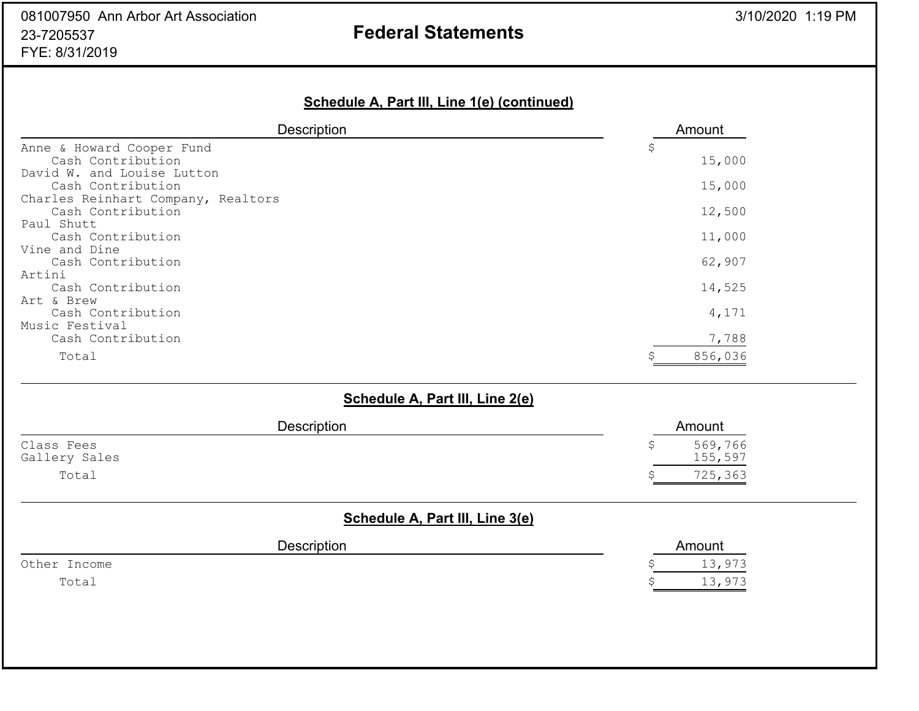081007950 Ann Arbor Art Association
23-7205537
FYE: 8/31/2019

# Federal Statements

## Schedule A, Part III, Line 1(e) (continued)

| Description | Amount |
|---|---|
| Anne & Howard Cooper Fund | $ |
| Cash Contribution | 15,000 |
| David W. and Louise Lutton | |
| Cash Contribution | 15,000 |
| Charles Reinhart Company, Realtors | |
| Cash Contribution | 12,500 |
| Paul Shutt | |
| Cash Contribution | 11,000 |
| Vine and Dine | |
| Cash Contribution | 62,907 |
| Artini | |
| Cash Contribution | 14,525 |
| Art & Brew | |
| Cash Contribution | 4,171 |
| Music Festival | |
| Cash Contribution | 7,788 |
| Total | $ 856,036 |

## Schedule A, Part III, Line 2(e)

| Description | Amount |
|---|---|
| Class Fees | $ 569,766 |
| Gallery Sales | 155,597 |
| Total | $ 725,363 |

## Schedule A, Part III, Line 3(e)

| Description | Amount |
|---|---|
| Other Income | $ 13,973 |
| Total | $ 13,973 |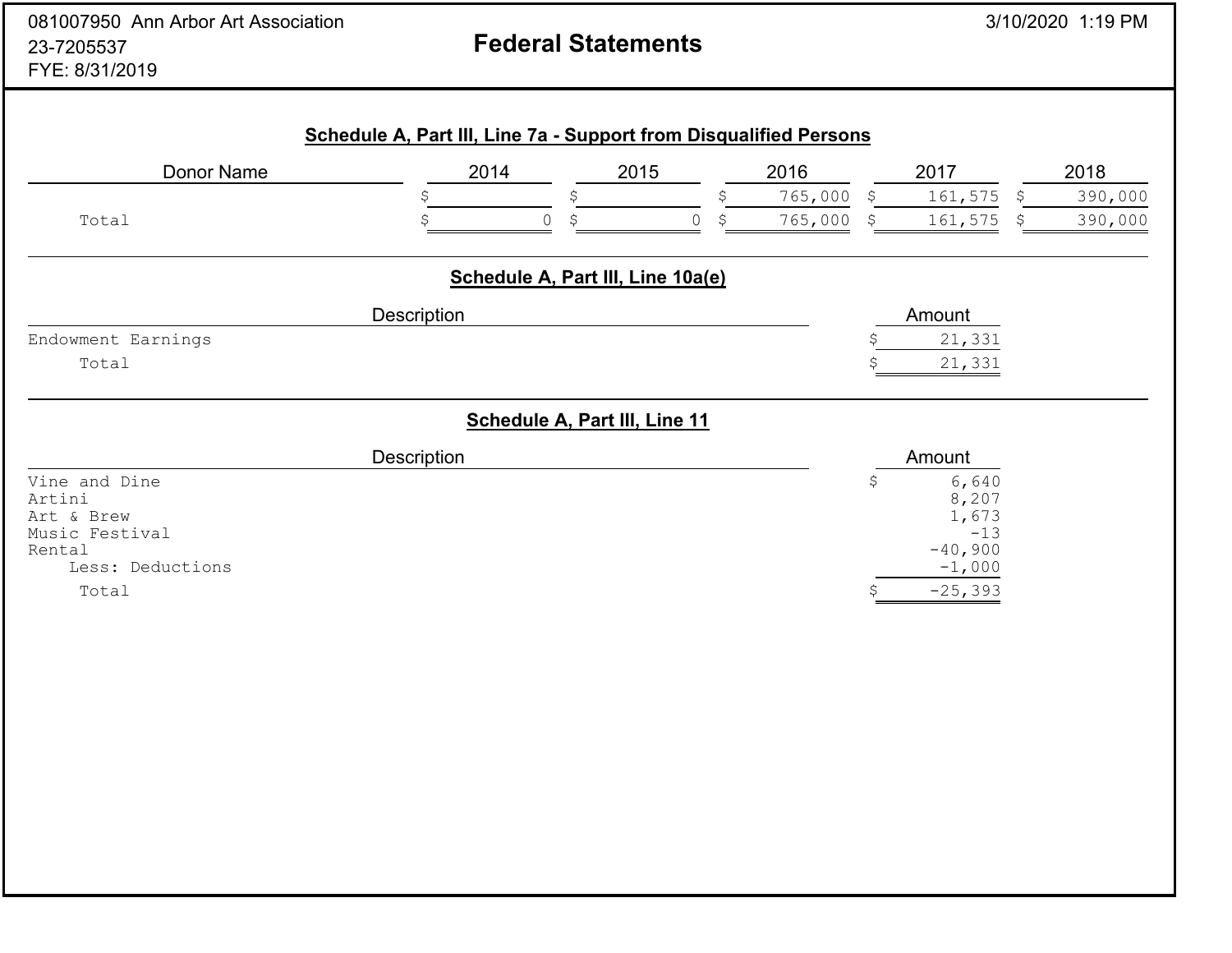081007950 Ann Arbor Art Association
23-7205537
FYE: 8/31/2019

# Federal Statements

3/10/2020 1:19 PM

## Schedule A, Part III, Line 7a - Support from Disqualified Persons

| Donor Name | 2014 | 2015 | 2016 | 2017 | 2018 |
|---|---|---|---|---|---|
| | $ | $ | $ 765,000 | $ 161,575 | $ 390,000 |
| Total | $ 0 | $ 0 | $ 765,000 | $ 161,575 | $ 390,000 |

## Schedule A, Part III, Line 10a(e)

| Description | Amount |
|---|---|
| Endowment Earnings | $ 21,331 |
| Total | $ 21,331 |

## Schedule A, Part III, Line 11

| Description | Amount |
|---|---|
| Vine and Dine | $ 6,640 |
| Artini | 8,207 |
| Art & Brew | 1,673 |
| Music Festival | -13 |
| Rental | -40,900 |
| Less: Deductions | -1,000 |
| Total | $ -25,393 |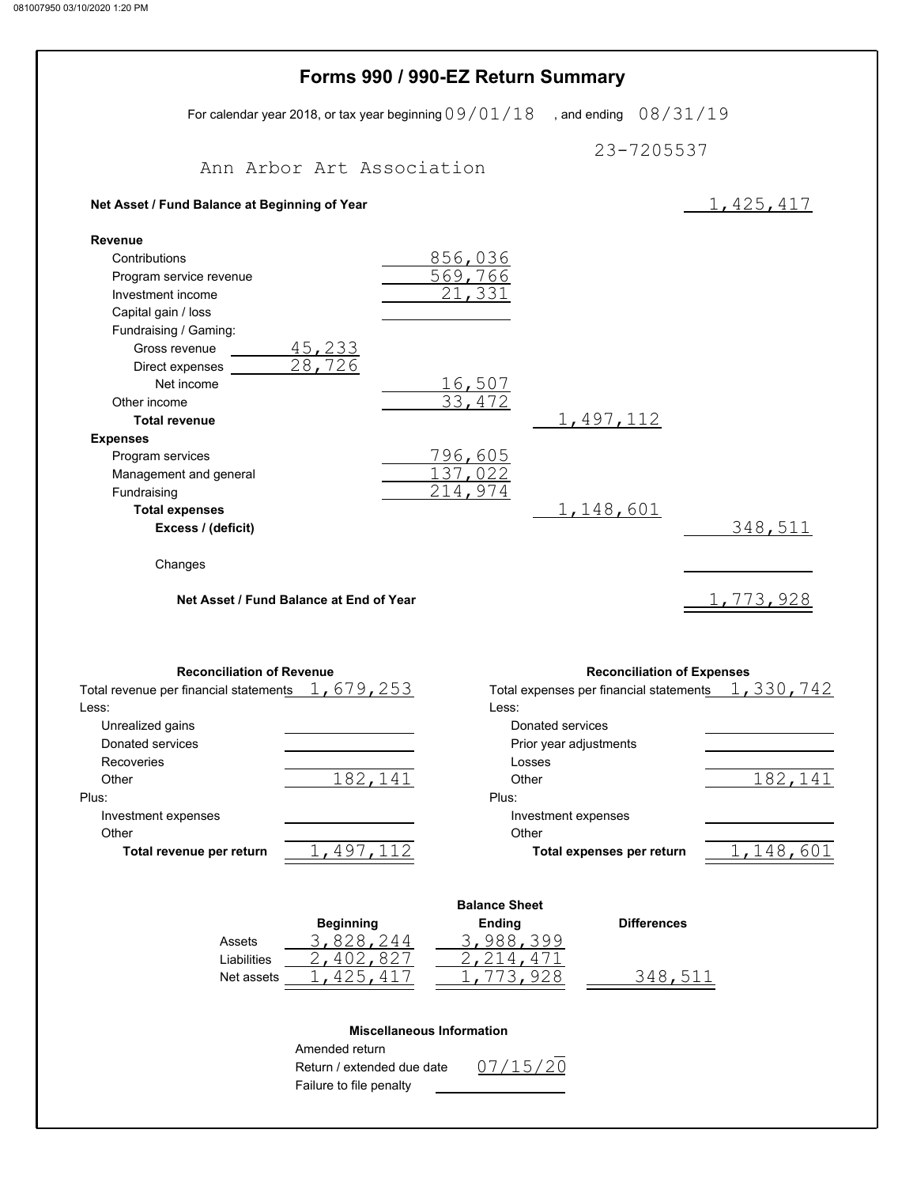# Forms 990 / 990-EZ Return Summary

For calendar year 2018, or tax year beginning 09/01/18 , and ending 08/31/19

Ann Arbor Art Association

23-7205537

**Net Asset / Fund Balance at Beginning of Year** 1,425,417

| | | | | |
|---|---|---|---|---|
| **Revenue** | | | | |
| Contributions | | 856,036 | | |
| Program service revenue | | 569,766 | | |
| Investment income | | 21,331 | | |
| Capital gain / loss | | | | |
| Fundraising / Gaming: | | | | |
| Gross revenue | 45,233 | | | |
| Direct expenses | 28,726 | | | |
| Net income | | 16,507 | | |
| Other income | | 33,472 | | |
| **Total revenue** | | | 1,497,112 | |
| **Expenses** | | | | |
| Program services | | 796,605 | | |
| Management and general | | 137,022 | | |
| Fundraising | | 214,974 | | |
| **Total expenses** | | | 1,148,601 | |
| **Excess / (deficit)** | | | | 348,511 |
| Changes | | | | |
| **Net Asset / Fund Balance at End of Year** | | | | 1,773,928 |

## Reconciliation of Revenue

| | |
|---|---|
| Total revenue per financial statements | 1,679,253 |
| Less: | |
| Unrealized gains | |
| Donated services | |
| Recoveries | |
| Other | 182,141 |
| Plus: | |
| Investment expenses | |
| Other | |
| **Total revenue per return** | 1,497,112 |

## Reconciliation of Expenses

| | |
|---|---|
| Total expenses per financial statements | 1,330,742 |
| Less: | |
| Donated services | |
| Prior year adjustments | |
| Losses | |
| Other | 182,141 |
| Plus: | |
| Investment expenses | |
| Other | |
| **Total expenses per return** | 1,148,601 |

## Balance Sheet

| | Beginning | Ending | Differences |
|---|---|---|---|
| Assets | 3,828,244 | 3,988,399 | |
| Liabilities | 2,402,827 | 2,214,471 | |
| Net assets | 1,425,417 | 1,773,928 | 348,511 |

## Miscellaneous Information

| | |
|---|---|
| Amended return | |
| Return / extended due date | 07/15/20 |
| Failure to file penalty | |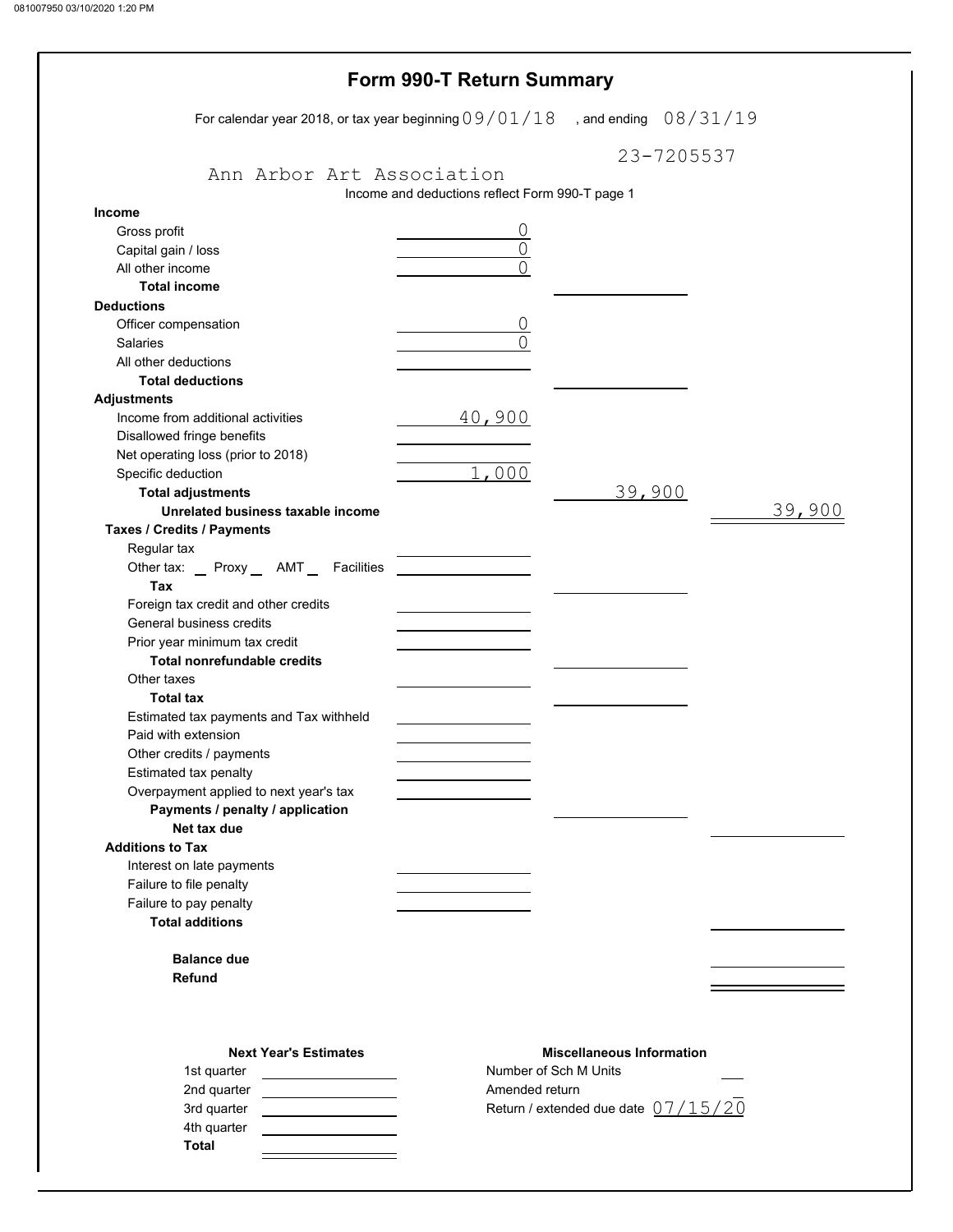# Form 990-T Return Summary

For calendar year 2018, or tax year beginning 09/01/18 , and ending 08/31/19

Ann Arbor Art Association

23-7205537

Income and deductions reflect Form 990-T page 1

| | | | |
|---|---|---|---|
| **Income** | | | |
| Gross profit | 0 | | |
| Capital gain / loss | 0 | | |
| All other income | 0 | | |
| **Total income** | | | |
| **Deductions** | | | |
| Officer compensation | 0 | | |
| Salaries | 0 | | |
| All other deductions | | | |
| **Total deductions** | | | |
| **Adjustments** | | | |
| Income from additional activities | 40,900 | | |
| Disallowed fringe benefits | | | |
| Net operating loss (prior to 2018) | | | |
| Specific deduction | 1,000 | | |
| **Total adjustments** | | 39,900 | |
| **Unrelated business taxable income** | | | 39,900 |
| **Taxes / Credits / Payments** | | | |
| Regular tax | | | |
| Other tax: _ Proxy _ AMT _ Facilities | | | |
| **Tax** | | | |
| Foreign tax credit and other credits | | | |
| General business credits | | | |
| Prior year minimum tax credit | | | |
| **Total nonrefundable credits** | | | |
| Other taxes | | | |
| **Total tax** | | | |
| Estimated tax payments and Tax withheld | | | |
| Paid with extension | | | |
| Other credits / payments | | | |
| Estimated tax penalty | | | |
| Overpayment applied to next year's tax | | | |
| **Payments / penalty / application** | | | |
| **Net tax due** | | | |
| **Additions to Tax** | | | |
| Interest on late payments | | | |
| Failure to file penalty | | | |
| Failure to pay penalty | | | |
| **Total additions** | | | |
| **Balance due** | | | |
| **Refund** | | | |

**Next Year's Estimates**

| | |
|---|---|
| 1st quarter | |
| 2nd quarter | |
| 3rd quarter | |
| 4th quarter | |
| **Total** | |

**Miscellaneous Information**

| | |
|---|---|
| Number of Sch M Units | |
| Amended return | |
| Return / extended due date | 07/15/20 |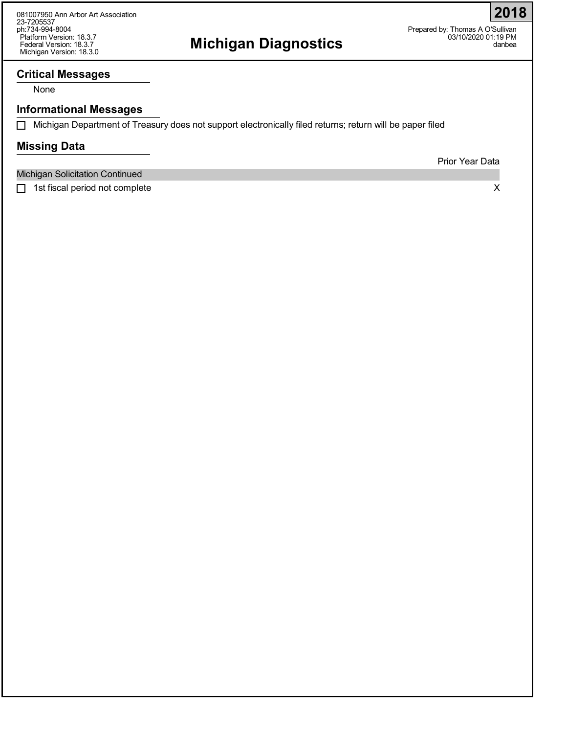081007950 Ann Arbor Art Association
23-7205537
ph:734-994-8004
Platform Version: 18.3.7
Federal Version: 18.3.7
Michigan Version: 18.3.0

# Michigan Diagnostics

**2018**

Prepared by: Thomas A O'Sullivan
03/10/2020 01:19 PM
danbea

## Critical Messages

None

## Informational Messages

- [ ] Michigan Department of Treasury does not support electronically filed returns; return will be paper filed

## Missing Data

| | Prior Year Data |
|---|---|
| **Michigan Solicitation Continued** | |
| ☐ 1st fiscal period not complete | X |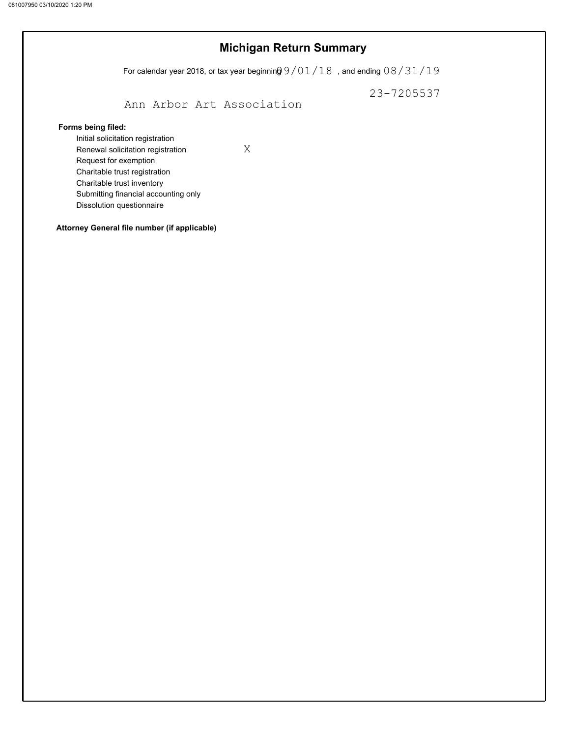# Michigan Return Summary

For calendar year 2018, or tax year beginning 09/01/18 , and ending 08/31/19

23-7205537

Ann Arbor Art Association

**Forms being filed:**

| | |
|---|---|
| Initial solicitation registration | |
| Renewal solicitation registration | X |
| Request for exemption | |
| Charitable trust registration | |
| Charitable trust inventory | |
| Submitting financial accounting only | |
| Dissolution questionnaire | |

**Attorney General file number (if applicable)**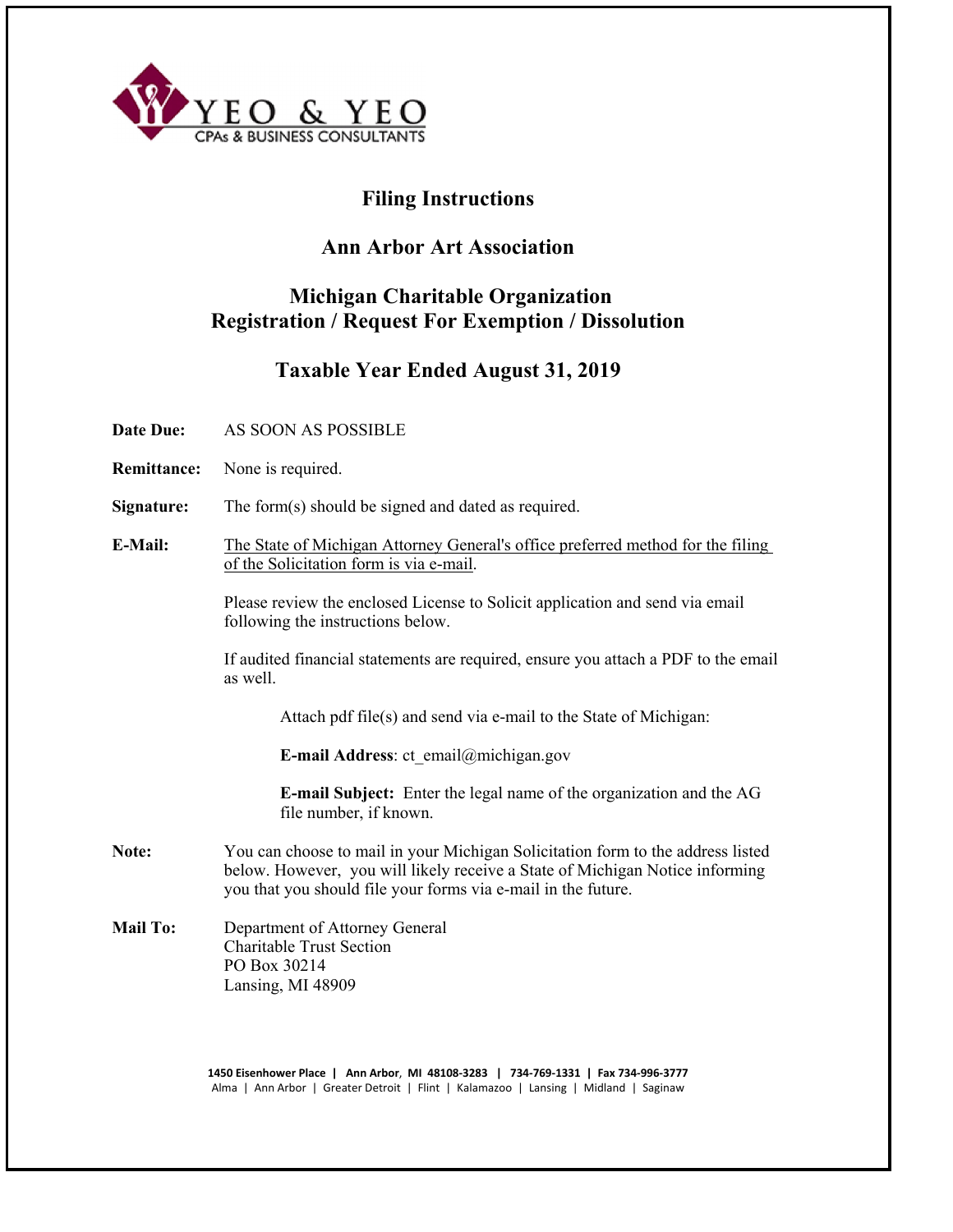YEO & YEO
CPAs & BUSINESS CONSULTANTS

# Filing Instructions

## Ann Arbor Art Association

## Michigan Charitable Organization Registration / Request For Exemption / Dissolution

## Taxable Year Ended August 31, 2019

**Date Due:** AS SOON AS POSSIBLE

**Remittance:** None is required.

**Signature:** The form(s) should be signed and dated as required.

**E-Mail:** The State of Michigan Attorney General's office preferred method for the filing of the Solicitation form is via e-mail.

Please review the enclosed License to Solicit application and send via email following the instructions below.

If audited financial statements are required, ensure you attach a PDF to the email as well.

> Attach pdf file(s) and send via e-mail to the State of Michigan:
>
> **E-mail Address**: ct_email@michigan.gov
>
> **E-mail Subject:** Enter the legal name of the organization and the AG file number, if known.

**Note:** You can choose to mail in your Michigan Solicitation form to the address listed below. However, you will likely receive a State of Michigan Notice informing you that you should file your forms via e-mail in the future.

**Mail To:** Department of Attorney General
Charitable Trust Section
PO Box 30214
Lansing, MI 48909

**1450 Eisenhower Place | Ann Arbor, MI 48108-3283 | 734-769-1331 | Fax 734-996-3777**
Alma | Ann Arbor | Greater Detroit | Flint | Kalamazoo | Lansing | Midland | Saginaw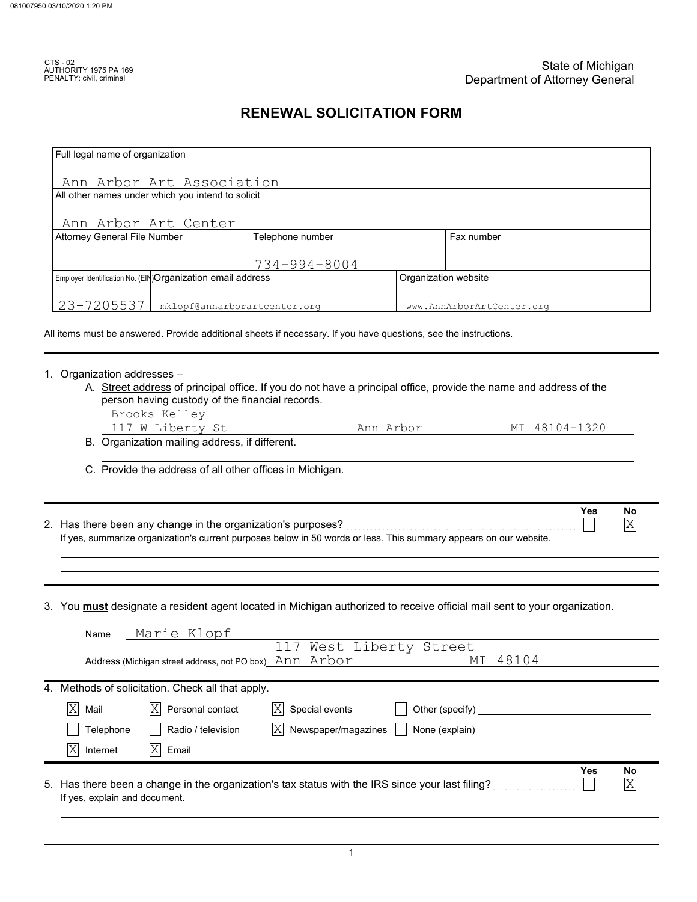CTS - 02
AUTHORITY 1975 PA 169
PENALTY: civil, criminal

State of Michigan
Department of Attorney General

# RENEWAL SOLICITATION FORM

| Full legal name of organization | | |
|---|---|---|
| Ann Arbor Art Association | | |
| All other names under which you intend to solicit | | |
| Ann Arbor Art Center | | |
| Attorney General File Number | Telephone number | Fax number |
| | 734-994-8004 | |

| Employer Identification No. (EIN) | Organization email address | Organization website |
|---|---|---|
| 23-7205537 | mklopf@annarborartcenter.org | www.AnnArborArtCenter.org |

All items must be answered. Provide additional sheets if necessary. If you have questions, see the instructions.

1. Organization addresses –
   A. Street address of principal office. If you do not have a principal office, provide the name and address of the person having custody of the financial records.
      Brooks Kelley
      117 W Liberty St     Ann Arbor     MI 48104-1320
   B. Organization mailing address, if different.
   C. Provide the address of all other offices in Michigan.

2. Has there been any change in the organization's purposes? Yes ☐ No ☒
   If yes, summarize organization's current purposes below in 50 words or less. This summary appears on our website.

3. You **must** designate a resident agent located in Michigan authorized to receive official mail sent to your organization.

   Name: Marie Klopf
   Address (Michigan street address, not PO box): 117 West Liberty Street, Ann Arbor MI 48104

4. Methods of solicitation. Check all that apply.

   - ☒ Mail
   - ☒ Personal contact
   - ☒ Special events
   - ☐ Other (specify)
   - ☐ Telephone
   - ☐ Radio / television
   - ☒ Newspaper/magazines
   - ☐ None (explain)
   - ☒ Internet
   - ☒ Email

5. Has there been a change in the organization's tax status with the IRS since your last filing? Yes ☐ No ☒
   If yes, explain and document.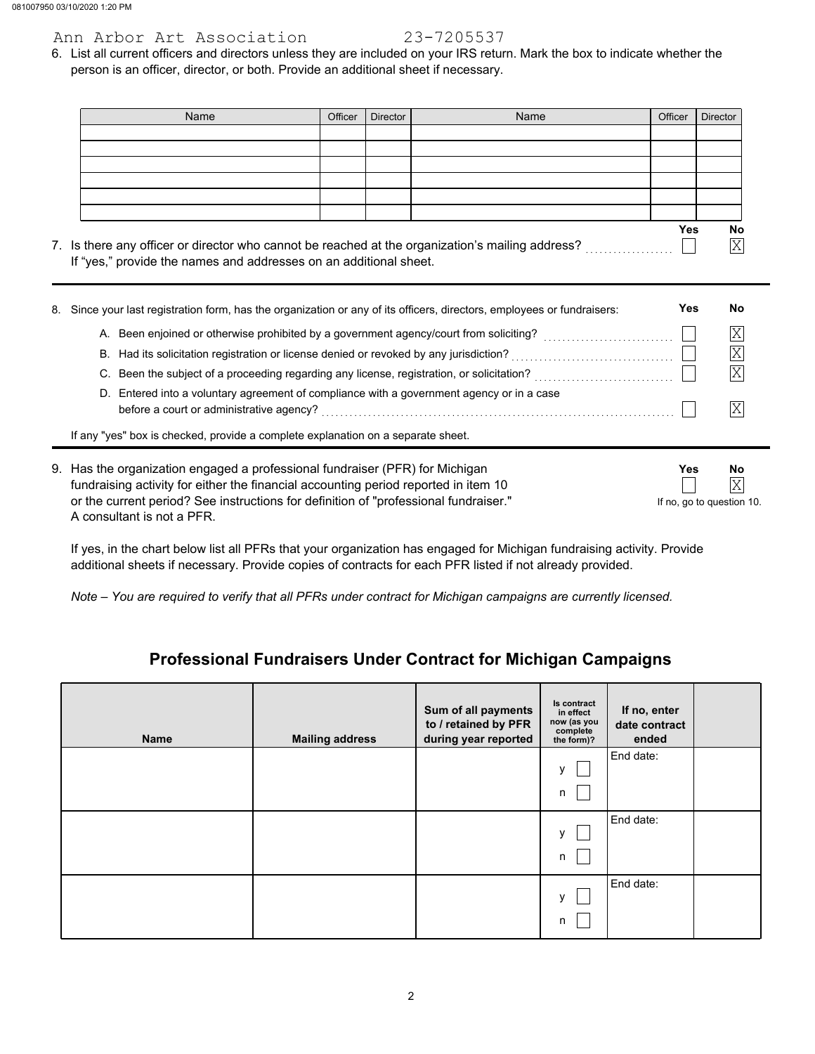Ann Arbor Art Association 23-7205537

6. List all current officers and directors unless they are included on your IRS return. Mark the box to indicate whether the person is an officer, director, or both. Provide an additional sheet if necessary.

| Name | Officer | Director | Name | Officer | Director |
|---|---|---|---|---|---|
| | | | | | |
| | | | | | |
| | | | | | |
| | | | | | |
| | | | | | |
| | | | | | |

7. Is there any officer or director who cannot be reached at the organization's mailing address? Yes ☐ No ☒
   If "yes," provide the names and addresses on an additional sheet.

8. Since your last registration form, has the organization or any of its officers, directors, employees or fundraisers:

| | Yes | No |
|---|---|---|
| A. Been enjoined or otherwise prohibited by a government agency/court from soliciting? | ☐ | ☒ |
| B. Had its solicitation registration or license denied or revoked by any jurisdiction? | ☐ | ☒ |
| C. Been the subject of a proceeding regarding any license, registration, or solicitation? | ☐ | ☒ |
| D. Entered into a voluntary agreement of compliance with a government agency or in a case before a court or administrative agency? | ☐ | ☒ |

If any "yes" box is checked, provide a complete explanation on a separate sheet.

9. Has the organization engaged a professional fundraiser (PFR) for Michigan fundraising activity for either the financial accounting period reported in item 10 or the current period? See instructions for definition of "professional fundraiser." A consultant is not a PFR. Yes ☐ No ☒

   If no, go to question 10.

   If yes, in the chart below list all PFRs that your organization has engaged for Michigan fundraising activity. Provide additional sheets if necessary. Provide copies of contracts for each PFR listed if not already provided.

   *Note – You are required to verify that all PFRs under contract for Michigan campaigns are currently licensed.*

## Professional Fundraisers Under Contract for Michigan Campaigns

| Name | Mailing address | Sum of all payments to / retained by PFR during year reported | Is contract in effect now (as you complete the form)? | If no, enter date contract ended | |
|---|---|---|---|---|---|
| | | | y ☐ n ☐ | End date: | |
| | | | y ☐ n ☐ | End date: | |
| | | | y ☐ n ☐ | End date: | |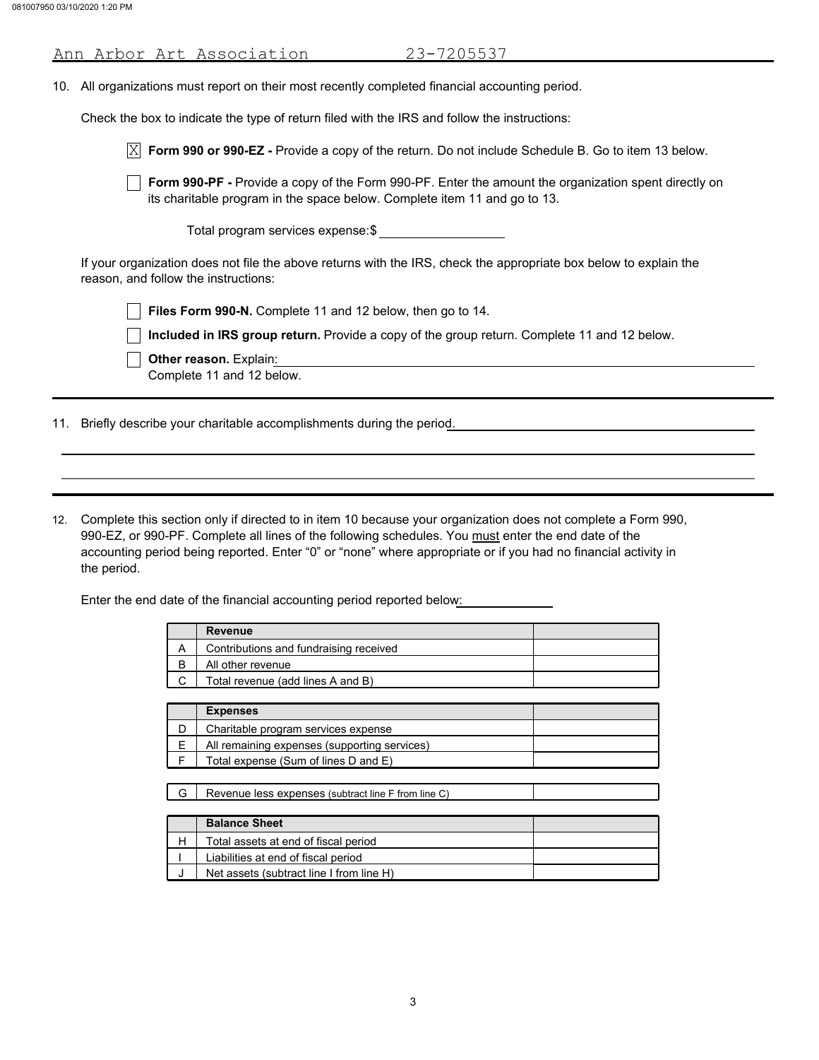Ann Arbor Art Association 23-7205537

10. All organizations must report on their most recently completed financial accounting period.

    Check the box to indicate the type of return filed with the IRS and follow the instructions:

    ☒ **Form 990 or 990-EZ -** Provide a copy of the return. Do not include Schedule B. Go to item 13 below.

    ☐ **Form 990-PF -** Provide a copy of the Form 990-PF. Enter the amount the organization spent directly on its charitable program in the space below. Complete item 11 and go to 13.

    Total program services expense:$ ____________

    If your organization does not file the above returns with the IRS, check the appropriate box below to explain the reason, and follow the instructions:

    ☐ **Files Form 990-N.** Complete 11 and 12 below, then go to 14.

    ☐ **Included in IRS group return.** Provide a copy of the group return. Complete 11 and 12 below.

    ☐ **Other reason.** Explain: ____________
    Complete 11 and 12 below.

11. Briefly describe your charitable accomplishments during the period. ____________

12. Complete this section only if directed to in item 10 because your organization does not complete a Form 990, 990-EZ, or 990-PF. Complete all lines of the following schedules. You must enter the end date of the accounting period being reported. Enter "0" or "none" where appropriate or if you had no financial activity in the period.

    Enter the end date of the financial accounting period reported below: ____________

|   | Revenue |   |
|---|---|---|
| A | Contributions and fundraising received |   |
| B | All other revenue |   |
| C | Total revenue (add lines A and B) |   |

|   | Expenses |   |
|---|---|---|
| D | Charitable program services expense |   |
| E | All remaining expenses (supporting services) |   |
| F | Total expense (Sum of lines D and E) |   |

|   |   |   |
|---|---|---|
| G | Revenue less expenses (subtract line F from line C) |   |

|   | Balance Sheet |   |
|---|---|---|
| H | Total assets at end of fiscal period |   |
| I | Liabilities at end of fiscal period |   |
| J | Net assets (subtract line I from line H) |   |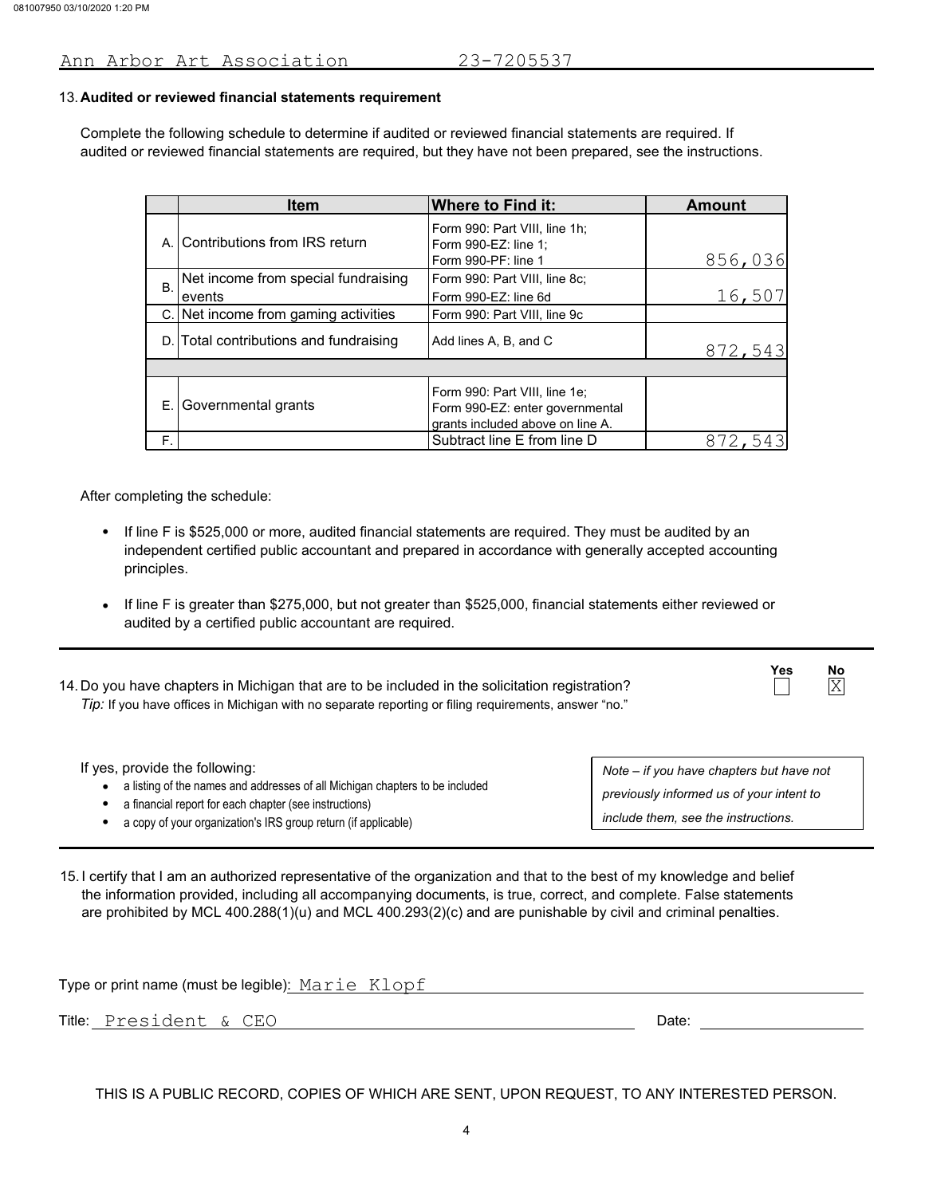Ann Arbor Art Association 23-7205537

13. **Audited or reviewed financial statements requirement**

Complete the following schedule to determine if audited or reviewed financial statements are required. If audited or reviewed financial statements are required, but they have not been prepared, see the instructions.

| | Item | Where to Find it: | Amount |
|---|---|---|---|
| A. | Contributions from IRS return | Form 990: Part VIII, line 1h; Form 990-EZ: line 1; Form 990-PF: line 1 | 856,036 |
| B. | Net income from special fundraising events | Form 990: Part VIII, line 8c; Form 990-EZ: line 6d | 16,507 |
| C. | Net income from gaming activities | Form 990: Part VIII, line 9c | |
| D. | Total contributions and fundraising | Add lines A, B, and C | 872,543 |
| | | | |
| E. | Governmental grants | Form 990: Part VIII, line 1e; Form 990-EZ: enter governmental grants included above on line A. | |
| F. | | Subtract line E from line D | 872,543 |

After completing the schedule:

- If line F is $525,000 or more, audited financial statements are required. They must be audited by an independent certified public accountant and prepared in accordance with generally accepted accounting principles.
- If line F is greater than $275,000, but not greater than $525,000, financial statements either reviewed or audited by a certified public accountant are required.

14. Do you have chapters in Michigan that are to be included in the solicitation registration? Yes ☐ No ☒

*Tip:* If you have offices in Michigan with no separate reporting or filing requirements, answer "no."

If yes, provide the following:

- a listing of the names and addresses of all Michigan chapters to be included
- a financial report for each chapter (see instructions)
- a copy of your organization's IRS group return (if applicable)

*Note – if you have chapters but have not previously informed us of your intent to include them, see the instructions.*

15. I certify that I am an authorized representative of the organization and that to the best of my knowledge and belief the information provided, including all accompanying documents, is true, correct, and complete. False statements are prohibited by MCL 400.288(1)(u) and MCL 400.293(2)(c) and are punishable by civil and criminal penalties.

Type or print name (must be legible): Marie Klopf

Title: President & CEO Date:

THIS IS A PUBLIC RECORD, COPIES OF WHICH ARE SENT, UPON REQUEST, TO ANY INTERESTED PERSON.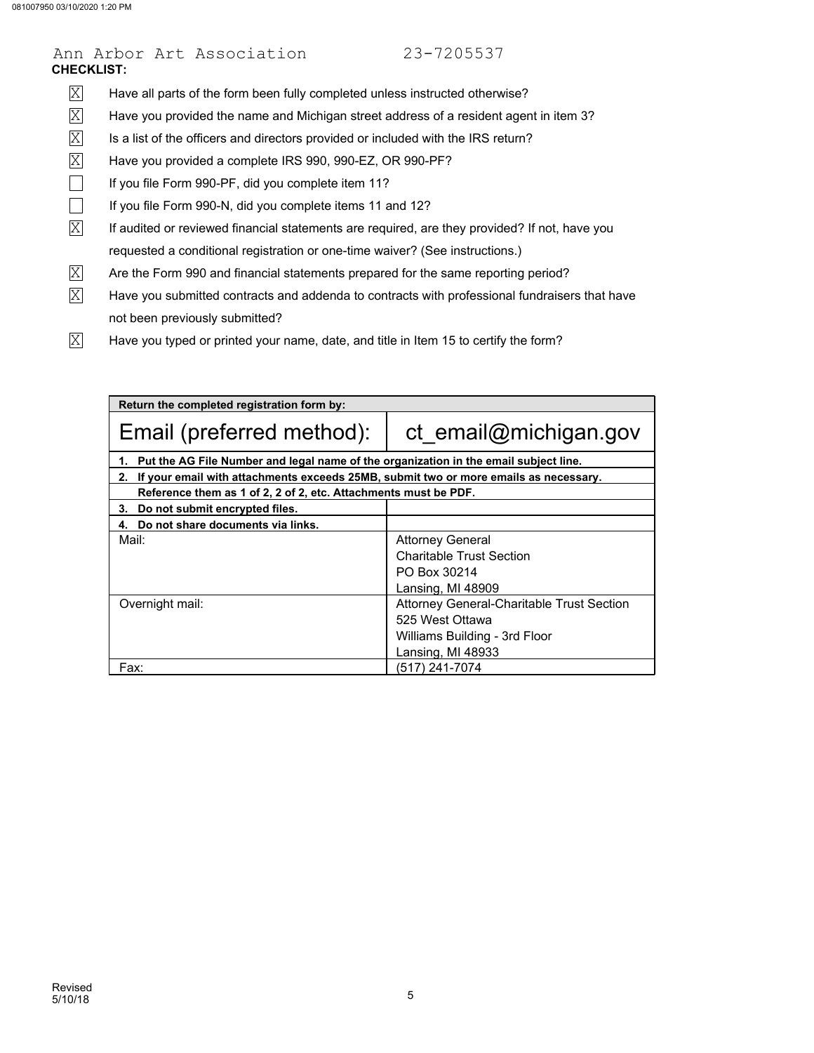Ann Arbor Art Association 23-7205537

**CHECKLIST:**

- [x] Have all parts of the form been fully completed unless instructed otherwise?
- [x] Have you provided the name and Michigan street address of a resident agent in item 3?
- [x] Is a list of the officers and directors provided or included with the IRS return?
- [x] Have you provided a complete IRS 990, 990-EZ, OR 990-PF?
- [ ] If you file Form 990-PF, did you complete item 11?
- [ ] If you file Form 990-N, did you complete items 11 and 12?
- [x] If audited or reviewed financial statements are required, are they provided? If not, have you requested a conditional registration or one-time waiver? (See instructions.)
- [x] Are the Form 990 and financial statements prepared for the same reporting period?
- [x] Have you submitted contracts and addenda to contracts with professional fundraisers that have not been previously submitted?
- [x] Have you typed or printed your name, date, and title in Item 15 to certify the form?

| **Return the completed registration form by:** | |
|---|---|
| Email (preferred method): | ct_email@michigan.gov |
| **1. Put the AG File Number and legal name of the organization in the email subject line.** | |
| **2. If your email with attachments exceeds 25MB, submit two or more emails as necessary. Reference them as 1 of 2, 2 of 2, etc. Attachments must be PDF.** | |
| **3. Do not submit encrypted files.** | |
| **4. Do not share documents via links.** | |
| Mail: | Attorney General<br>Charitable Trust Section<br>PO Box 30214<br>Lansing, MI 48909 |
| Overnight mail: | Attorney General-Charitable Trust Section<br>525 West Ottawa<br>Williams Building - 3rd Floor<br>Lansing, MI 48933 |
| Fax: | (517) 241-7074 |

Revised 5/10/18